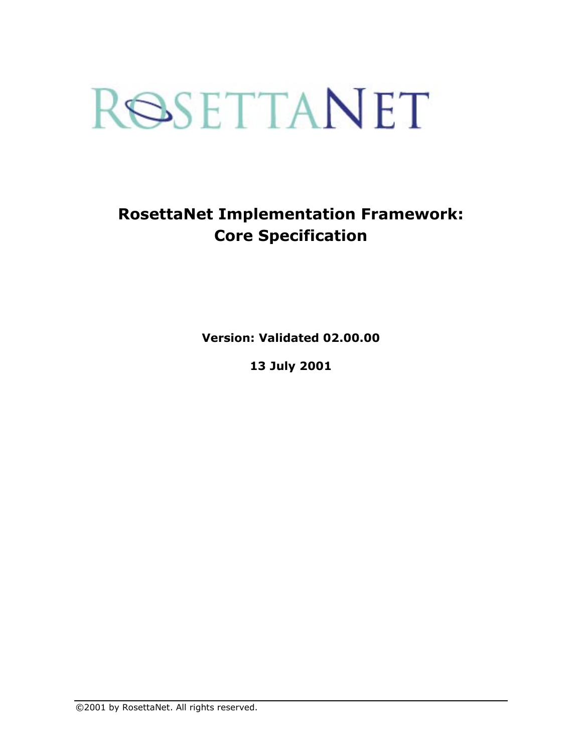ROSETTANET

# RosettaNet Implementation Framework: Core Specification

**Version: Validated 02.00.00**

**13 July 2001**

©2001 by RosettaNet. All rights reserved.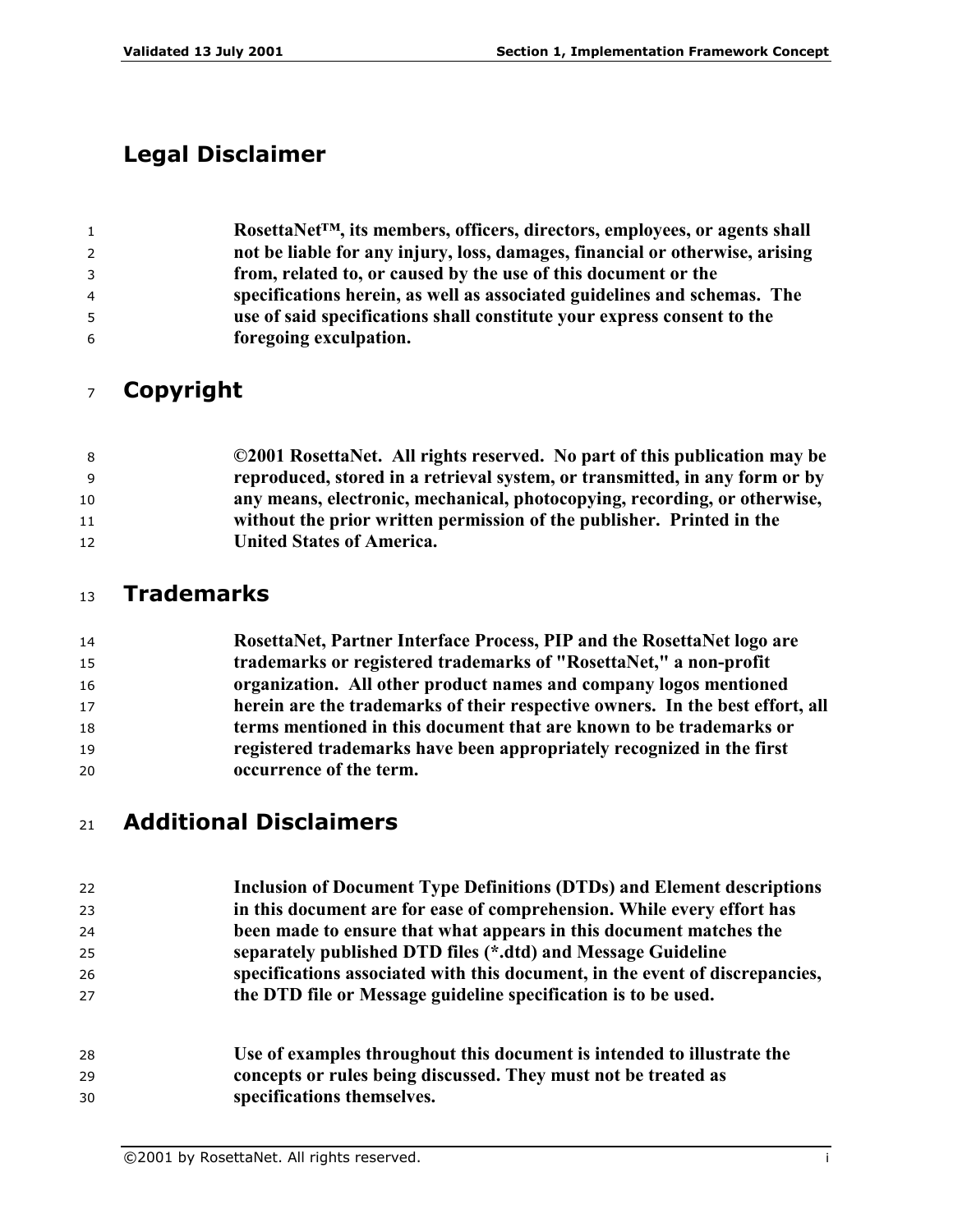## Legal Disclaimer

**RosettaNet™, its members, officers, directors, employees, or agents shall not be liable for any injury, loss, damages, financial or otherwise, arising from, related to, or caused by the use of this document or the specifications herein, as well as associated guidelines and schemas. The use of said specifications shall constitute your express consent to the foregoing exculpation.**

## Copyright

**©2001 RosettaNet. All rights reserved. No part of this publication may be reproduced, stored in a retrieval system, or transmitted, in any form or by any means, electronic, mechanical, photocopying, recording, or otherwise, without the prior written permission of the publisher. Printed in the United States of America.**

## Trademarks

**RosettaNet, Partner Interface Process, PIP and the RosettaNet logo are trademarks or registered trademarks of "RosettaNet," a non-profit organization. All other product names and company logos mentioned herein are the trademarks of their respective owners. In the best effort, all terms mentioned in this document that are known to be trademarks or registered trademarks have been appropriately recognized in the first occurrence of the term.**

## Additional Disclaimers

**Inclusion of Document Type Definitions (DTDs) and Element descriptions in this document are for ease of comprehension. While every effort has been made to ensure that what appears in this document matches the separately published DTD files (*.dtd) and Message Guideline specifications associated with this document, in the event of discrepancies, the DTD file or Message guideline specification is to be used.**

**Use of examples throughout this document is intended to illustrate the concepts or rules being discussed. They must not be treated as specifications themselves.**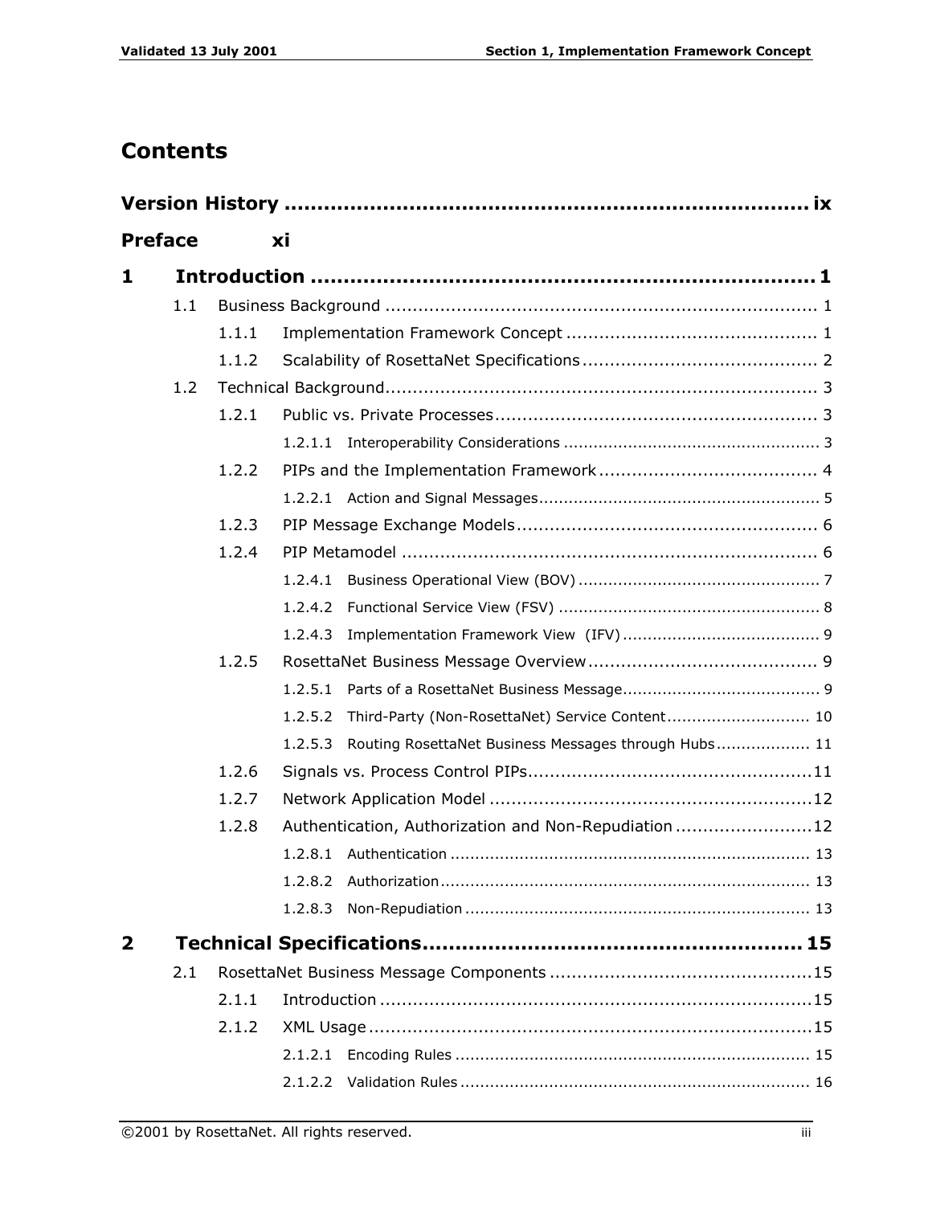# Contents

**Version History ............................................................................ ix**

**Preface xi**

**1 Introduction ............................................................................ 1**

- 1.1 Business Background ............................................................................ 1
  - 1.1.1 Implementation Framework Concept ............................................ 1
  - 1.1.2 Scalability of RosettaNet Specifications ........................................ 2
- 1.2 Technical Background............................................................................ 3
  - 1.2.1 Public vs. Private Processes........................................................ 3
    - 1.2.1.1 Interoperability Considerations ................................................ 3
  - 1.2.2 PIPs and the Implementation Framework ...................................... 4
    - 1.2.2.1 Action and Signal Messages...................................................... 5
  - 1.2.3 PIP Message Exchange Models..................................................... 6
  - 1.2.4 PIP Metamodel .......................................................................... 6
    - 1.2.4.1 Business Operational View (BOV) ............................................. 7
    - 1.2.4.2 Functional Service View (FSV) ................................................. 8
    - 1.2.4.3 Implementation Framework View (IFV) ..................................... 9
  - 1.2.5 RosettaNet Business Message Overview........................................ 9
    - 1.2.5.1 Parts of a RosettaNet Business Message..................................... 9
    - 1.2.5.2 Third-Party (Non-RosettaNet) Service Content........................... 10
    - 1.2.5.3 Routing RosettaNet Business Messages through Hubs .................. 11
  - 1.2.6 Signals vs. Process Control PIPs..................................................11
  - 1.2.7 Network Application Model .........................................................12
  - 1.2.8 Authentication, Authorization and Non-Repudiation .........................12
    - 1.2.8.1 Authentication ...................................................................... 13
    - 1.2.8.2 Authorization........................................................................ 13
    - 1.2.8.3 Non-Repudiation ................................................................... 13

**2 Technical Specifications.......................................................... 15**

- 2.1 RosettaNet Business Message Components .............................................15
  - 2.1.1 Introduction .............................................................................15
  - 2.1.2 XML Usage ...............................................................................15
    - 2.1.2.1 Encoding Rules ..................................................................... 15
    - 2.1.2.2 Validation Rules .................................................................... 16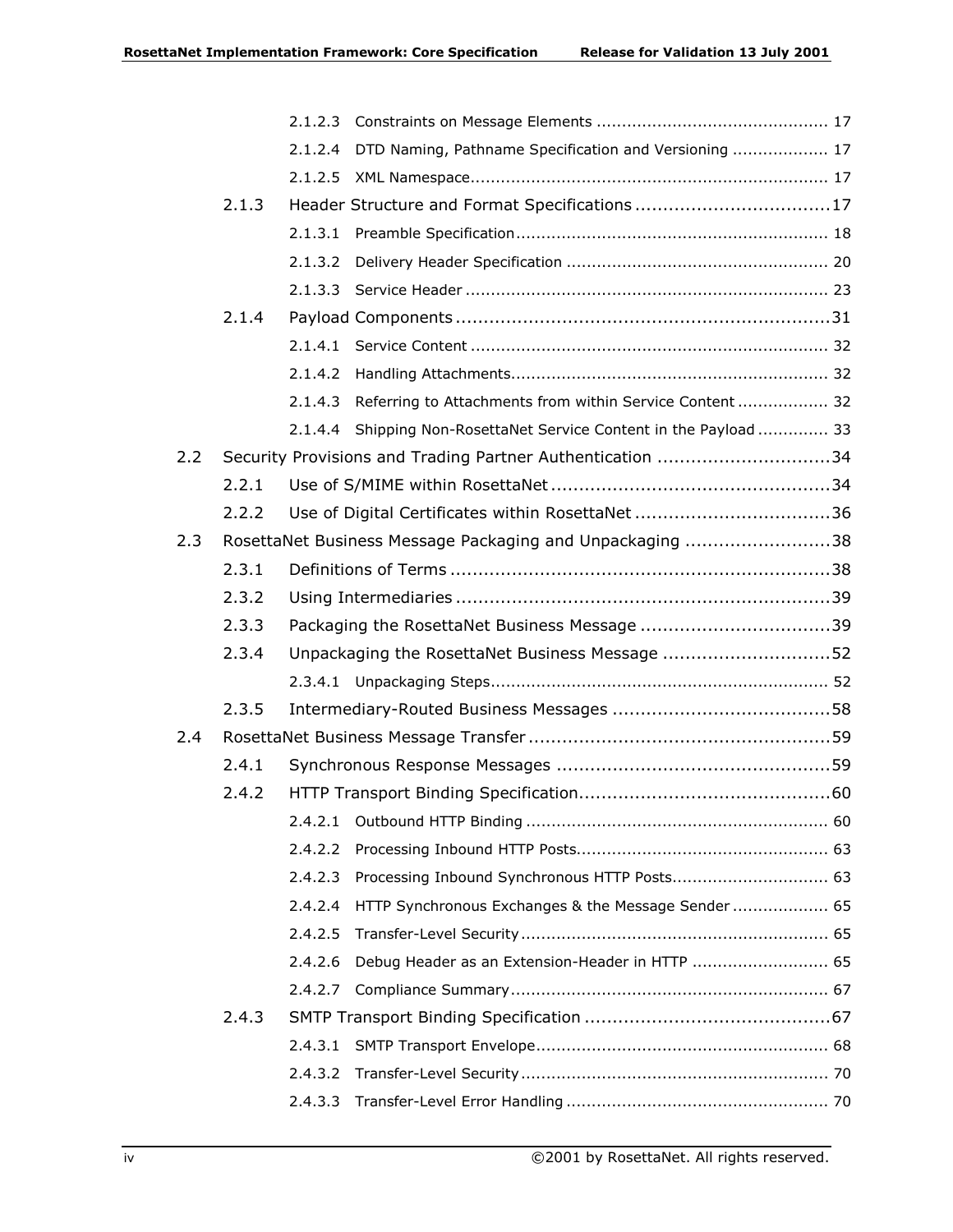2.1.2.3 Constraints on Message Elements ............................................. 17

2.1.2.4 DTD Naming, Pathname Specification and Versioning ................... 17

2.1.2.5 XML Namespace...................................................................... 17

2.1.3 Header Structure and Format Specifications ...................................17

2.1.3.1 Preamble Specification............................................................. 18

2.1.3.2 Delivery Header Specification ................................................... 20

2.1.3.3 Service Header ....................................................................... 23

2.1.4 Payload Components ...................................................................31

2.1.4.1 Service Content ...................................................................... 32

2.1.4.2 Handling Attachments.............................................................. 32

2.1.4.3 Referring to Attachments from within Service Content .................. 32

2.1.4.4 Shipping Non-RosettaNet Service Content in the Payload .............. 33

2.2 Security Provisions and Trading Partner Authentication ...............................34

2.2.1 Use of S/MIME within RosettaNet ..................................................34

2.2.2 Use of Digital Certificates within RosettaNet ...................................36

2.3 RosettaNet Business Message Packaging and Unpackaging ..........................38

2.3.1 Definitions of Terms ...................................................................38

2.3.2 Using Intermediaries ...................................................................39

2.3.3 Packaging the RosettaNet Business Message ..................................39

2.3.4 Unpackaging the RosettaNet Business Message ..............................52

2.3.4.1 Unpackaging Steps.................................................................. 52

2.3.5 Intermediary-Routed Business Messages .......................................58

2.4 RosettaNet Business Message Transfer ......................................................59

2.4.1 Synchronous Response Messages .................................................59

2.4.2 HTTP Transport Binding Specification.............................................60

2.4.2.1 Outbound HTTP Binding ........................................................... 60

2.4.2.2 Processing Inbound HTTP Posts................................................. 63

2.4.2.3 Processing Inbound Synchronous HTTP Posts............................... 63

2.4.2.4 HTTP Synchronous Exchanges & the Message Sender ................... 65

2.4.2.5 Transfer-Level Security ............................................................ 65

2.4.2.6 Debug Header as an Extension-Header in HTTP ........................... 65

2.4.2.7 Compliance Summary.............................................................. 67

2.4.3 SMTP Transport Binding Specification ............................................67

2.4.3.1 SMTP Transport Envelope......................................................... 68

2.4.3.2 Transfer-Level Security ............................................................ 70

2.4.3.3 Transfer-Level Error Handling ................................................... 70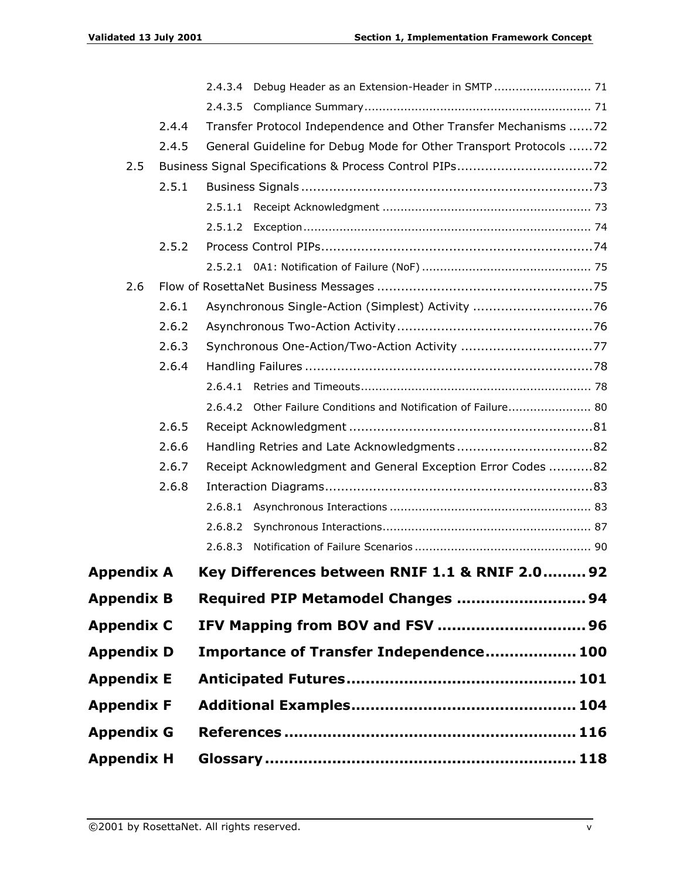2.4.3.4 Debug Header as an Extension-Header in SMTP .......................... 71

2.4.3.5 Compliance Summary ............................................................... 71

2.4.4 Transfer Protocol Independence and Other Transfer Mechanisms ......72

2.4.5 General Guideline for Debug Mode for Other Transport Protocols ......72

2.5 Business Signal Specifications & Process Control PIPs..................................72

2.5.1 Business Signals ........................................................................73

2.5.1.1 Receipt Acknowledgment ......................................................... 73

2.5.1.2 Exception ............................................................................... 74

2.5.2 Process Control PIPs....................................................................74

2.5.2.1 0A1: Notification of Failure (NoF) .............................................. 75

2.6 Flow of RosettaNet Business Messages ......................................................75

2.6.1 Asynchronous Single-Action (Simplest) Activity ..............................76

2.6.2 Asynchronous Two-Action Activity.................................................76

2.6.3 Synchronous One-Action/Two-Action Activity .................................77

2.6.4 Handling Failures ........................................................................78

2.6.4.1 Retries and Timeouts............................................................... 78

2.6.4.2 Other Failure Conditions and Notification of Failure....................... 80

2.6.5 Receipt Acknowledgment .............................................................81

2.6.6 Handling Retries and Late Acknowledgments ..................................82

2.6.7 Receipt Acknowledgment and General Exception Error Codes ...........82

2.6.8 Interaction Diagrams...................................................................83

2.6.8.1 Asynchronous Interactions ....................................................... 83

2.6.8.2 Synchronous Interactions......................................................... 87

2.6.8.3 Notification of Failure Scenarios ................................................ 90

**Appendix A Key Differences between RNIF 1.1 & RNIF 2.0......... 92**

**Appendix B Required PIP Metamodel Changes .......................... 94**

**Appendix C IFV Mapping from BOV and FSV .............................. 96**

**Appendix D Importance of Transfer Independence.................. 100**

**Appendix E Anticipated Futures.............................................. 101**

**Appendix F Additional Examples............................................. 104**

**Appendix G References .......................................................... 116**

**Appendix H Glossary .............................................................. 118**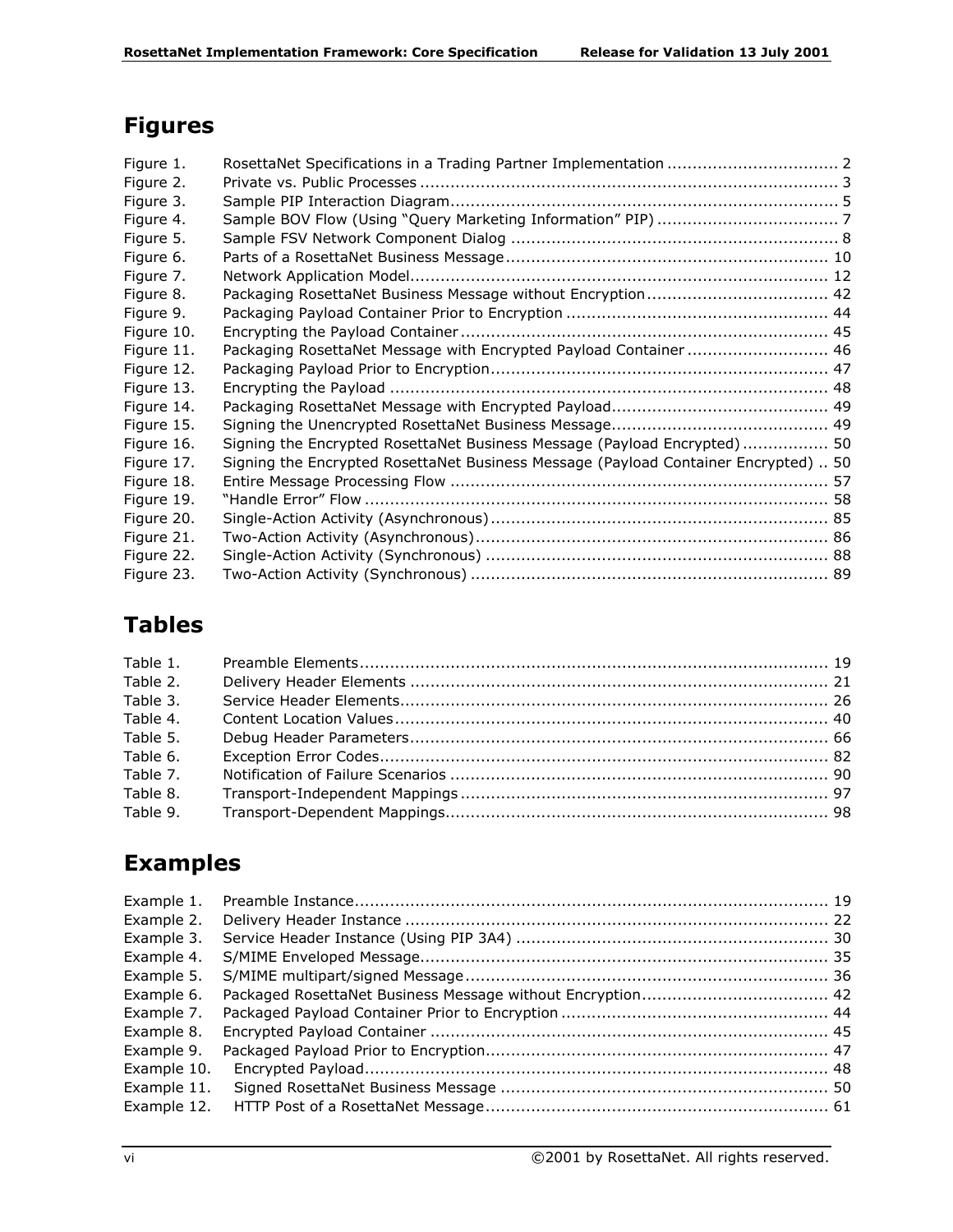## Figures

Figure 1. RosettaNet Specifications in a Trading Partner Implementation ................................. 2
Figure 2. Private vs. Public Processes .................................................................................. 3
Figure 3. Sample PIP Interaction Diagram............................................................................ 5
Figure 4. Sample BOV Flow (Using “Query Marketing Information” PIP) .................................... 7
Figure 5. Sample FSV Network Component Dialog ................................................................. 8
Figure 6. Parts of a RosettaNet Business Message ................................................................ 10
Figure 7. Network Application Model.................................................................................... 12
Figure 8. Packaging RosettaNet Business Message without Encryption.................................... 42
Figure 9. Packaging Payload Container Prior to Encryption .................................................... 44
Figure 10. Encrypting the Payload Container ......................................................................... 45
Figure 11. Packaging RosettaNet Message with Encrypted Payload Container ............................ 46
Figure 12. Packaging Payload Prior to Encryption.................................................................. 47
Figure 13. Encrypting the Payload ....................................................................................... 48
Figure 14. Packaging RosettaNet Message with Encrypted Payload........................................... 49
Figure 15. Signing the Unencrypted RosettaNet Business Message........................................... 49
Figure 16. Signing the Encrypted RosettaNet Business Message (Payload Encrypted) ................. 50
Figure 17. Signing the Encrypted RosettaNet Business Message (Payload Container Encrypted) .. 50
Figure 18. Entire Message Processing Flow ........................................................................... 57
Figure 19. “Handle Error” Flow ............................................................................................ 58
Figure 20. Single-Action Activity (Asynchronous) .................................................................. 85
Figure 21. Two-Action Activity (Asynchronous)...................................................................... 86
Figure 22. Single-Action Activity (Synchronous) .................................................................... 88
Figure 23. Two-Action Activity (Synchronous) ....................................................................... 89

## Tables

Table 1. Preamble Elements............................................................................................. 19
Table 2. Delivery Header Elements ................................................................................... 21
Table 3. Service Header Elements..................................................................................... 26
Table 4. Content Location Values...................................................................................... 40
Table 5. Debug Header Parameters................................................................................... 66
Table 6. Exception Error Codes......................................................................................... 82
Table 7. Notification of Failure Scenarios ........................................................................... 90
Table 8. Transport-Independent Mappings ......................................................................... 97
Table 9. Transport-Dependent Mappings............................................................................ 98

## Examples

Example 1. Preamble Instance.............................................................................................. 19
Example 2. Delivery Header Instance .................................................................................... 22
Example 3. Service Header Instance (Using PIP 3A4) .............................................................. 30
Example 4. S/MIME Enveloped Message................................................................................. 35
Example 5. S/MIME multipart/signed Message ........................................................................ 36
Example 6. Packaged RosettaNet Business Message without Encryption..................................... 42
Example 7. Packaged Payload Container Prior to Encryption ..................................................... 44
Example 8. Encrypted Payload Container ............................................................................... 45
Example 9. Packaged Payload Prior to Encryption.................................................................... 47
Example 10. Encrypted Payload............................................................................................ 48
Example 11. Signed RosettaNet Business Message ................................................................. 50
Example 12. HTTP Post of a RosettaNet Message.................................................................... 61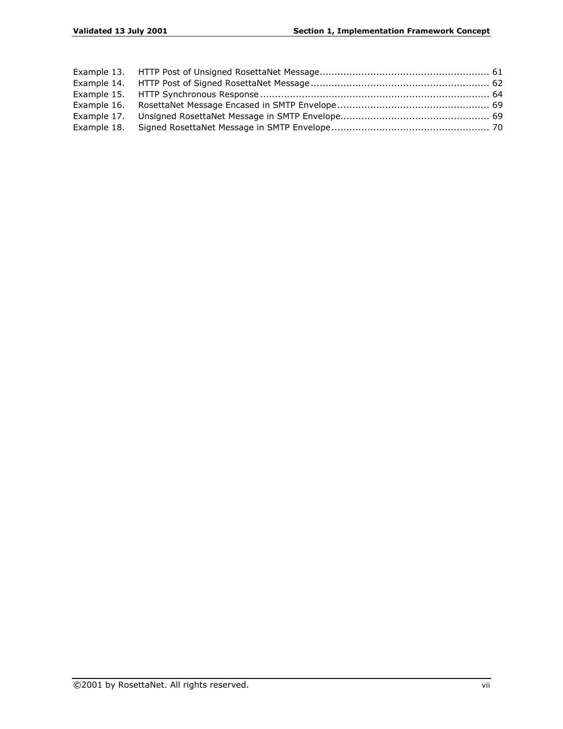Example 13. HTTP Post of Unsigned RosettaNet Message........................................................ 61
Example 14. HTTP Post of Signed RosettaNet Message........................................................... 62
Example 15. HTTP Synchronous Response............................................................................ 64
Example 16. RosettaNet Message Encased in SMTP Envelope.................................................. 69
Example 17. Unsigned RosettaNet Message in SMTP Envelope................................................. 69
Example 18. Signed RosettaNet Message in SMTP Envelope.................................................... 70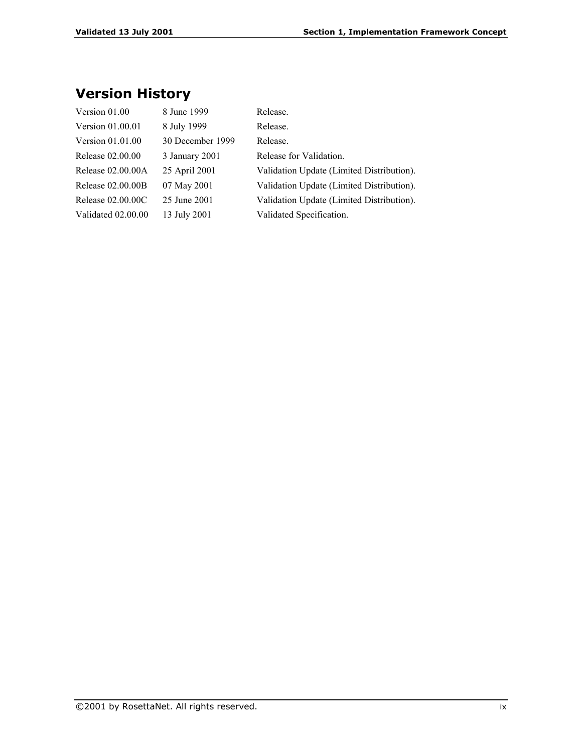# Version History

| | | |
|---|---|---|
| Version 01.00 | 8 June 1999 | Release. |
| Version 01.00.01 | 8 July 1999 | Release. |
| Version 01.01.00 | 30 December 1999 | Release. |
| Release 02.00.00 | 3 January 2001 | Release for Validation. |
| Release 02.00.00A | 25 April 2001 | Validation Update (Limited Distribution). |
| Release 02.00.00B | 07 May 2001 | Validation Update (Limited Distribution). |
| Release 02.00.00C | 25 June 2001 | Validation Update (Limited Distribution). |
| Validated 02.00.00 | 13 July 2001 | Validated Specification. |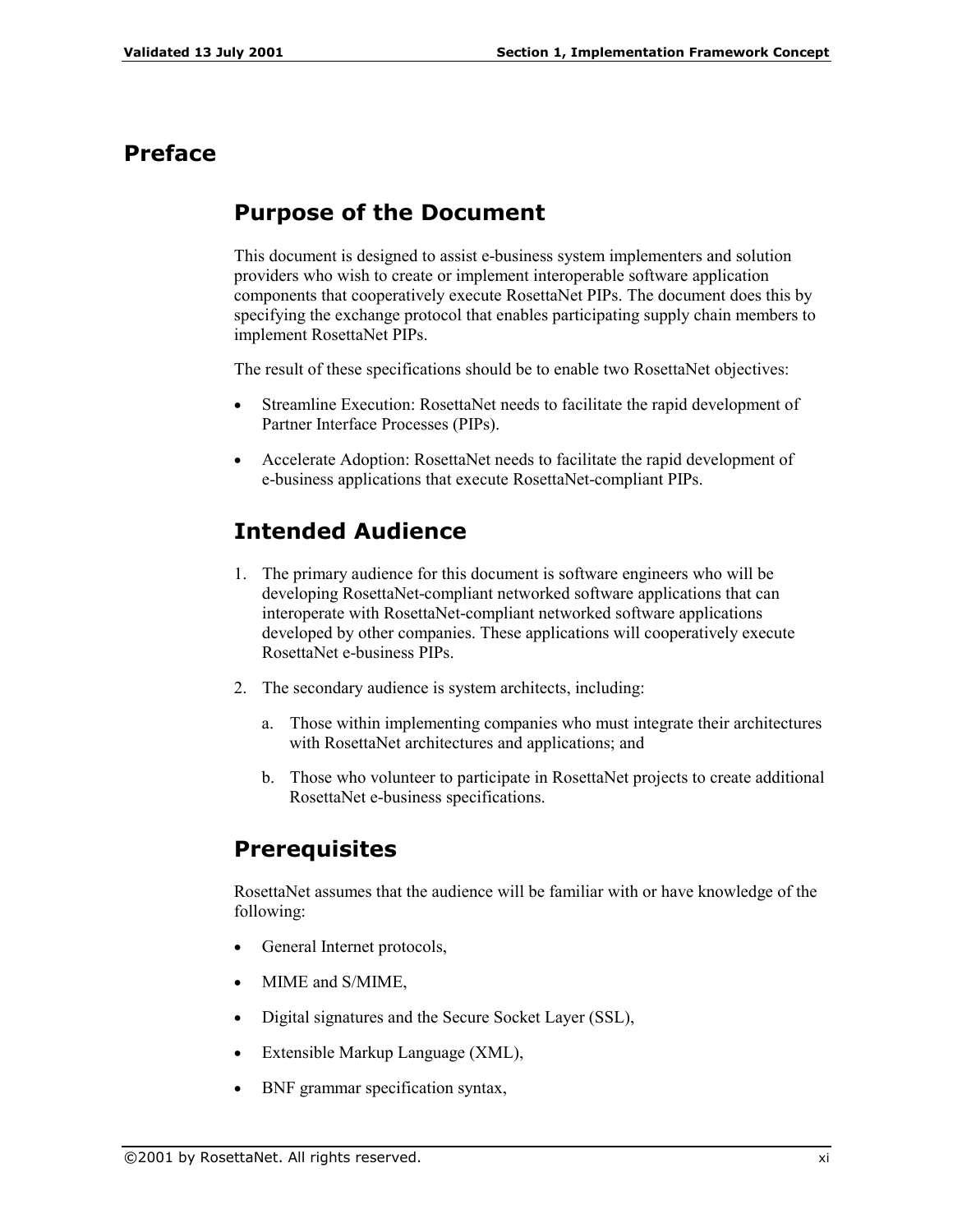# Preface

## Purpose of the Document

This document is designed to assist e-business system implementers and solution providers who wish to create or implement interoperable software application components that cooperatively execute RosettaNet PIPs. The document does this by specifying the exchange protocol that enables participating supply chain members to implement RosettaNet PIPs.

The result of these specifications should be to enable two RosettaNet objectives:

- Streamline Execution: RosettaNet needs to facilitate the rapid development of Partner Interface Processes (PIPs).
- Accelerate Adoption: RosettaNet needs to facilitate the rapid development of e-business applications that execute RosettaNet-compliant PIPs.

## Intended Audience

1. The primary audience for this document is software engineers who will be developing RosettaNet-compliant networked software applications that can interoperate with RosettaNet-compliant networked software applications developed by other companies. These applications will cooperatively execute RosettaNet e-business PIPs.
2. The secondary audience is system architects, including:
   a. Those within implementing companies who must integrate their architectures with RosettaNet architectures and applications; and
   b. Those who volunteer to participate in RosettaNet projects to create additional RosettaNet e-business specifications.

## Prerequisites

RosettaNet assumes that the audience will be familiar with or have knowledge of the following:

- General Internet protocols,
- MIME and S/MIME,
- Digital signatures and the Secure Socket Layer (SSL),
- Extensible Markup Language (XML),
- BNF grammar specification syntax,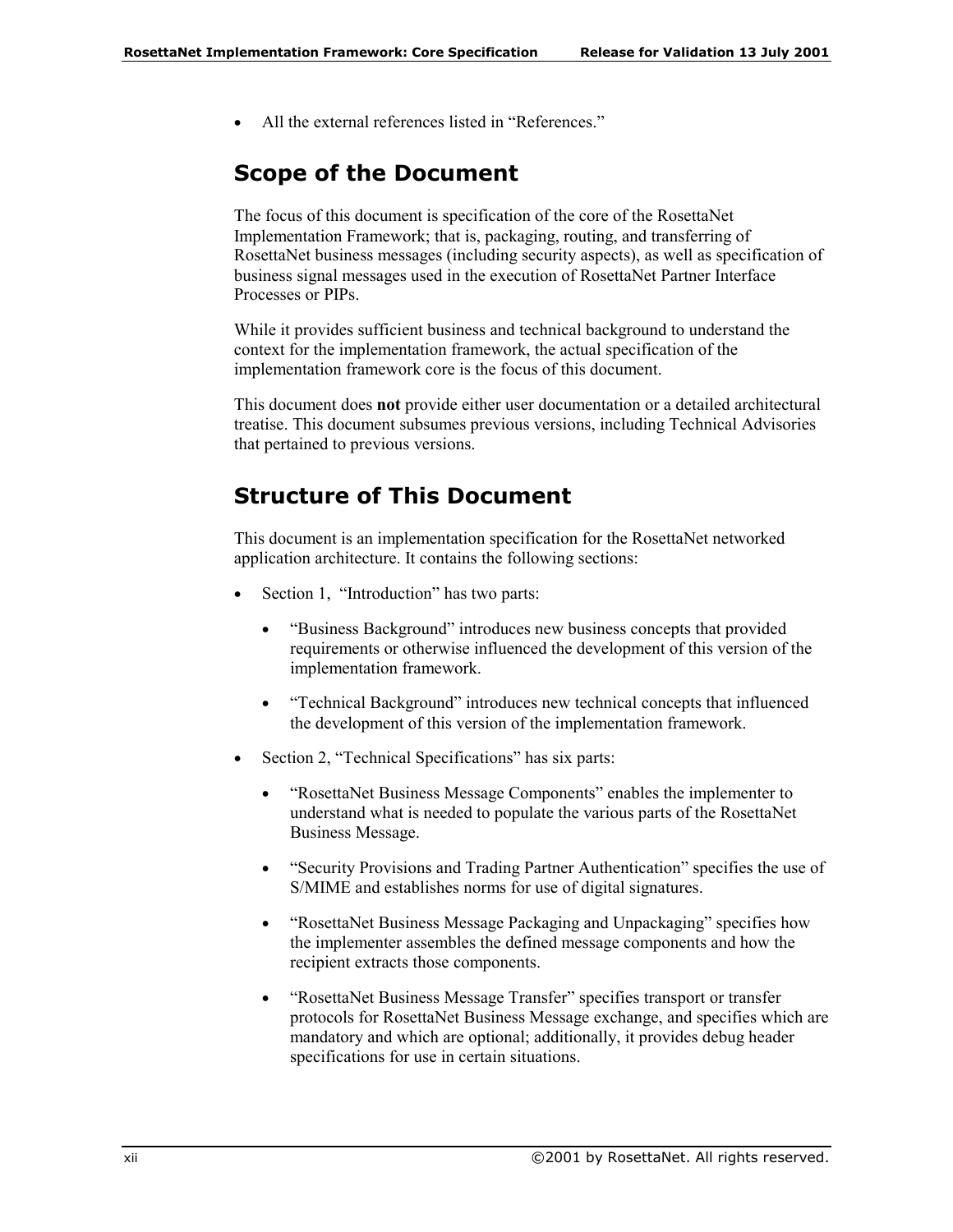- All the external references listed in “References.”

## Scope of the Document

The focus of this document is specification of the core of the RosettaNet Implementation Framework; that is, packaging, routing, and transferring of RosettaNet business messages (including security aspects), as well as specification of business signal messages used in the execution of RosettaNet Partner Interface Processes or PIPs.

While it provides sufficient business and technical background to understand the context for the implementation framework, the actual specification of the implementation framework core is the focus of this document.

This document does **not** provide either user documentation or a detailed architectural treatise. This document subsumes previous versions, including Technical Advisories that pertained to previous versions.

## Structure of This Document

This document is an implementation specification for the RosettaNet networked application architecture. It contains the following sections:

- Section 1, “Introduction” has two parts:
  - “Business Background” introduces new business concepts that provided requirements or otherwise influenced the development of this version of the implementation framework.
  - “Technical Background” introduces new technical concepts that influenced the development of this version of the implementation framework.
- Section 2, “Technical Specifications” has six parts:
  - “RosettaNet Business Message Components” enables the implementer to understand what is needed to populate the various parts of the RosettaNet Business Message.
  - “Security Provisions and Trading Partner Authentication” specifies the use of S/MIME and establishes norms for use of digital signatures.
  - “RosettaNet Business Message Packaging and Unpackaging” specifies how the implementer assembles the defined message components and how the recipient extracts those components.
  - “RosettaNet Business Message Transfer” specifies transport or transfer protocols for RosettaNet Business Message exchange, and specifies which are mandatory and which are optional; additionally, it provides debug header specifications for use in certain situations.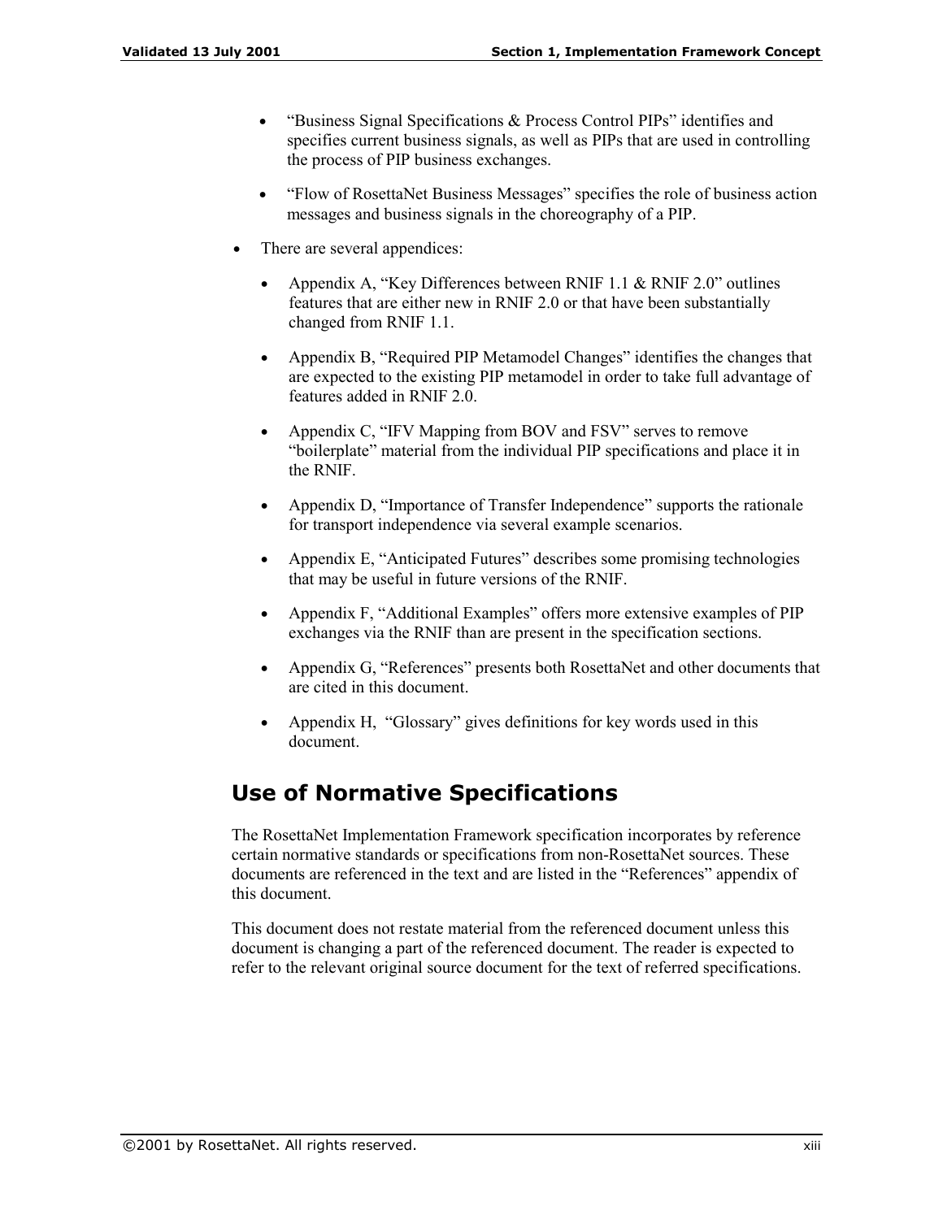- "Business Signal Specifications & Process Control PIPs" identifies and specifies current business signals, as well as PIPs that are used in controlling the process of PIP business exchanges.
  - "Flow of RosettaNet Business Messages" specifies the role of business action messages and business signals in the choreography of a PIP.
- There are several appendices:
  - Appendix A, "Key Differences between RNIF 1.1 & RNIF 2.0" outlines features that are either new in RNIF 2.0 or that have been substantially changed from RNIF 1.1.
  - Appendix B, "Required PIP Metamodel Changes" identifies the changes that are expected to the existing PIP metamodel in order to take full advantage of features added in RNIF 2.0.
  - Appendix C, "IFV Mapping from BOV and FSV" serves to remove "boilerplate" material from the individual PIP specifications and place it in the RNIF.
  - Appendix D, "Importance of Transfer Independence" supports the rationale for transport independence via several example scenarios.
  - Appendix E, "Anticipated Futures" describes some promising technologies that may be useful in future versions of the RNIF.
  - Appendix F, "Additional Examples" offers more extensive examples of PIP exchanges via the RNIF than are present in the specification sections.
  - Appendix G, "References" presents both RosettaNet and other documents that are cited in this document.
  - Appendix H, "Glossary" gives definitions for key words used in this document.

## Use of Normative Specifications

The RosettaNet Implementation Framework specification incorporates by reference certain normative standards or specifications from non-RosettaNet sources. These documents are referenced in the text and are listed in the "References" appendix of this document.

This document does not restate material from the referenced document unless this document is changing a part of the referenced document. The reader is expected to refer to the relevant original source document for the text of referred specifications.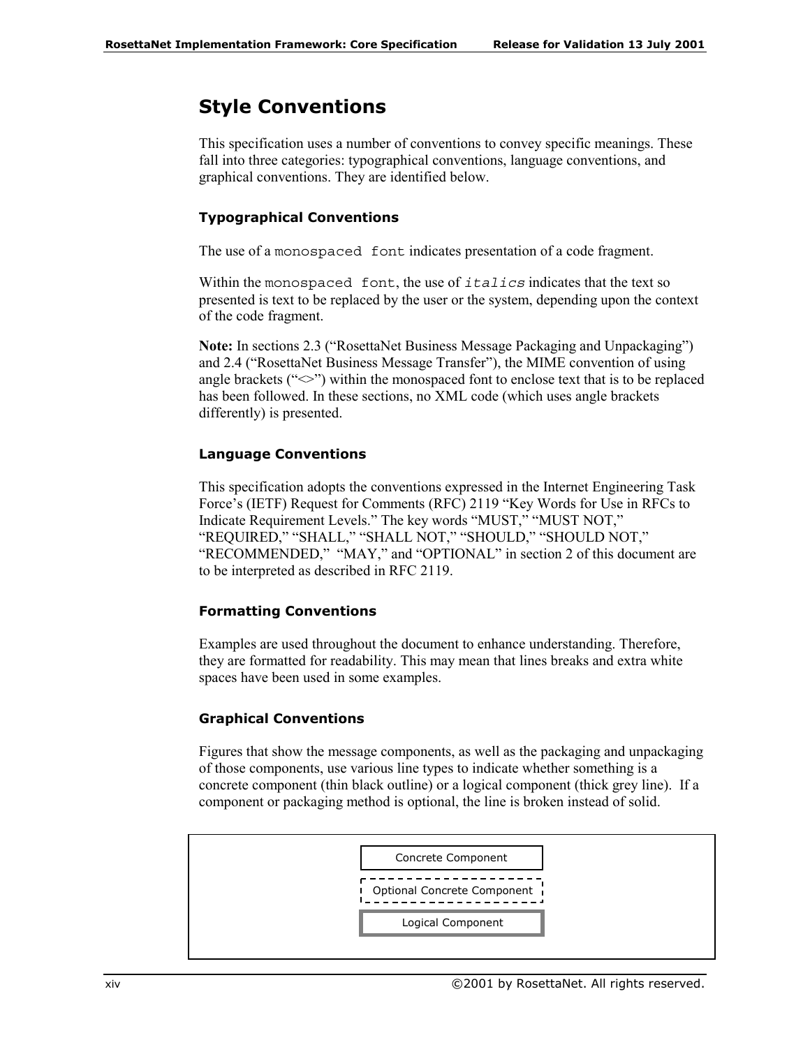# Style Conventions

This specification uses a number of conventions to convey specific meanings. These fall into three categories: typographical conventions, language conventions, and graphical conventions. They are identified below.

### Typographical Conventions

The use of a `monospaced font` indicates presentation of a code fragment.

Within the `monospaced font`, the use of *`italics`* indicates that the text so presented is text to be replaced by the user or the system, depending upon the context of the code fragment.

**Note:** In sections 2.3 ("RosettaNet Business Message Packaging and Unpackaging") and 2.4 ("RosettaNet Business Message Transfer"), the MIME convention of using angle brackets ("<>") within the monospaced font to enclose text that is to be replaced has been followed. In these sections, no XML code (which uses angle brackets differently) is presented.

### Language Conventions

This specification adopts the conventions expressed in the Internet Engineering Task Force's (IETF) Request for Comments (RFC) 2119 "Key Words for Use in RFCs to Indicate Requirement Levels." The key words "MUST," "MUST NOT," "REQUIRED," "SHALL," "SHALL NOT," "SHOULD," "SHOULD NOT," "RECOMMENDED," "MAY," and "OPTIONAL" in section 2 of this document are to be interpreted as described in RFC 2119.

### Formatting Conventions

Examples are used throughout the document to enhance understanding. Therefore, they are formatted for readability. This may mean that lines breaks and extra white spaces have been used in some examples.

### Graphical Conventions

Figures that show the message components, as well as the packaging and unpackaging of those components, use various line types to indicate whether something is a concrete component (thin black outline) or a logical component (thick grey line). If a component or packaging method is optional, the line is broken instead of solid.

Concrete Component

Optional Concrete Component

Logical Component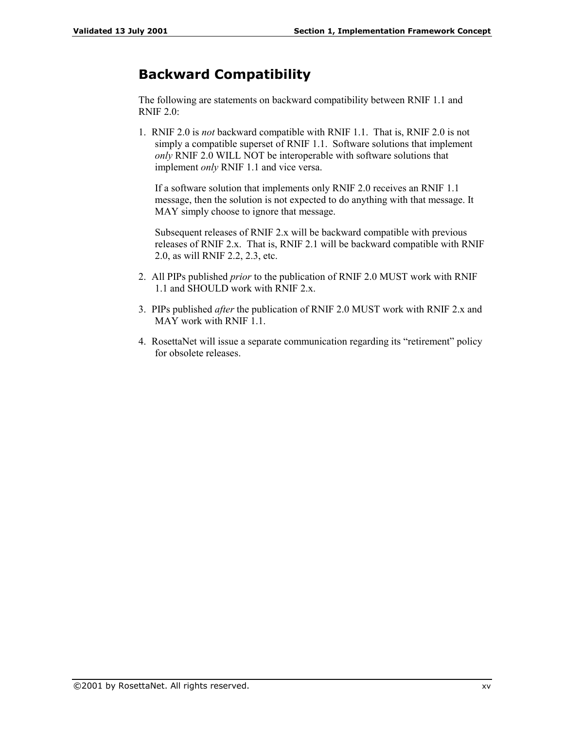## Backward Compatibility

The following are statements on backward compatibility between RNIF 1.1 and RNIF 2.0:

1. RNIF 2.0 is *not* backward compatible with RNIF 1.1. That is, RNIF 2.0 is not simply a compatible superset of RNIF 1.1. Software solutions that implement *only* RNIF 2.0 WILL NOT be interoperable with software solutions that implement *only* RNIF 1.1 and vice versa.

   If a software solution that implements only RNIF 2.0 receives an RNIF 1.1 message, then the solution is not expected to do anything with that message. It MAY simply choose to ignore that message.

   Subsequent releases of RNIF 2.x will be backward compatible with previous releases of RNIF 2.x. That is, RNIF 2.1 will be backward compatible with RNIF 2.0, as will RNIF 2.2, 2.3, etc.

2. All PIPs published *prior* to the publication of RNIF 2.0 MUST work with RNIF 1.1 and SHOULD work with RNIF 2.x.

3. PIPs published *after* the publication of RNIF 2.0 MUST work with RNIF 2.x and MAY work with RNIF 1.1.

4. RosettaNet will issue a separate communication regarding its "retirement" policy for obsolete releases.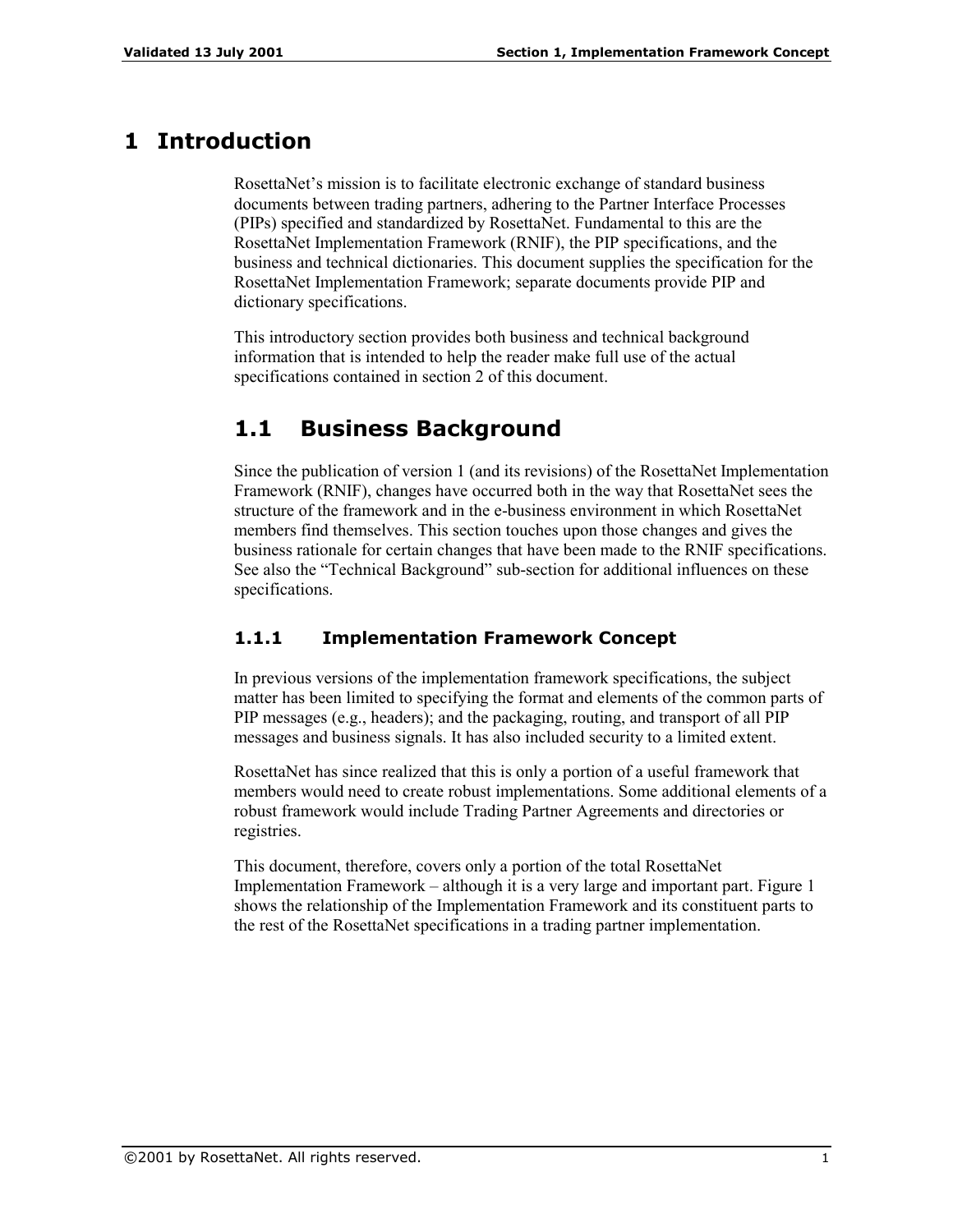# 1 Introduction

RosettaNet's mission is to facilitate electronic exchange of standard business documents between trading partners, adhering to the Partner Interface Processes (PIPs) specified and standardized by RosettaNet. Fundamental to this are the RosettaNet Implementation Framework (RNIF), the PIP specifications, and the business and technical dictionaries. This document supplies the specification for the RosettaNet Implementation Framework; separate documents provide PIP and dictionary specifications.

This introductory section provides both business and technical background information that is intended to help the reader make full use of the actual specifications contained in section 2 of this document.

## 1.1 Business Background

Since the publication of version 1 (and its revisions) of the RosettaNet Implementation Framework (RNIF), changes have occurred both in the way that RosettaNet sees the structure of the framework and in the e-business environment in which RosettaNet members find themselves. This section touches upon those changes and gives the business rationale for certain changes that have been made to the RNIF specifications. See also the "Technical Background" sub-section for additional influences on these specifications.

### 1.1.1 Implementation Framework Concept

In previous versions of the implementation framework specifications, the subject matter has been limited to specifying the format and elements of the common parts of PIP messages (e.g., headers); and the packaging, routing, and transport of all PIP messages and business signals. It has also included security to a limited extent.

RosettaNet has since realized that this is only a portion of a useful framework that members would need to create robust implementations. Some additional elements of a robust framework would include Trading Partner Agreements and directories or registries.

This document, therefore, covers only a portion of the total RosettaNet Implementation Framework – although it is a very large and important part. Figure 1 shows the relationship of the Implementation Framework and its constituent parts to the rest of the RosettaNet specifications in a trading partner implementation.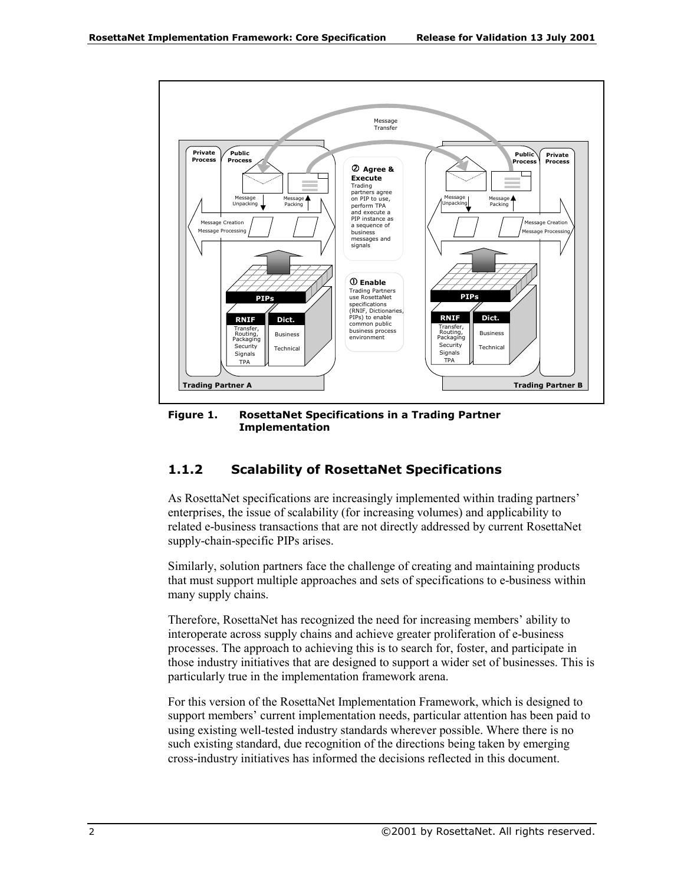Figure 1. RosettaNet Specifications in a Trading Partner Implementation

### 1.1.2 Scalability of RosettaNet Specifications

As RosettaNet specifications are increasingly implemented within trading partners' enterprises, the issue of scalability (for increasing volumes) and applicability to related e-business transactions that are not directly addressed by current RosettaNet supply-chain-specific PIPs arises.

Similarly, solution partners face the challenge of creating and maintaining products that must support multiple approaches and sets of specifications to e-business within many supply chains.

Therefore, RosettaNet has recognized the need for increasing members' ability to interoperate across supply chains and achieve greater proliferation of e-business processes. The approach to achieving this is to search for, foster, and participate in those industry initiatives that are designed to support a wider set of businesses. This is particularly true in the implementation framework arena.

For this version of the RosettaNet Implementation Framework, which is designed to support members' current implementation needs, particular attention has been paid to using existing well-tested industry standards wherever possible. Where there is no such existing standard, due recognition of the directions being taken by emerging cross-industry initiatives has informed the decisions reflected in this document.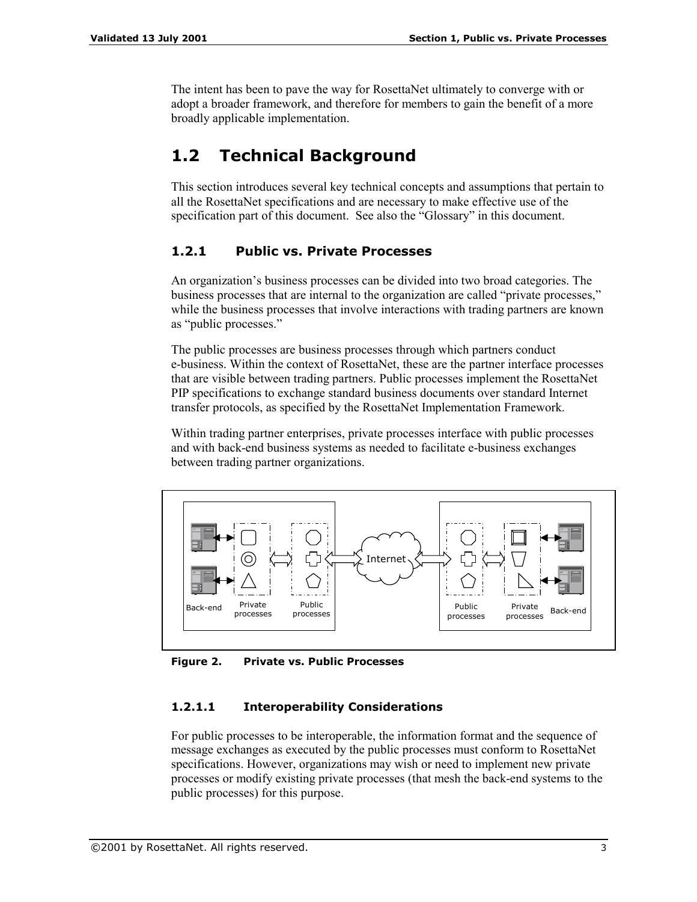The intent has been to pave the way for RosettaNet ultimately to converge with or adopt a broader framework, and therefore for members to gain the benefit of a more broadly applicable implementation.

## 1.2 Technical Background

This section introduces several key technical concepts and assumptions that pertain to all the RosettaNet specifications and are necessary to make effective use of the specification part of this document. See also the "Glossary" in this document.

### 1.2.1 Public vs. Private Processes

An organization's business processes can be divided into two broad categories. The business processes that are internal to the organization are called "private processes," while the business processes that involve interactions with trading partners are known as "public processes."

The public processes are business processes through which partners conduct e-business. Within the context of RosettaNet, these are the partner interface processes that are visible between trading partners. Public processes implement the RosettaNet PIP specifications to exchange standard business documents over standard Internet transfer protocols, as specified by the RosettaNet Implementation Framework.

Within trading partner enterprises, private processes interface with public processes and with back-end business systems as needed to facilitate e-business exchanges between trading partner organizations.

Back-end | Private processes | Public processes | Internet | Public processes | Private processes | Back-end

**Figure 2. Private vs. Public Processes**

#### 1.2.1.1 Interoperability Considerations

For public processes to be interoperable, the information format and the sequence of message exchanges as executed by the public processes must conform to RosettaNet specifications. However, organizations may wish or need to implement new private processes or modify existing private processes (that mesh the back-end systems to the public processes) for this purpose.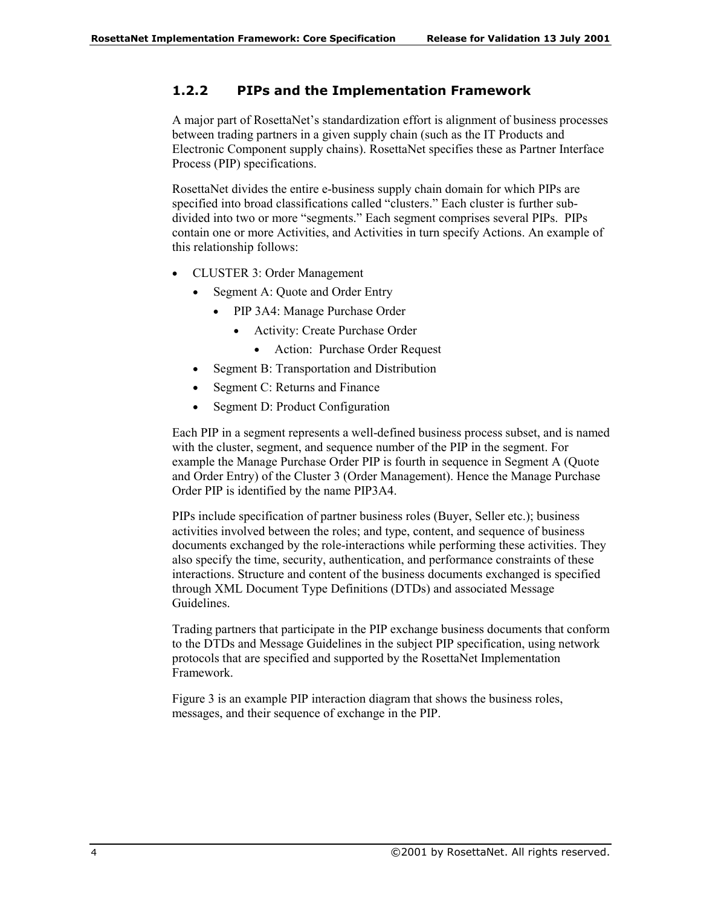### 1.2.2 PIPs and the Implementation Framework

A major part of RosettaNet's standardization effort is alignment of business processes between trading partners in a given supply chain (such as the IT Products and Electronic Component supply chains). RosettaNet specifies these as Partner Interface Process (PIP) specifications.

RosettaNet divides the entire e-business supply chain domain for which PIPs are specified into broad classifications called "clusters." Each cluster is further sub-divided into two or more "segments." Each segment comprises several PIPs. PIPs contain one or more Activities, and Activities in turn specify Actions. An example of this relationship follows:

- CLUSTER 3: Order Management
  - Segment A: Quote and Order Entry
    - PIP 3A4: Manage Purchase Order
      - Activity: Create Purchase Order
        - Action: Purchase Order Request
  - Segment B: Transportation and Distribution
  - Segment C: Returns and Finance
  - Segment D: Product Configuration

Each PIP in a segment represents a well-defined business process subset, and is named with the cluster, segment, and sequence number of the PIP in the segment. For example the Manage Purchase Order PIP is fourth in sequence in Segment A (Quote and Order Entry) of the Cluster 3 (Order Management). Hence the Manage Purchase Order PIP is identified by the name PIP3A4.

PIPs include specification of partner business roles (Buyer, Seller etc.); business activities involved between the roles; and type, content, and sequence of business documents exchanged by the role-interactions while performing these activities. They also specify the time, security, authentication, and performance constraints of these interactions. Structure and content of the business documents exchanged is specified through XML Document Type Definitions (DTDs) and associated Message Guidelines.

Trading partners that participate in the PIP exchange business documents that conform to the DTDs and Message Guidelines in the subject PIP specification, using network protocols that are specified and supported by the RosettaNet Implementation Framework.

Figure 3 is an example PIP interaction diagram that shows the business roles, messages, and their sequence of exchange in the PIP.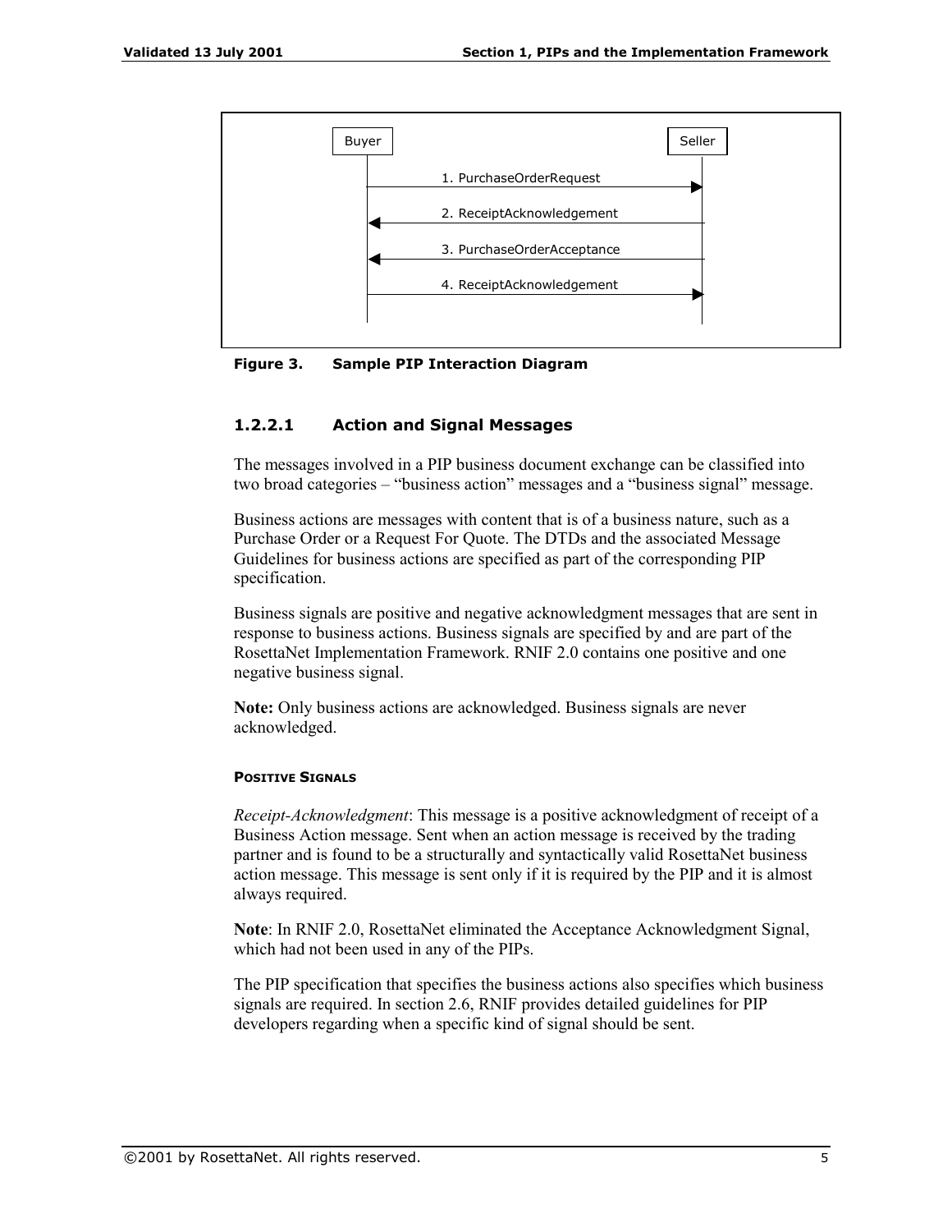Buyer → Seller: 1. PurchaseOrderRequest

Seller → Buyer: 2. ReceiptAcknowledgement

Seller → Buyer: 3. PurchaseOrderAcceptance

Buyer → Seller: 4. ReceiptAcknowledgement

**Figure 3. Sample PIP Interaction Diagram**

### 1.2.2.1 Action and Signal Messages

The messages involved in a PIP business document exchange can be classified into two broad categories – "business action" messages and a "business signal" message.

Business actions are messages with content that is of a business nature, such as a Purchase Order or a Request For Quote. The DTDs and the associated Message Guidelines for business actions are specified as part of the corresponding PIP specification.

Business signals are positive and negative acknowledgment messages that are sent in response to business actions. Business signals are specified by and are part of the RosettaNet Implementation Framework. RNIF 2.0 contains one positive and one negative business signal.

**Note:** Only business actions are acknowledged. Business signals are never acknowledged.

#### POSITIVE SIGNALS

*Receipt-Acknowledgment*: This message is a positive acknowledgment of receipt of a Business Action message. Sent when an action message is received by the trading partner and is found to be a structurally and syntactically valid RosettaNet business action message. This message is sent only if it is required by the PIP and it is almost always required.

**Note**: In RNIF 2.0, RosettaNet eliminated the Acceptance Acknowledgment Signal, which had not been used in any of the PIPs.

The PIP specification that specifies the business actions also specifies which business signals are required. In section 2.6, RNIF provides detailed guidelines for PIP developers regarding when a specific kind of signal should be sent.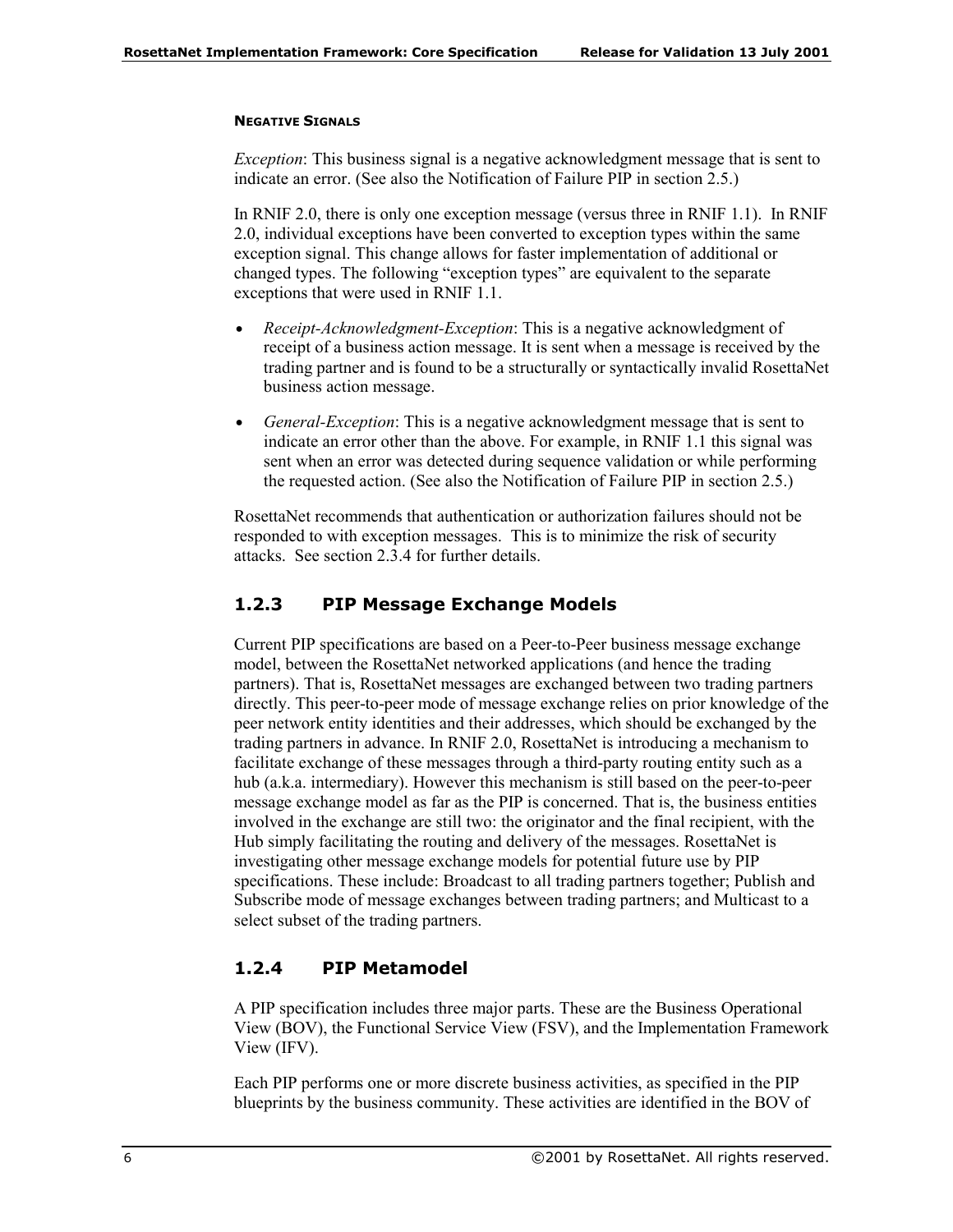#### NEGATIVE SIGNALS

*Exception*: This business signal is a negative acknowledgment message that is sent to indicate an error. (See also the Notification of Failure PIP in section 2.5.)

In RNIF 2.0, there is only one exception message (versus three in RNIF 1.1). In RNIF 2.0, individual exceptions have been converted to exception types within the same exception signal. This change allows for faster implementation of additional or changed types. The following "exception types" are equivalent to the separate exceptions that were used in RNIF 1.1.

- *Receipt-Acknowledgment-Exception*: This is a negative acknowledgment of receipt of a business action message. It is sent when a message is received by the trading partner and is found to be a structurally or syntactically invalid RosettaNet business action message.
- *General-Exception*: This is a negative acknowledgment message that is sent to indicate an error other than the above. For example, in RNIF 1.1 this signal was sent when an error was detected during sequence validation or while performing the requested action. (See also the Notification of Failure PIP in section 2.5.)

RosettaNet recommends that authentication or authorization failures should not be responded to with exception messages. This is to minimize the risk of security attacks. See section 2.3.4 for further details.

### 1.2.3 PIP Message Exchange Models

Current PIP specifications are based on a Peer-to-Peer business message exchange model, between the RosettaNet networked applications (and hence the trading partners). That is, RosettaNet messages are exchanged between two trading partners directly. This peer-to-peer mode of message exchange relies on prior knowledge of the peer network entity identities and their addresses, which should be exchanged by the trading partners in advance. In RNIF 2.0, RosettaNet is introducing a mechanism to facilitate exchange of these messages through a third-party routing entity such as a hub (a.k.a. intermediary). However this mechanism is still based on the peer-to-peer message exchange model as far as the PIP is concerned. That is, the business entities involved in the exchange are still two: the originator and the final recipient, with the Hub simply facilitating the routing and delivery of the messages. RosettaNet is investigating other message exchange models for potential future use by PIP specifications. These include: Broadcast to all trading partners together; Publish and Subscribe mode of message exchanges between trading partners; and Multicast to a select subset of the trading partners.

### 1.2.4 PIP Metamodel

A PIP specification includes three major parts. These are the Business Operational View (BOV), the Functional Service View (FSV), and the Implementation Framework View (IFV).

Each PIP performs one or more discrete business activities, as specified in the PIP blueprints by the business community. These activities are identified in the BOV of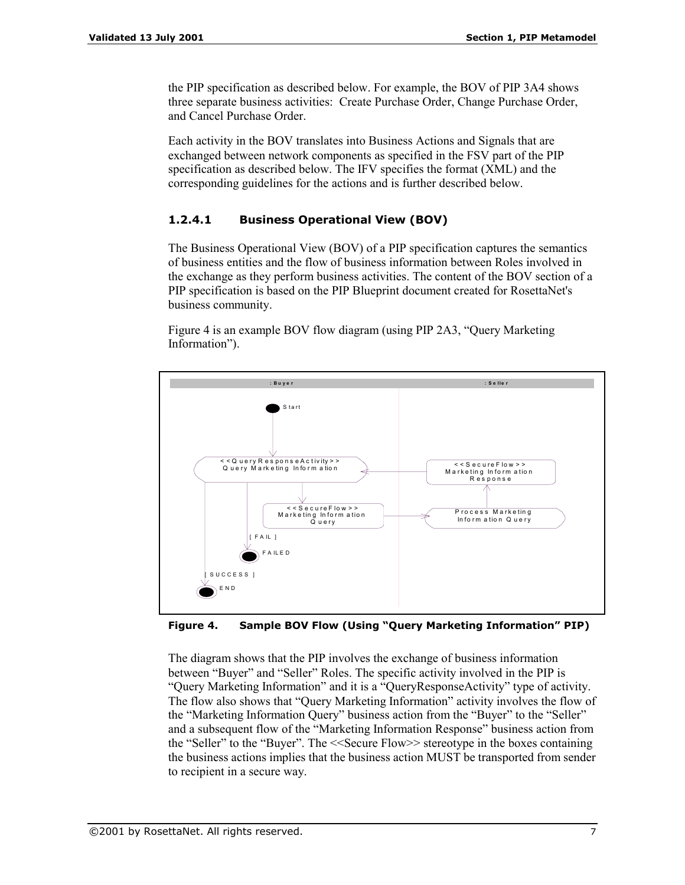the PIP specification as described below. For example, the BOV of PIP 3A4 shows three separate business activities: Create Purchase Order, Change Purchase Order, and Cancel Purchase Order.

Each activity in the BOV translates into Business Actions and Signals that are exchanged between network components as specified in the FSV part of the PIP specification as described below. The IFV specifies the format (XML) and the corresponding guidelines for the actions and is further described below.

### 1.2.4.1 Business Operational View (BOV)

The Business Operational View (BOV) of a PIP specification captures the semantics of business entities and the flow of business information between Roles involved in the exchange as they perform business activities. The content of the BOV section of a PIP specification is based on the PIP Blueprint document created for RosettaNet's business community.

Figure 4 is an example BOV flow diagram (using PIP 2A3, "Query Marketing Information").

**Figure 4. Sample BOV Flow (Using "Query Marketing Information" PIP)**

The diagram shows that the PIP involves the exchange of business information between "Buyer" and "Seller" Roles. The specific activity involved in the PIP is "Query Marketing Information" and it is a "QueryResponseActivity" type of activity. The flow also shows that "Query Marketing Information" activity involves the flow of the "Marketing Information Query" business action from the "Buyer" to the "Seller" and a subsequent flow of the "Marketing Information Response" business action from the "Seller" to the "Buyer". The <<Secure Flow>> stereotype in the boxes containing the business actions implies that the business action MUST be transported from sender to recipient in a secure way.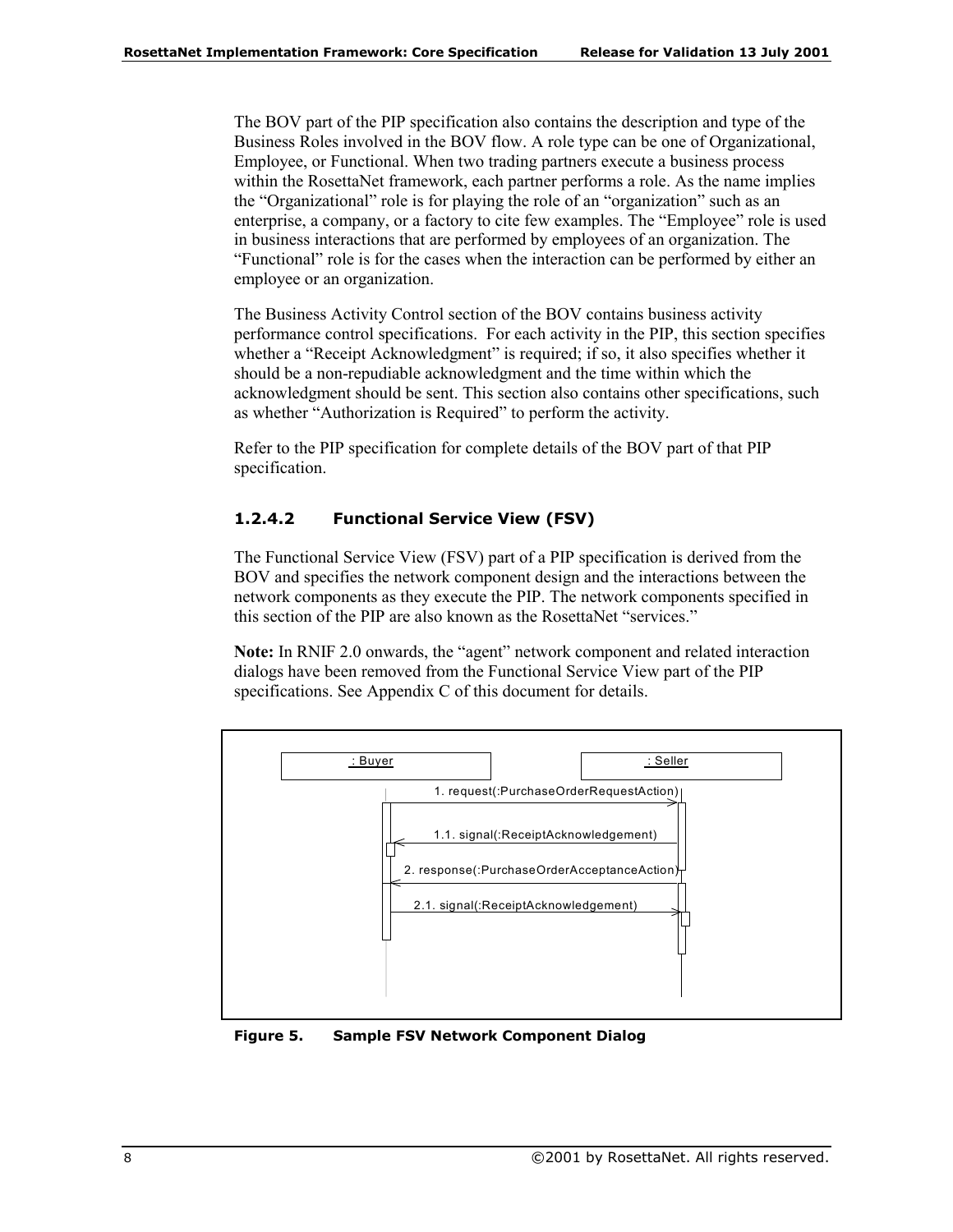The BOV part of the PIP specification also contains the description and type of the Business Roles involved in the BOV flow. A role type can be one of Organizational, Employee, or Functional. When two trading partners execute a business process within the RosettaNet framework, each partner performs a role. As the name implies the "Organizational" role is for playing the role of an "organization" such as an enterprise, a company, or a factory to cite few examples. The "Employee" role is used in business interactions that are performed by employees of an organization. The "Functional" role is for the cases when the interaction can be performed by either an employee or an organization.

The Business Activity Control section of the BOV contains business activity performance control specifications. For each activity in the PIP, this section specifies whether a "Receipt Acknowledgment" is required; if so, it also specifies whether it should be a non-repudiable acknowledgment and the time within which the acknowledgment should be sent. This section also contains other specifications, such as whether "Authorization is Required" to perform the activity.

Refer to the PIP specification for complete details of the BOV part of that PIP specification.

#### 1.2.4.2 Functional Service View (FSV)

The Functional Service View (FSV) part of a PIP specification is derived from the BOV and specifies the network component design and the interactions between the network components as they execute the PIP. The network components specified in this section of the PIP are also known as the RosettaNet "services."

**Note:** In RNIF 2.0 onwards, the "agent" network component and related interaction dialogs have been removed from the Functional Service View part of the PIP specifications. See Appendix C of this document for details.

**Figure 5. Sample FSV Network Component Dialog**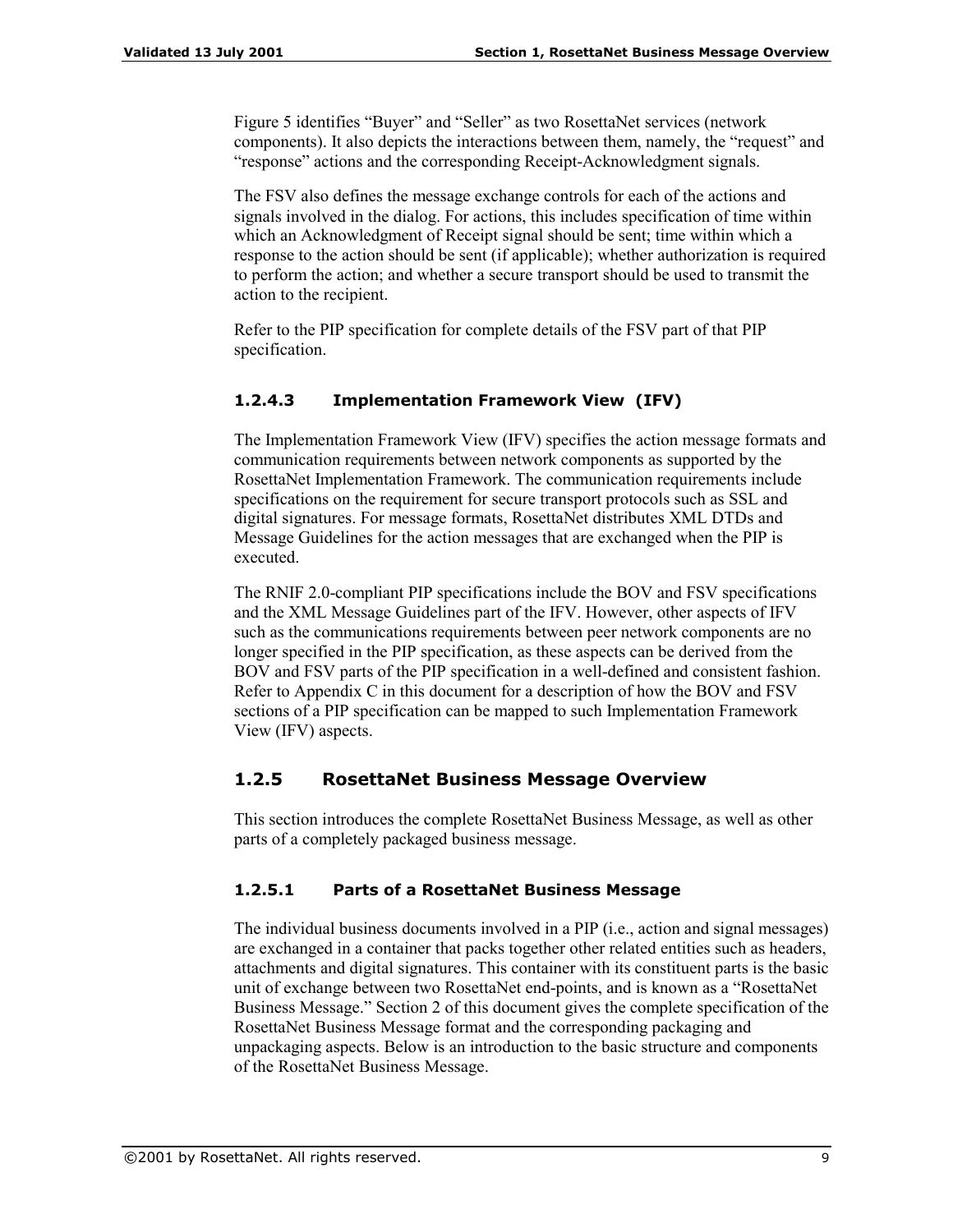Figure 5 identifies "Buyer" and "Seller" as two RosettaNet services (network components). It also depicts the interactions between them, namely, the "request" and "response" actions and the corresponding Receipt-Acknowledgment signals.

The FSV also defines the message exchange controls for each of the actions and signals involved in the dialog. For actions, this includes specification of time within which an Acknowledgment of Receipt signal should be sent; time within which a response to the action should be sent (if applicable); whether authorization is required to perform the action; and whether a secure transport should be used to transmit the action to the recipient.

Refer to the PIP specification for complete details of the FSV part of that PIP specification.

#### 1.2.4.3 Implementation Framework View (IFV)

The Implementation Framework View (IFV) specifies the action message formats and communication requirements between network components as supported by the RosettaNet Implementation Framework. The communication requirements include specifications on the requirement for secure transport protocols such as SSL and digital signatures. For message formats, RosettaNet distributes XML DTDs and Message Guidelines for the action messages that are exchanged when the PIP is executed.

The RNIF 2.0-compliant PIP specifications include the BOV and FSV specifications and the XML Message Guidelines part of the IFV. However, other aspects of IFV such as the communications requirements between peer network components are no longer specified in the PIP specification, as these aspects can be derived from the BOV and FSV parts of the PIP specification in a well-defined and consistent fashion. Refer to Appendix C in this document for a description of how the BOV and FSV sections of a PIP specification can be mapped to such Implementation Framework View (IFV) aspects.

### 1.2.5 RosettaNet Business Message Overview

This section introduces the complete RosettaNet Business Message, as well as other parts of a completely packaged business message.

#### 1.2.5.1 Parts of a RosettaNet Business Message

The individual business documents involved in a PIP (i.e., action and signal messages) are exchanged in a container that packs together other related entities such as headers, attachments and digital signatures. This container with its constituent parts is the basic unit of exchange between two RosettaNet end-points, and is known as a "RosettaNet Business Message." Section 2 of this document gives the complete specification of the RosettaNet Business Message format and the corresponding packaging and unpackaging aspects. Below is an introduction to the basic structure and components of the RosettaNet Business Message.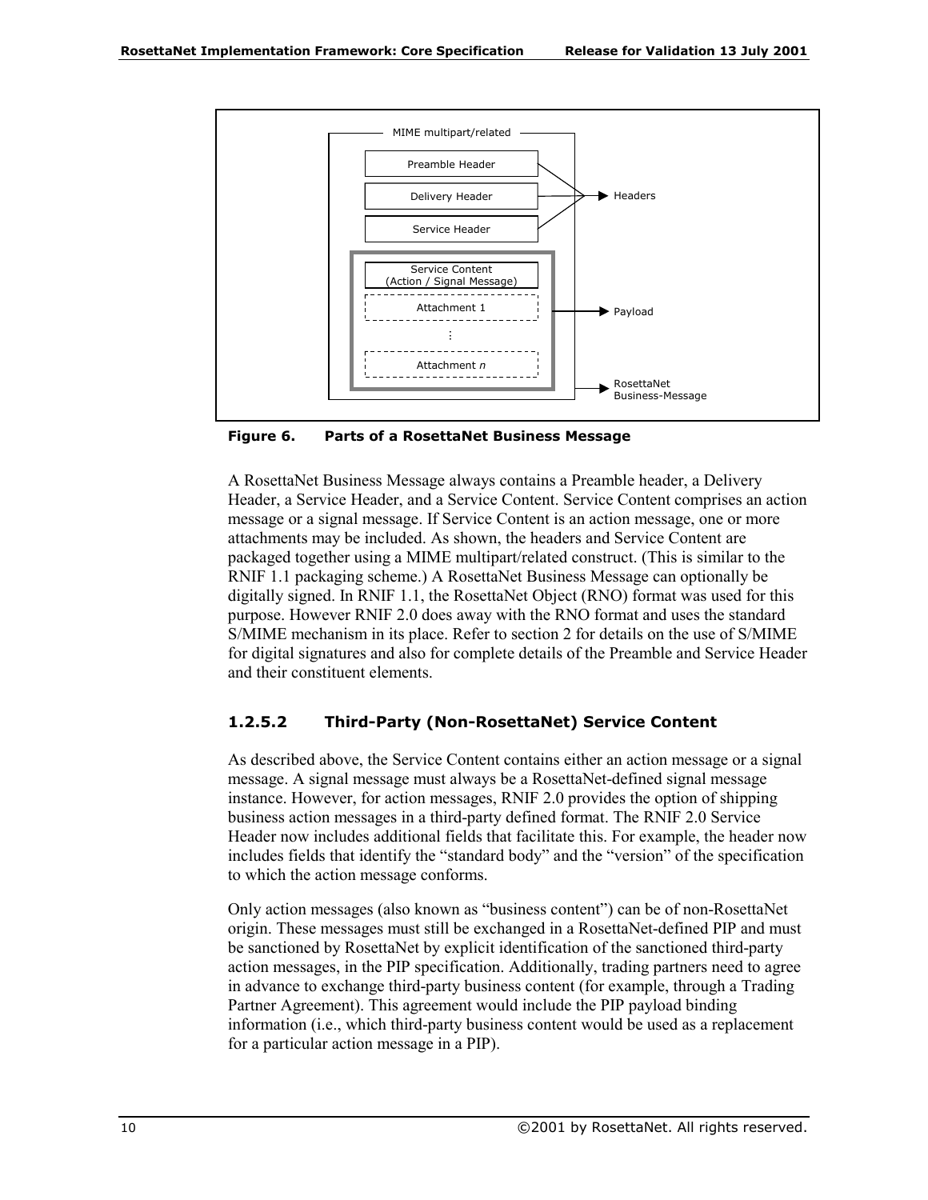Figure 6. Parts of a RosettaNet Business Message

A RosettaNet Business Message always contains a Preamble header, a Delivery Header, a Service Header, and a Service Content. Service Content comprises an action message or a signal message. If Service Content is an action message, one or more attachments may be included. As shown, the headers and Service Content are packaged together using a MIME multipart/related construct. (This is similar to the RNIF 1.1 packaging scheme.) A RosettaNet Business Message can optionally be digitally signed. In RNIF 1.1, the RosettaNet Object (RNO) format was used for this purpose. However RNIF 2.0 does away with the RNO format and uses the standard S/MIME mechanism in its place. Refer to section 2 for details on the use of S/MIME for digital signatures and also for complete details of the Preamble and Service Header and their constituent elements.

#### 1.2.5.2 Third-Party (Non-RosettaNet) Service Content

As described above, the Service Content contains either an action message or a signal message. A signal message must always be a RosettaNet-defined signal message instance. However, for action messages, RNIF 2.0 provides the option of shipping business action messages in a third-party defined format. The RNIF 2.0 Service Header now includes additional fields that facilitate this. For example, the header now includes fields that identify the "standard body" and the "version" of the specification to which the action message conforms.

Only action messages (also known as "business content") can be of non-RosettaNet origin. These messages must still be exchanged in a RosettaNet-defined PIP and must be sanctioned by RosettaNet by explicit identification of the sanctioned third-party action messages, in the PIP specification. Additionally, trading partners need to agree in advance to exchange third-party business content (for example, through a Trading Partner Agreement). This agreement would include the PIP payload binding information (i.e., which third-party business content would be used as a replacement for a particular action message in a PIP).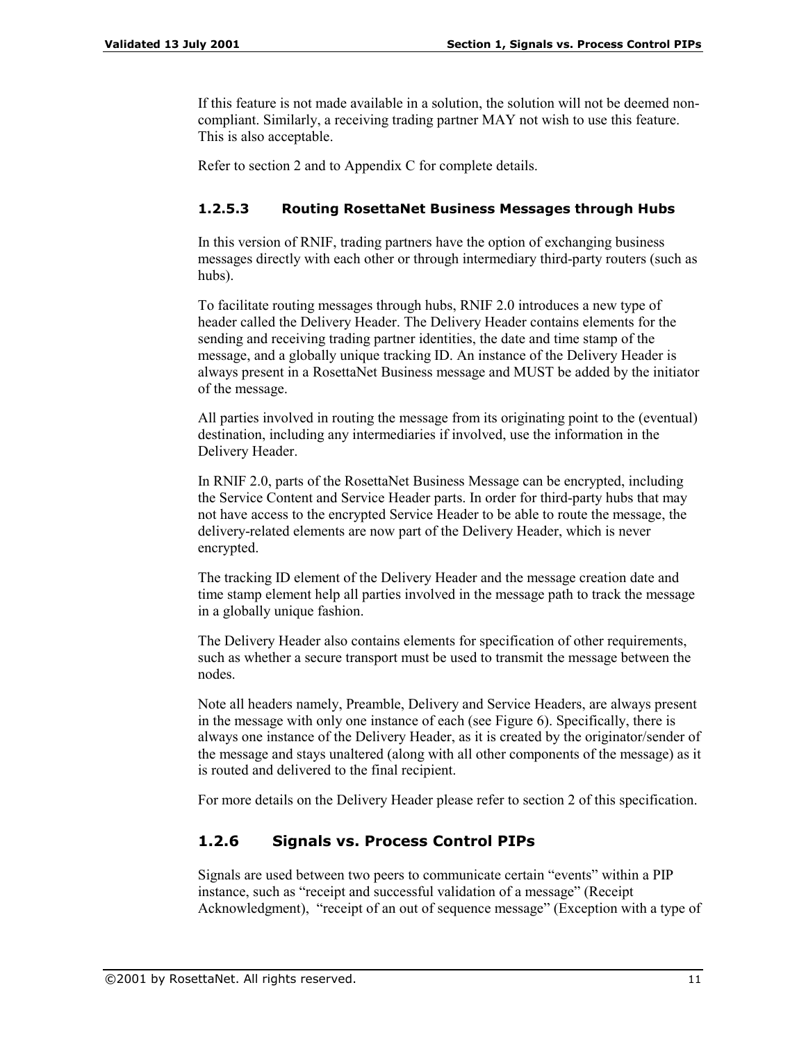If this feature is not made available in a solution, the solution will not be deemed non-compliant. Similarly, a receiving trading partner MAY not wish to use this feature. This is also acceptable.

Refer to section 2 and to Appendix C for complete details.

#### 1.2.5.3 Routing RosettaNet Business Messages through Hubs

In this version of RNIF, trading partners have the option of exchanging business messages directly with each other or through intermediary third-party routers (such as hubs).

To facilitate routing messages through hubs, RNIF 2.0 introduces a new type of header called the Delivery Header. The Delivery Header contains elements for the sending and receiving trading partner identities, the date and time stamp of the message, and a globally unique tracking ID. An instance of the Delivery Header is always present in a RosettaNet Business message and MUST be added by the initiator of the message.

All parties involved in routing the message from its originating point to the (eventual) destination, including any intermediaries if involved, use the information in the Delivery Header.

In RNIF 2.0, parts of the RosettaNet Business Message can be encrypted, including the Service Content and Service Header parts. In order for third-party hubs that may not have access to the encrypted Service Header to be able to route the message, the delivery-related elements are now part of the Delivery Header, which is never encrypted.

The tracking ID element of the Delivery Header and the message creation date and time stamp element help all parties involved in the message path to track the message in a globally unique fashion.

The Delivery Header also contains elements for specification of other requirements, such as whether a secure transport must be used to transmit the message between the nodes.

Note all headers namely, Preamble, Delivery and Service Headers, are always present in the message with only one instance of each (see Figure 6). Specifically, there is always one instance of the Delivery Header, as it is created by the originator/sender of the message and stays unaltered (along with all other components of the message) as it is routed and delivered to the final recipient.

For more details on the Delivery Header please refer to section 2 of this specification.

### 1.2.6 Signals vs. Process Control PIPs

Signals are used between two peers to communicate certain "events" within a PIP instance, such as "receipt and successful validation of a message" (Receipt Acknowledgment), "receipt of an out of sequence message" (Exception with a type of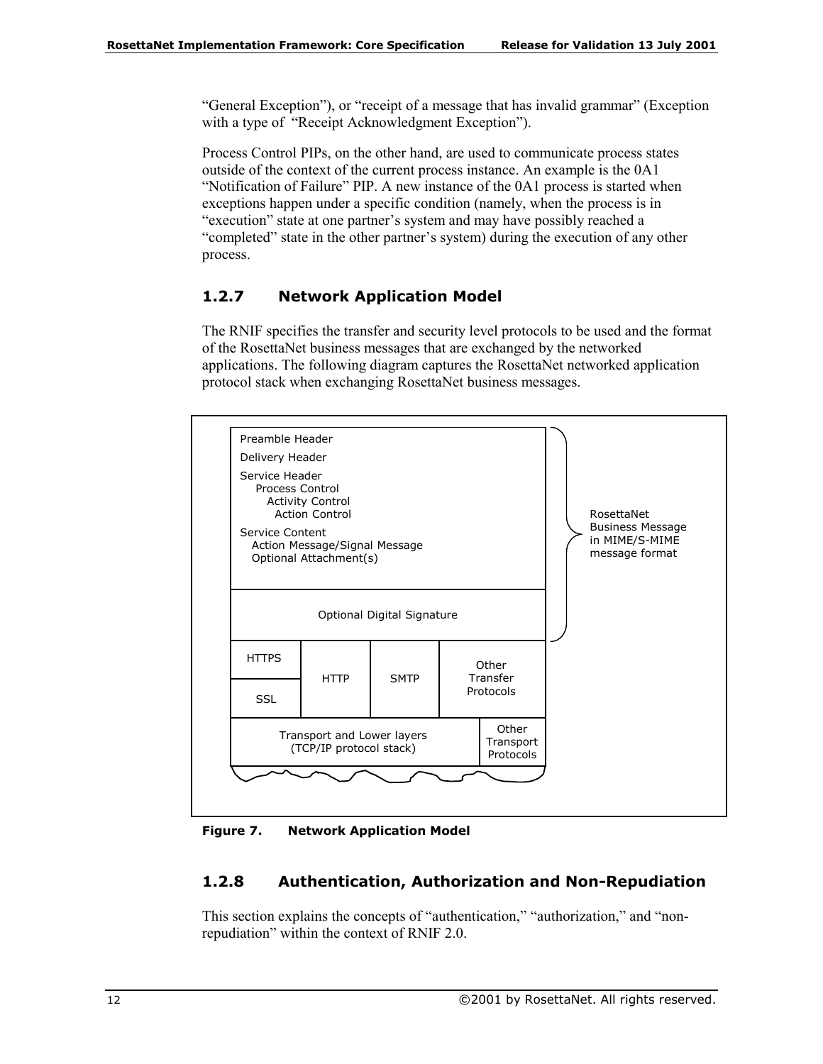"General Exception"), or "receipt of a message that has invalid grammar" (Exception with a type of "Receipt Acknowledgment Exception").

Process Control PIPs, on the other hand, are used to communicate process states outside of the context of the current process instance. An example is the 0A1 "Notification of Failure" PIP. A new instance of the 0A1 process is started when exceptions happen under a specific condition (namely, when the process is in "execution" state at one partner's system and may have possibly reached a "completed" state in the other partner's system) during the execution of any other process.

### 1.2.7 Network Application Model

The RNIF specifies the transfer and security level protocols to be used and the format of the RosettaNet business messages that are exchanged by the networked applications. The following diagram captures the RosettaNet networked application protocol stack when exchanging RosettaNet business messages.

Preamble Header
Delivery Header
Service Header
Process Control
Activity Control
Action Control
Service Content
Action Message/Signal Message
Optional Attachment(s)

Optional Digital Signature

RosettaNet Business Message in MIME/S-MIME message format

HTTPS | HTTP | SMTP | Other Transfer Protocols
SSL

Transport and Lower layers (TCP/IP protocol stack) | Other Transport Protocols

**Figure 7. Network Application Model**

### 1.2.8 Authentication, Authorization and Non-Repudiation

This section explains the concepts of "authentication," "authorization," and "non-repudiation" within the context of RNIF 2.0.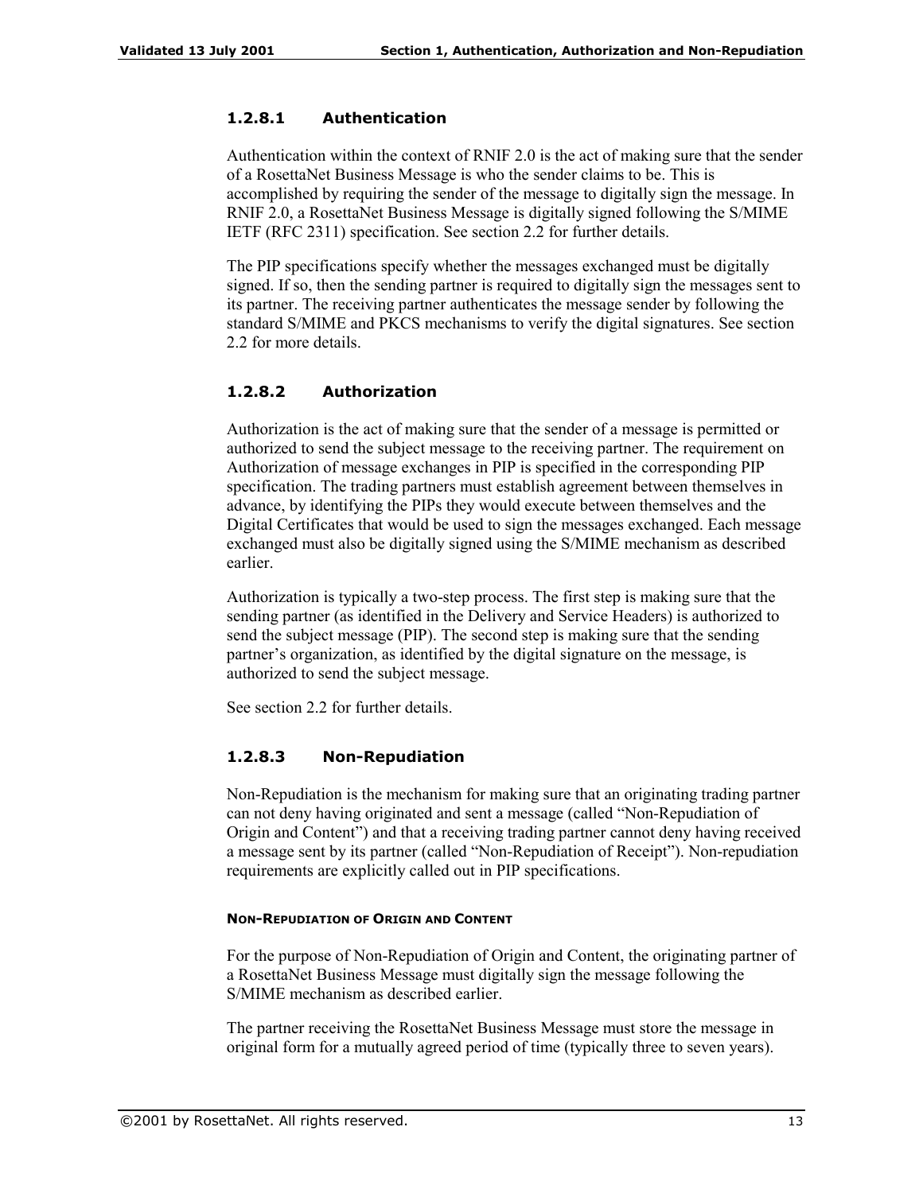#### 1.2.8.1 Authentication

Authentication within the context of RNIF 2.0 is the act of making sure that the sender of a RosettaNet Business Message is who the sender claims to be. This is accomplished by requiring the sender of the message to digitally sign the message. In RNIF 2.0, a RosettaNet Business Message is digitally signed following the S/MIME IETF (RFC 2311) specification. See section 2.2 for further details.

The PIP specifications specify whether the messages exchanged must be digitally signed. If so, then the sending partner is required to digitally sign the messages sent to its partner. The receiving partner authenticates the message sender by following the standard S/MIME and PKCS mechanisms to verify the digital signatures. See section 2.2 for more details.

#### 1.2.8.2 Authorization

Authorization is the act of making sure that the sender of a message is permitted or authorized to send the subject message to the receiving partner. The requirement on Authorization of message exchanges in PIP is specified in the corresponding PIP specification. The trading partners must establish agreement between themselves in advance, by identifying the PIPs they would execute between themselves and the Digital Certificates that would be used to sign the messages exchanged. Each message exchanged must also be digitally signed using the S/MIME mechanism as described earlier.

Authorization is typically a two-step process. The first step is making sure that the sending partner (as identified in the Delivery and Service Headers) is authorized to send the subject message (PIP). The second step is making sure that the sending partner's organization, as identified by the digital signature on the message, is authorized to send the subject message.

See section 2.2 for further details.

#### 1.2.8.3 Non-Repudiation

Non-Repudiation is the mechanism for making sure that an originating trading partner can not deny having originated and sent a message (called "Non-Repudiation of Origin and Content") and that a receiving trading partner cannot deny having received a message sent by its partner (called "Non-Repudiation of Receipt"). Non-repudiation requirements are explicitly called out in PIP specifications.

##### NON-REPUDIATION OF ORIGIN AND CONTENT

For the purpose of Non-Repudiation of Origin and Content, the originating partner of a RosettaNet Business Message must digitally sign the message following the S/MIME mechanism as described earlier.

The partner receiving the RosettaNet Business Message must store the message in original form for a mutually agreed period of time (typically three to seven years).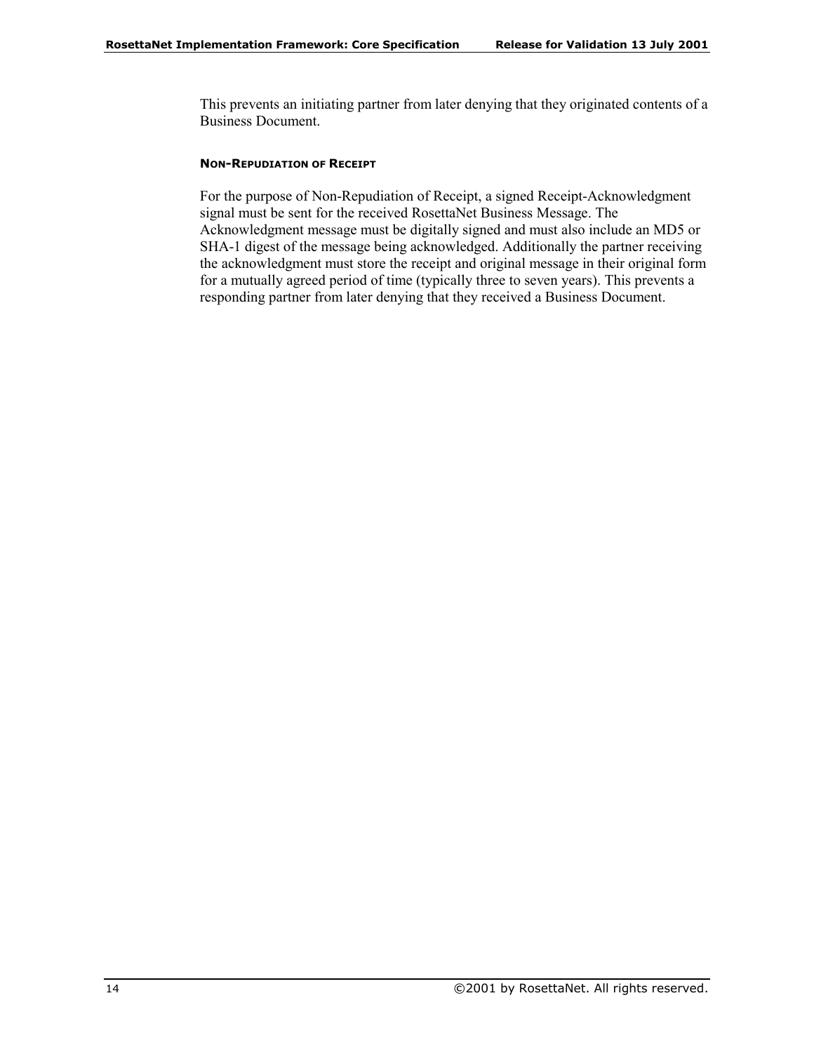This prevents an initiating partner from later denying that they originated contents of a Business Document.

#### NON-REPUDIATION OF RECEIPT

For the purpose of Non-Repudiation of Receipt, a signed Receipt-Acknowledgment signal must be sent for the received RosettaNet Business Message. The Acknowledgment message must be digitally signed and must also include an MD5 or SHA-1 digest of the message being acknowledged. Additionally the partner receiving the acknowledgment must store the receipt and original message in their original form for a mutually agreed period of time (typically three to seven years). This prevents a responding partner from later denying that they received a Business Document.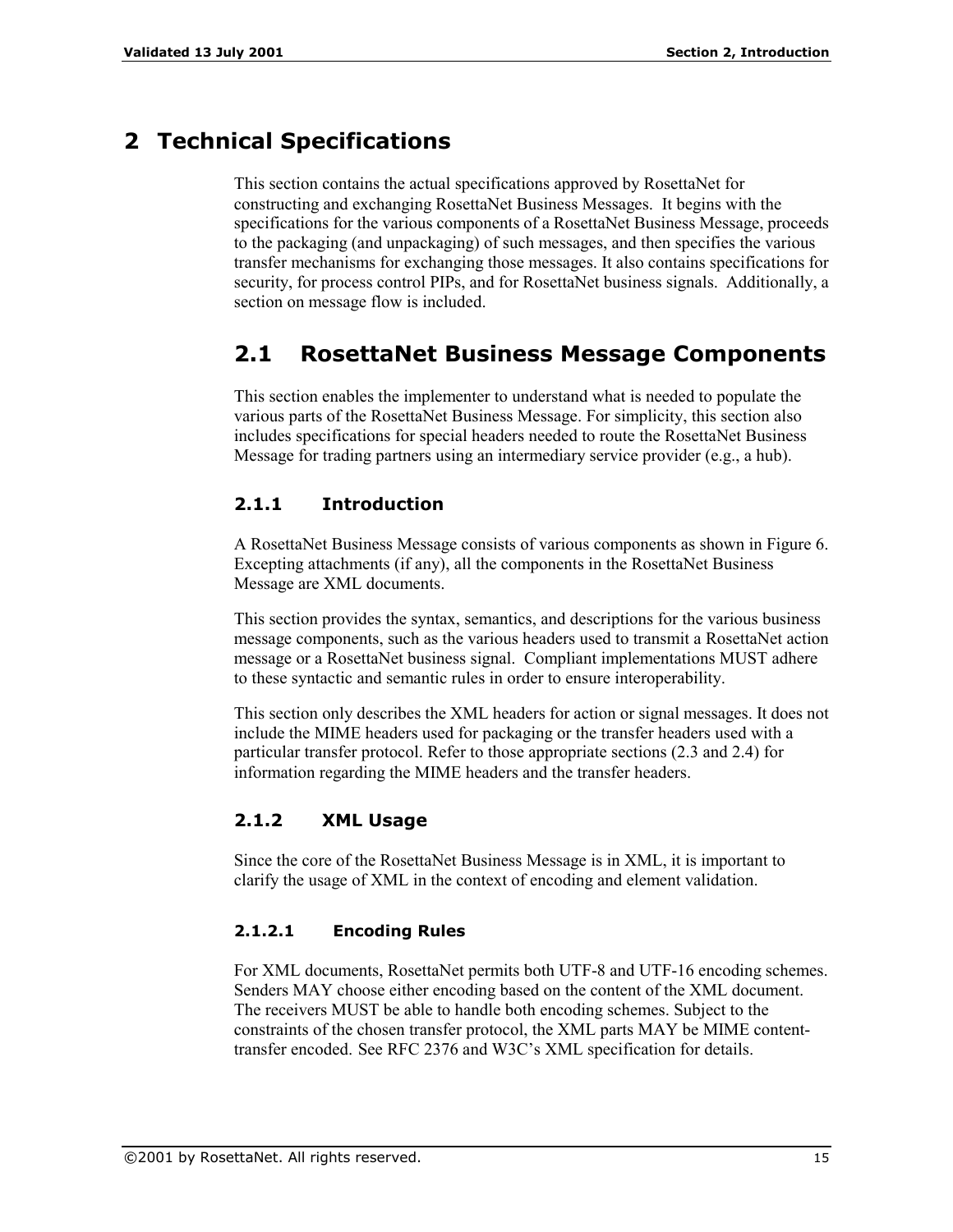# 2 Technical Specifications

This section contains the actual specifications approved by RosettaNet for constructing and exchanging RosettaNet Business Messages. It begins with the specifications for the various components of a RosettaNet Business Message, proceeds to the packaging (and unpackaging) of such messages, and then specifies the various transfer mechanisms for exchanging those messages. It also contains specifications for security, for process control PIPs, and for RosettaNet business signals. Additionally, a section on message flow is included.

## 2.1 RosettaNet Business Message Components

This section enables the implementer to understand what is needed to populate the various parts of the RosettaNet Business Message. For simplicity, this section also includes specifications for special headers needed to route the RosettaNet Business Message for trading partners using an intermediary service provider (e.g., a hub).

### 2.1.1 Introduction

A RosettaNet Business Message consists of various components as shown in Figure 6. Excepting attachments (if any), all the components in the RosettaNet Business Message are XML documents.

This section provides the syntax, semantics, and descriptions for the various business message components, such as the various headers used to transmit a RosettaNet action message or a RosettaNet business signal. Compliant implementations MUST adhere to these syntactic and semantic rules in order to ensure interoperability.

This section only describes the XML headers for action or signal messages. It does not include the MIME headers used for packaging or the transfer headers used with a particular transfer protocol. Refer to those appropriate sections (2.3 and 2.4) for information regarding the MIME headers and the transfer headers.

### 2.1.2 XML Usage

Since the core of the RosettaNet Business Message is in XML, it is important to clarify the usage of XML in the context of encoding and element validation.

#### 2.1.2.1 Encoding Rules

For XML documents, RosettaNet permits both UTF-8 and UTF-16 encoding schemes. Senders MAY choose either encoding based on the content of the XML document. The receivers MUST be able to handle both encoding schemes. Subject to the constraints of the chosen transfer protocol, the XML parts MAY be MIME content-transfer encoded. See RFC 2376 and W3C's XML specification for details.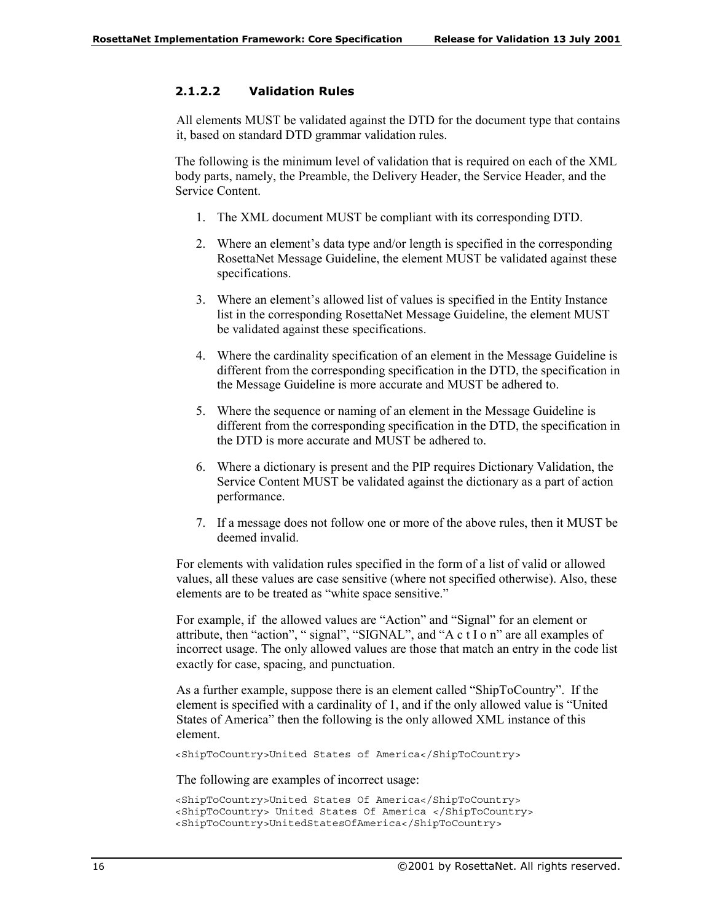#### 2.1.2.2 Validation Rules

All elements MUST be validated against the DTD for the document type that contains it, based on standard DTD grammar validation rules.

The following is the minimum level of validation that is required on each of the XML body parts, namely, the Preamble, the Delivery Header, the Service Header, and the Service Content.

1. The XML document MUST be compliant with its corresponding DTD.
2. Where an element's data type and/or length is specified in the corresponding RosettaNet Message Guideline, the element MUST be validated against these specifications.
3. Where an element's allowed list of values is specified in the Entity Instance list in the corresponding RosettaNet Message Guideline, the element MUST be validated against these specifications.
4. Where the cardinality specification of an element in the Message Guideline is different from the corresponding specification in the DTD, the specification in the Message Guideline is more accurate and MUST be adhered to.
5. Where the sequence or naming of an element in the Message Guideline is different from the corresponding specification in the DTD, the specification in the DTD is more accurate and MUST be adhered to.
6. Where a dictionary is present and the PIP requires Dictionary Validation, the Service Content MUST be validated against the dictionary as a part of action performance.
7. If a message does not follow one or more of the above rules, then it MUST be deemed invalid.

For elements with validation rules specified in the form of a list of valid or allowed values, all these values are case sensitive (where not specified otherwise). Also, these elements are to be treated as "white space sensitive."

For example, if the allowed values are "Action" and "Signal" for an element or attribute, then "action", " signal", "SIGNAL", and "A c t I o n" are all examples of incorrect usage. The only allowed values are those that match an entry in the code list exactly for case, spacing, and punctuation.

As a further example, suppose there is an element called "ShipToCountry". If the element is specified with a cardinality of 1, and if the only allowed value is "United States of America" then the following is the only allowed XML instance of this element.

```
<ShipToCountry>United States of America</ShipToCountry>
```

The following are examples of incorrect usage:

```
<ShipToCountry>United States Of America</ShipToCountry>
<ShipToCountry> United States Of America </ShipToCountry>
<ShipToCountry>UnitedStatesOfAmerica</ShipToCountry>
```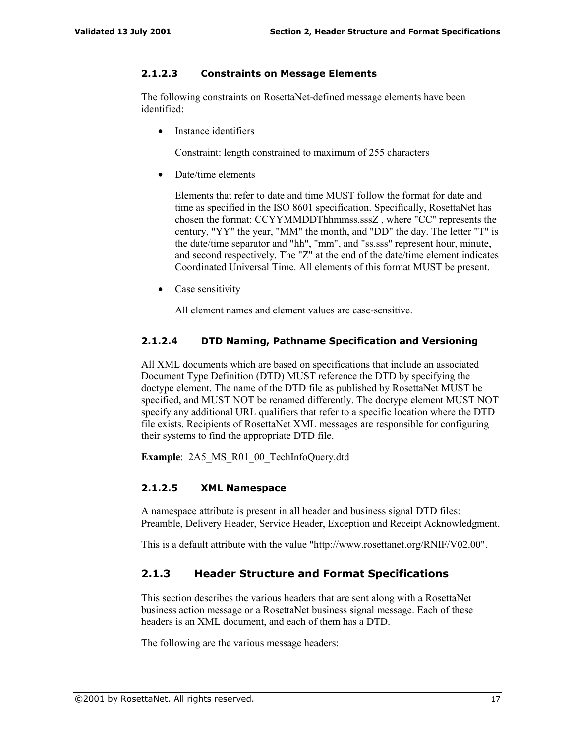#### 2.1.2.3 Constraints on Message Elements

The following constraints on RosettaNet-defined message elements have been identified:

- Instance identifiers

  Constraint: length constrained to maximum of 255 characters

- Date/time elements

  Elements that refer to date and time MUST follow the format for date and time as specified in the ISO 8601 specification. Specifically, RosettaNet has chosen the format: CCYYMMDDThhmmss.sssZ , where "CC" represents the century, "YY" the year, "MM" the month, and "DD" the day. The letter "T" is the date/time separator and "hh", "mm", and "ss.sss" represent hour, minute, and second respectively. The "Z" at the end of the date/time element indicates Coordinated Universal Time. All elements of this format MUST be present.

- Case sensitivity

  All element names and element values are case-sensitive.

#### 2.1.2.4 DTD Naming, Pathname Specification and Versioning

All XML documents which are based on specifications that include an associated Document Type Definition (DTD) MUST reference the DTD by specifying the doctype element. The name of the DTD file as published by RosettaNet MUST be specified, and MUST NOT be renamed differently. The doctype element MUST NOT specify any additional URL qualifiers that refer to a specific location where the DTD file exists. Recipients of RosettaNet XML messages are responsible for configuring their systems to find the appropriate DTD file.

**Example**: 2A5_MS_R01_00_TechInfoQuery.dtd

#### 2.1.2.5 XML Namespace

A namespace attribute is present in all header and business signal DTD files: Preamble, Delivery Header, Service Header, Exception and Receipt Acknowledgment.

This is a default attribute with the value "http://www.rosettanet.org/RNIF/V02.00".

### 2.1.3 Header Structure and Format Specifications

This section describes the various headers that are sent along with a RosettaNet business action message or a RosettaNet business signal message. Each of these headers is an XML document, and each of them has a DTD.

The following are the various message headers: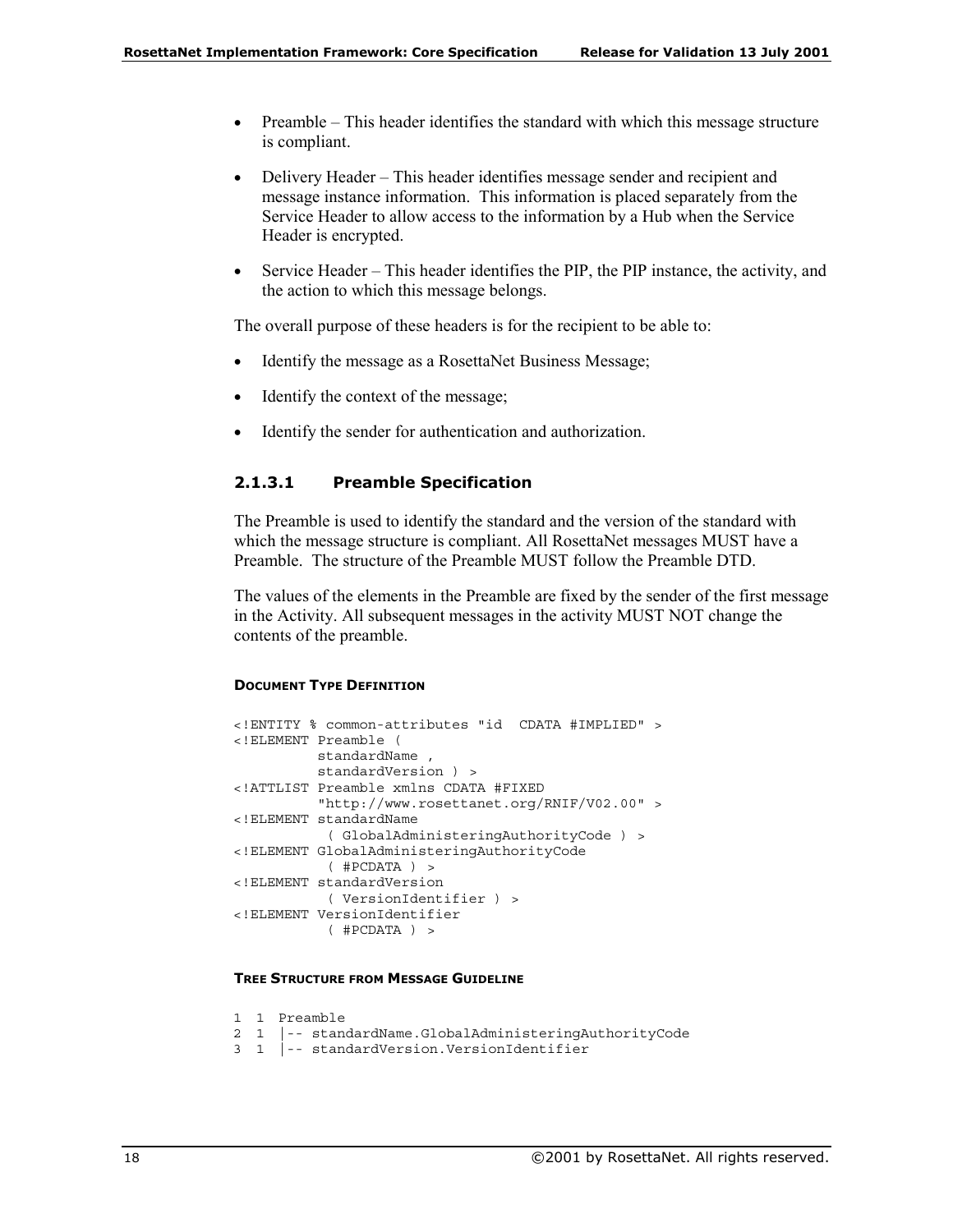- Preamble – This header identifies the standard with which this message structure is compliant.
- Delivery Header – This header identifies message sender and recipient and message instance information. This information is placed separately from the Service Header to allow access to the information by a Hub when the Service Header is encrypted.
- Service Header – This header identifies the PIP, the PIP instance, the activity, and the action to which this message belongs.

The overall purpose of these headers is for the recipient to be able to:

- Identify the message as a RosettaNet Business Message;
- Identify the context of the message;
- Identify the sender for authentication and authorization.

#### 2.1.3.1 Preamble Specification

The Preamble is used to identify the standard and the version of the standard with which the message structure is compliant. All RosettaNet messages MUST have a Preamble. The structure of the Preamble MUST follow the Preamble DTD.

The values of the elements in the Preamble are fixed by the sender of the first message in the Activity. All subsequent messages in the activity MUST NOT change the contents of the preamble.

**DOCUMENT TYPE DEFINITION**

```
<!ENTITY % common-attributes "id  CDATA #IMPLIED" >
<!ELEMENT Preamble (
          standardName ,
          standardVersion ) >
<!ATTLIST Preamble xmlns CDATA #FIXED
          "http://www.rosettanet.org/RNIF/V02.00" >
<!ELEMENT standardName
           ( GlobalAdministeringAuthorityCode ) >
<!ELEMENT GlobalAdministeringAuthorityCode
           ( #PCDATA ) >
<!ELEMENT standardVersion
           ( VersionIdentifier ) >
<!ELEMENT VersionIdentifier
           ( #PCDATA ) >
```

**TREE STRUCTURE FROM MESSAGE GUIDELINE**

```
1  1  Preamble
2  1  |-- standardName.GlobalAdministeringAuthorityCode
3  1  |-- standardVersion.VersionIdentifier
```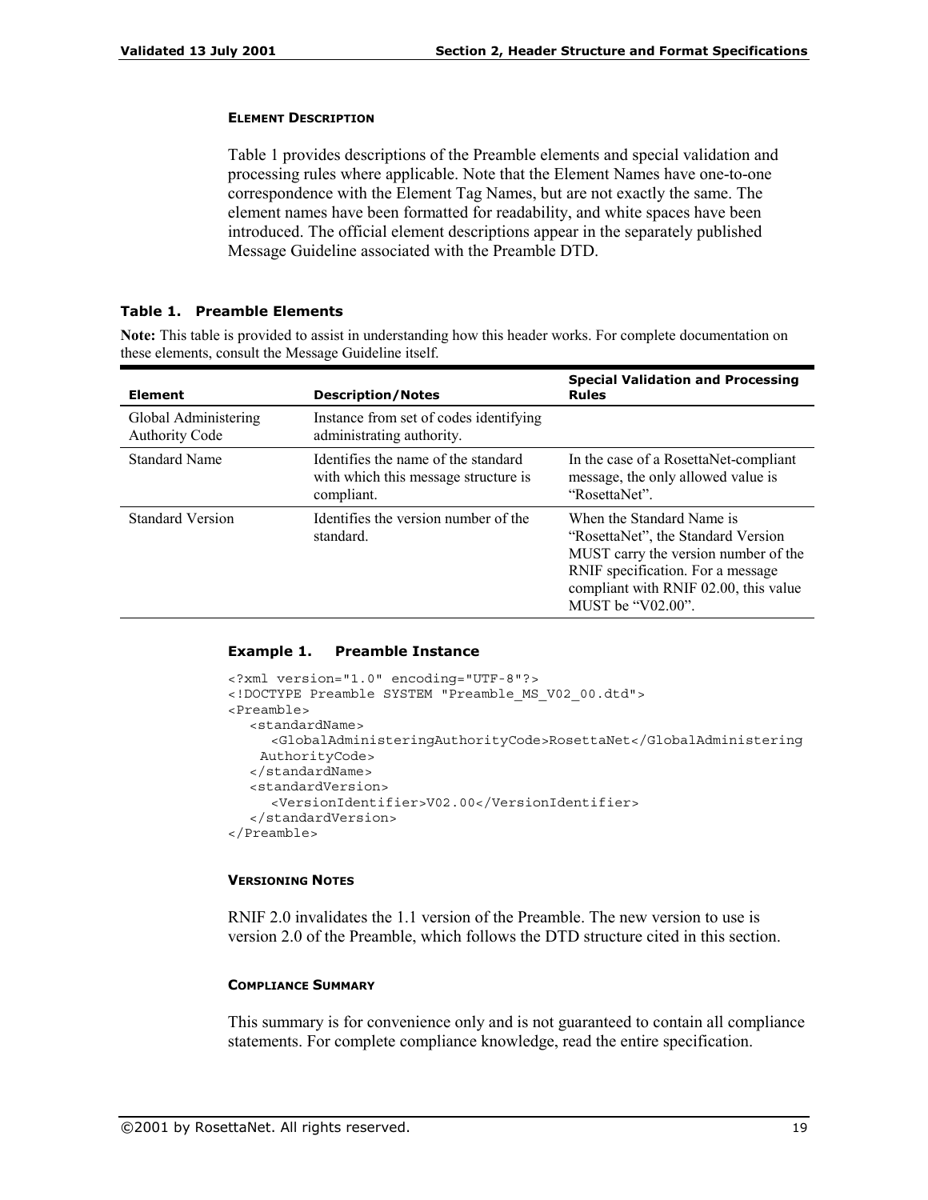#### ELEMENT DESCRIPTION

Table 1 provides descriptions of the Preamble elements and special validation and processing rules where applicable. Note that the Element Names have one-to-one correspondence with the Element Tag Names, but are not exactly the same. The element names have been formatted for readability, and white spaces have been introduced. The official element descriptions appear in the separately published Message Guideline associated with the Preamble DTD.

**Table 1. Preamble Elements**

**Note:** This table is provided to assist in understanding how this header works. For complete documentation on these elements, consult the Message Guideline itself.

| Element | Description/Notes | Special Validation and Processing Rules |
|---|---|---|
| Global Administering Authority Code | Instance from set of codes identifying administrating authority. | |
| Standard Name | Identifies the name of the standard with which this message structure is compliant. | In the case of a RosettaNet-compliant message, the only allowed value is "RosettaNet". |
| Standard Version | Identifies the version number of the standard. | When the Standard Name is "RosettaNet", the Standard Version MUST carry the version number of the RNIF specification. For a message compliant with RNIF 02.00, this value MUST be "V02.00". |

**Example 1. Preamble Instance**

```
<?xml version="1.0" encoding="UTF-8"?>
<!DOCTYPE Preamble SYSTEM "Preamble_MS_V02_00.dtd">
<Preamble>
   <standardName>
      <GlobalAdministeringAuthorityCode>RosettaNet</GlobalAdministering
    AuthorityCode>
   </standardName>
   <standardVersion>
      <VersionIdentifier>V02.00</VersionIdentifier>
   </standardVersion>
</Preamble>
```

#### VERSIONING NOTES

RNIF 2.0 invalidates the 1.1 version of the Preamble. The new version to use is version 2.0 of the Preamble, which follows the DTD structure cited in this section.

#### COMPLIANCE SUMMARY

This summary is for convenience only and is not guaranteed to contain all compliance statements. For complete compliance knowledge, read the entire specification.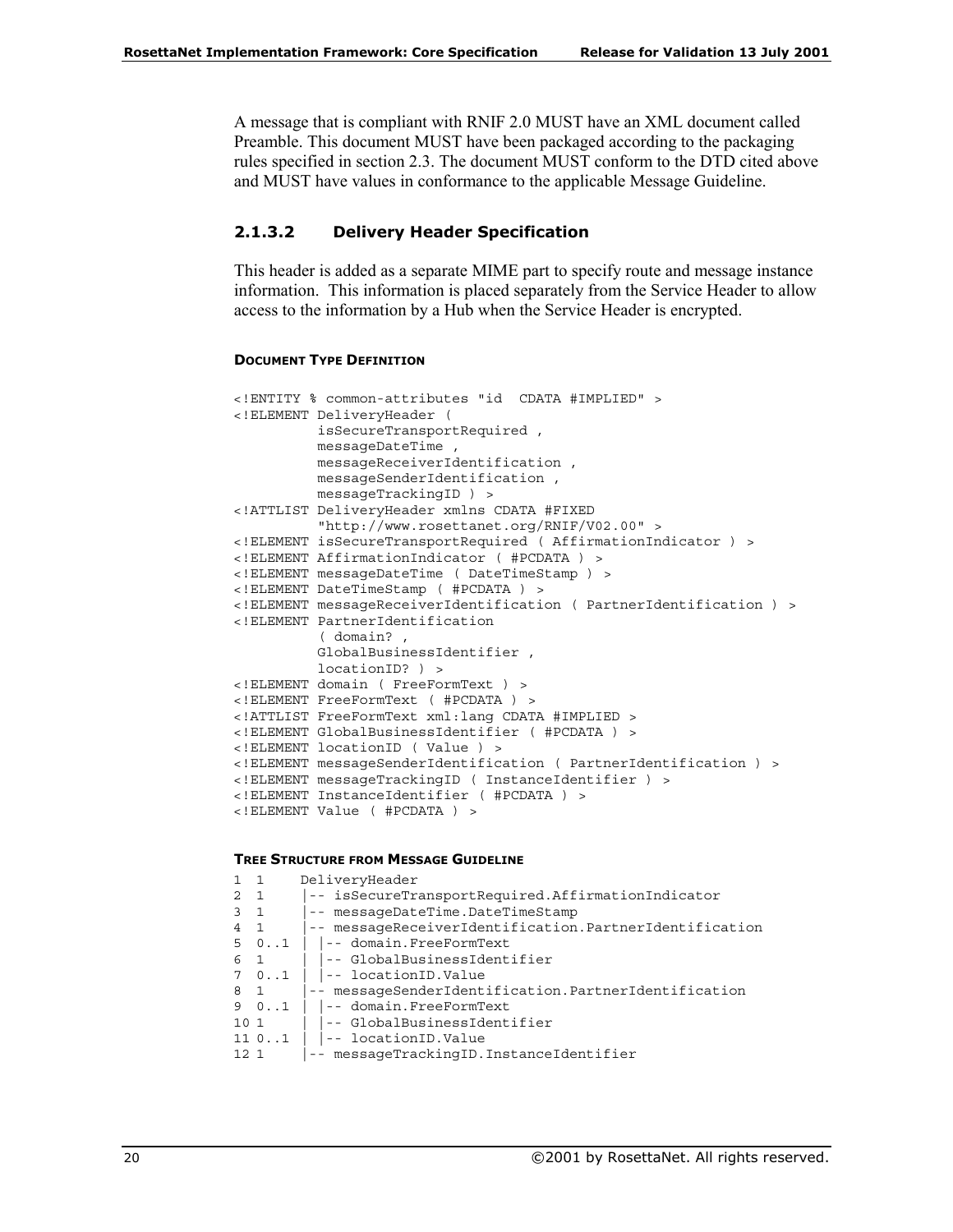A message that is compliant with RNIF 2.0 MUST have an XML document called Preamble. This document MUST have been packaged according to the packaging rules specified in section 2.3. The document MUST conform to the DTD cited above and MUST have values in conformance to the applicable Message Guideline.

#### 2.1.3.2 Delivery Header Specification

This header is added as a separate MIME part to specify route and message instance information. This information is placed separately from the Service Header to allow access to the information by a Hub when the Service Header is encrypted.

##### DOCUMENT TYPE DEFINITION

```
<!ENTITY % common-attributes "id  CDATA #IMPLIED" >
<!ELEMENT DeliveryHeader (
          isSecureTransportRequired ,
          messageDateTime ,
          messageReceiverIdentification ,
          messageSenderIdentification ,
          messageTrackingID ) >
<!ATTLIST DeliveryHeader xmlns CDATA #FIXED
          "http://www.rosettanet.org/RNIF/V02.00" >
<!ELEMENT isSecureTransportRequired ( AffirmationIndicator ) >
<!ELEMENT AffirmationIndicator ( #PCDATA ) >
<!ELEMENT messageDateTime ( DateTimeStamp ) >
<!ELEMENT DateTimeStamp ( #PCDATA ) >
<!ELEMENT messageReceiverIdentification ( PartnerIdentification ) >
<!ELEMENT PartnerIdentification
          ( domain? ,
          GlobalBusinessIdentifier ,
          locationID? ) >
<!ELEMENT domain ( FreeFormText ) >
<!ELEMENT FreeFormText ( #PCDATA ) >
<!ATTLIST FreeFormText xml:lang CDATA #IMPLIED >
<!ELEMENT GlobalBusinessIdentifier ( #PCDATA ) >
<!ELEMENT locationID ( Value ) >
<!ELEMENT messageSenderIdentification ( PartnerIdentification ) >
<!ELEMENT messageTrackingID ( InstanceIdentifier ) >
<!ELEMENT InstanceIdentifier ( #PCDATA ) >
<!ELEMENT Value ( #PCDATA ) >
```

##### TREE STRUCTURE FROM MESSAGE GUIDELINE

```
1  1     DeliveryHeader
2  1     |-- isSecureTransportRequired.AffirmationIndicator
3  1     |-- messageDateTime.DateTimeStamp
4  1     |-- messageReceiverIdentification.PartnerIdentification
5  0..1  | |-- domain.FreeFormText
6  1     | |-- GlobalBusinessIdentifier
7  0..1  | |-- locationID.Value
8  1     |-- messageSenderIdentification.PartnerIdentification
9  0..1  | |-- domain.FreeFormText
10 1     | |-- GlobalBusinessIdentifier
11 0..1  | |-- locationID.Value
12 1     |-- messageTrackingID.InstanceIdentifier
```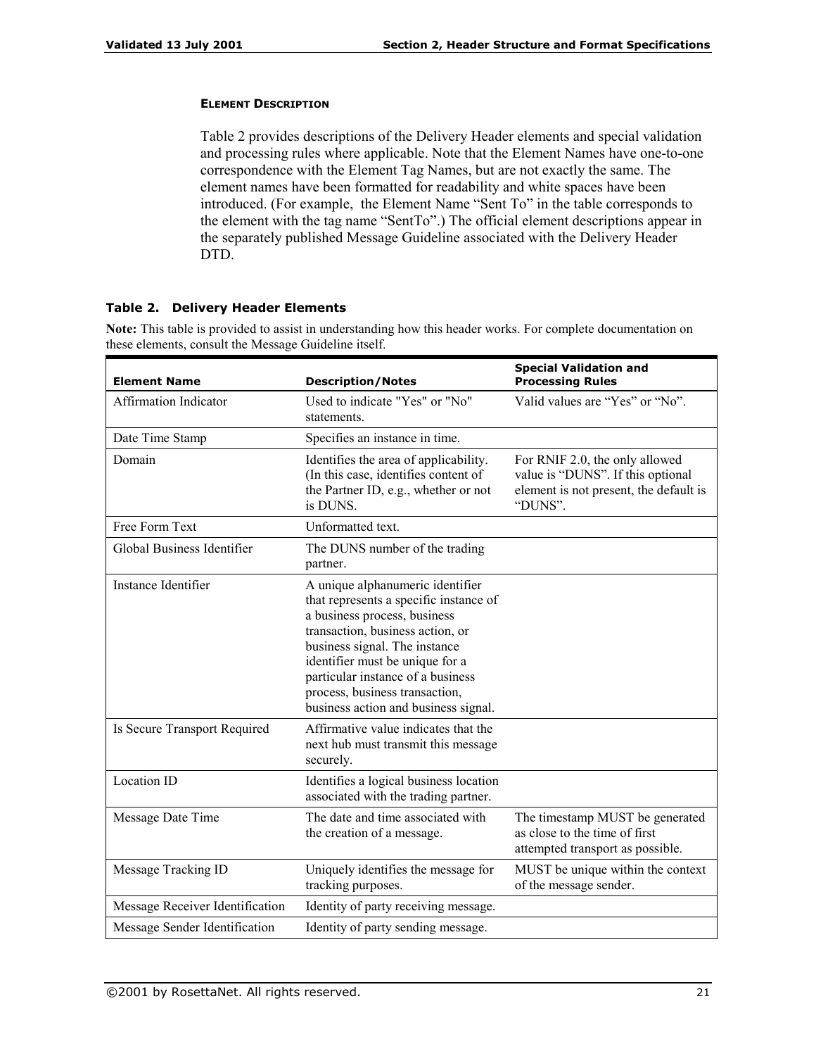#### Element Description

Table 2 provides descriptions of the Delivery Header elements and special validation and processing rules where applicable. Note that the Element Names have one-to-one correspondence with the Element Tag Names, but are not exactly the same. The element names have been formatted for readability and white spaces have been introduced. (For example, the Element Name “Sent To” in the table corresponds to the element with the tag name “SentTo”.) The official element descriptions appear in the separately published Message Guideline associated with the Delivery Header DTD.

**Table 2. Delivery Header Elements**

**Note:** This table is provided to assist in understanding how this header works. For complete documentation on these elements, consult the Message Guideline itself.

| Element Name | Description/Notes | Special Validation and Processing Rules |
|---|---|---|
| Affirmation Indicator | Used to indicate "Yes" or "No" statements. | Valid values are “Yes” or “No”. |
| Date Time Stamp | Specifies an instance in time. | |
| Domain | Identifies the area of applicability. (In this case, identifies content of the Partner ID, e.g., whether or not is DUNS. | For RNIF 2.0, the only allowed value is “DUNS”. If this optional element is not present, the default is “DUNS”. |
| Free Form Text | Unformatted text. | |
| Global Business Identifier | The DUNS number of the trading partner. | |
| Instance Identifier | A unique alphanumeric identifier that represents a specific instance of a business process, business transaction, business action, or business signal. The instance identifier must be unique for a particular instance of a business process, business transaction, business action and business signal. | |
| Is Secure Transport Required | Affirmative value indicates that the next hub must transmit this message securely. | |
| Location ID | Identifies a logical business location associated with the trading partner. | |
| Message Date Time | The date and time associated with the creation of a message. | The timestamp MUST be generated as close to the time of first attempted transport as possible. |
| Message Tracking ID | Uniquely identifies the message for tracking purposes. | MUST be unique within the context of the message sender. |
| Message Receiver Identification | Identity of party receiving message. | |
| Message Sender Identification | Identity of party sending message. | |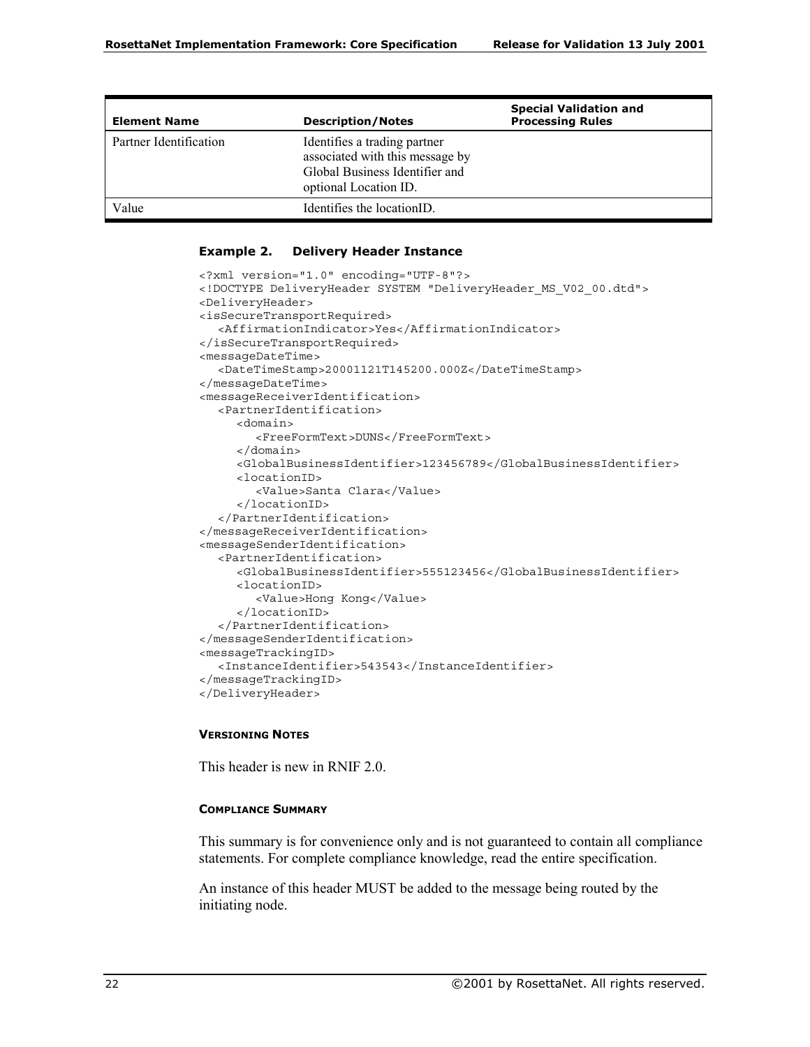| Element Name | Description/Notes | Special Validation and Processing Rules |
|---|---|---|
| Partner Identification | Identifies a trading partner associated with this message by Global Business Identifier and optional Location ID. | |
| Value | Identifies the locationID. | |

#### Example 2. Delivery Header Instance

```
<?xml version="1.0" encoding="UTF-8"?>
<!DOCTYPE DeliveryHeader SYSTEM "DeliveryHeader_MS_V02_00.dtd">
<DeliveryHeader>
<isSecureTransportRequired>
   <AffirmationIndicator>Yes</AffirmationIndicator>
</isSecureTransportRequired>
<messageDateTime>
   <DateTimeStamp>20001121T145200.000Z</DateTimeStamp>
</messageDateTime>
<messageReceiverIdentification>
   <PartnerIdentification>
      <domain>
         <FreeFormText>DUNS</FreeFormText>
      </domain>
      <GlobalBusinessIdentifier>123456789</GlobalBusinessIdentifier>
      <locationID>
         <Value>Santa Clara</Value>
      </locationID>
   </PartnerIdentification>
</messageReceiverIdentification>
<messageSenderIdentification>
   <PartnerIdentification>
      <GlobalBusinessIdentifier>555123456</GlobalBusinessIdentifier>
      <locationID>
         <Value>Hong Kong</Value>
      </locationID>
   </PartnerIdentification>
</messageSenderIdentification>
<messageTrackingID>
   <InstanceIdentifier>543543</InstanceIdentifier>
</messageTrackingID>
</DeliveryHeader>
```

##### VERSIONING NOTES

This header is new in RNIF 2.0.

##### COMPLIANCE SUMMARY

This summary is for convenience only and is not guaranteed to contain all compliance statements. For complete compliance knowledge, read the entire specification.

An instance of this header MUST be added to the message being routed by the initiating node.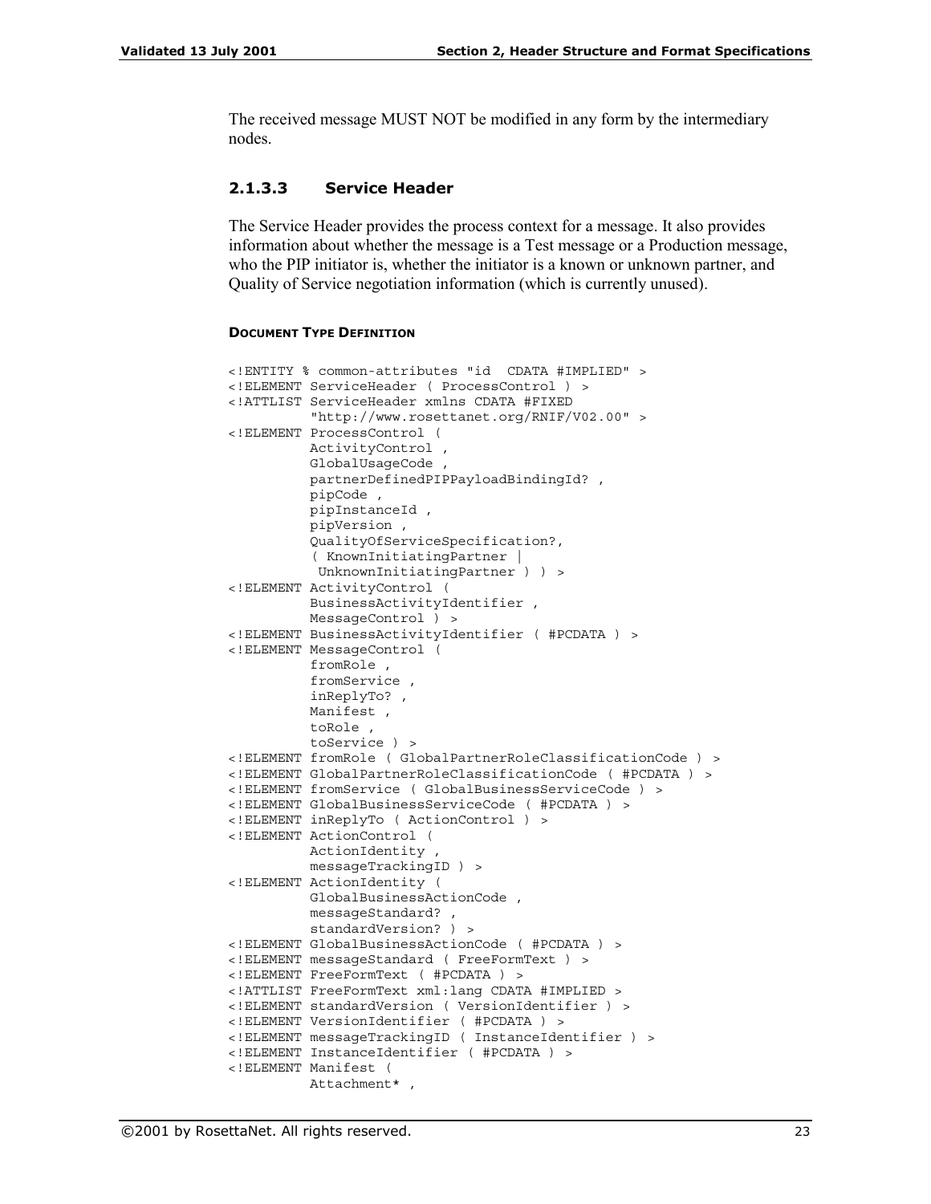The received message MUST NOT be modified in any form by the intermediary nodes.

### 2.1.3.3 Service Header

The Service Header provides the process context for a message. It also provides information about whether the message is a Test message or a Production message, who the PIP initiator is, whether the initiator is a known or unknown partner, and Quality of Service negotiation information (which is currently unused).

#### DOCUMENT TYPE DEFINITION

```
<!ENTITY % common-attributes "id  CDATA #IMPLIED" >
<!ELEMENT ServiceHeader ( ProcessControl ) >
<!ATTLIST ServiceHeader xmlns CDATA #FIXED
          "http://www.rosettanet.org/RNIF/V02.00" >
<!ELEMENT ProcessControl (
          ActivityControl ,
          GlobalUsageCode ,
          partnerDefinedPIPPayloadBindingId? ,
          pipCode ,
          pipInstanceId ,
          pipVersion ,
          QualityOfServiceSpecification?,
          ( KnownInitiatingPartner |
           UnknownInitiatingPartner ) ) >
<!ELEMENT ActivityControl (
          BusinessActivityIdentifier ,
          MessageControl ) >
<!ELEMENT BusinessActivityIdentifier ( #PCDATA ) >
<!ELEMENT MessageControl (
          fromRole ,
          fromService ,
          inReplyTo? ,
          Manifest ,
          toRole ,
          toService ) >
<!ELEMENT fromRole ( GlobalPartnerRoleClassificationCode ) >
<!ELEMENT GlobalPartnerRoleClassificationCode ( #PCDATA ) >
<!ELEMENT fromService ( GlobalBusinessServiceCode ) >
<!ELEMENT GlobalBusinessServiceCode ( #PCDATA ) >
<!ELEMENT inReplyTo ( ActionControl ) >
<!ELEMENT ActionControl (
          ActionIdentity ,
          messageTrackingID ) >
<!ELEMENT ActionIdentity (
          GlobalBusinessActionCode ,
          messageStandard? ,
          standardVersion? ) >
<!ELEMENT GlobalBusinessActionCode ( #PCDATA ) >
<!ELEMENT messageStandard ( FreeFormText ) >
<!ELEMENT FreeFormText ( #PCDATA ) >
<!ATTLIST FreeFormText xml:lang CDATA #IMPLIED >
<!ELEMENT standardVersion ( VersionIdentifier ) >
<!ELEMENT VersionIdentifier ( #PCDATA ) >
<!ELEMENT messageTrackingID ( InstanceIdentifier ) >
<!ELEMENT InstanceIdentifier ( #PCDATA ) >
<!ELEMENT Manifest (
          Attachment* ,
```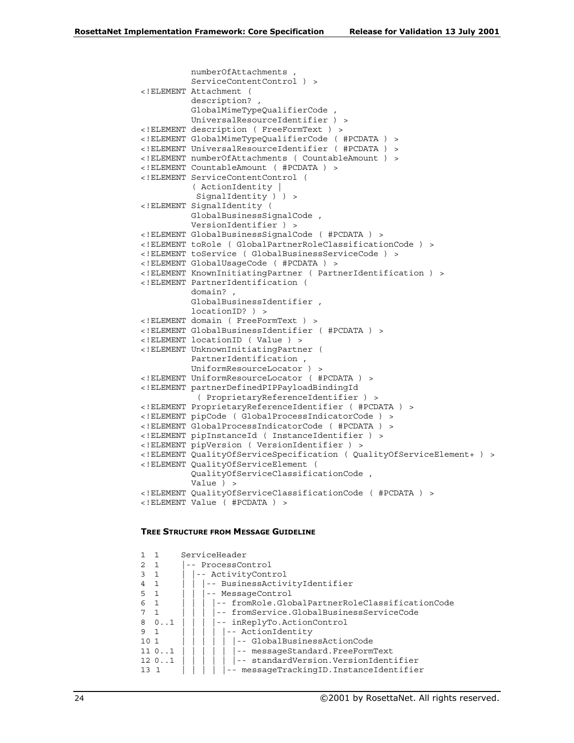```
          numberOfAttachments ,
          ServiceContentControl ) >
<!ELEMENT Attachment (
          description? ,
          GlobalMimeTypeQualifierCode ,
          UniversalResourceIdentifier ) >
<!ELEMENT description ( FreeFormText ) >
<!ELEMENT GlobalMimeTypeQualifierCode ( #PCDATA ) >
<!ELEMENT UniversalResourceIdentifier ( #PCDATA ) >
<!ELEMENT numberOfAttachments ( CountableAmount ) >
<!ELEMENT CountableAmount ( #PCDATA ) >
<!ELEMENT ServiceContentControl (
          ( ActionIdentity |
           SignalIdentity ) ) >
<!ELEMENT SignalIdentity (
          GlobalBusinessSignalCode ,
          VersionIdentifier ) >
<!ELEMENT GlobalBusinessSignalCode ( #PCDATA ) >
<!ELEMENT toRole ( GlobalPartnerRoleClassificationCode ) >
<!ELEMENT toService ( GlobalBusinessServiceCode ) >
<!ELEMENT GlobalUsageCode ( #PCDATA ) >
<!ELEMENT KnownInitiatingPartner ( PartnerIdentification ) >
<!ELEMENT PartnerIdentification (
          domain? ,
          GlobalBusinessIdentifier ,
          locationID? ) >
<!ELEMENT domain ( FreeFormText ) >
<!ELEMENT GlobalBusinessIdentifier ( #PCDATA ) >
<!ELEMENT locationID ( Value ) >
<!ELEMENT UnknownInitiatingPartner (
          PartnerIdentification ,
          UniformResourceLocator ) >
<!ELEMENT UniformResourceLocator ( #PCDATA ) >
<!ELEMENT partnerDefinedPIPPayloadBindingId
           ( ProprietaryReferenceIdentifier ) >
<!ELEMENT ProprietaryReferenceIdentifier ( #PCDATA ) >
<!ELEMENT pipCode ( GlobalProcessIndicatorCode ) >
<!ELEMENT GlobalProcessIndicatorCode ( #PCDATA ) >
<!ELEMENT pipInstanceId ( InstanceIdentifier ) >
<!ELEMENT pipVersion ( VersionIdentifier ) >
<!ELEMENT QualityOfServiceSpecification ( QualityOfServiceElement+ ) >
<!ELEMENT QualityOfServiceElement (
          QualityOfServiceClassificationCode ,
          Value ) >
<!ELEMENT QualityOfServiceClassificationCode ( #PCDATA ) >
<!ELEMENT Value ( #PCDATA ) >
```

#### TREE STRUCTURE FROM MESSAGE GUIDELINE

```
1  1     ServiceHeader
2  1     |-- ProcessControl
3  1     | |-- ActivityControl
4  1     | | |-- BusinessActivityIdentifier
5  1     | | |-- MessageControl
6  1     | | | |-- fromRole.GlobalPartnerRoleClassificationCode
7  1     | | | |-- fromService.GlobalBusinessServiceCode
8  0..1  | | | |-- inReplyTo.ActionControl
9  1     | | | | |-- ActionIdentity
10 1     | | | | | |-- GlobalBusinessActionCode
11 0..1  | | | | | |-- messageStandard.FreeFormText
12 0..1  | | | | | |-- standardVersion.VersionIdentifier
13 1     | | | | |-- messageTrackingID.InstanceIdentifier
```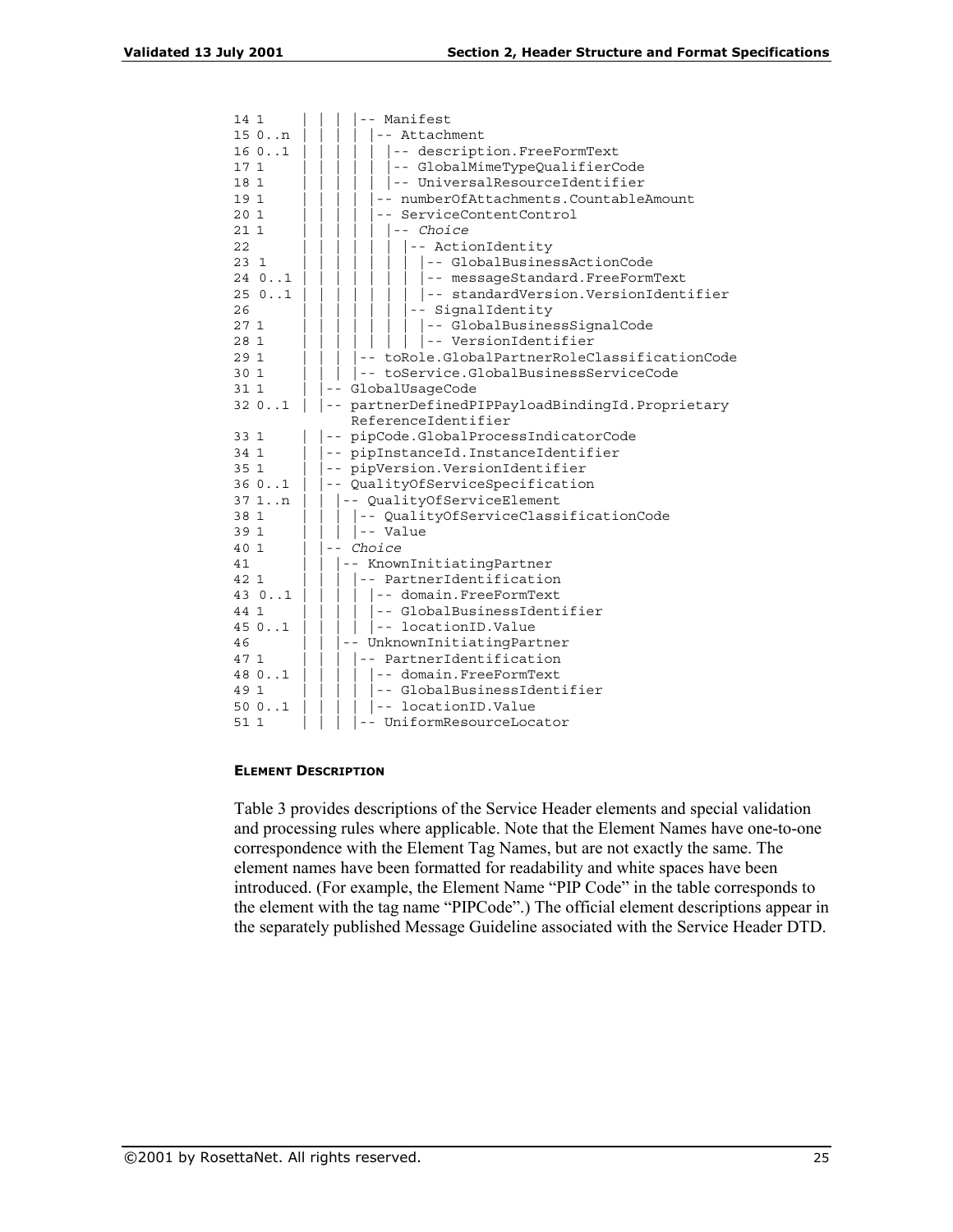```
14 1     | | | |-- Manifest
15 0..n  | | | | |-- Attachment
16 0..1  | | | | | |-- description.FreeFormText
17 1     | | | | | |-- GlobalMimeTypeQualifierCode
18 1     | | | | | |-- UniversalResourceIdentifier
19 1     | | | | |-- numberOfAttachments.CountableAmount
20 1     | | | | |-- ServiceContentControl
21 1     | | | | | |-- Choice
22       | | | | | | |-- ActionIdentity
23 1     | | | | | | | |-- GlobalBusinessActionCode
24 0..1  | | | | | | | |-- messageStandard.FreeFormText
25 0..1  | | | | | | | |-- standardVersion.VersionIdentifier
26       | | | | | | |-- SignalIdentity
27 1     | | | | | | | |-- GlobalBusinessSignalCode
28 1     | | | | | | | |-- VersionIdentifier
29 1     | | | |-- toRole.GlobalPartnerRoleClassificationCode
30 1     | | | |-- toService.GlobalBusinessServiceCode
31 1     | |-- GlobalUsageCode
32 0..1  | |-- partnerDefinedPIPPayloadBindingId.Proprietary
               ReferenceIdentifier
33 1     | |-- pipCode.GlobalProcessIndicatorCode
34 1     | |-- pipInstanceId.InstanceIdentifier
35 1     | |-- pipVersion.VersionIdentifier
36 0..1  | |-- QualityOfServiceSpecification
37 1..n  | | |-- QualityOfServiceElement
38 1     | | | |-- QualityOfServiceClassificationCode
39 1     | | | |-- Value
40 1     | |-- Choice
41       | | |-- KnownInitiatingPartner
42 1     | | | |-- PartnerIdentification
43 0..1  | | | | |-- domain.FreeFormText
44 1     | | | | |-- GlobalBusinessIdentifier
45 0..1  | | | | |-- locationID.Value
46       | | |-- UnknownInitiatingPartner
47 1     | | | |-- PartnerIdentification
48 0..1  | | | | |-- domain.FreeFormText
49 1     | | | | |-- GlobalBusinessIdentifier
50 0..1  | | | | |-- locationID.Value
51 1     | | | |-- UniformResourceLocator
```

#### ELEMENT DESCRIPTION

Table 3 provides descriptions of the Service Header elements and special validation and processing rules where applicable. Note that the Element Names have one-to-one correspondence with the Element Tag Names, but are not exactly the same. The element names have been formatted for readability and white spaces have been introduced. (For example, the Element Name "PIP Code" in the table corresponds to the element with the tag name "PIPCode".) The official element descriptions appear in the separately published Message Guideline associated with the Service Header DTD.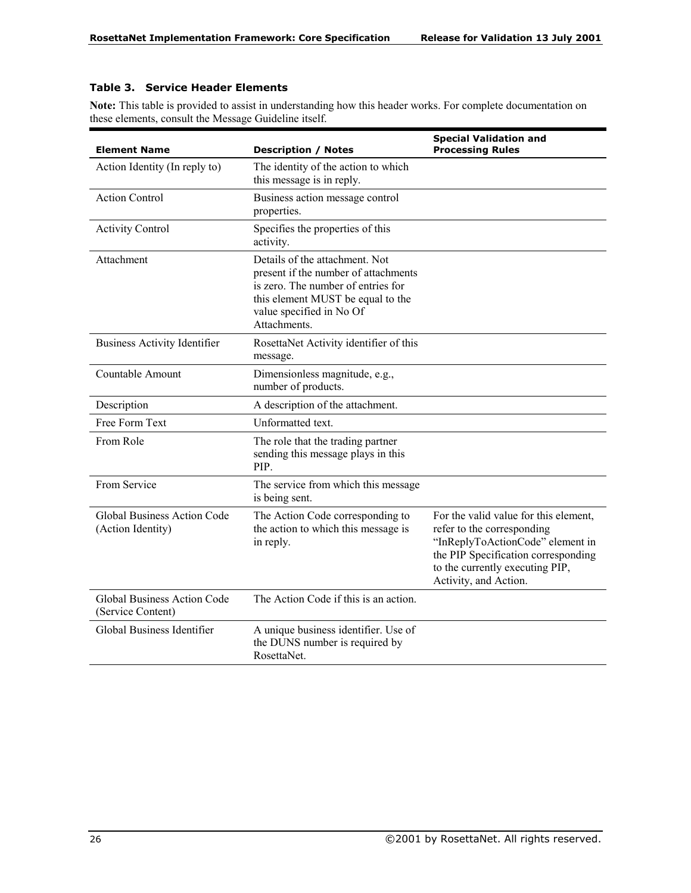**Table 3. Service Header Elements**

**Note:** This table is provided to assist in understanding how this header works. For complete documentation on these elements, consult the Message Guideline itself.

| Element Name | Description / Notes | Special Validation and Processing Rules |
|---|---|---|
| Action Identity (In reply to) | The identity of the action to which this message is in reply. | |
| Action Control | Business action message control properties. | |
| Activity Control | Specifies the properties of this activity. | |
| Attachment | Details of the attachment. Not present if the number of attachments is zero. The number of entries for this element MUST be equal to the value specified in No Of Attachments. | |
| Business Activity Identifier | RosettaNet Activity identifier of this message. | |
| Countable Amount | Dimensionless magnitude, e.g., number of products. | |
| Description | A description of the attachment. | |
| Free Form Text | Unformatted text. | |
| From Role | The role that the trading partner sending this message plays in this PIP. | |
| From Service | The service from which this message is being sent. | |
| Global Business Action Code (Action Identity) | The Action Code corresponding to the action to which this message is in reply. | For the valid value for this element, refer to the corresponding "InReplyToActionCode" element in the PIP Specification corresponding to the currently executing PIP, Activity, and Action. |
| Global Business Action Code (Service Content) | The Action Code if this is an action. | |
| Global Business Identifier | A unique business identifier. Use of the DUNS number is required by RosettaNet. | |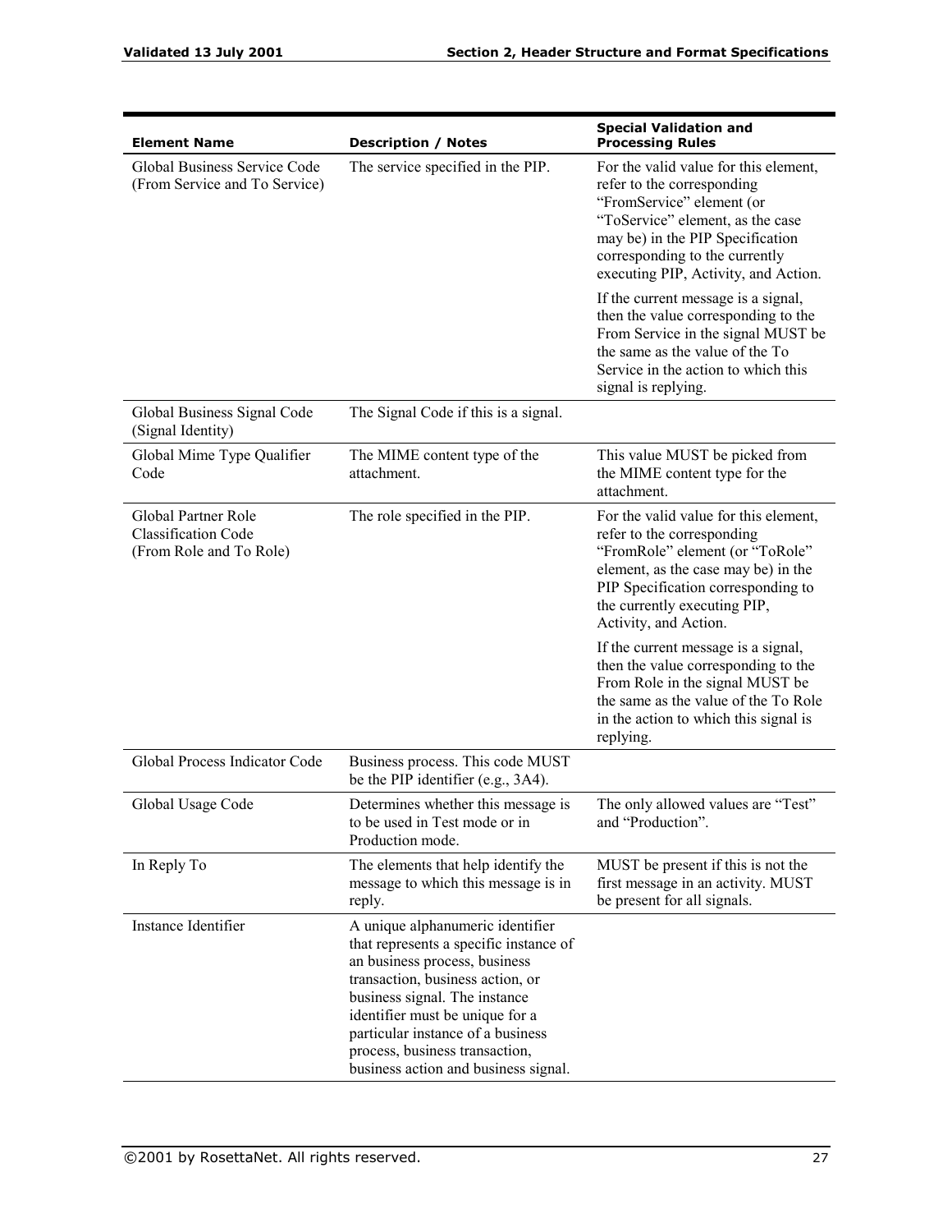| Element Name | Description / Notes | Special Validation and Processing Rules |
| --- | --- | --- |
| Global Business Service Code (From Service and To Service) | The service specified in the PIP. | For the valid value for this element, refer to the corresponding “FromService” element (or “ToService” element, as the case may be) in the PIP Specification corresponding to the currently executing PIP, Activity, and Action.<br><br>If the current message is a signal, then the value corresponding to the From Service in the signal MUST be the same as the value of the To Service in the action to which this signal is replying. |
| Global Business Signal Code (Signal Identity) | The Signal Code if this is a signal. | |
| Global Mime Type Qualifier Code | The MIME content type of the attachment. | This value MUST be picked from the MIME content type for the attachment. |
| Global Partner Role Classification Code (From Role and To Role) | The role specified in the PIP. | For the valid value for this element, refer to the corresponding “FromRole” element (or “ToRole” element, as the case may be) in the PIP Specification corresponding to the currently executing PIP, Activity, and Action.<br><br>If the current message is a signal, then the value corresponding to the From Role in the signal MUST be the same as the value of the To Role in the action to which this signal is replying. |
| Global Process Indicator Code | Business process. This code MUST be the PIP identifier (e.g., 3A4). | |
| Global Usage Code | Determines whether this message is to be used in Test mode or in Production mode. | The only allowed values are “Test” and “Production”. |
| In Reply To | The elements that help identify the message to which this message is in reply. | MUST be present if this is not the first message in an activity. MUST be present for all signals. |
| Instance Identifier | A unique alphanumeric identifier that represents a specific instance of an business process, business transaction, business action, or business signal. The instance identifier must be unique for a particular instance of a business process, business transaction, business action and business signal. | |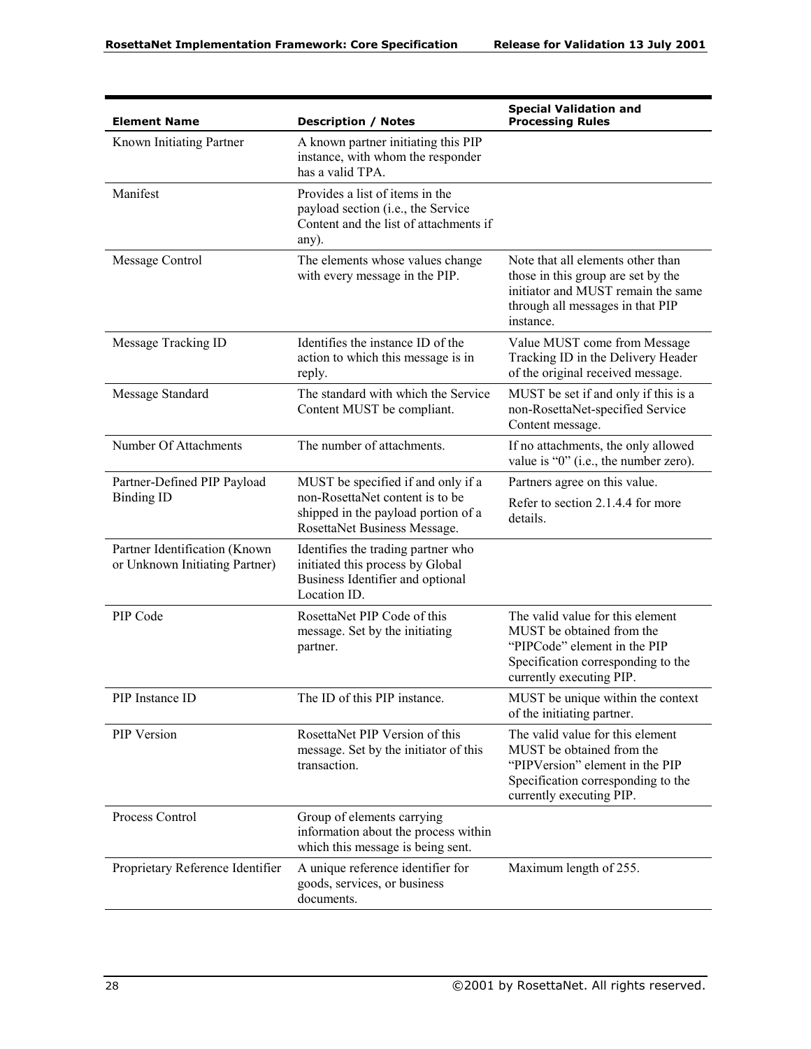| Element Name | Description / Notes | Special Validation and Processing Rules |
|---|---|---|
| Known Initiating Partner | A known partner initiating this PIP instance, with whom the responder has a valid TPA. | |
| Manifest | Provides a list of items in the payload section (i.e., the Service Content and the list of attachments if any). | |
| Message Control | The elements whose values change with every message in the PIP. | Note that all elements other than those in this group are set by the initiator and MUST remain the same through all messages in that PIP instance. |
| Message Tracking ID | Identifies the instance ID of the action to which this message is in reply. | Value MUST come from Message Tracking ID in the Delivery Header of the original received message. |
| Message Standard | The standard with which the Service Content MUST be compliant. | MUST be set if and only if this is a non-RosettaNet-specified Service Content message. |
| Number Of Attachments | The number of attachments. | If no attachments, the only allowed value is "0" (i.e., the number zero). |
| Partner-Defined PIP Payload Binding ID | MUST be specified if and only if a non-RosettaNet content is to be shipped in the payload portion of a RosettaNet Business Message. | Partners agree on this value.<br>Refer to section 2.1.4.4 for more details. |
| Partner Identification (Known or Unknown Initiating Partner) | Identifies the trading partner who initiated this process by Global Business Identifier and optional Location ID. | |
| PIP Code | RosettaNet PIP Code of this message. Set by the initiating partner. | The valid value for this element MUST be obtained from the "PIPCode" element in the PIP Specification corresponding to the currently executing PIP. |
| PIP Instance ID | The ID of this PIP instance. | MUST be unique within the context of the initiating partner. |
| PIP Version | RosettaNet PIP Version of this message. Set by the initiator of this transaction. | The valid value for this element MUST be obtained from the "PIPVersion" element in the PIP Specification corresponding to the currently executing PIP. |
| Process Control | Group of elements carrying information about the process within which this message is being sent. | |
| Proprietary Reference Identifier | A unique reference identifier for goods, services, or business documents. | Maximum length of 255. |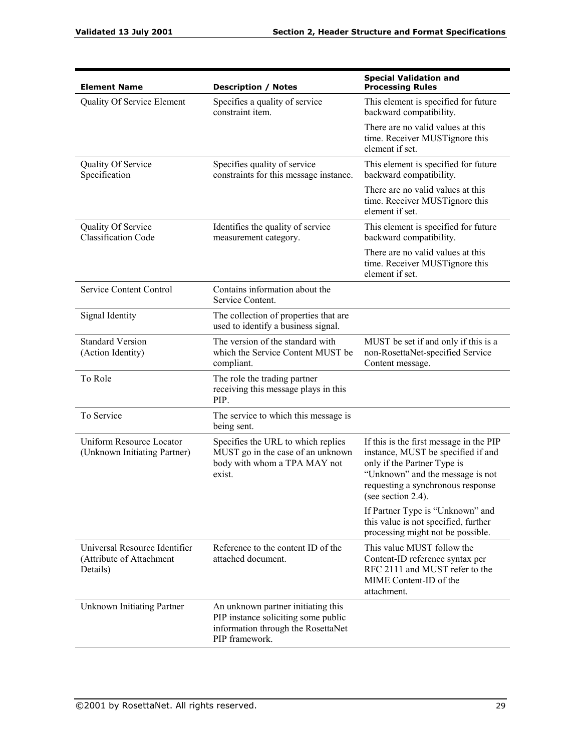| Element Name | Description / Notes | Special Validation and Processing Rules |
|---|---|---|
| Quality Of Service Element | Specifies a quality of service constraint item. | This element is specified for future backward compatibility.<br><br>There are no valid values at this time. Receiver MUSTignore this element if set. |
| Quality Of Service Specification | Specifies quality of service constraints for this message instance. | This element is specified for future backward compatibility.<br><br>There are no valid values at this time. Receiver MUSTignore this element if set. |
| Quality Of Service Classification Code | Identifies the quality of service measurement category. | This element is specified for future backward compatibility.<br><br>There are no valid values at this time. Receiver MUSTignore this element if set. |
| Service Content Control | Contains information about the Service Content. | |
| Signal Identity | The collection of properties that are used to identify a business signal. | |
| Standard Version (Action Identity) | The version of the standard with which the Service Content MUST be compliant. | MUST be set if and only if this is a non-RosettaNet-specified Service Content message. |
| To Role | The role the trading partner receiving this message plays in this PIP. | |
| To Service | The service to which this message is being sent. | |
| Uniform Resource Locator (Unknown Initiating Partner) | Specifies the URL to which replies MUST go in the case of an unknown body with whom a TPA MAY not exist. | If this is the first message in the PIP instance, MUST be specified if and only if the Partner Type is "Unknown" and the message is not requesting a synchronous response (see section 2.4).<br><br>If Partner Type is "Unknown" and this value is not specified, further processing might not be possible. |
| Universal Resource Identifier (Attribute of Attachment Details) | Reference to the content ID of the attached document. | This value MUST follow the Content-ID reference syntax per RFC 2111 and MUST refer to the MIME Content-ID of the attachment. |
| Unknown Initiating Partner | An unknown partner initiating this PIP instance soliciting some public information through the RosettaNet PIP framework. | |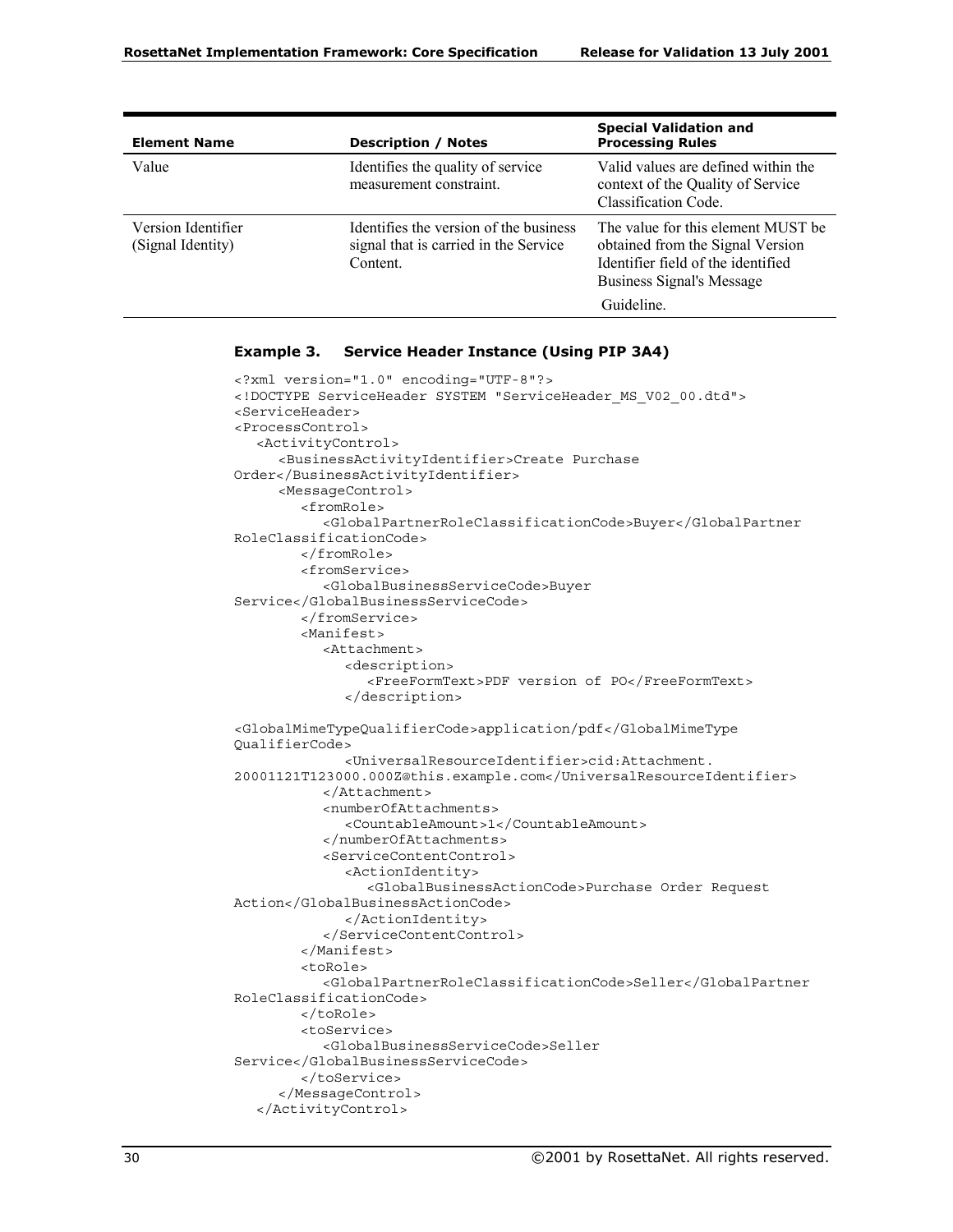| Element Name | Description / Notes | Special Validation and Processing Rules |
|---|---|---|
| Value | Identifies the quality of service measurement constraint. | Valid values are defined within the context of the Quality of Service Classification Code. |
| Version Identifier (Signal Identity) | Identifies the version of the business signal that is carried in the Service Content. | The value for this element MUST be obtained from the Signal Version Identifier field of the identified Business Signal's Message Guideline. |

**Example 3. Service Header Instance (Using PIP 3A4)**

```
<?xml version="1.0" encoding="UTF-8"?>
<!DOCTYPE ServiceHeader SYSTEM "ServiceHeader_MS_V02_00.dtd">
<ServiceHeader>
<ProcessControl>
   <ActivityControl>
      <BusinessActivityIdentifier>Create Purchase
Order</BusinessActivityIdentifier>
      <MessageControl>
         <fromRole>
            <GlobalPartnerRoleClassificationCode>Buyer</GlobalPartner
RoleClassificationCode>
         </fromRole>
         <fromService>
            <GlobalBusinessServiceCode>Buyer
Service</GlobalBusinessServiceCode>
         </fromService>
         <Manifest>
            <Attachment>
               <description>
                  <FreeFormText>PDF version of PO</FreeFormText>
               </description>

<GlobalMimeTypeQualifierCode>application/pdf</GlobalMimeType
QualifierCode>
               <UniversalResourceIdentifier>cid:Attachment.
20001121T123000.000Z@this.example.com</UniversalResourceIdentifier>
            </Attachment>
            <numberOfAttachments>
               <CountableAmount>1</CountableAmount>
            </numberOfAttachments>
            <ServiceContentControl>
               <ActionIdentity>
                  <GlobalBusinessActionCode>Purchase Order Request
Action</GlobalBusinessActionCode>
               </ActionIdentity>
            </ServiceContentControl>
         </Manifest>
         <toRole>
            <GlobalPartnerRoleClassificationCode>Seller</GlobalPartner
RoleClassificationCode>
         </toRole>
         <toService>
            <GlobalBusinessServiceCode>Seller
Service</GlobalBusinessServiceCode>
         </toService>
      </MessageControl>
   </ActivityControl>
```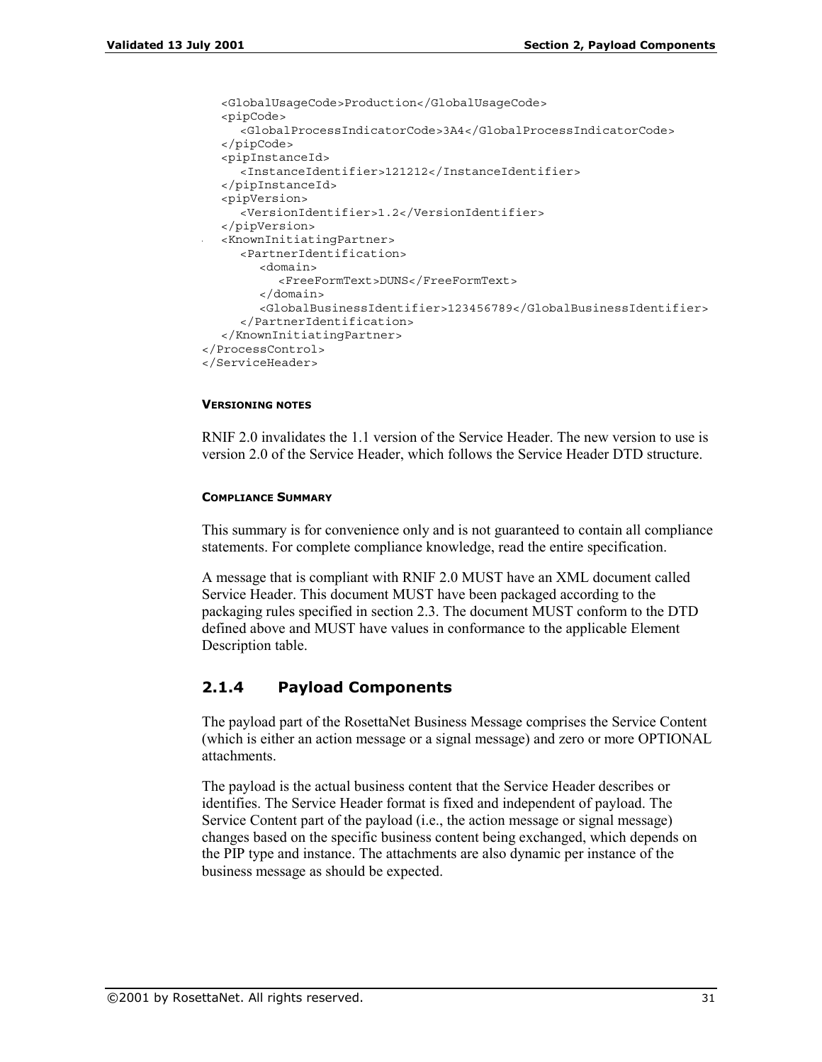```
   <GlobalUsageCode>Production</GlobalUsageCode>
   <pipCode>
      <GlobalProcessIndicatorCode>3A4</GlobalProcessIndicatorCode>
   </pipCode>
   <pipInstanceId>
      <InstanceIdentifier>121212</InstanceIdentifier>
   </pipInstanceId>
   <pipVersion>
      <VersionIdentifier>1.2</VersionIdentifier>
   </pipVersion>
   <KnownInitiatingPartner>
      <PartnerIdentification>
         <domain>
            <FreeFormText>DUNS</FreeFormText>
         </domain>
         <GlobalBusinessIdentifier>123456789</GlobalBusinessIdentifier>
      </PartnerIdentification>
   </KnownInitiatingPartner>
</ProcessControl>
</ServiceHeader>
```

##### VERSIONING NOTES

RNIF 2.0 invalidates the 1.1 version of the Service Header. The new version to use is version 2.0 of the Service Header, which follows the Service Header DTD structure.

##### COMPLIANCE SUMMARY

This summary is for convenience only and is not guaranteed to contain all compliance statements. For complete compliance knowledge, read the entire specification.

A message that is compliant with RNIF 2.0 MUST have an XML document called Service Header. This document MUST have been packaged according to the packaging rules specified in section 2.3. The document MUST conform to the DTD defined above and MUST have values in conformance to the applicable Element Description table.

### 2.1.4 Payload Components

The payload part of the RosettaNet Business Message comprises the Service Content (which is either an action message or a signal message) and zero or more OPTIONAL attachments.

The payload is the actual business content that the Service Header describes or identifies. The Service Header format is fixed and independent of payload. The Service Content part of the payload (i.e., the action message or signal message) changes based on the specific business content being exchanged, which depends on the PIP type and instance. The attachments are also dynamic per instance of the business message as should be expected.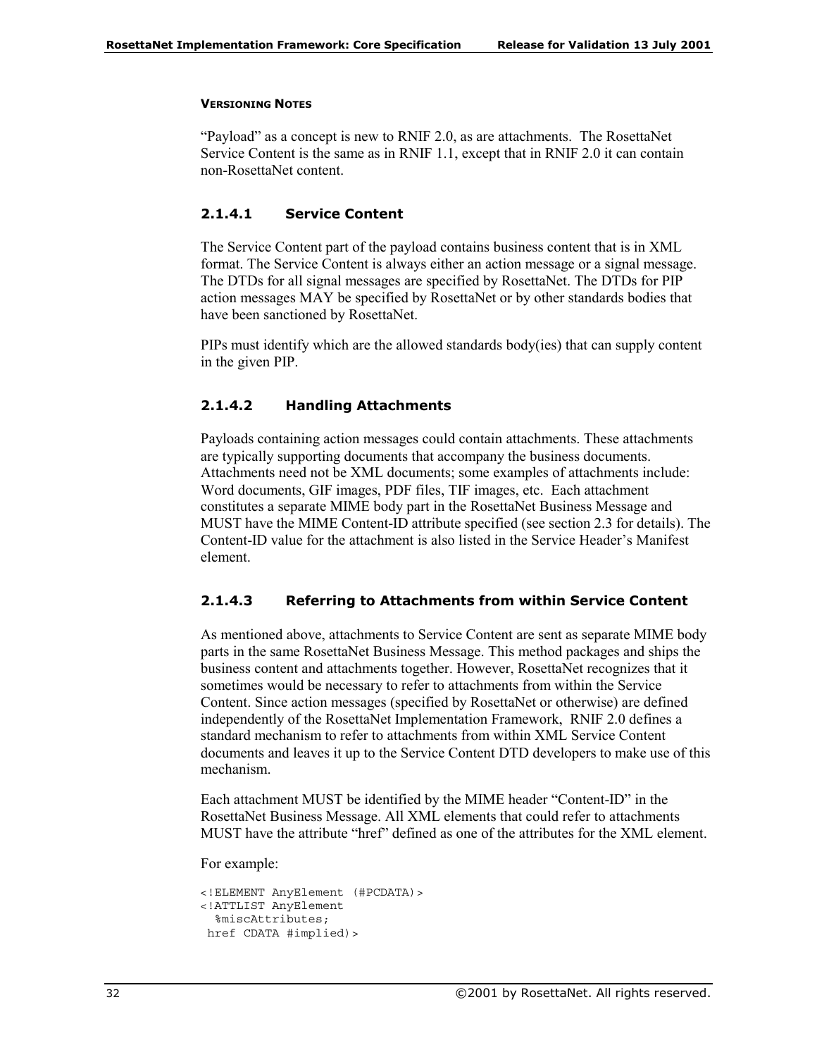#### VERSIONING NOTES

"Payload" as a concept is new to RNIF 2.0, as are attachments. The RosettaNet Service Content is the same as in RNIF 1.1, except that in RNIF 2.0 it can contain non-RosettaNet content.

### 2.1.4.1 Service Content

The Service Content part of the payload contains business content that is in XML format. The Service Content is always either an action message or a signal message. The DTDs for all signal messages are specified by RosettaNet. The DTDs for PIP action messages MAY be specified by RosettaNet or by other standards bodies that have been sanctioned by RosettaNet.

PIPs must identify which are the allowed standards body(ies) that can supply content in the given PIP.

### 2.1.4.2 Handling Attachments

Payloads containing action messages could contain attachments. These attachments are typically supporting documents that accompany the business documents. Attachments need not be XML documents; some examples of attachments include: Word documents, GIF images, PDF files, TIF images, etc. Each attachment constitutes a separate MIME body part in the RosettaNet Business Message and MUST have the MIME Content-ID attribute specified (see section 2.3 for details). The Content-ID value for the attachment is also listed in the Service Header's Manifest element.

### 2.1.4.3 Referring to Attachments from within Service Content

As mentioned above, attachments to Service Content are sent as separate MIME body parts in the same RosettaNet Business Message. This method packages and ships the business content and attachments together. However, RosettaNet recognizes that it sometimes would be necessary to refer to attachments from within the Service Content. Since action messages (specified by RosettaNet or otherwise) are defined independently of the RosettaNet Implementation Framework, RNIF 2.0 defines a standard mechanism to refer to attachments from within XML Service Content documents and leaves it up to the Service Content DTD developers to make use of this mechanism.

Each attachment MUST be identified by the MIME header "Content-ID" in the RosettaNet Business Message. All XML elements that could refer to attachments MUST have the attribute "href" defined as one of the attributes for the XML element.

For example:

```
<!ELEMENT AnyElement (#PCDATA)>
<!ATTLIST AnyElement
  %miscAttributes;
 href CDATA #implied)>
```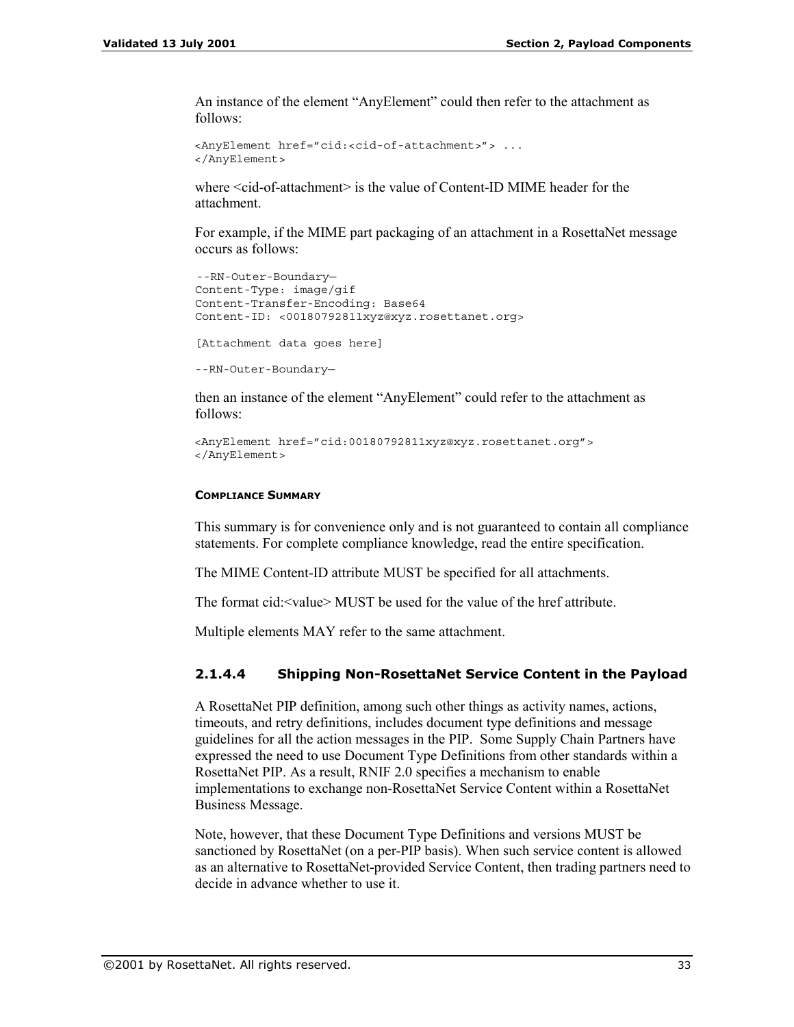An instance of the element “AnyElement” could then refer to the attachment as follows:

```
<AnyElement href=”cid:<cid-of-attachment>”> ...
</AnyElement>
```

where <cid-of-attachment> is the value of Content-ID MIME header for the attachment.

For example, if the MIME part packaging of an attachment in a RosettaNet message occurs as follows:

```
--RN-Outer-Boundary—
Content-Type: image/gif
Content-Transfer-Encoding: Base64
Content-ID: <00180792811xyz@xyz.rosettanet.org>

[Attachment data goes here]

--RN-Outer-Boundary—
```

then an instance of the element “AnyElement” could refer to the attachment as follows:

```
<AnyElement href=”cid:00180792811xyz@xyz.rosettanet.org”>
</AnyElement>
```

#### COMPLIANCE SUMMARY

This summary is for convenience only and is not guaranteed to contain all compliance statements. For complete compliance knowledge, read the entire specification.

The MIME Content-ID attribute MUST be specified for all attachments.

The format cid:<value> MUST be used for the value of the href attribute.

Multiple elements MAY refer to the same attachment.

### 2.1.4.4 Shipping Non-RosettaNet Service Content in the Payload

A RosettaNet PIP definition, among such other things as activity names, actions, timeouts, and retry definitions, includes document type definitions and message guidelines for all the action messages in the PIP. Some Supply Chain Partners have expressed the need to use Document Type Definitions from other standards within a RosettaNet PIP. As a result, RNIF 2.0 specifies a mechanism to enable implementations to exchange non-RosettaNet Service Content within a RosettaNet Business Message.

Note, however, that these Document Type Definitions and versions MUST be sanctioned by RosettaNet (on a per-PIP basis). When such service content is allowed as an alternative to RosettaNet-provided Service Content, then trading partners need to decide in advance whether to use it.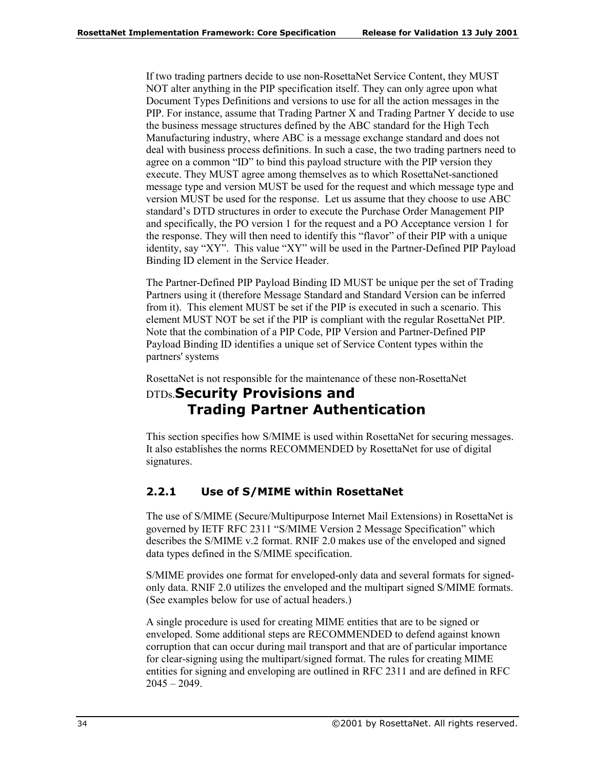If two trading partners decide to use non-RosettaNet Service Content, they MUST NOT alter anything in the PIP specification itself. They can only agree upon what Document Types Definitions and versions to use for all the action messages in the PIP. For instance, assume that Trading Partner X and Trading Partner Y decide to use the business message structures defined by the ABC standard for the High Tech Manufacturing industry, where ABC is a message exchange standard and does not deal with business process definitions. In such a case, the two trading partners need to agree on a common "ID" to bind this payload structure with the PIP version they execute. They MUST agree among themselves as to which RosettaNet-sanctioned message type and version MUST be used for the request and which message type and version MUST be used for the response. Let us assume that they choose to use ABC standard's DTD structures in order to execute the Purchase Order Management PIP and specifically, the PO version 1 for the request and a PO Acceptance version 1 for the response. They will then need to identify this "flavor" of their PIP with a unique identity, say "XY". This value "XY" will be used in the Partner-Defined PIP Payload Binding ID element in the Service Header.

The Partner-Defined PIP Payload Binding ID MUST be unique per the set of Trading Partners using it (therefore Message Standard and Standard Version can be inferred from it). This element MUST be set if the PIP is executed in such a scenario. This element MUST NOT be set if the PIP is compliant with the regular RosettaNet PIP. Note that the combination of a PIP Code, PIP Version and Partner-Defined PIP Payload Binding ID identifies a unique set of Service Content types within the partners' systems

RosettaNet is not responsible for the maintenance of these non-RosettaNet DTDs.

## Security Provisions and Trading Partner Authentication

This section specifies how S/MIME is used within RosettaNet for securing messages. It also establishes the norms RECOMMENDED by RosettaNet for use of digital signatures.

### 2.2.1 Use of S/MIME within RosettaNet

The use of S/MIME (Secure/Multipurpose Internet Mail Extensions) in RosettaNet is governed by IETF RFC 2311 "S/MIME Version 2 Message Specification" which describes the S/MIME v.2 format. RNIF 2.0 makes use of the enveloped and signed data types defined in the S/MIME specification.

S/MIME provides one format for enveloped-only data and several formats for signed-only data. RNIF 2.0 utilizes the enveloped and the multipart signed S/MIME formats. (See examples below for use of actual headers.)

A single procedure is used for creating MIME entities that are to be signed or enveloped. Some additional steps are RECOMMENDED to defend against known corruption that can occur during mail transport and that are of particular importance for clear-signing using the multipart/signed format. The rules for creating MIME entities for signing and enveloping are outlined in RFC 2311 and are defined in RFC 2045 – 2049.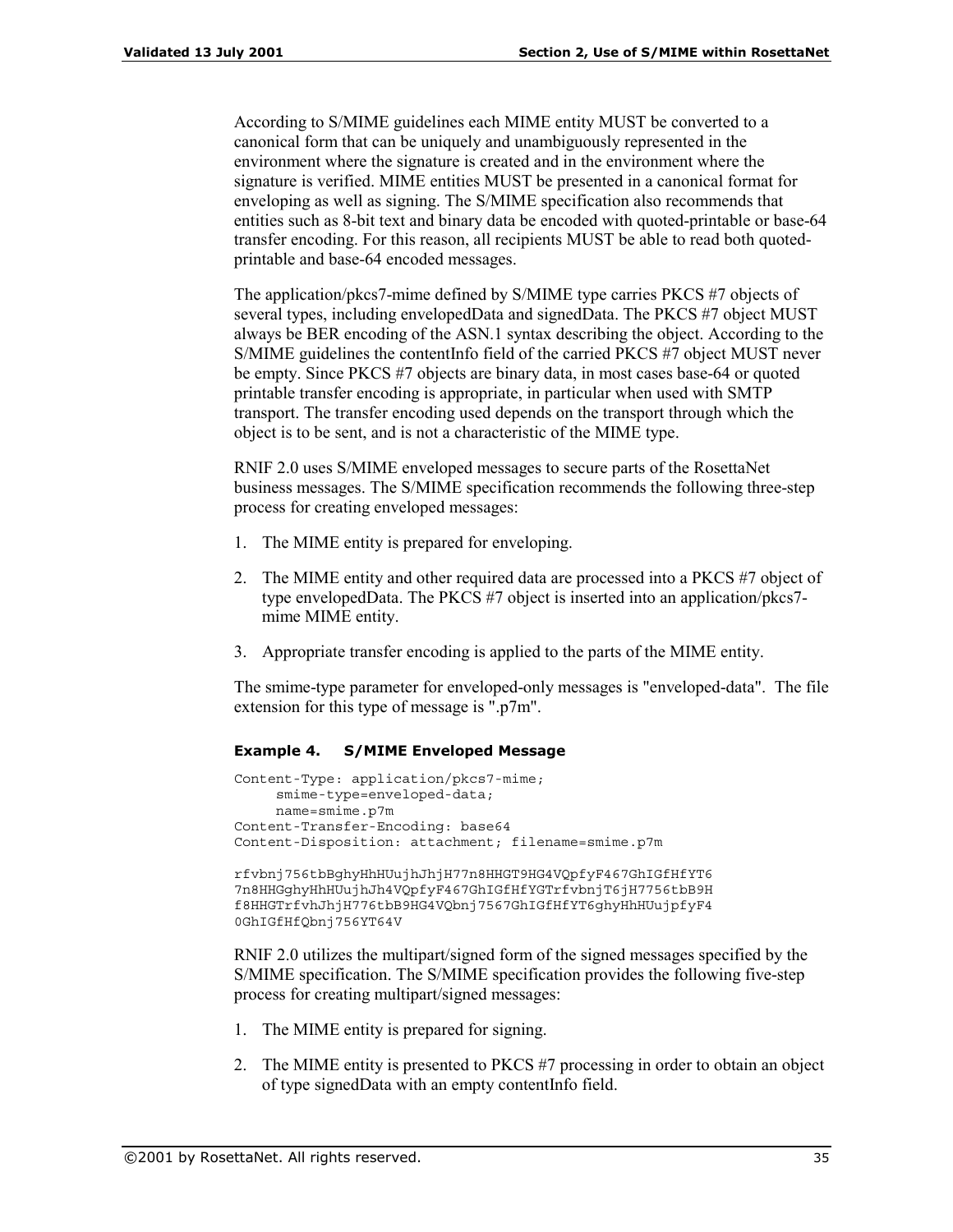According to S/MIME guidelines each MIME entity MUST be converted to a canonical form that can be uniquely and unambiguously represented in the environment where the signature is created and in the environment where the signature is verified. MIME entities MUST be presented in a canonical format for enveloping as well as signing. The S/MIME specification also recommends that entities such as 8-bit text and binary data be encoded with quoted-printable or base-64 transfer encoding. For this reason, all recipients MUST be able to read both quoted-printable and base-64 encoded messages.

The application/pkcs7-mime defined by S/MIME type carries PKCS #7 objects of several types, including envelopedData and signedData. The PKCS #7 object MUST always be BER encoding of the ASN.1 syntax describing the object. According to the S/MIME guidelines the contentInfo field of the carried PKCS #7 object MUST never be empty. Since PKCS #7 objects are binary data, in most cases base-64 or quoted printable transfer encoding is appropriate, in particular when used with SMTP transport. The transfer encoding used depends on the transport through which the object is to be sent, and is not a characteristic of the MIME type.

RNIF 2.0 uses S/MIME enveloped messages to secure parts of the RosettaNet business messages. The S/MIME specification recommends the following three-step process for creating enveloped messages:

1. The MIME entity is prepared for enveloping.
2. The MIME entity and other required data are processed into a PKCS #7 object of type envelopedData. The PKCS #7 object is inserted into an application/pkcs7-mime MIME entity.
3. Appropriate transfer encoding is applied to the parts of the MIME entity.

The smime-type parameter for enveloped-only messages is "enveloped-data". The file extension for this type of message is ".p7m".

#### Example 4. S/MIME Enveloped Message

```
Content-Type: application/pkcs7-mime;
     smime-type=enveloped-data;
     name=smime.p7m
Content-Transfer-Encoding: base64
Content-Disposition: attachment; filename=smime.p7m

rfvbnj756tbBghyHhHUujhJhjH77n8HHGT9HG4VQpfyF467GhIGfHfYT6
7n8HHGghyHhHUujhJh4VQpfyF467GhIGfHfYGTrfvbnjT6jH7756tbB9H
f8HHGTrfvhJhjH776tbB9HG4VQbnj7567GhIGfHfYT6ghyHhHUujpfyF4
0GhIGfHfQbnj756YT64V
```

RNIF 2.0 utilizes the multipart/signed form of the signed messages specified by the S/MIME specification. The S/MIME specification provides the following five-step process for creating multipart/signed messages:

1. The MIME entity is prepared for signing.
2. The MIME entity is presented to PKCS #7 processing in order to obtain an object of type signedData with an empty contentInfo field.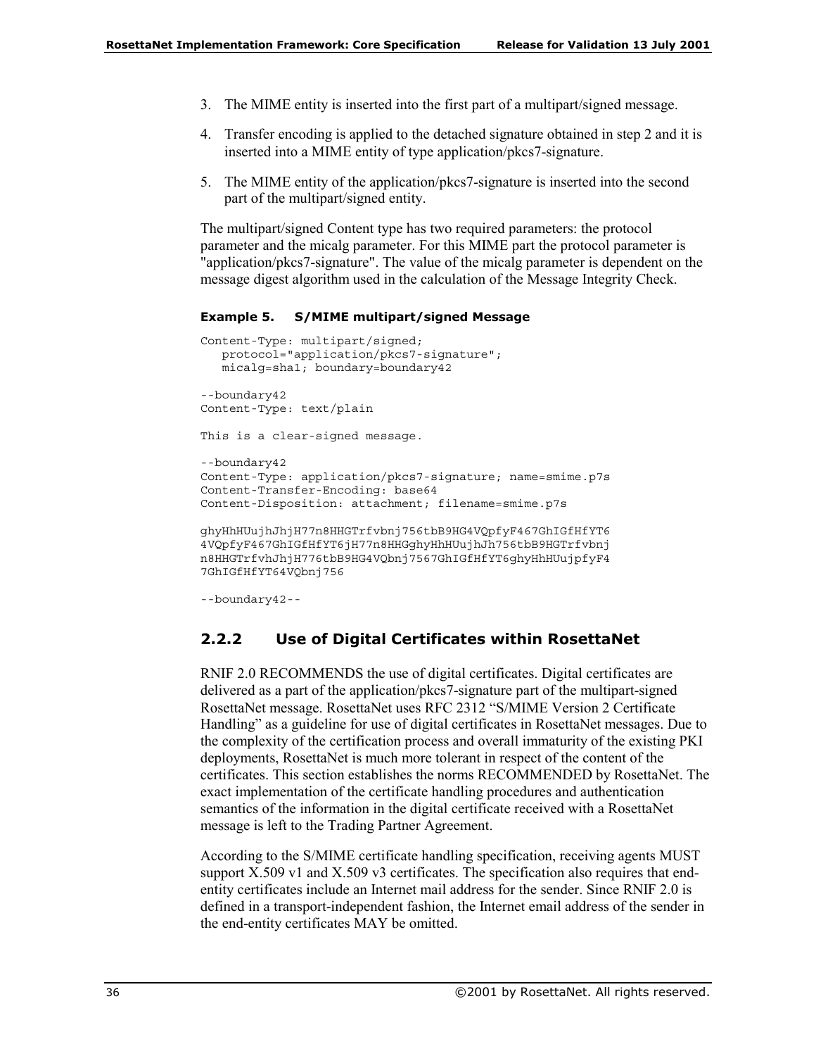3. The MIME entity is inserted into the first part of a multipart/signed message.
4. Transfer encoding is applied to the detached signature obtained in step 2 and it is inserted into a MIME entity of type application/pkcs7-signature.
5. The MIME entity of the application/pkcs7-signature is inserted into the second part of the multipart/signed entity.

The multipart/signed Content type has two required parameters: the protocol parameter and the micalg parameter. For this MIME part the protocol parameter is "application/pkcs7-signature". The value of the micalg parameter is dependent on the message digest algorithm used in the calculation of the Message Integrity Check.

**Example 5. S/MIME multipart/signed Message**

```
Content-Type: multipart/signed;
   protocol="application/pkcs7-signature";
   micalg=sha1; boundary=boundary42

--boundary42
Content-Type: text/plain

This is a clear-signed message.

--boundary42
Content-Type: application/pkcs7-signature; name=smime.p7s
Content-Transfer-Encoding: base64
Content-Disposition: attachment; filename=smime.p7s

ghyHhHUujhJhjH77n8HHGTrfvbnj756tbB9HG4VQpfyF467GhIGfHfYT6
4VQpfyF467GhIGfHfYT6jH77n8HHGghyHhHUujhJh756tbB9HGTrfvbnj
n8HHGTrfvhJhjH776tbB9HG4VQbnj7567GhIGfHfYT6ghyHhHUujpfyF4
7GhIGfHfYT64VQbnj756

--boundary42--
```

### 2.2.2 Use of Digital Certificates within RosettaNet

RNIF 2.0 RECOMMENDS the use of digital certificates. Digital certificates are delivered as a part of the application/pkcs7-signature part of the multipart-signed RosettaNet message. RosettaNet uses RFC 2312 “S/MIME Version 2 Certificate Handling” as a guideline for use of digital certificates in RosettaNet messages. Due to the complexity of the certification process and overall immaturity of the existing PKI deployments, RosettaNet is much more tolerant in respect of the content of the certificates. This section establishes the norms RECOMMENDED by RosettaNet. The exact implementation of the certificate handling procedures and authentication semantics of the information in the digital certificate received with a RosettaNet message is left to the Trading Partner Agreement.

According to the S/MIME certificate handling specification, receiving agents MUST support X.509 v1 and X.509 v3 certificates. The specification also requires that end-entity certificates include an Internet mail address for the sender. Since RNIF 2.0 is defined in a transport-independent fashion, the Internet email address of the sender in the end-entity certificates MAY be omitted.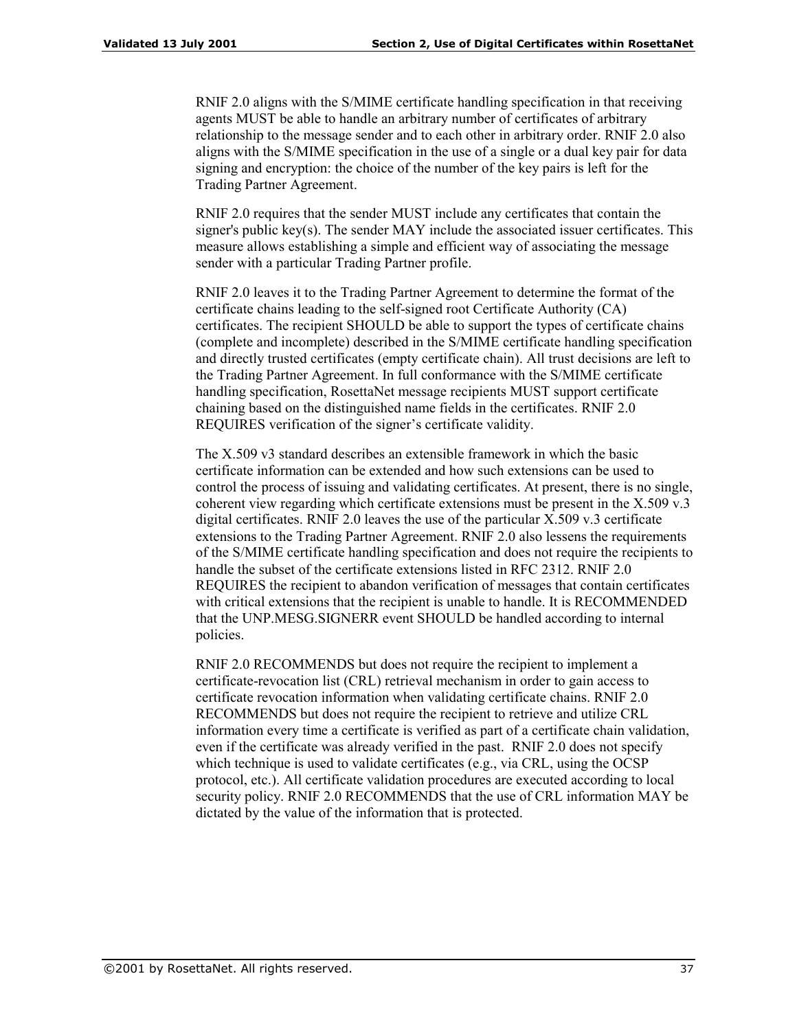RNIF 2.0 aligns with the S/MIME certificate handling specification in that receiving agents MUST be able to handle an arbitrary number of certificates of arbitrary relationship to the message sender and to each other in arbitrary order. RNIF 2.0 also aligns with the S/MIME specification in the use of a single or a dual key pair for data signing and encryption: the choice of the number of the key pairs is left for the Trading Partner Agreement.

RNIF 2.0 requires that the sender MUST include any certificates that contain the signer's public key(s). The sender MAY include the associated issuer certificates. This measure allows establishing a simple and efficient way of associating the message sender with a particular Trading Partner profile.

RNIF 2.0 leaves it to the Trading Partner Agreement to determine the format of the certificate chains leading to the self-signed root Certificate Authority (CA) certificates. The recipient SHOULD be able to support the types of certificate chains (complete and incomplete) described in the S/MIME certificate handling specification and directly trusted certificates (empty certificate chain). All trust decisions are left to the Trading Partner Agreement. In full conformance with the S/MIME certificate handling specification, RosettaNet message recipients MUST support certificate chaining based on the distinguished name fields in the certificates. RNIF 2.0 REQUIRES verification of the signer's certificate validity.

The X.509 v3 standard describes an extensible framework in which the basic certificate information can be extended and how such extensions can be used to control the process of issuing and validating certificates. At present, there is no single, coherent view regarding which certificate extensions must be present in the X.509 v.3 digital certificates. RNIF 2.0 leaves the use of the particular X.509 v.3 certificate extensions to the Trading Partner Agreement. RNIF 2.0 also lessens the requirements of the S/MIME certificate handling specification and does not require the recipients to handle the subset of the certificate extensions listed in RFC 2312. RNIF 2.0 REQUIRES the recipient to abandon verification of messages that contain certificates with critical extensions that the recipient is unable to handle. It is RECOMMENDED that the UNP.MESG.SIGNERR event SHOULD be handled according to internal policies.

RNIF 2.0 RECOMMENDS but does not require the recipient to implement a certificate-revocation list (CRL) retrieval mechanism in order to gain access to certificate revocation information when validating certificate chains. RNIF 2.0 RECOMMENDS but does not require the recipient to retrieve and utilize CRL information every time a certificate is verified as part of a certificate chain validation, even if the certificate was already verified in the past. RNIF 2.0 does not specify which technique is used to validate certificates (e.g., via CRL, using the OCSP protocol, etc.). All certificate validation procedures are executed according to local security policy. RNIF 2.0 RECOMMENDS that the use of CRL information MAY be dictated by the value of the information that is protected.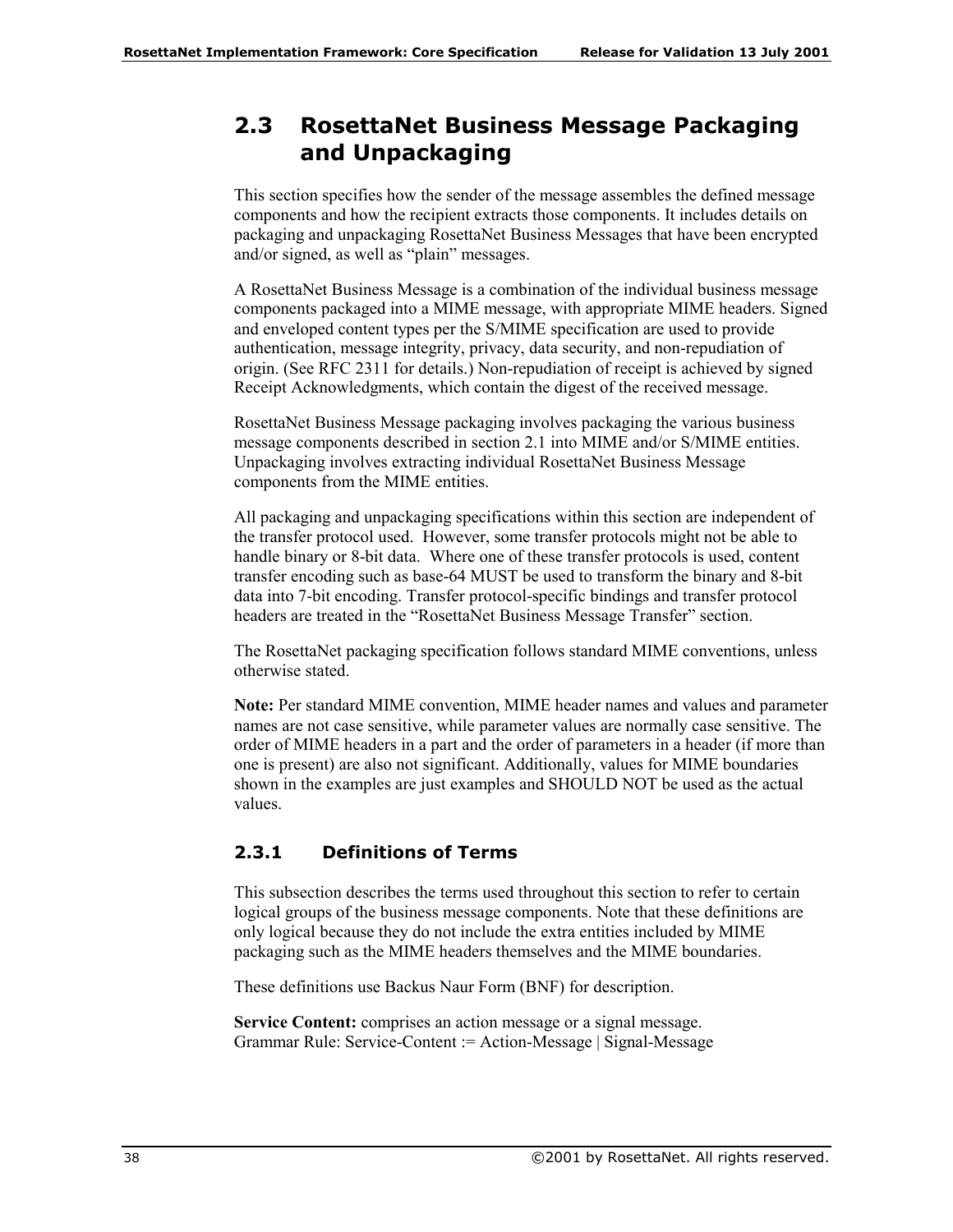## 2.3 RosettaNet Business Message Packaging and Unpackaging

This section specifies how the sender of the message assembles the defined message components and how the recipient extracts those components. It includes details on packaging and unpackaging RosettaNet Business Messages that have been encrypted and/or signed, as well as "plain" messages.

A RosettaNet Business Message is a combination of the individual business message components packaged into a MIME message, with appropriate MIME headers. Signed and enveloped content types per the S/MIME specification are used to provide authentication, message integrity, privacy, data security, and non-repudiation of origin. (See RFC 2311 for details.) Non-repudiation of receipt is achieved by signed Receipt Acknowledgments, which contain the digest of the received message.

RosettaNet Business Message packaging involves packaging the various business message components described in section 2.1 into MIME and/or S/MIME entities. Unpackaging involves extracting individual RosettaNet Business Message components from the MIME entities.

All packaging and unpackaging specifications within this section are independent of the transfer protocol used. However, some transfer protocols might not be able to handle binary or 8-bit data. Where one of these transfer protocols is used, content transfer encoding such as base-64 MUST be used to transform the binary and 8-bit data into 7-bit encoding. Transfer protocol-specific bindings and transfer protocol headers are treated in the "RosettaNet Business Message Transfer" section.

The RosettaNet packaging specification follows standard MIME conventions, unless otherwise stated.

**Note:** Per standard MIME convention, MIME header names and values and parameter names are not case sensitive, while parameter values are normally case sensitive. The order of MIME headers in a part and the order of parameters in a header (if more than one is present) are also not significant. Additionally, values for MIME boundaries shown in the examples are just examples and SHOULD NOT be used as the actual values.

### 2.3.1 Definitions of Terms

This subsection describes the terms used throughout this section to refer to certain logical groups of the business message components. Note that these definitions are only logical because they do not include the extra entities included by MIME packaging such as the MIME headers themselves and the MIME boundaries.

These definitions use Backus Naur Form (BNF) for description.

**Service Content:** comprises an action message or a signal message.
Grammar Rule: Service-Content := Action-Message | Signal-Message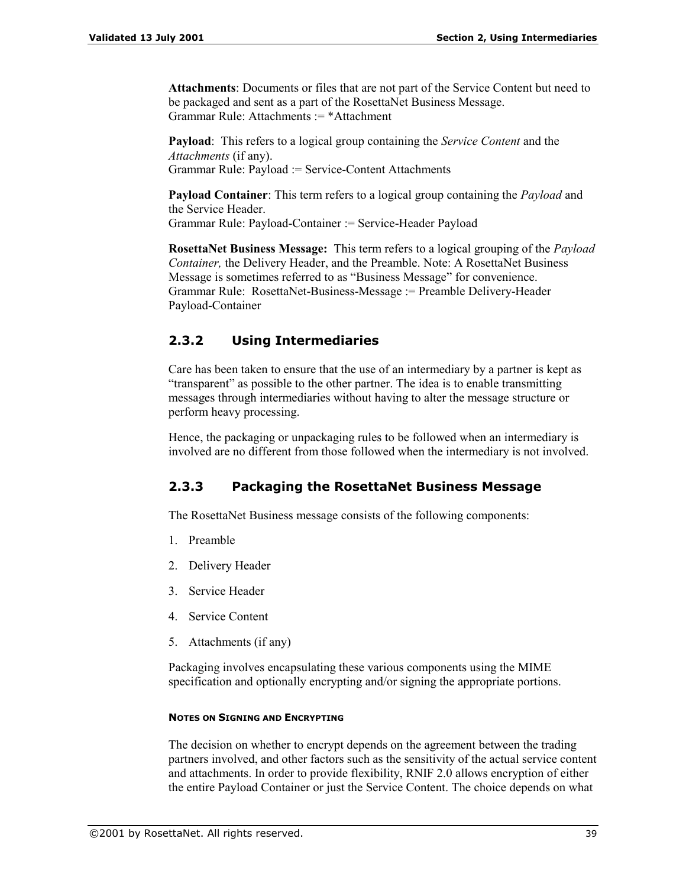**Attachments**: Documents or files that are not part of the Service Content but need to be packaged and sent as a part of the RosettaNet Business Message.
Grammar Rule: Attachments := *Attachment

**Payload**: This refers to a logical group containing the *Service Content* and the *Attachments* (if any).
Grammar Rule: Payload := Service-Content Attachments

**Payload Container**: This term refers to a logical group containing the *Payload* and the Service Header.
Grammar Rule: Payload-Container := Service-Header Payload

**RosettaNet Business Message:** This term refers to a logical grouping of the *Payload Container,* the Delivery Header, and the Preamble. Note: A RosettaNet Business Message is sometimes referred to as "Business Message" for convenience.
Grammar Rule: RosettaNet-Business-Message := Preamble Delivery-Header Payload-Container

### 2.3.2 Using Intermediaries

Care has been taken to ensure that the use of an intermediary by a partner is kept as "transparent" as possible to the other partner. The idea is to enable transmitting messages through intermediaries without having to alter the message structure or perform heavy processing.

Hence, the packaging or unpackaging rules to be followed when an intermediary is involved are no different from those followed when the intermediary is not involved.

### 2.3.3 Packaging the RosettaNet Business Message

The RosettaNet Business message consists of the following components:

1. Preamble
2. Delivery Header
3. Service Header
4. Service Content
5. Attachments (if any)

Packaging involves encapsulating these various components using the MIME specification and optionally encrypting and/or signing the appropriate portions.

##### NOTES ON SIGNING AND ENCRYPTING

The decision on whether to encrypt depends on the agreement between the trading partners involved, and other factors such as the sensitivity of the actual service content and attachments. In order to provide flexibility, RNIF 2.0 allows encryption of either the entire Payload Container or just the Service Content. The choice depends on what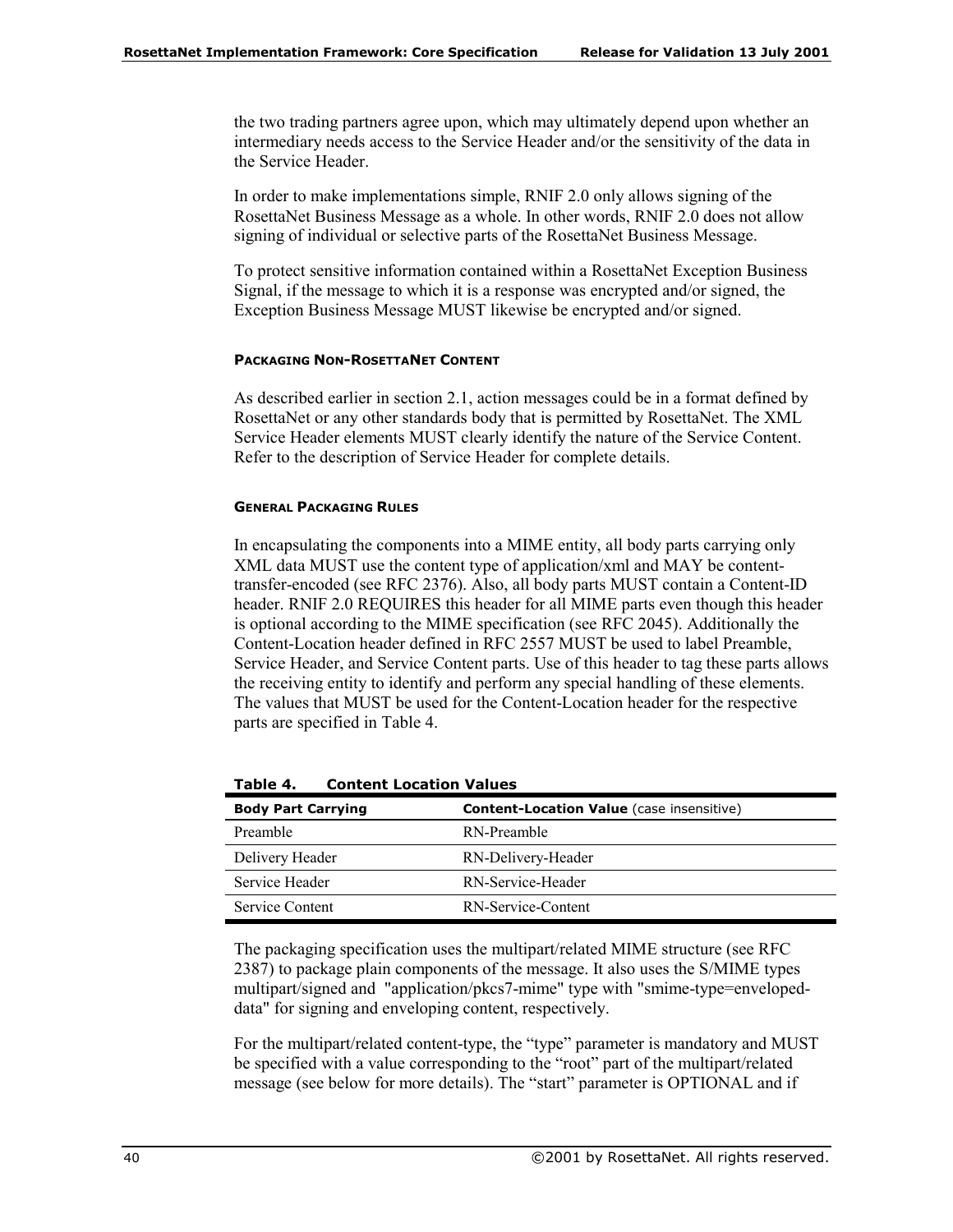the two trading partners agree upon, which may ultimately depend upon whether an intermediary needs access to the Service Header and/or the sensitivity of the data in the Service Header.

In order to make implementations simple, RNIF 2.0 only allows signing of the RosettaNet Business Message as a whole. In other words, RNIF 2.0 does not allow signing of individual or selective parts of the RosettaNet Business Message.

To protect sensitive information contained within a RosettaNet Exception Business Signal, if the message to which it is a response was encrypted and/or signed, the Exception Business Message MUST likewise be encrypted and/or signed.

#### PACKAGING NON-ROSETTANET CONTENT

As described earlier in section 2.1, action messages could be in a format defined by RosettaNet or any other standards body that is permitted by RosettaNet. The XML Service Header elements MUST clearly identify the nature of the Service Content. Refer to the description of Service Header for complete details.

#### GENERAL PACKAGING RULES

In encapsulating the components into a MIME entity, all body parts carrying only XML data MUST use the content type of application/xml and MAY be content-transfer-encoded (see RFC 2376). Also, all body parts MUST contain a Content-ID header. RNIF 2.0 REQUIRES this header for all MIME parts even though this header is optional according to the MIME specification (see RFC 2045). Additionally the Content-Location header defined in RFC 2557 MUST be used to label Preamble, Service Header, and Service Content parts. Use of this header to tag these parts allows the receiving entity to identify and perform any special handling of these elements. The values that MUST be used for the Content-Location header for the respective parts are specified in Table 4.

**Table 4. Content Location Values**

| **Body Part Carrying** | **Content-Location Value** (case insensitive) |
|---|---|
| Preamble | RN-Preamble |
| Delivery Header | RN-Delivery-Header |
| Service Header | RN-Service-Header |
| Service Content | RN-Service-Content |

The packaging specification uses the multipart/related MIME structure (see RFC 2387) to package plain components of the message. It also uses the S/MIME types multipart/signed and "application/pkcs7-mime" type with "smime-type=enveloped-data" for signing and enveloping content, respectively.

For the multipart/related content-type, the "type" parameter is mandatory and MUST be specified with a value corresponding to the "root" part of the multipart/related message (see below for more details). The "start" parameter is OPTIONAL and if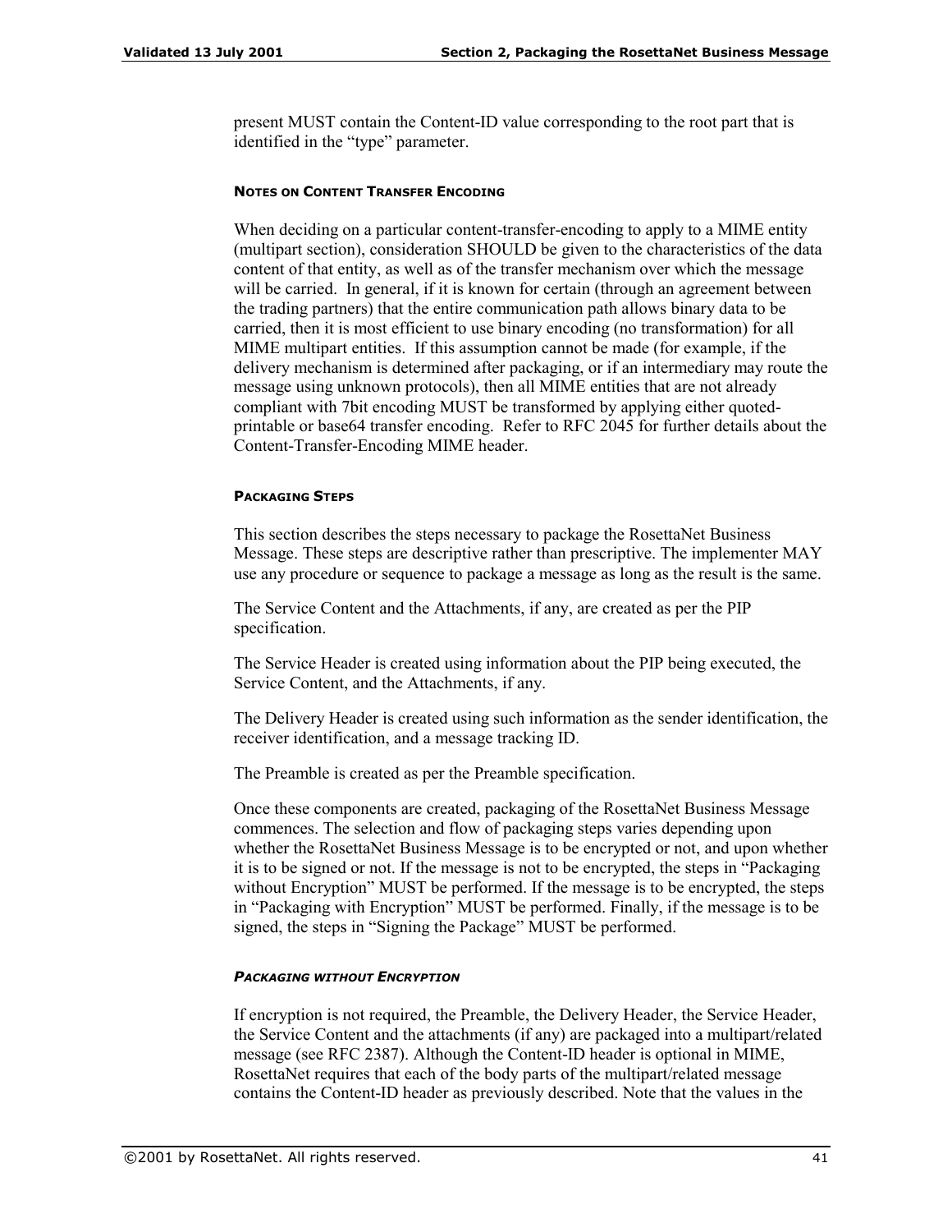present MUST contain the Content-ID value corresponding to the root part that is identified in the “type” parameter.

#### NOTES ON CONTENT TRANSFER ENCODING

When deciding on a particular content-transfer-encoding to apply to a MIME entity (multipart section), consideration SHOULD be given to the characteristics of the data content of that entity, as well as of the transfer mechanism over which the message will be carried. In general, if it is known for certain (through an agreement between the trading partners) that the entire communication path allows binary data to be carried, then it is most efficient to use binary encoding (no transformation) for all MIME multipart entities. If this assumption cannot be made (for example, if the delivery mechanism is determined after packaging, or if an intermediary may route the message using unknown protocols), then all MIME entities that are not already compliant with 7bit encoding MUST be transformed by applying either quoted-printable or base64 transfer encoding. Refer to RFC 2045 for further details about the Content-Transfer-Encoding MIME header.

#### PACKAGING STEPS

This section describes the steps necessary to package the RosettaNet Business Message. These steps are descriptive rather than prescriptive. The implementer MAY use any procedure or sequence to package a message as long as the result is the same.

The Service Content and the Attachments, if any, are created as per the PIP specification.

The Service Header is created using information about the PIP being executed, the Service Content, and the Attachments, if any.

The Delivery Header is created using such information as the sender identification, the receiver identification, and a message tracking ID.

The Preamble is created as per the Preamble specification.

Once these components are created, packaging of the RosettaNet Business Message commences. The selection and flow of packaging steps varies depending upon whether the RosettaNet Business Message is to be encrypted or not, and upon whether it is to be signed or not. If the message is not to be encrypted, the steps in “Packaging without Encryption” MUST be performed. If the message is to be encrypted, the steps in “Packaging with Encryption” MUST be performed. Finally, if the message is to be signed, the steps in “Signing the Package” MUST be performed.

##### *PACKAGING WITHOUT ENCRYPTION*

If encryption is not required, the Preamble, the Delivery Header, the Service Header, the Service Content and the attachments (if any) are packaged into a multipart/related message (see RFC 2387). Although the Content-ID header is optional in MIME, RosettaNet requires that each of the body parts of the multipart/related message contains the Content-ID header as previously described. Note that the values in the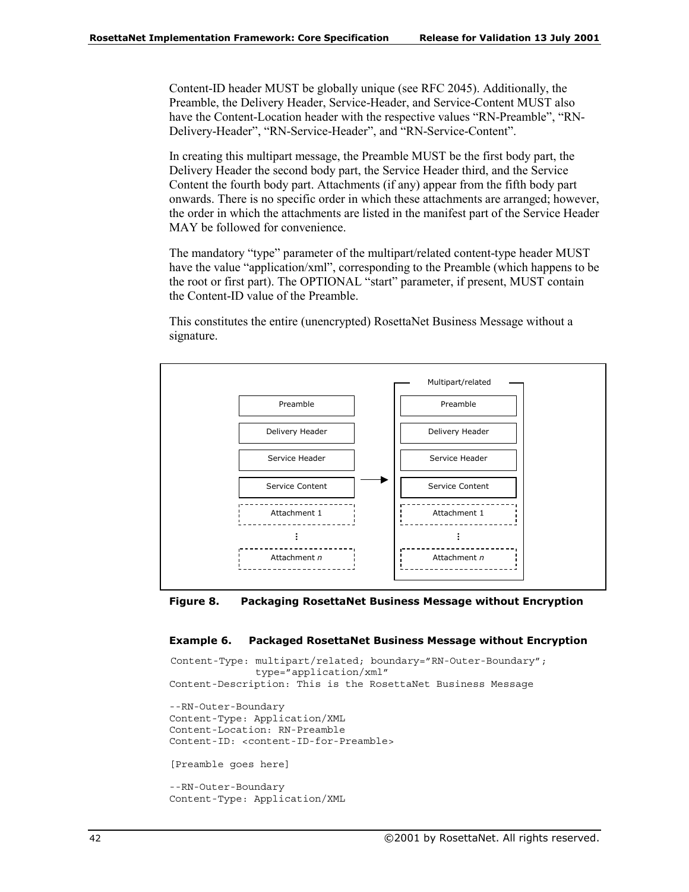Content-ID header MUST be globally unique (see RFC 2045). Additionally, the Preamble, the Delivery Header, Service-Header, and Service-Content MUST also have the Content-Location header with the respective values “RN-Preamble”, “RN-Delivery-Header”, “RN-Service-Header”, and “RN-Service-Content”.

In creating this multipart message, the Preamble MUST be the first body part, the Delivery Header the second body part, the Service Header third, and the Service Content the fourth body part. Attachments (if any) appear from the fifth body part onwards. There is no specific order in which these attachments are arranged; however, the order in which the attachments are listed in the manifest part of the Service Header MAY be followed for convenience.

The mandatory “type” parameter of the multipart/related content-type header MUST have the value “application/xml”, corresponding to the Preamble (which happens to be the root or first part). The OPTIONAL “start” parameter, if present, MUST contain the Content-ID value of the Preamble.

This constitutes the entire (unencrypted) RosettaNet Business Message without a signature.

Preamble | Delivery Header | Service Header | Service Content | Attachment 1 | ⋮ | Attachment *n* → Multipart/related: Preamble | Delivery Header | Service Header | Service Content | Attachment 1 | ⋮ | Attachment *n*

**Figure 8. Packaging RosettaNet Business Message without Encryption**

**Example 6. Packaged RosettaNet Business Message without Encryption**

```
Content-Type: multipart/related; boundary=”RN-Outer-Boundary”;
              type=”application/xml”
Content-Description: This is the RosettaNet Business Message

--RN-Outer-Boundary
Content-Type: Application/XML
Content-Location: RN-Preamble
Content-ID: <content-ID-for-Preamble>

[Preamble goes here]

--RN-Outer-Boundary
Content-Type: Application/XML
```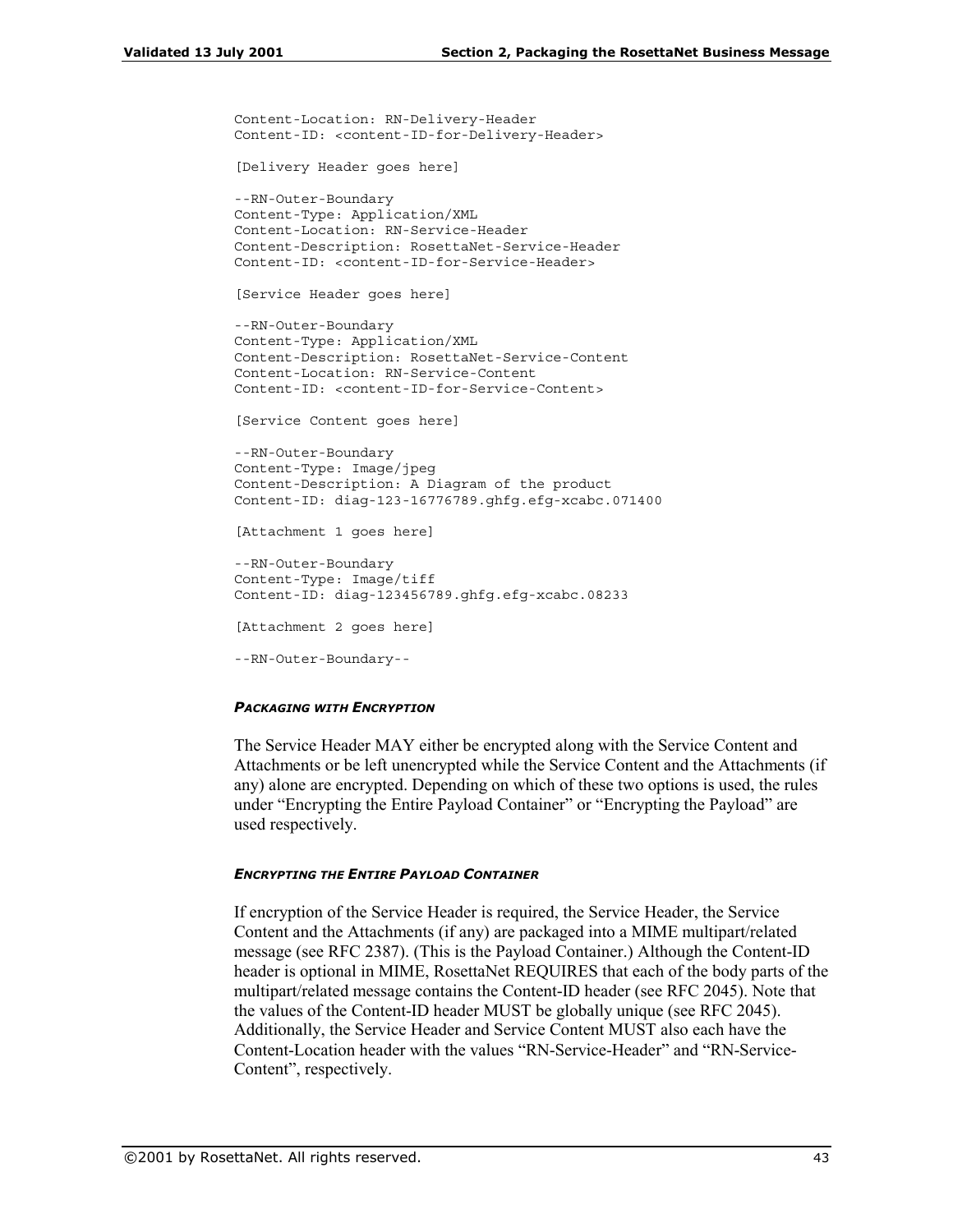```
Content-Location: RN-Delivery-Header
Content-ID: <content-ID-for-Delivery-Header>

[Delivery Header goes here]

--RN-Outer-Boundary
Content-Type: Application/XML
Content-Location: RN-Service-Header
Content-Description: RosettaNet-Service-Header
Content-ID: <content-ID-for-Service-Header>

[Service Header goes here]

--RN-Outer-Boundary
Content-Type: Application/XML
Content-Description: RosettaNet-Service-Content
Content-Location: RN-Service-Content
Content-ID: <content-ID-for-Service-Content>

[Service Content goes here]

--RN-Outer-Boundary
Content-Type: Image/jpeg
Content-Description: A Diagram of the product
Content-ID: diag-123-16776789.ghfg.efg-xcabc.071400

[Attachment 1 goes here]

--RN-Outer-Boundary
Content-Type: Image/tiff
Content-ID: diag-123456789.ghfg.efg-xcabc.08233

[Attachment 2 goes here]

--RN-Outer-Boundary--
```

#### *PACKAGING WITH ENCRYPTION*

The Service Header MAY either be encrypted along with the Service Content and Attachments or be left unencrypted while the Service Content and the Attachments (if any) alone are encrypted. Depending on which of these two options is used, the rules under "Encrypting the Entire Payload Container" or "Encrypting the Payload" are used respectively.

#### *ENCRYPTING THE ENTIRE PAYLOAD CONTAINER*

If encryption of the Service Header is required, the Service Header, the Service Content and the Attachments (if any) are packaged into a MIME multipart/related message (see RFC 2387). (This is the Payload Container.) Although the Content-ID header is optional in MIME, RosettaNet REQUIRES that each of the body parts of the multipart/related message contains the Content-ID header (see RFC 2045). Note that the values of the Content-ID header MUST be globally unique (see RFC 2045). Additionally, the Service Header and Service Content MUST also each have the Content-Location header with the values "RN-Service-Header" and "RN-Service-Content", respectively.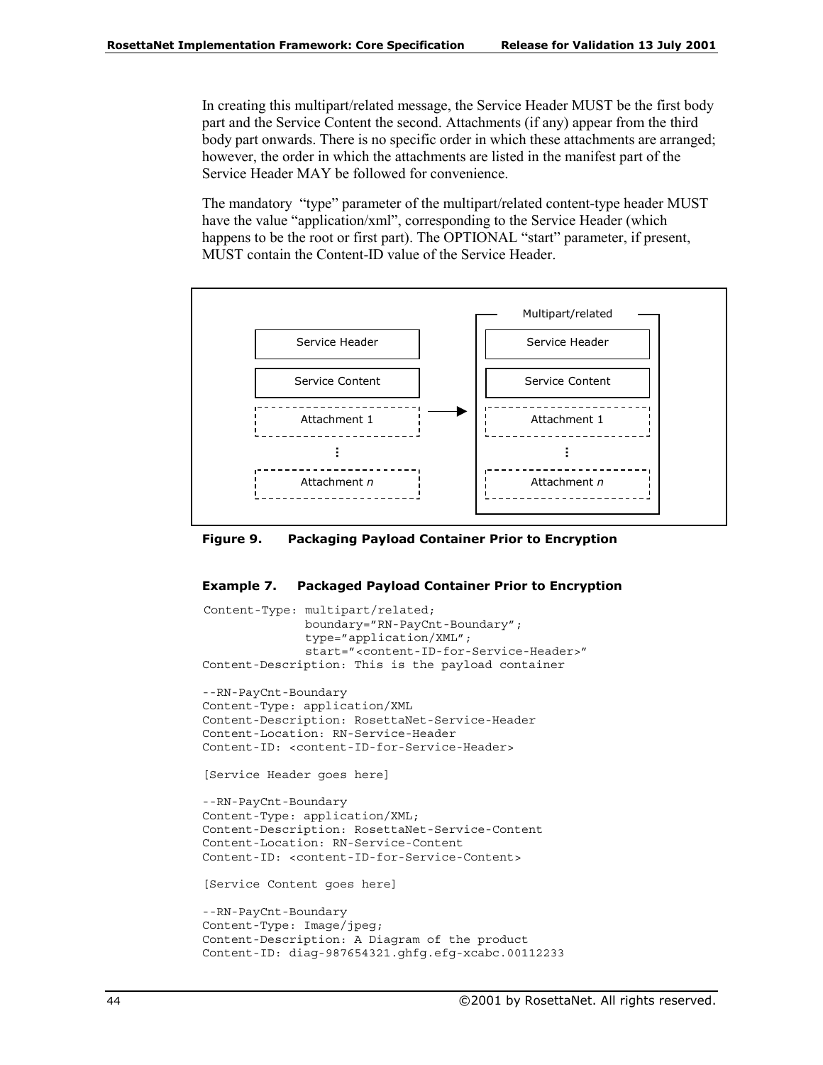In creating this multipart/related message, the Service Header MUST be the first body part and the Service Content the second. Attachments (if any) appear from the third body part onwards. There is no specific order in which these attachments are arranged; however, the order in which the attachments are listed in the manifest part of the Service Header MAY be followed for convenience.

The mandatory "type" parameter of the multipart/related content-type header MUST have the value "application/xml", corresponding to the Service Header (which happens to be the root or first part). The OPTIONAL "start" parameter, if present, MUST contain the Content-ID value of the Service Header.

**Figure 9. Packaging Payload Container Prior to Encryption**

**Example 7. Packaged Payload Container Prior to Encryption**

```
Content-Type: multipart/related;
              boundary="RN-PayCnt-Boundary";
              type="application/XML";
              start="<content-ID-for-Service-Header>"
Content-Description: This is the payload container

--RN-PayCnt-Boundary
Content-Type: application/XML
Content-Description: RosettaNet-Service-Header
Content-Location: RN-Service-Header
Content-ID: <content-ID-for-Service-Header>

[Service Header goes here]

--RN-PayCnt-Boundary
Content-Type: application/XML;
Content-Description: RosettaNet-Service-Content
Content-Location: RN-Service-Content
Content-ID: <content-ID-for-Service-Content>

[Service Content goes here]

--RN-PayCnt-Boundary
Content-Type: Image/jpeg;
Content-Description: A Diagram of the product
Content-ID: diag-987654321.ghfg.efg-xcabc.00112233
```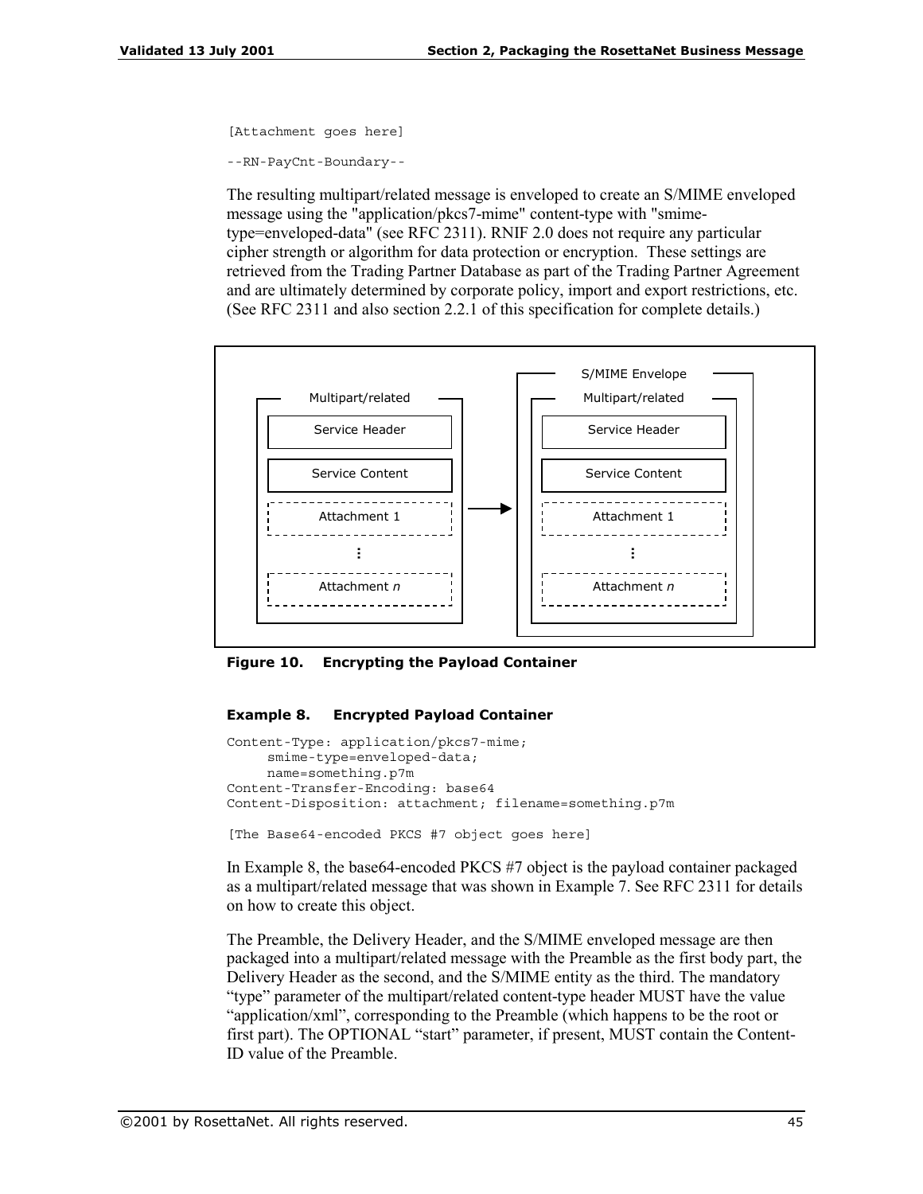```
[Attachment goes here]

--RN-PayCnt-Boundary--
```

The resulting multipart/related message is enveloped to create an S/MIME enveloped message using the "application/pkcs7-mime" content-type with "smime-type=enveloped-data" (see RFC 2311). RNIF 2.0 does not require any particular cipher strength or algorithm for data protection or encryption. These settings are retrieved from the Trading Partner Database as part of the Trading Partner Agreement and are ultimately determined by corporate policy, import and export restrictions, etc. (See RFC 2311 and also section 2.2.1 of this specification for complete details.)

**Figure 10. Encrypting the Payload Container**

**Example 8. Encrypted Payload Container**

```
Content-Type: application/pkcs7-mime;
     smime-type=enveloped-data;
     name=something.p7m
Content-Transfer-Encoding: base64
Content-Disposition: attachment; filename=something.p7m

[The Base64-encoded PKCS #7 object goes here]
```

In Example 8, the base64-encoded PKCS #7 object is the payload container packaged as a multipart/related message that was shown in Example 7. See RFC 2311 for details on how to create this object.

The Preamble, the Delivery Header, and the S/MIME enveloped message are then packaged into a multipart/related message with the Preamble as the first body part, the Delivery Header as the second, and the S/MIME entity as the third. The mandatory "type" parameter of the multipart/related content-type header MUST have the value "application/xml", corresponding to the Preamble (which happens to be the root or first part). The OPTIONAL "start" parameter, if present, MUST contain the Content-ID value of the Preamble.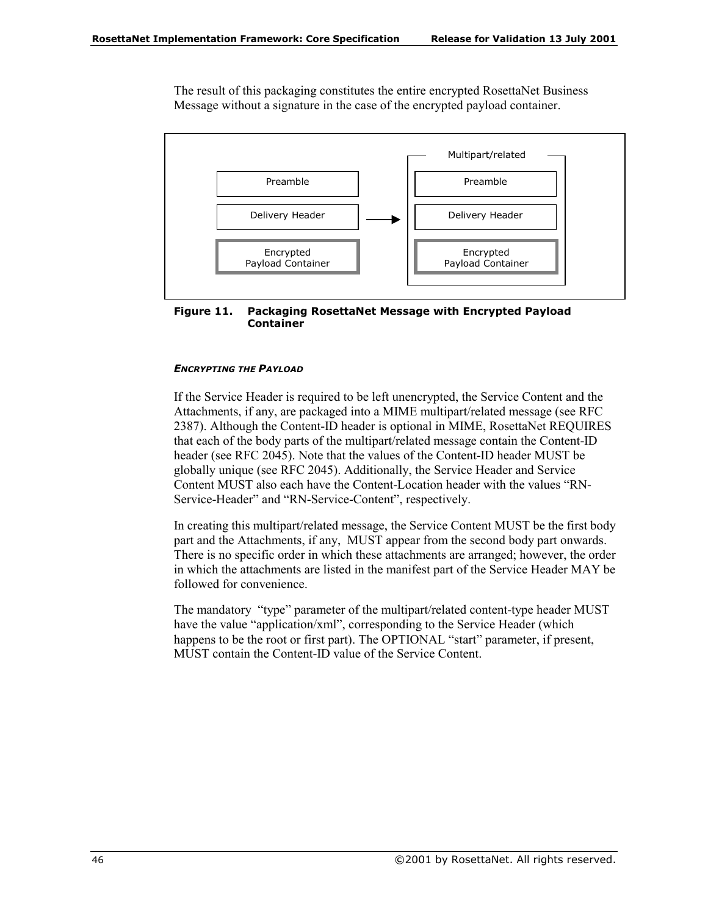The result of this packaging constitutes the entire encrypted RosettaNet Business Message without a signature in the case of the encrypted payload container.

Preamble | Delivery Header | Encrypted Payload Container → Multipart/related: Preamble | Delivery Header | Encrypted Payload Container

**Figure 11. Packaging RosettaNet Message with Encrypted Payload Container**

***ENCRYPTING THE PAYLOAD***

If the Service Header is required to be left unencrypted, the Service Content and the Attachments, if any, are packaged into a MIME multipart/related message (see RFC 2387). Although the Content-ID header is optional in MIME, RosettaNet REQUIRES that each of the body parts of the multipart/related message contain the Content-ID header (see RFC 2045). Note that the values of the Content-ID header MUST be globally unique (see RFC 2045). Additionally, the Service Header and Service Content MUST also each have the Content-Location header with the values "RN-Service-Header" and "RN-Service-Content", respectively.

In creating this multipart/related message, the Service Content MUST be the first body part and the Attachments, if any, MUST appear from the second body part onwards. There is no specific order in which these attachments are arranged; however, the order in which the attachments are listed in the manifest part of the Service Header MAY be followed for convenience.

The mandatory "type" parameter of the multipart/related content-type header MUST have the value "application/xml", corresponding to the Service Header (which happens to be the root or first part). The OPTIONAL "start" parameter, if present, MUST contain the Content-ID value of the Service Content.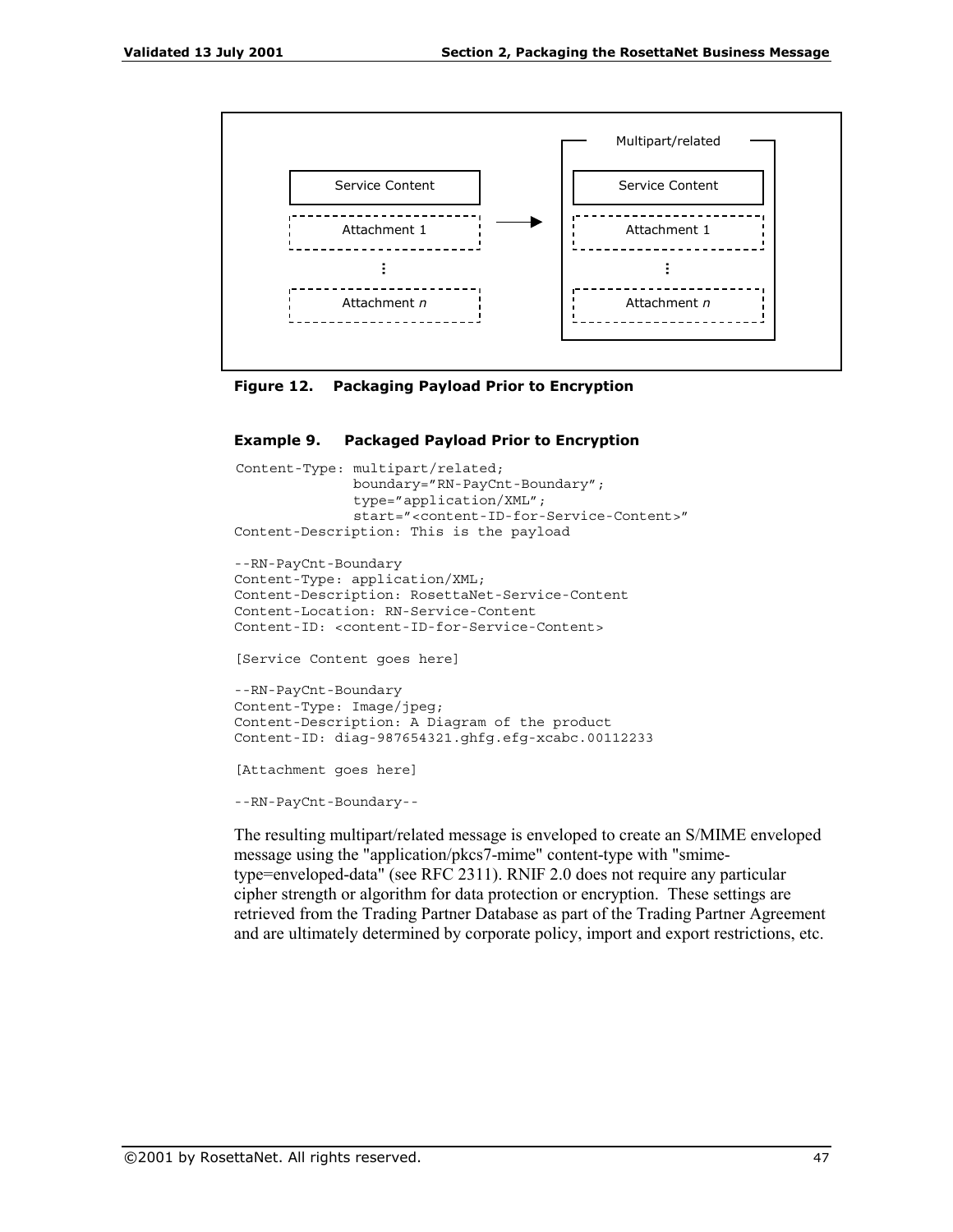**Figure 12. Packaging Payload Prior to Encryption**

**Example 9. Packaged Payload Prior to Encryption**

```
Content-Type: multipart/related;
              boundary="RN-PayCnt-Boundary";
              type="application/XML";
              start="<content-ID-for-Service-Content>"
Content-Description: This is the payload

--RN-PayCnt-Boundary
Content-Type: application/XML;
Content-Description: RosettaNet-Service-Content
Content-Location: RN-Service-Content
Content-ID: <content-ID-for-Service-Content>

[Service Content goes here]

--RN-PayCnt-Boundary
Content-Type: Image/jpeg;
Content-Description: A Diagram of the product
Content-ID: diag-987654321.ghfg.efg-xcabc.00112233

[Attachment goes here]

--RN-PayCnt-Boundary--
```

The resulting multipart/related message is enveloped to create an S/MIME enveloped message using the "application/pkcs7-mime" content-type with "smime-type=enveloped-data" (see RFC 2311). RNIF 2.0 does not require any particular cipher strength or algorithm for data protection or encryption. These settings are retrieved from the Trading Partner Database as part of the Trading Partner Agreement and are ultimately determined by corporate policy, import and export restrictions, etc.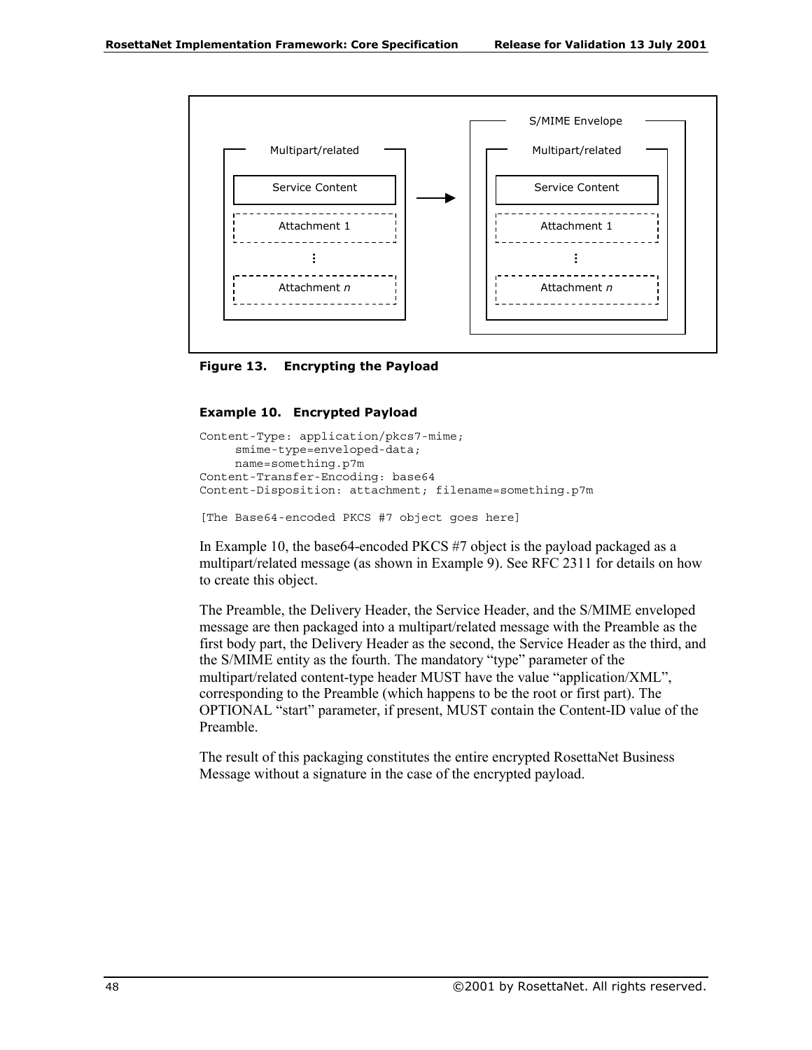Figure 13. Encrypting the Payload

**Example 10. Encrypted Payload**

```
Content-Type: application/pkcs7-mime;
     smime-type=enveloped-data;
     name=something.p7m
Content-Transfer-Encoding: base64
Content-Disposition: attachment; filename=something.p7m

[The Base64-encoded PKCS #7 object goes here]
```

In Example 10, the base64-encoded PKCS #7 object is the payload packaged as a multipart/related message (as shown in Example 9). See RFC 2311 for details on how to create this object.

The Preamble, the Delivery Header, the Service Header, and the S/MIME enveloped message are then packaged into a multipart/related message with the Preamble as the first body part, the Delivery Header as the second, the Service Header as the third, and the S/MIME entity as the fourth. The mandatory "type" parameter of the multipart/related content-type header MUST have the value "application/XML", corresponding to the Preamble (which happens to be the root or first part). The OPTIONAL "start" parameter, if present, MUST contain the Content-ID value of the Preamble.

The result of this packaging constitutes the entire encrypted RosettaNet Business Message without a signature in the case of the encrypted payload.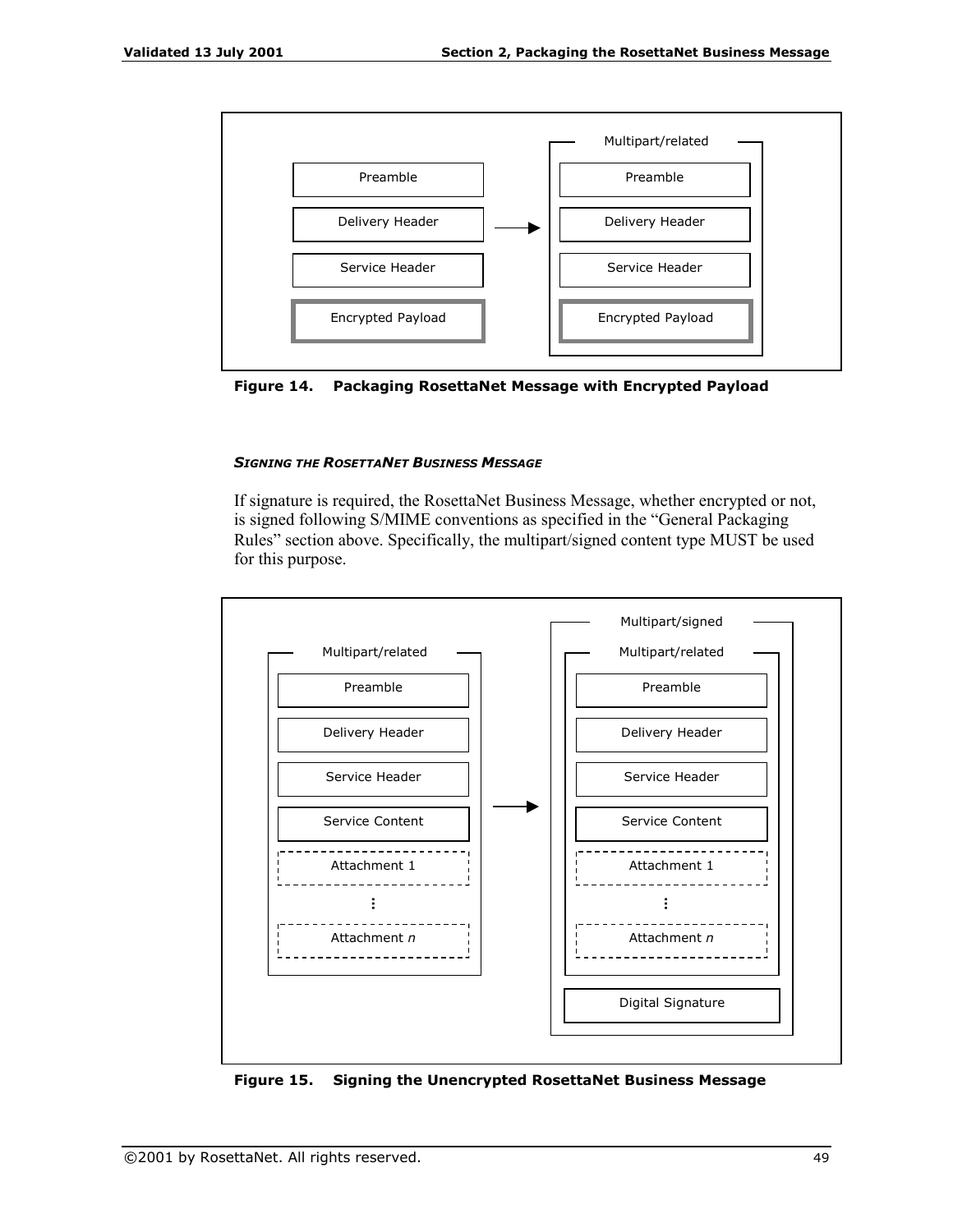Figure 14. Packaging RosettaNet Message with Encrypted Payload

##### *SIGNING THE ROSETTANET BUSINESS MESSAGE*

If signature is required, the RosettaNet Business Message, whether encrypted or not, is signed following S/MIME conventions as specified in the "General Packaging Rules" section above. Specifically, the multipart/signed content type MUST be used for this purpose.

Figure 15. Signing the Unencrypted RosettaNet Business Message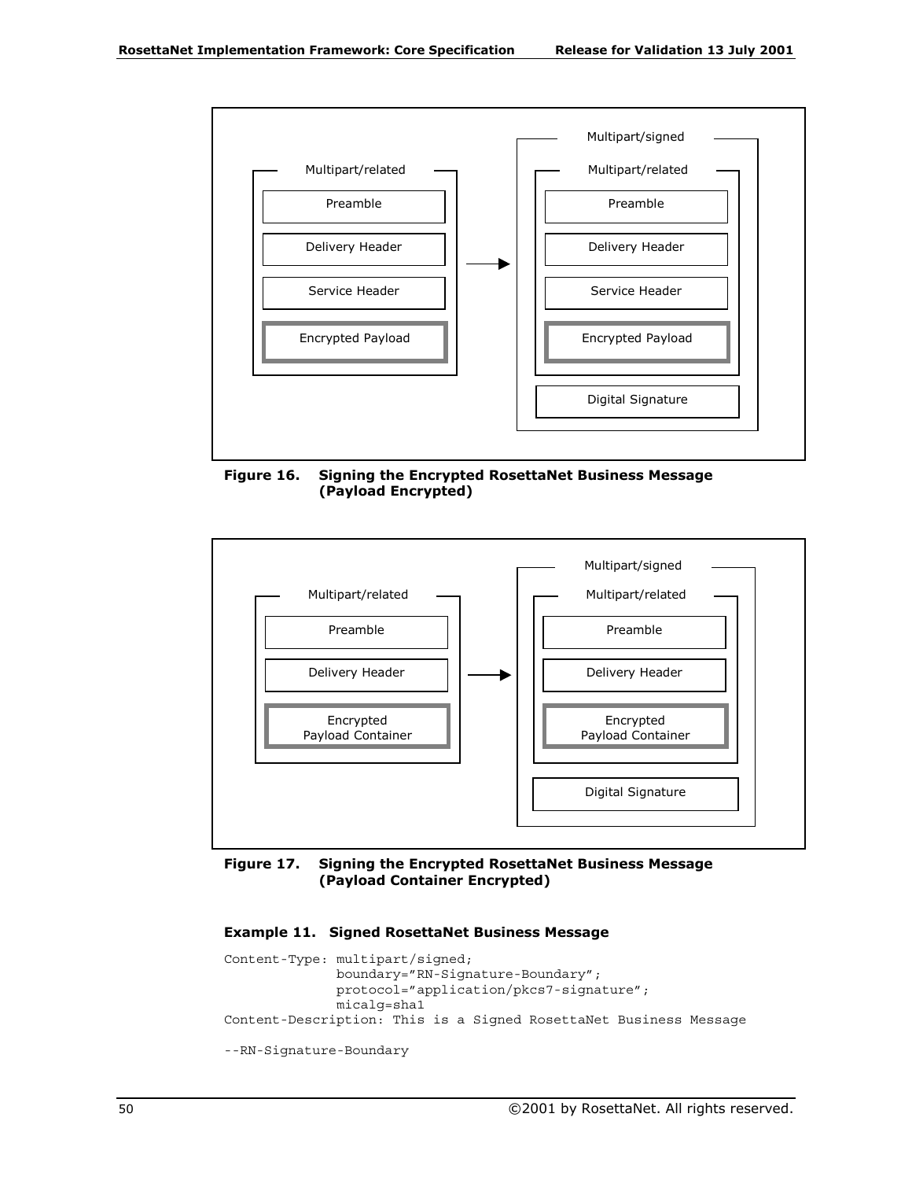Multipart/related

- Preamble
- Delivery Header
- Service Header
- Encrypted Payload

→

Multipart/signed

- Multipart/related
  - Preamble
  - Delivery Header
  - Service Header
  - Encrypted Payload
- Digital Signature

**Figure 16. Signing the Encrypted RosettaNet Business Message (Payload Encrypted)**

Multipart/related

- Preamble
- Delivery Header
- Encrypted Payload Container

→

Multipart/signed

- Multipart/related
  - Preamble
  - Delivery Header
  - Encrypted Payload Container
- Digital Signature

**Figure 17. Signing the Encrypted RosettaNet Business Message (Payload Container Encrypted)**

**Example 11. Signed RosettaNet Business Message**

```
Content-Type: multipart/signed;
              boundary="RN-Signature-Boundary";
              protocol="application/pkcs7-signature";
              micalg=sha1
Content-Description: This is a Signed RosettaNet Business Message

--RN-Signature-Boundary
```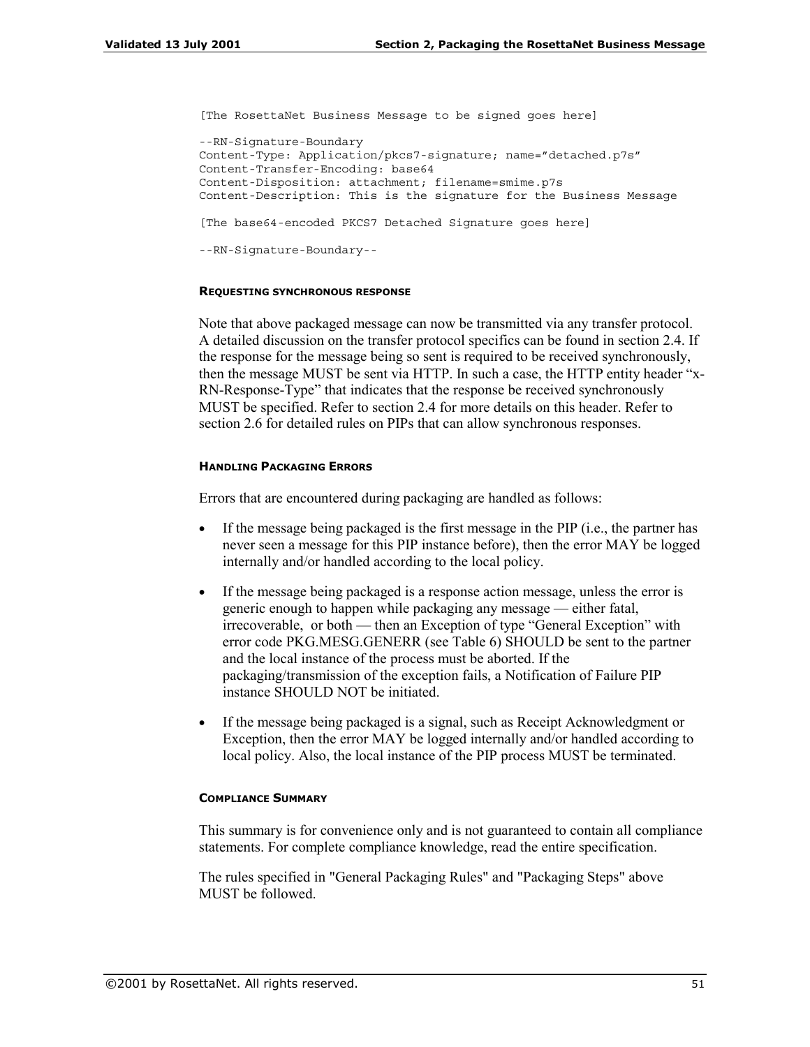```
[The RosettaNet Business Message to be signed goes here]

--RN-Signature-Boundary
Content-Type: Application/pkcs7-signature; name="detached.p7s"
Content-Transfer-Encoding: base64
Content-Disposition: attachment; filename=smime.p7s
Content-Description: This is the signature for the Business Message

[The base64-encoded PKCS7 Detached Signature goes here]

--RN-Signature-Boundary--
```

#### REQUESTING SYNCHRONOUS RESPONSE

Note that above packaged message can now be transmitted via any transfer protocol. A detailed discussion on the transfer protocol specifics can be found in section 2.4. If the response for the message being so sent is required to be received synchronously, then the message MUST be sent via HTTP. In such a case, the HTTP entity header "x-RN-Response-Type" that indicates that the response be received synchronously MUST be specified. Refer to section 2.4 for more details on this header. Refer to section 2.6 for detailed rules on PIPs that can allow synchronous responses.

#### HANDLING PACKAGING ERRORS

Errors that are encountered during packaging are handled as follows:

- If the message being packaged is the first message in the PIP (i.e., the partner has never seen a message for this PIP instance before), then the error MAY be logged internally and/or handled according to the local policy.
- If the message being packaged is a response action message, unless the error is generic enough to happen while packaging any message — either fatal, irrecoverable, or both — then an Exception of type "General Exception" with error code PKG.MESG.GENERR (see Table 6) SHOULD be sent to the partner and the local instance of the process must be aborted. If the packaging/transmission of the exception fails, a Notification of Failure PIP instance SHOULD NOT be initiated.
- If the message being packaged is a signal, such as Receipt Acknowledgment or Exception, then the error MAY be logged internally and/or handled according to local policy. Also, the local instance of the PIP process MUST be terminated.

#### COMPLIANCE SUMMARY

This summary is for convenience only and is not guaranteed to contain all compliance statements. For complete compliance knowledge, read the entire specification.

The rules specified in "General Packaging Rules" and "Packaging Steps" above MUST be followed.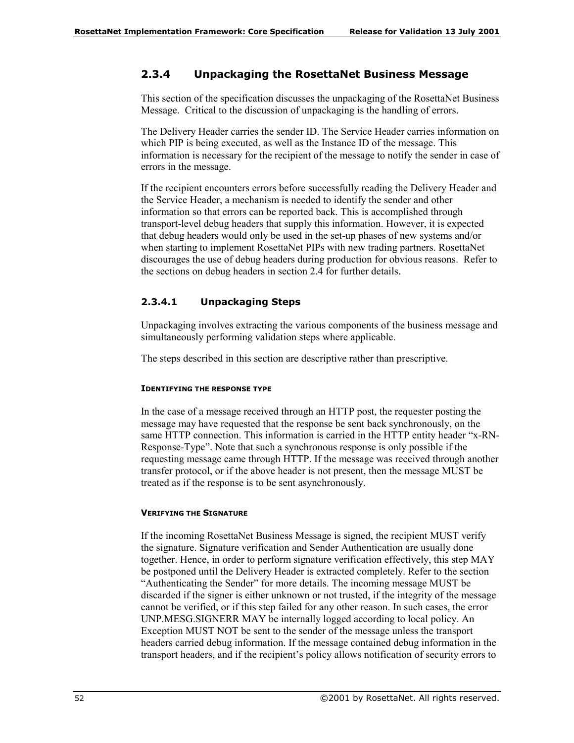### 2.3.4 Unpackaging the RosettaNet Business Message

This section of the specification discusses the unpackaging of the RosettaNet Business Message. Critical to the discussion of unpackaging is the handling of errors.

The Delivery Header carries the sender ID. The Service Header carries information on which PIP is being executed, as well as the Instance ID of the message. This information is necessary for the recipient of the message to notify the sender in case of errors in the message.

If the recipient encounters errors before successfully reading the Delivery Header and the Service Header, a mechanism is needed to identify the sender and other information so that errors can be reported back. This is accomplished through transport-level debug headers that supply this information. However, it is expected that debug headers would only be used in the set-up phases of new systems and/or when starting to implement RosettaNet PIPs with new trading partners. RosettaNet discourages the use of debug headers during production for obvious reasons. Refer to the sections on debug headers in section 2.4 for further details.

#### 2.3.4.1 Unpackaging Steps

Unpackaging involves extracting the various components of the business message and simultaneously performing validation steps where applicable.

The steps described in this section are descriptive rather than prescriptive.

##### IDENTIFYING THE RESPONSE TYPE

In the case of a message received through an HTTP post, the requester posting the message may have requested that the response be sent back synchronously, on the same HTTP connection. This information is carried in the HTTP entity header “x-RN-Response-Type”. Note that such a synchronous response is only possible if the requesting message came through HTTP. If the message was received through another transfer protocol, or if the above header is not present, then the message MUST be treated as if the response is to be sent asynchronously.

##### VERIFYING THE SIGNATURE

If the incoming RosettaNet Business Message is signed, the recipient MUST verify the signature. Signature verification and Sender Authentication are usually done together. Hence, in order to perform signature verification effectively, this step MAY be postponed until the Delivery Header is extracted completely. Refer to the section “Authenticating the Sender” for more details. The incoming message MUST be discarded if the signer is either unknown or not trusted, if the integrity of the message cannot be verified, or if this step failed for any other reason. In such cases, the error UNP.MESG.SIGNERR MAY be internally logged according to local policy. An Exception MUST NOT be sent to the sender of the message unless the transport headers carried debug information. If the message contained debug information in the transport headers, and if the recipient’s policy allows notification of security errors to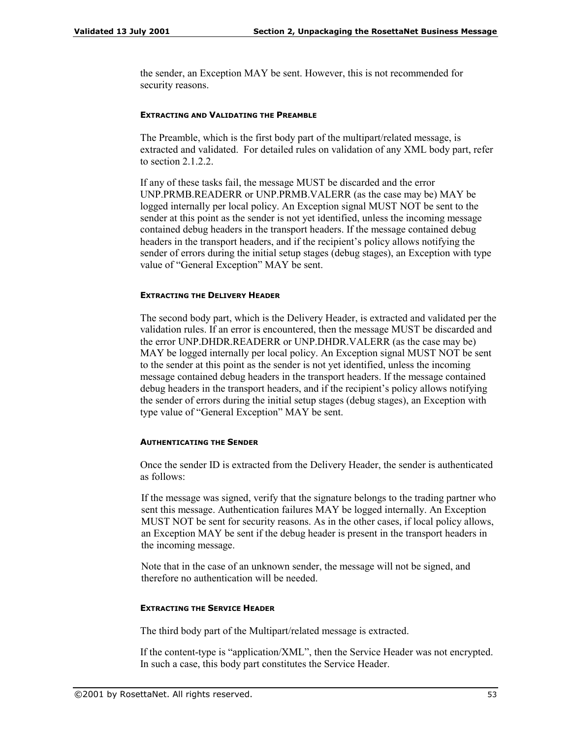the sender, an Exception MAY be sent. However, this is not recommended for security reasons.

#### EXTRACTING AND VALIDATING THE PREAMBLE

The Preamble, which is the first body part of the multipart/related message, is extracted and validated. For detailed rules on validation of any XML body part, refer to section 2.1.2.2.

If any of these tasks fail, the message MUST be discarded and the error UNP.PRMB.READERR or UNP.PRMB.VALERR (as the case may be) MAY be logged internally per local policy. An Exception signal MUST NOT be sent to the sender at this point as the sender is not yet identified, unless the incoming message contained debug headers in the transport headers. If the message contained debug headers in the transport headers, and if the recipient's policy allows notifying the sender of errors during the initial setup stages (debug stages), an Exception with type value of "General Exception" MAY be sent.

#### EXTRACTING THE DELIVERY HEADER

The second body part, which is the Delivery Header, is extracted and validated per the validation rules. If an error is encountered, then the message MUST be discarded and the error UNP.DHDR.READERR or UNP.DHDR.VALERR (as the case may be) MAY be logged internally per local policy. An Exception signal MUST NOT be sent to the sender at this point as the sender is not yet identified, unless the incoming message contained debug headers in the transport headers. If the message contained debug headers in the transport headers, and if the recipient's policy allows notifying the sender of errors during the initial setup stages (debug stages), an Exception with type value of "General Exception" MAY be sent.

#### AUTHENTICATING THE SENDER

Once the sender ID is extracted from the Delivery Header, the sender is authenticated as follows:

If the message was signed, verify that the signature belongs to the trading partner who sent this message. Authentication failures MAY be logged internally. An Exception MUST NOT be sent for security reasons. As in the other cases, if local policy allows, an Exception MAY be sent if the debug header is present in the transport headers in the incoming message.

Note that in the case of an unknown sender, the message will not be signed, and therefore no authentication will be needed.

#### EXTRACTING THE SERVICE HEADER

The third body part of the Multipart/related message is extracted.

If the content-type is "application/XML", then the Service Header was not encrypted. In such a case, this body part constitutes the Service Header.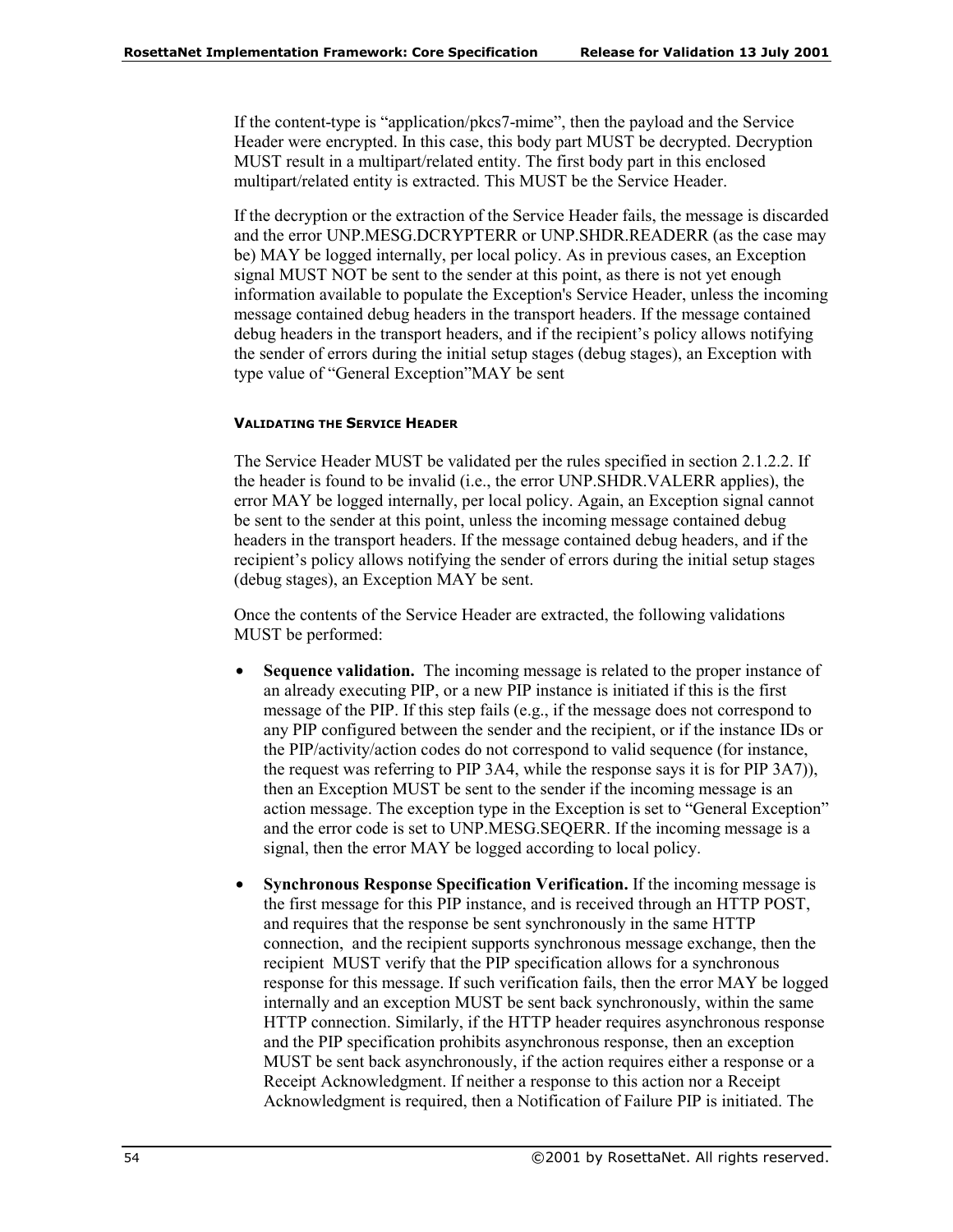If the content-type is “application/pkcs7-mime”, then the payload and the Service Header were encrypted. In this case, this body part MUST be decrypted. Decryption MUST result in a multipart/related entity. The first body part in this enclosed multipart/related entity is extracted. This MUST be the Service Header.

If the decryption or the extraction of the Service Header fails, the message is discarded and the error UNP.MESG.DCRYPTERR or UNP.SHDR.READERR (as the case may be) MAY be logged internally, per local policy. As in previous cases, an Exception signal MUST NOT be sent to the sender at this point, as there is not yet enough information available to populate the Exception's Service Header, unless the incoming message contained debug headers in the transport headers. If the message contained debug headers in the transport headers, and if the recipient’s policy allows notifying the sender of errors during the initial setup stages (debug stages), an Exception with type value of “General Exception”MAY be sent

##### VALIDATING THE SERVICE HEADER

The Service Header MUST be validated per the rules specified in section 2.1.2.2. If the header is found to be invalid (i.e., the error UNP.SHDR.VALERR applies), the error MAY be logged internally, per local policy. Again, an Exception signal cannot be sent to the sender at this point, unless the incoming message contained debug headers in the transport headers. If the message contained debug headers, and if the recipient’s policy allows notifying the sender of errors during the initial setup stages (debug stages), an Exception MAY be sent.

Once the contents of the Service Header are extracted, the following validations MUST be performed:

- **Sequence validation.** The incoming message is related to the proper instance of an already executing PIP, or a new PIP instance is initiated if this is the first message of the PIP. If this step fails (e.g., if the message does not correspond to any PIP configured between the sender and the recipient, or if the instance IDs or the PIP/activity/action codes do not correspond to valid sequence (for instance, the request was referring to PIP 3A4, while the response says it is for PIP 3A7)), then an Exception MUST be sent to the sender if the incoming message is an action message. The exception type in the Exception is set to “General Exception” and the error code is set to UNP.MESG.SEQERR. If the incoming message is a signal, then the error MAY be logged according to local policy.
- **Synchronous Response Specification Verification.** If the incoming message is the first message for this PIP instance, and is received through an HTTP POST, and requires that the response be sent synchronously in the same HTTP connection, and the recipient supports synchronous message exchange, then the recipient MUST verify that the PIP specification allows for a synchronous response for this message. If such verification fails, then the error MAY be logged internally and an exception MUST be sent back synchronously, within the same HTTP connection. Similarly, if the HTTP header requires asynchronous response and the PIP specification prohibits asynchronous response, then an exception MUST be sent back asynchronously, if the action requires either a response or a Receipt Acknowledgment. If neither a response to this action nor a Receipt Acknowledgment is required, then a Notification of Failure PIP is initiated. The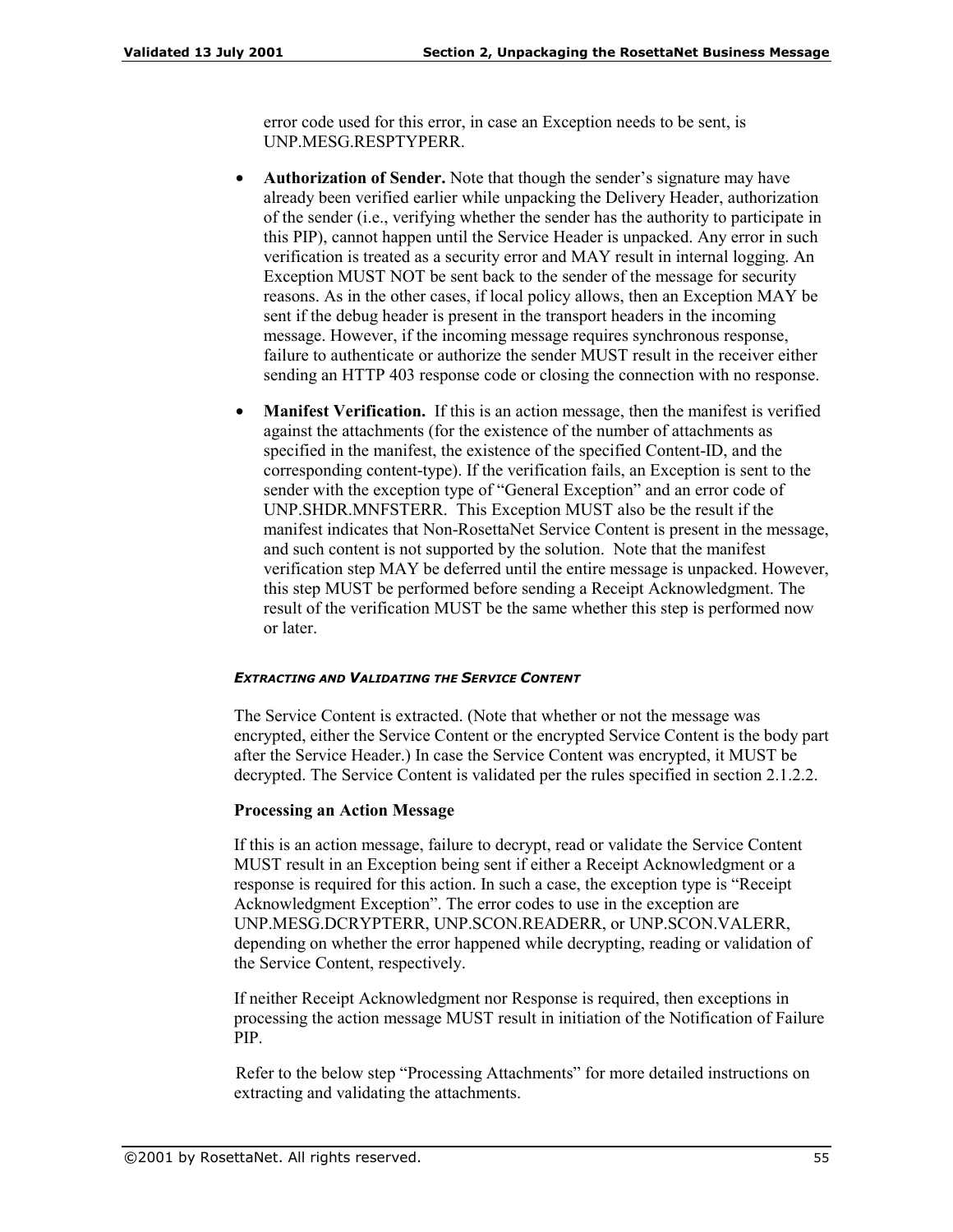error code used for this error, in case an Exception needs to be sent, is UNP.MESG.RESPTYPERR.

- **Authorization of Sender.** Note that though the sender's signature may have already been verified earlier while unpacking the Delivery Header, authorization of the sender (i.e., verifying whether the sender has the authority to participate in this PIP), cannot happen until the Service Header is unpacked. Any error in such verification is treated as a security error and MAY result in internal logging. An Exception MUST NOT be sent back to the sender of the message for security reasons. As in the other cases, if local policy allows, then an Exception MAY be sent if the debug header is present in the transport headers in the incoming message. However, if the incoming message requires synchronous response, failure to authenticate or authorize the sender MUST result in the receiver either sending an HTTP 403 response code or closing the connection with no response.

- **Manifest Verification.** If this is an action message, then the manifest is verified against the attachments (for the existence of the number of attachments as specified in the manifest, the existence of the specified Content-ID, and the corresponding content-type). If the verification fails, an Exception is sent to the sender with the exception type of "General Exception" and an error code of UNP.SHDR.MNFSTERR. This Exception MUST also be the result if the manifest indicates that Non-RosettaNet Service Content is present in the message, and such content is not supported by the solution. Note that the manifest verification step MAY be deferred until the entire message is unpacked. However, this step MUST be performed before sending a Receipt Acknowledgment. The result of the verification MUST be the same whether this step is performed now or later.

#### *EXTRACTING AND VALIDATING THE SERVICE CONTENT*

The Service Content is extracted. (Note that whether or not the message was encrypted, either the Service Content or the encrypted Service Content is the body part after the Service Header.) In case the Service Content was encrypted, it MUST be decrypted. The Service Content is validated per the rules specified in section 2.1.2.2.

**Processing an Action Message**

If this is an action message, failure to decrypt, read or validate the Service Content MUST result in an Exception being sent if either a Receipt Acknowledgment or a response is required for this action. In such a case, the exception type is "Receipt Acknowledgment Exception". The error codes to use in the exception are UNP.MESG.DCRYPTERR, UNP.SCON.READERR, or UNP.SCON.VALERR, depending on whether the error happened while decrypting, reading or validation of the Service Content, respectively.

If neither Receipt Acknowledgment nor Response is required, then exceptions in processing the action message MUST result in initiation of the Notification of Failure PIP.

Refer to the below step "Processing Attachments" for more detailed instructions on extracting and validating the attachments.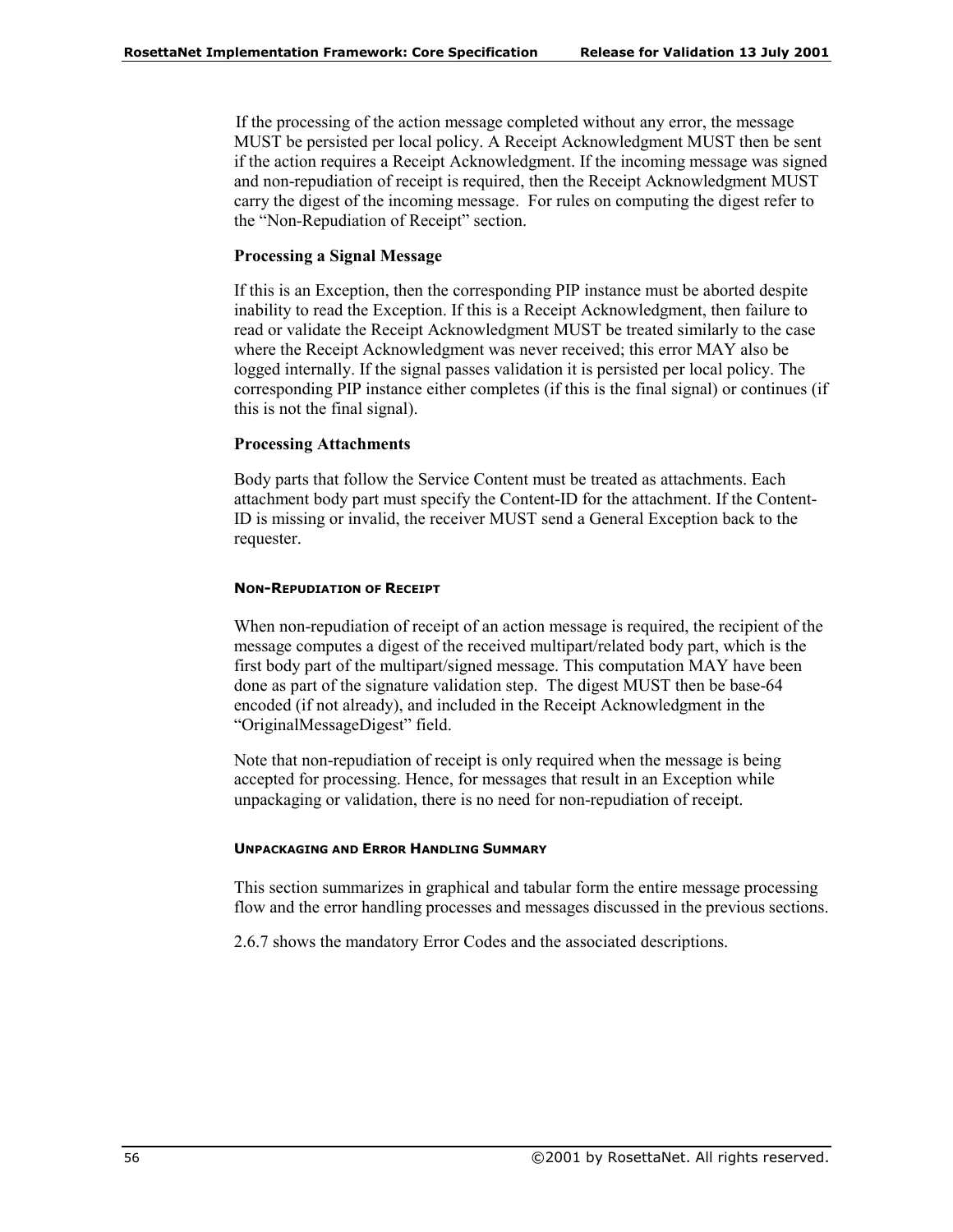If the processing of the action message completed without any error, the message MUST be persisted per local policy. A Receipt Acknowledgment MUST then be sent if the action requires a Receipt Acknowledgment. If the incoming message was signed and non-repudiation of receipt is required, then the Receipt Acknowledgment MUST carry the digest of the incoming message. For rules on computing the digest refer to the "Non-Repudiation of Receipt" section.

**Processing a Signal Message**

If this is an Exception, then the corresponding PIP instance must be aborted despite inability to read the Exception. If this is a Receipt Acknowledgment, then failure to read or validate the Receipt Acknowledgment MUST be treated similarly to the case where the Receipt Acknowledgment was never received; this error MAY also be logged internally. If the signal passes validation it is persisted per local policy. The corresponding PIP instance either completes (if this is the final signal) or continues (if this is not the final signal).

**Processing Attachments**

Body parts that follow the Service Content must be treated as attachments. Each attachment body part must specify the Content-ID for the attachment. If the Content-ID is missing or invalid, the receiver MUST send a General Exception back to the requester.

#### NON-REPUDIATION OF RECEIPT

When non-repudiation of receipt of an action message is required, the recipient of the message computes a digest of the received multipart/related body part, which is the first body part of the multipart/signed message. This computation MAY have been done as part of the signature validation step. The digest MUST then be base-64 encoded (if not already), and included in the Receipt Acknowledgment in the "OriginalMessageDigest" field.

Note that non-repudiation of receipt is only required when the message is being accepted for processing. Hence, for messages that result in an Exception while unpackaging or validation, there is no need for non-repudiation of receipt.

#### UNPACKAGING AND ERROR HANDLING SUMMARY

This section summarizes in graphical and tabular form the entire message processing flow and the error handling processes and messages discussed in the previous sections.

2.6.7 shows the mandatory Error Codes and the associated descriptions.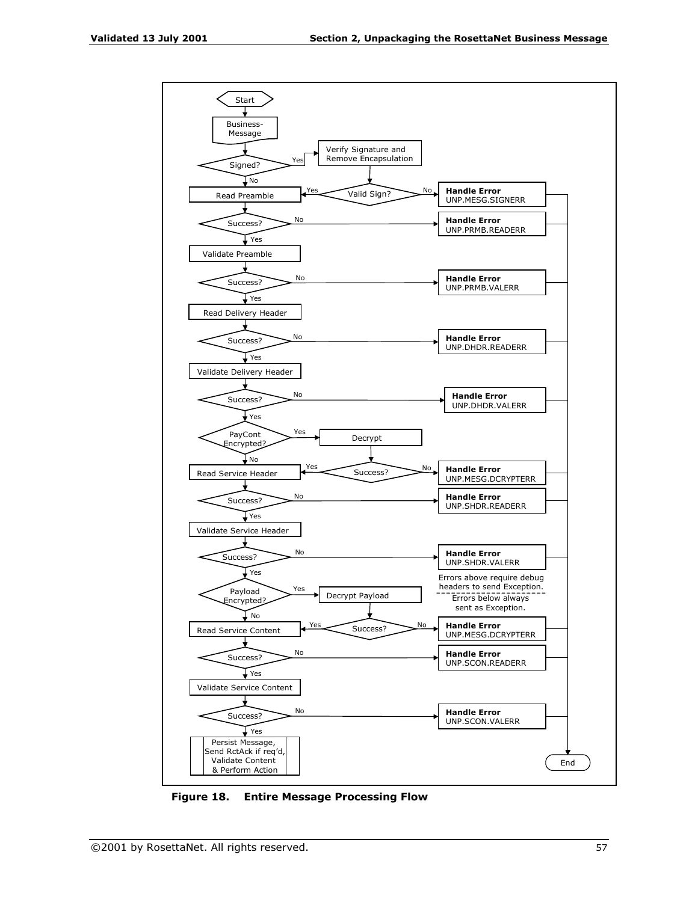Start

Business-Message

Signed? — Yes → Verify Signature and Remove Encapsulation → Valid Sign?

- Valid Sign? — No → **Handle Error** UNP.MESG.SIGNERR
- Valid Sign? — Yes → Read Preamble

Signed? — No → Read Preamble

Read Preamble → Success?

- No → **Handle Error** UNP.PRMB.READERR
- Yes → Validate Preamble

Validate Preamble → Success?

- No → **Handle Error** UNP.PRMB.VALERR
- Yes → Read Delivery Header

Read Delivery Header → Success?

- No → **Handle Error** UNP.DHDR.READERR
- Yes → Validate Delivery Header

Validate Delivery Header → Success?

- No → **Handle Error** UNP.DHDR.VALERR
- Yes → PayCont Encrypted?

PayCont Encrypted?

- Yes → Decrypt → Success?
  - No → **Handle Error** UNP.MESG.DCRYPTERR
  - Yes → Read Service Header
- No → Read Service Header

Read Service Header → Success?

- No → **Handle Error** UNP.SHDR.READERR
- Yes → Validate Service Header

Validate Service Header → Success?

- No → **Handle Error** UNP.SHDR.VALERR
- Yes → Payload Encrypted?

Errors above require debug headers to send Exception.

Errors below always sent as Exception.

Payload Encrypted?

- Yes → Decrypt Payload → Success?
  - No → **Handle Error** UNP.MESG.DCRYPTERR
  - Yes → Read Service Content
- No → Read Service Content

Read Service Content → Success?

- No → **Handle Error** UNP.SCON.READERR
- Yes → Validate Service Content

Validate Service Content → Success?

- No → **Handle Error** UNP.SCON.VALERR
- Yes → Persist Message, Send RctAck if req'd, Validate Content & Perform Action

All Handle Error → End

**Figure 18. Entire Message Processing Flow**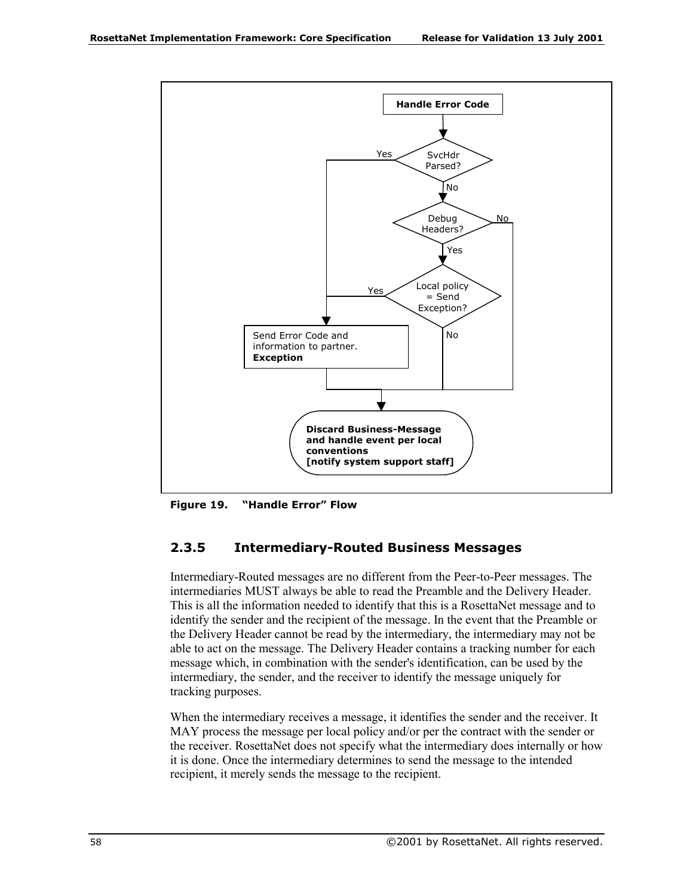Handle Error Code

SvcHdr Parsed?

Yes / No

Debug Headers?

No / Yes

Local policy = Send Exception?

Yes / No

Send Error Code and information to partner. **Exception**

**Discard Business-Message and handle event per local conventions [notify system support staff]**

**Figure 19. "Handle Error" Flow**

### 2.3.5 Intermediary-Routed Business Messages

Intermediary-Routed messages are no different from the Peer-to-Peer messages. The intermediaries MUST always be able to read the Preamble and the Delivery Header. This is all the information needed to identify that this is a RosettaNet message and to identify the sender and the recipient of the message. In the event that the Preamble or the Delivery Header cannot be read by the intermediary, the intermediary may not be able to act on the message. The Delivery Header contains a tracking number for each message which, in combination with the sender's identification, can be used by the intermediary, the sender, and the receiver to identify the message uniquely for tracking purposes.

When the intermediary receives a message, it identifies the sender and the receiver. It MAY process the message per local policy and/or per the contract with the sender or the receiver. RosettaNet does not specify what the intermediary does internally or how it is done. Once the intermediary determines to send the message to the intended recipient, it merely sends the message to the recipient.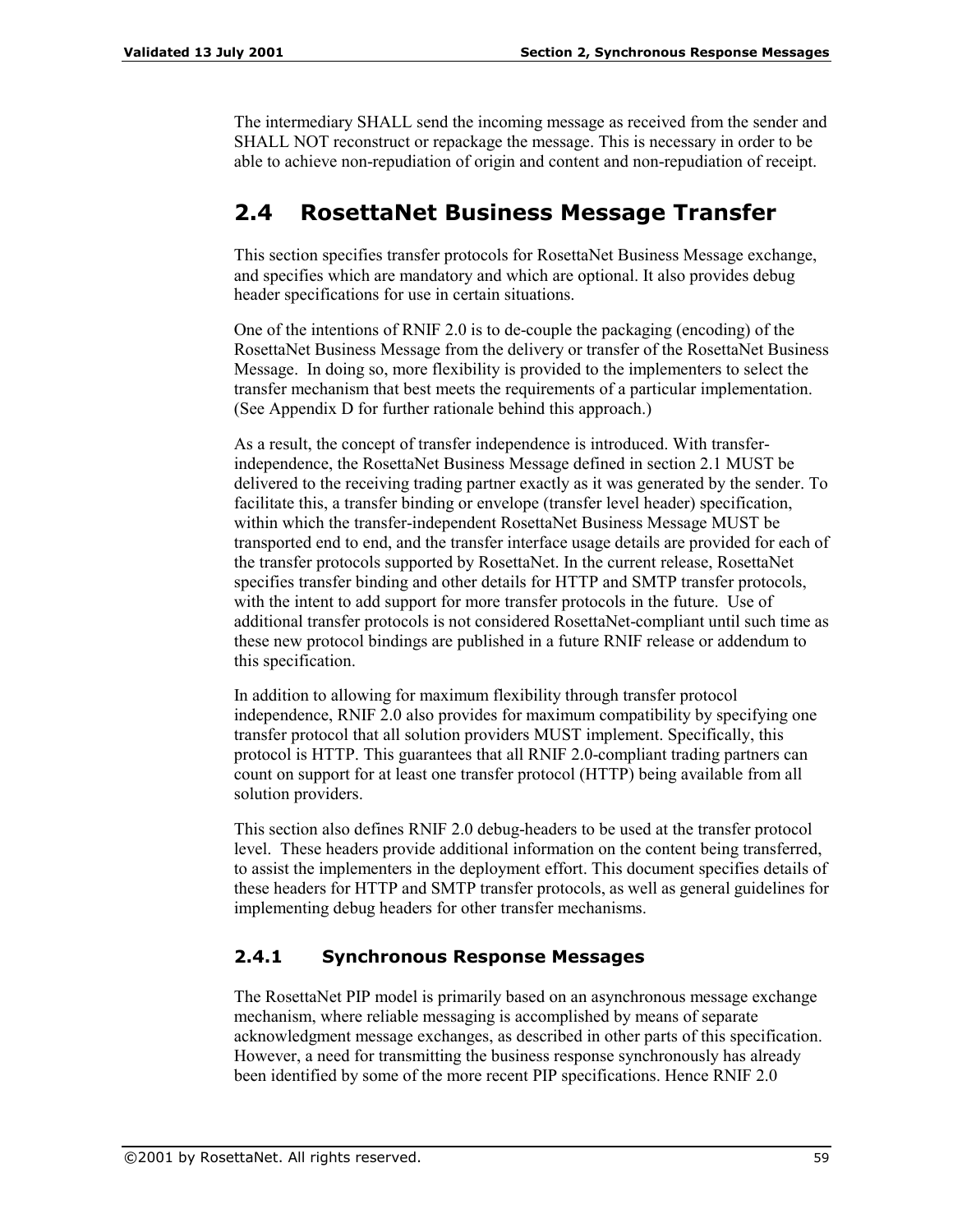The intermediary SHALL send the incoming message as received from the sender and SHALL NOT reconstruct or repackage the message. This is necessary in order to be able to achieve non-repudiation of origin and content and non-repudiation of receipt.

## 2.4 RosettaNet Business Message Transfer

This section specifies transfer protocols for RosettaNet Business Message exchange, and specifies which are mandatory and which are optional. It also provides debug header specifications for use in certain situations.

One of the intentions of RNIF 2.0 is to de-couple the packaging (encoding) of the RosettaNet Business Message from the delivery or transfer of the RosettaNet Business Message. In doing so, more flexibility is provided to the implementers to select the transfer mechanism that best meets the requirements of a particular implementation. (See Appendix D for further rationale behind this approach.)

As a result, the concept of transfer independence is introduced. With transfer-independence, the RosettaNet Business Message defined in section 2.1 MUST be delivered to the receiving trading partner exactly as it was generated by the sender. To facilitate this, a transfer binding or envelope (transfer level header) specification, within which the transfer-independent RosettaNet Business Message MUST be transported end to end, and the transfer interface usage details are provided for each of the transfer protocols supported by RosettaNet. In the current release, RosettaNet specifies transfer binding and other details for HTTP and SMTP transfer protocols, with the intent to add support for more transfer protocols in the future. Use of additional transfer protocols is not considered RosettaNet-compliant until such time as these new protocol bindings are published in a future RNIF release or addendum to this specification.

In addition to allowing for maximum flexibility through transfer protocol independence, RNIF 2.0 also provides for maximum compatibility by specifying one transfer protocol that all solution providers MUST implement. Specifically, this protocol is HTTP. This guarantees that all RNIF 2.0-compliant trading partners can count on support for at least one transfer protocol (HTTP) being available from all solution providers.

This section also defines RNIF 2.0 debug-headers to be used at the transfer protocol level. These headers provide additional information on the content being transferred, to assist the implementers in the deployment effort. This document specifies details of these headers for HTTP and SMTP transfer protocols, as well as general guidelines for implementing debug headers for other transfer mechanisms.

### 2.4.1 Synchronous Response Messages

The RosettaNet PIP model is primarily based on an asynchronous message exchange mechanism, where reliable messaging is accomplished by means of separate acknowledgment message exchanges, as described in other parts of this specification. However, a need for transmitting the business response synchronously has already been identified by some of the more recent PIP specifications. Hence RNIF 2.0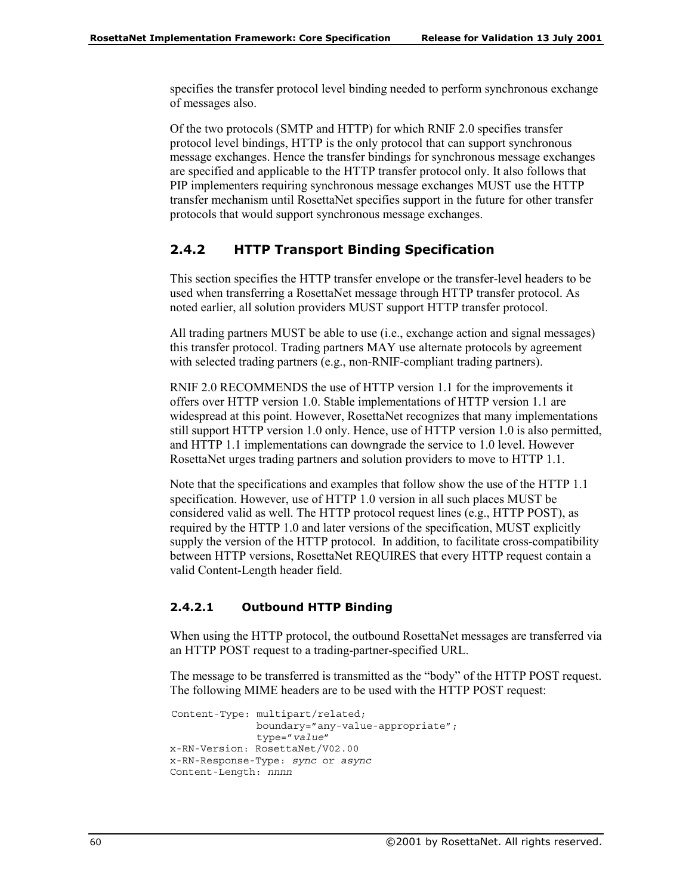specifies the transfer protocol level binding needed to perform synchronous exchange of messages also.

Of the two protocols (SMTP and HTTP) for which RNIF 2.0 specifies transfer protocol level bindings, HTTP is the only protocol that can support synchronous message exchanges. Hence the transfer bindings for synchronous message exchanges are specified and applicable to the HTTP transfer protocol only. It also follows that PIP implementers requiring synchronous message exchanges MUST use the HTTP transfer mechanism until RosettaNet specifies support in the future for other transfer protocols that would support synchronous message exchanges.

### 2.4.2 HTTP Transport Binding Specification

This section specifies the HTTP transfer envelope or the transfer-level headers to be used when transferring a RosettaNet message through HTTP transfer protocol. As noted earlier, all solution providers MUST support HTTP transfer protocol.

All trading partners MUST be able to use (i.e., exchange action and signal messages) this transfer protocol. Trading partners MAY use alternate protocols by agreement with selected trading partners (e.g., non-RNIF-compliant trading partners).

RNIF 2.0 RECOMMENDS the use of HTTP version 1.1 for the improvements it offers over HTTP version 1.0. Stable implementations of HTTP version 1.1 are widespread at this point. However, RosettaNet recognizes that many implementations still support HTTP version 1.0 only. Hence, use of HTTP version 1.0 is also permitted, and HTTP 1.1 implementations can downgrade the service to 1.0 level. However RosettaNet urges trading partners and solution providers to move to HTTP 1.1.

Note that the specifications and examples that follow show the use of the HTTP 1.1 specification. However, use of HTTP 1.0 version in all such places MUST be considered valid as well. The HTTP protocol request lines (e.g., HTTP POST), as required by the HTTP 1.0 and later versions of the specification, MUST explicitly supply the version of the HTTP protocol. In addition, to facilitate cross-compatibility between HTTP versions, RosettaNet REQUIRES that every HTTP request contain a valid Content-Length header field.

#### 2.4.2.1 Outbound HTTP Binding

When using the HTTP protocol, the outbound RosettaNet messages are transferred via an HTTP POST request to a trading-partner-specified URL.

The message to be transferred is transmitted as the “body” of the HTTP POST request. The following MIME headers are to be used with the HTTP POST request:

```
Content-Type: multipart/related;
              boundary=”any-value-appropriate”;
              type=”value”
x-RN-Version: RosettaNet/V02.00
x-RN-Response-Type: sync or async
Content-Length: nnnn
```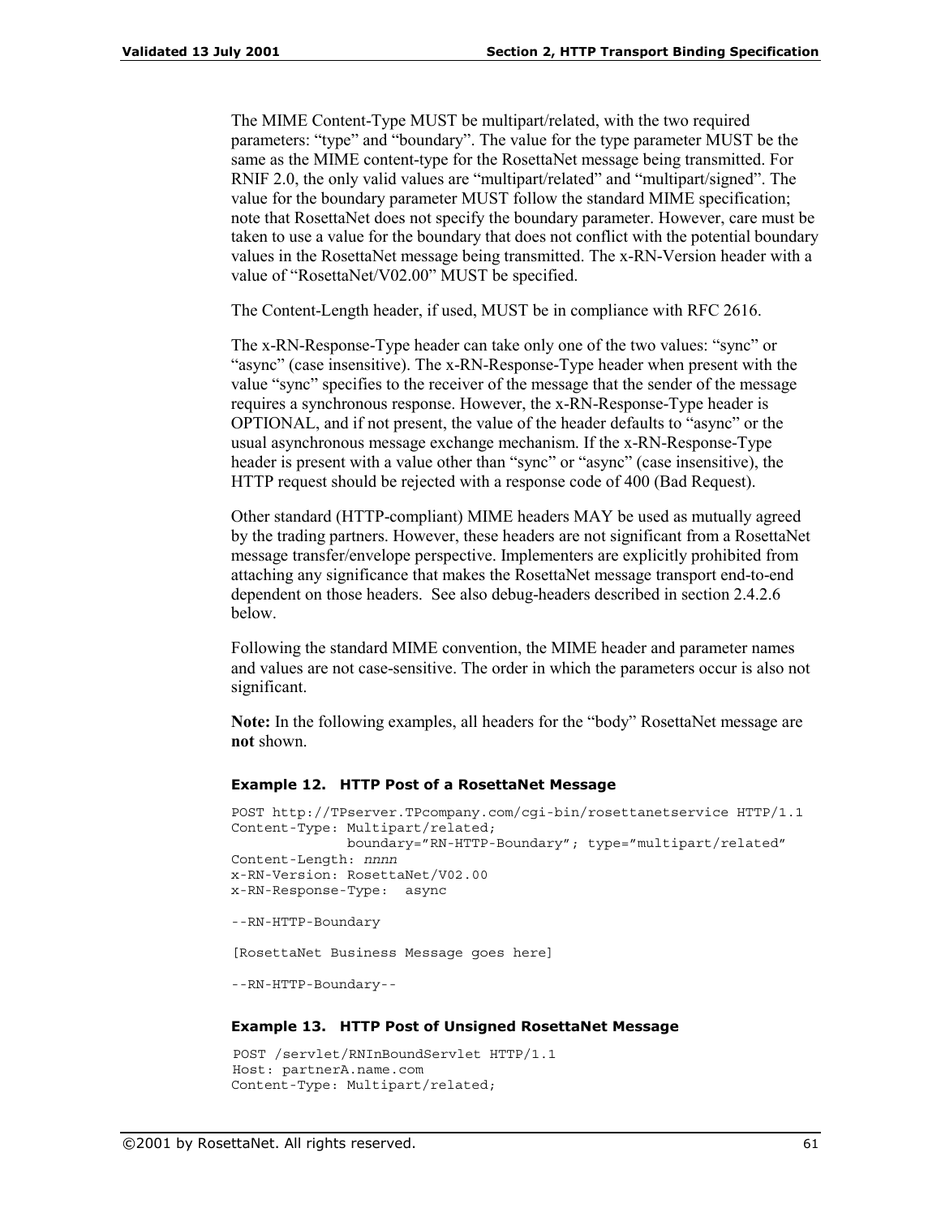The MIME Content-Type MUST be multipart/related, with the two required parameters: “type” and “boundary”. The value for the type parameter MUST be the same as the MIME content-type for the RosettaNet message being transmitted. For RNIF 2.0, the only valid values are “multipart/related” and “multipart/signed”. The value for the boundary parameter MUST follow the standard MIME specification; note that RosettaNet does not specify the boundary parameter. However, care must be taken to use a value for the boundary that does not conflict with the potential boundary values in the RosettaNet message being transmitted. The x-RN-Version header with a value of “RosettaNet/V02.00” MUST be specified.

The Content-Length header, if used, MUST be in compliance with RFC 2616.

The x-RN-Response-Type header can take only one of the two values: “sync” or “async” (case insensitive). The x-RN-Response-Type header when present with the value “sync” specifies to the receiver of the message that the sender of the message requires a synchronous response. However, the x-RN-Response-Type header is OPTIONAL, and if not present, the value of the header defaults to “async” or the usual asynchronous message exchange mechanism. If the x-RN-Response-Type header is present with a value other than “sync” or “async” (case insensitive), the HTTP request should be rejected with a response code of 400 (Bad Request).

Other standard (HTTP-compliant) MIME headers MAY be used as mutually agreed by the trading partners. However, these headers are not significant from a RosettaNet message transfer/envelope perspective. Implementers are explicitly prohibited from attaching any significance that makes the RosettaNet message transport end-to-end dependent on those headers. See also debug-headers described in section 2.4.2.6 below.

Following the standard MIME convention, the MIME header and parameter names and values are not case-sensitive. The order in which the parameters occur is also not significant.

**Note:** In the following examples, all headers for the “body” RosettaNet message are **not** shown.

#### Example 12. HTTP Post of a RosettaNet Message

```
POST http://TPserver.TPcompany.com/cgi-bin/rosettanetservice HTTP/1.1
Content-Type: Multipart/related;
              boundary=”RN-HTTP-Boundary”; type=”multipart/related”
Content-Length: nnnn
x-RN-Version: RosettaNet/V02.00
x-RN-Response-Type:  async

--RN-HTTP-Boundary

[RosettaNet Business Message goes here]

--RN-HTTP-Boundary--
```

#### Example 13. HTTP Post of Unsigned RosettaNet Message

```
POST /servlet/RNInBoundServlet HTTP/1.1
Host: partnerA.name.com
Content-Type: Multipart/related;
```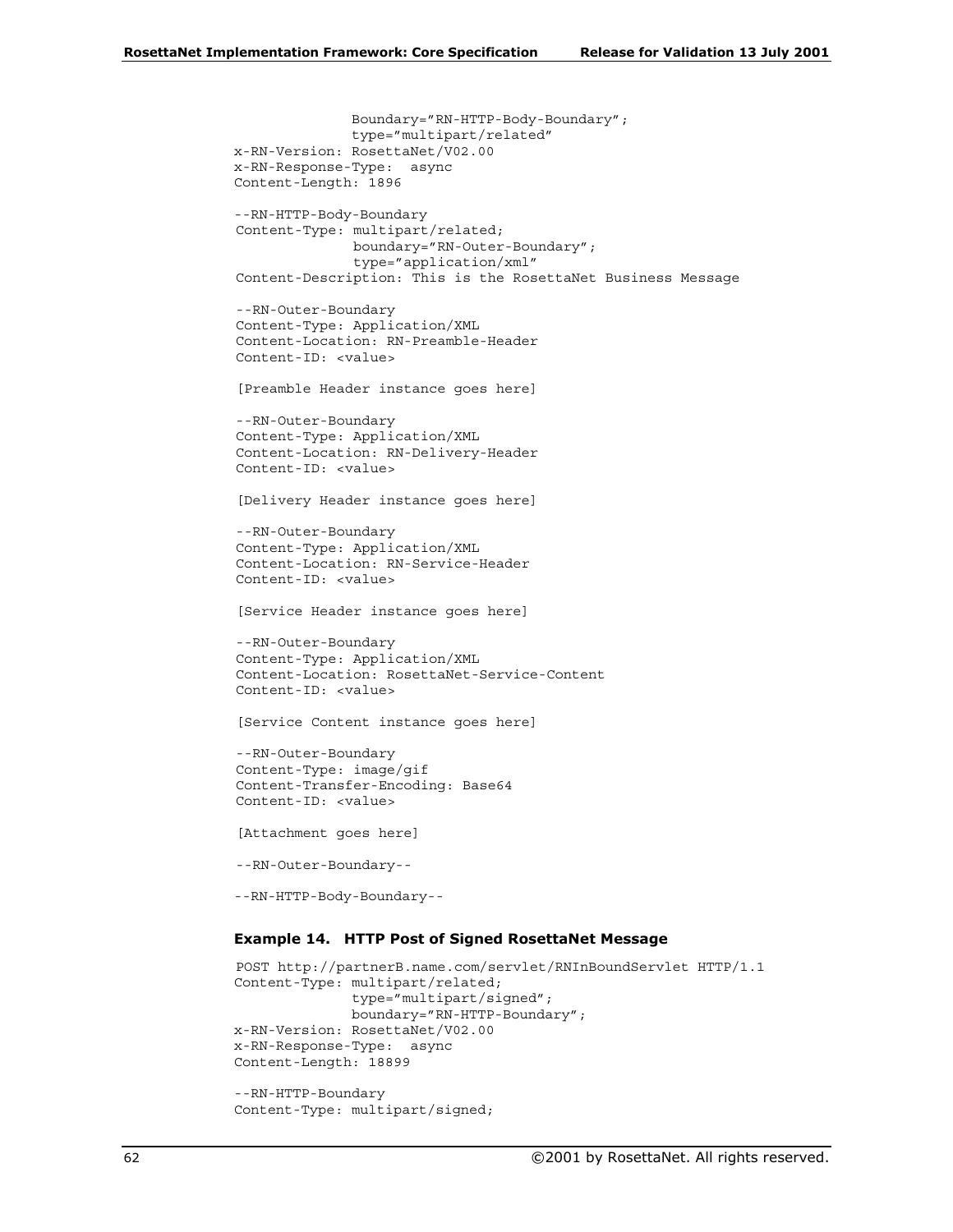```
              Boundary="RN-HTTP-Body-Boundary";
              type="multipart/related"
x-RN-Version: RosettaNet/V02.00
x-RN-Response-Type:  async
Content-Length: 1896

--RN-HTTP-Body-Boundary
Content-Type: multipart/related;
              boundary="RN-Outer-Boundary";
              type="application/xml"
Content-Description: This is the RosettaNet Business Message

--RN-Outer-Boundary
Content-Type: Application/XML
Content-Location: RN-Preamble-Header
Content-ID: <value>

[Preamble Header instance goes here]

--RN-Outer-Boundary
Content-Type: Application/XML
Content-Location: RN-Delivery-Header
Content-ID: <value>

[Delivery Header instance goes here]

--RN-Outer-Boundary
Content-Type: Application/XML
Content-Location: RN-Service-Header
Content-ID: <value>

[Service Header instance goes here]

--RN-Outer-Boundary
Content-Type: Application/XML
Content-Location: RosettaNet-Service-Content
Content-ID: <value>

[Service Content instance goes here]

--RN-Outer-Boundary
Content-Type: image/gif
Content-Transfer-Encoding: Base64
Content-ID: <value>

[Attachment goes here]

--RN-Outer-Boundary--

--RN-HTTP-Body-Boundary--
```

#### Example 14. HTTP Post of Signed RosettaNet Message

```
POST http://partnerB.name.com/servlet/RNInBoundServlet HTTP/1.1
Content-Type: multipart/related;
              type="multipart/signed";
              boundary="RN-HTTP-Boundary";
x-RN-Version: RosettaNet/V02.00
x-RN-Response-Type:  async
Content-Length: 18899

--RN-HTTP-Boundary
Content-Type: multipart/signed;
```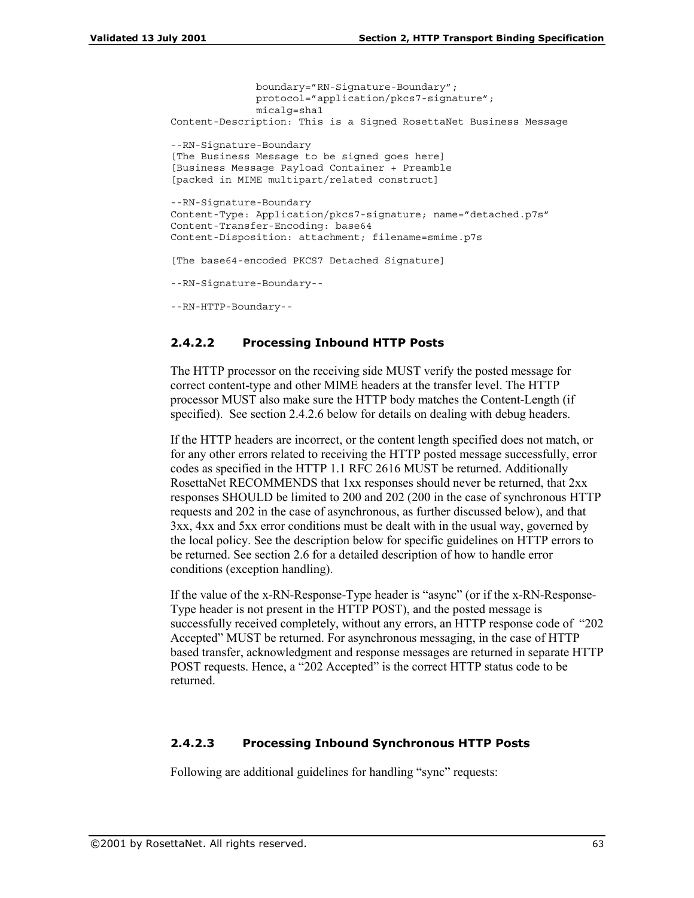```
              boundary="RN-Signature-Boundary";
              protocol="application/pkcs7-signature";
              micalg=sha1
Content-Description: This is a Signed RosettaNet Business Message

--RN-Signature-Boundary
[The Business Message to be signed goes here]
[Business Message Payload Container + Preamble
[packed in MIME multipart/related construct]

--RN-Signature-Boundary
Content-Type: Application/pkcs7-signature; name="detached.p7s"
Content-Transfer-Encoding: base64
Content-Disposition: attachment; filename=smime.p7s

[The base64-encoded PKCS7 Detached Signature]

--RN-Signature-Boundary--

--RN-HTTP-Boundary--
```

#### 2.4.2.2 Processing Inbound HTTP Posts

The HTTP processor on the receiving side MUST verify the posted message for correct content-type and other MIME headers at the transfer level. The HTTP processor MUST also make sure the HTTP body matches the Content-Length (if specified). See section 2.4.2.6 below for details on dealing with debug headers.

If the HTTP headers are incorrect, or the content length specified does not match, or for any other errors related to receiving the HTTP posted message successfully, error codes as specified in the HTTP 1.1 RFC 2616 MUST be returned. Additionally RosettaNet RECOMMENDS that 1xx responses should never be returned, that 2xx responses SHOULD be limited to 200 and 202 (200 in the case of synchronous HTTP requests and 202 in the case of asynchronous, as further discussed below), and that 3xx, 4xx and 5xx error conditions must be dealt with in the usual way, governed by the local policy. See the description below for specific guidelines on HTTP errors to be returned. See section 2.6 for a detailed description of how to handle error conditions (exception handling).

If the value of the x-RN-Response-Type header is "async" (or if the x-RN-Response-Type header is not present in the HTTP POST), and the posted message is successfully received completely, without any errors, an HTTP response code of "202 Accepted" MUST be returned. For asynchronous messaging, in the case of HTTP based transfer, acknowledgment and response messages are returned in separate HTTP POST requests. Hence, a "202 Accepted" is the correct HTTP status code to be returned.

#### 2.4.2.3 Processing Inbound Synchronous HTTP Posts

Following are additional guidelines for handling "sync" requests: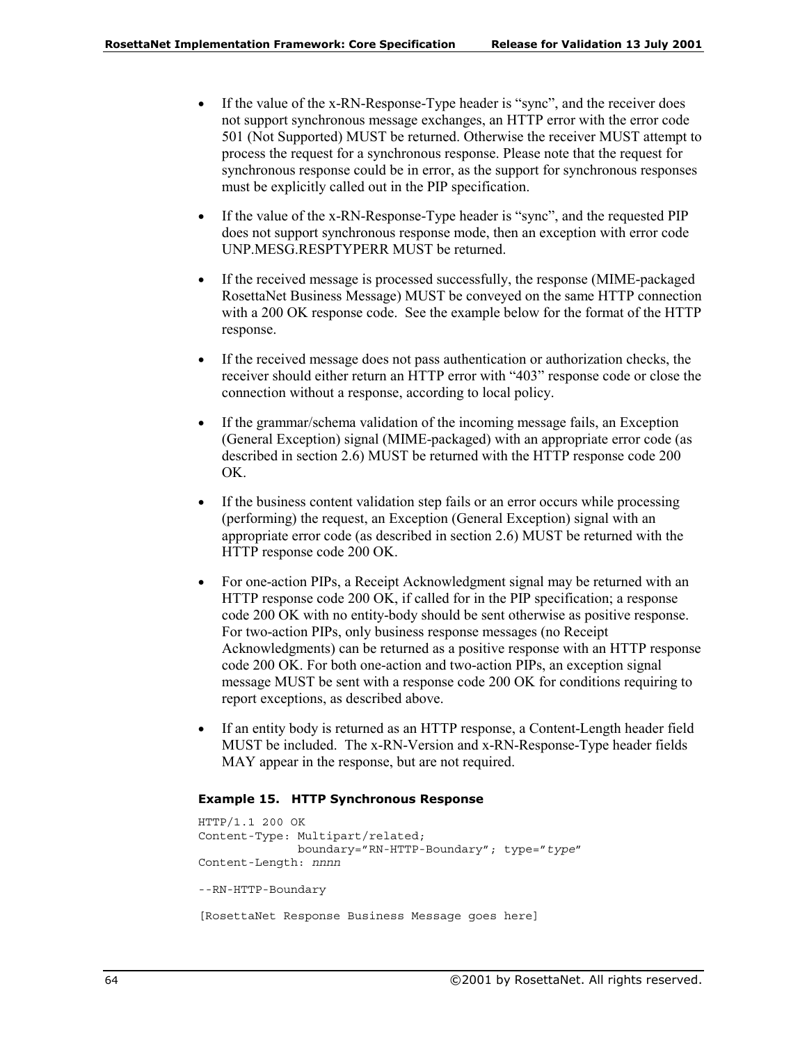- If the value of the x-RN-Response-Type header is "sync", and the receiver does not support synchronous message exchanges, an HTTP error with the error code 501 (Not Supported) MUST be returned. Otherwise the receiver MUST attempt to process the request for a synchronous response. Please note that the request for synchronous response could be in error, as the support for synchronous responses must be explicitly called out in the PIP specification.

- If the value of the x-RN-Response-Type header is "sync", and the requested PIP does not support synchronous response mode, then an exception with error code UNP.MESG.RESPTYPERR MUST be returned.

- If the received message is processed successfully, the response (MIME-packaged RosettaNet Business Message) MUST be conveyed on the same HTTP connection with a 200 OK response code. See the example below for the format of the HTTP response.

- If the received message does not pass authentication or authorization checks, the receiver should either return an HTTP error with "403" response code or close the connection without a response, according to local policy.

- If the grammar/schema validation of the incoming message fails, an Exception (General Exception) signal (MIME-packaged) with an appropriate error code (as described in section 2.6) MUST be returned with the HTTP response code 200 OK.

- If the business content validation step fails or an error occurs while processing (performing) the request, an Exception (General Exception) signal with an appropriate error code (as described in section 2.6) MUST be returned with the HTTP response code 200 OK.

- For one-action PIPs, a Receipt Acknowledgment signal may be returned with an HTTP response code 200 OK, if called for in the PIP specification; a response code 200 OK with no entity-body should be sent otherwise as positive response. For two-action PIPs, only business response messages (no Receipt Acknowledgments) can be returned as a positive response with an HTTP response code 200 OK. For both one-action and two-action PIPs, an exception signal message MUST be sent with a response code 200 OK for conditions requiring to report exceptions, as described above.

- If an entity body is returned as an HTTP response, a Content-Length header field MUST be included. The x-RN-Version and x-RN-Response-Type header fields MAY appear in the response, but are not required.

#### Example 15. HTTP Synchronous Response

```
HTTP/1.1 200 OK
Content-Type: Multipart/related;
              boundary="RN-HTTP-Boundary"; type="type"
Content-Length: nnnn

--RN-HTTP-Boundary

[RosettaNet Response Business Message goes here]
```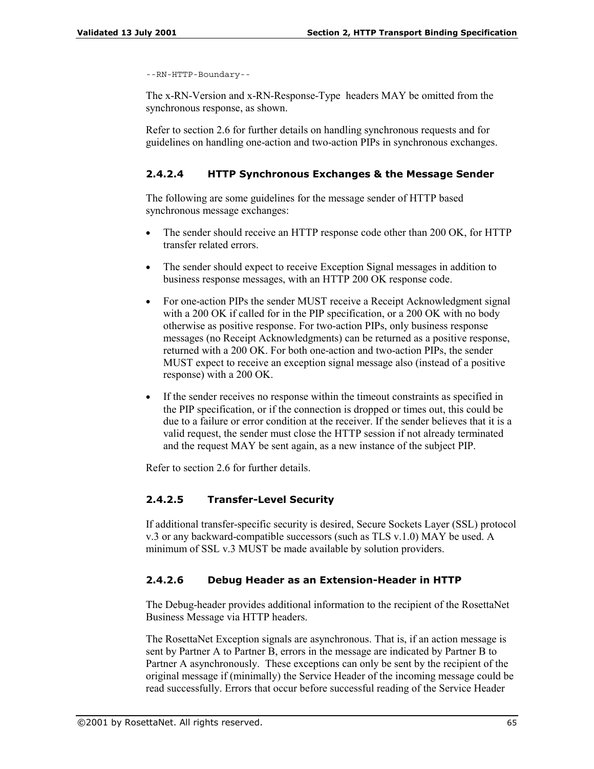```
--RN-HTTP-Boundary--
```

The x-RN-Version and x-RN-Response-Type headers MAY be omitted from the synchronous response, as shown.

Refer to section 2.6 for further details on handling synchronous requests and for guidelines on handling one-action and two-action PIPs in synchronous exchanges.

#### 2.4.2.4 HTTP Synchronous Exchanges & the Message Sender

The following are some guidelines for the message sender of HTTP based synchronous message exchanges:

- The sender should receive an HTTP response code other than 200 OK, for HTTP transfer related errors.
- The sender should expect to receive Exception Signal messages in addition to business response messages, with an HTTP 200 OK response code.
- For one-action PIPs the sender MUST receive a Receipt Acknowledgment signal with a 200 OK if called for in the PIP specification, or a 200 OK with no body otherwise as positive response. For two-action PIPs, only business response messages (no Receipt Acknowledgments) can be returned as a positive response, returned with a 200 OK. For both one-action and two-action PIPs, the sender MUST expect to receive an exception signal message also (instead of a positive response) with a 200 OK.
- If the sender receives no response within the timeout constraints as specified in the PIP specification, or if the connection is dropped or times out, this could be due to a failure or error condition at the receiver. If the sender believes that it is a valid request, the sender must close the HTTP session if not already terminated and the request MAY be sent again, as a new instance of the subject PIP.

Refer to section 2.6 for further details.

#### 2.4.2.5 Transfer-Level Security

If additional transfer-specific security is desired, Secure Sockets Layer (SSL) protocol v.3 or any backward-compatible successors (such as TLS v.1.0) MAY be used. A minimum of SSL v.3 MUST be made available by solution providers.

#### 2.4.2.6 Debug Header as an Extension-Header in HTTP

The Debug-header provides additional information to the recipient of the RosettaNet Business Message via HTTP headers.

The RosettaNet Exception signals are asynchronous. That is, if an action message is sent by Partner A to Partner B, errors in the message are indicated by Partner B to Partner A asynchronously. These exceptions can only be sent by the recipient of the original message if (minimally) the Service Header of the incoming message could be read successfully. Errors that occur before successful reading of the Service Header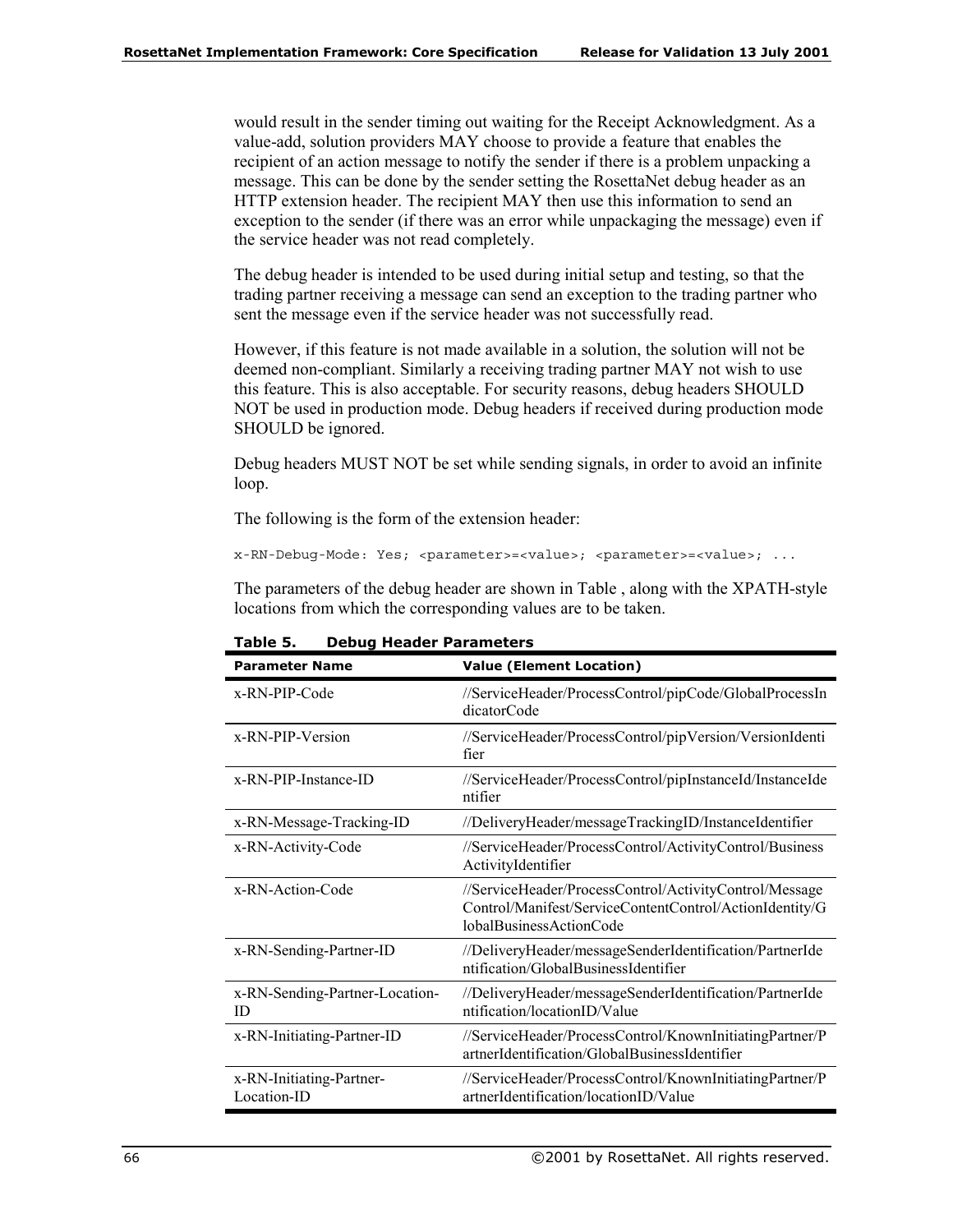would result in the sender timing out waiting for the Receipt Acknowledgment. As a value-add, solution providers MAY choose to provide a feature that enables the recipient of an action message to notify the sender if there is a problem unpacking a message. This can be done by the sender setting the RosettaNet debug header as an HTTP extension header. The recipient MAY then use this information to send an exception to the sender (if there was an error while unpackaging the message) even if the service header was not read completely.

The debug header is intended to be used during initial setup and testing, so that the trading partner receiving a message can send an exception to the trading partner who sent the message even if the service header was not successfully read.

However, if this feature is not made available in a solution, the solution will not be deemed non-compliant. Similarly a receiving trading partner MAY not wish to use this feature. This is also acceptable. For security reasons, debug headers SHOULD NOT be used in production mode. Debug headers if received during production mode SHOULD be ignored.

Debug headers MUST NOT be set while sending signals, in order to avoid an infinite loop.

The following is the form of the extension header:

```
x-RN-Debug-Mode: Yes; <parameter>=<value>; <parameter>=<value>; ...
```

The parameters of the debug header are shown in Table , along with the XPATH-style locations from which the corresponding values are to be taken.

**Table 5. Debug Header Parameters**

| Parameter Name | Value (Element Location) |
|---|---|
| x-RN-PIP-Code | //ServiceHeader/ProcessControl/pipCode/GlobalProcessIndicatorCode |
| x-RN-PIP-Version | //ServiceHeader/ProcessControl/pipVersion/VersionIdentifier |
| x-RN-PIP-Instance-ID | //ServiceHeader/ProcessControl/pipInstanceId/InstanceIdentifier |
| x-RN-Message-Tracking-ID | //DeliveryHeader/messageTrackingID/InstanceIdentifier |
| x-RN-Activity-Code | //ServiceHeader/ProcessControl/ActivityControl/BusinessActivityIdentifier |
| x-RN-Action-Code | //ServiceHeader/ProcessControl/ActivityControl/MessageControl/Manifest/ServiceContentControl/ActionIdentity/GlobalBusinessActionCode |
| x-RN-Sending-Partner-ID | //DeliveryHeader/messageSenderIdentification/PartnerIdentification/GlobalBusinessIdentifier |
| x-RN-Sending-Partner-Location-ID | //DeliveryHeader/messageSenderIdentification/PartnerIdentification/locationID/Value |
| x-RN-Initiating-Partner-ID | //ServiceHeader/ProcessControl/KnownInitiatingPartner/PartnerIdentification/GlobalBusinessIdentifier |
| x-RN-Initiating-Partner-Location-ID | //ServiceHeader/ProcessControl/KnownInitiatingPartner/PartnerIdentification/locationID/Value |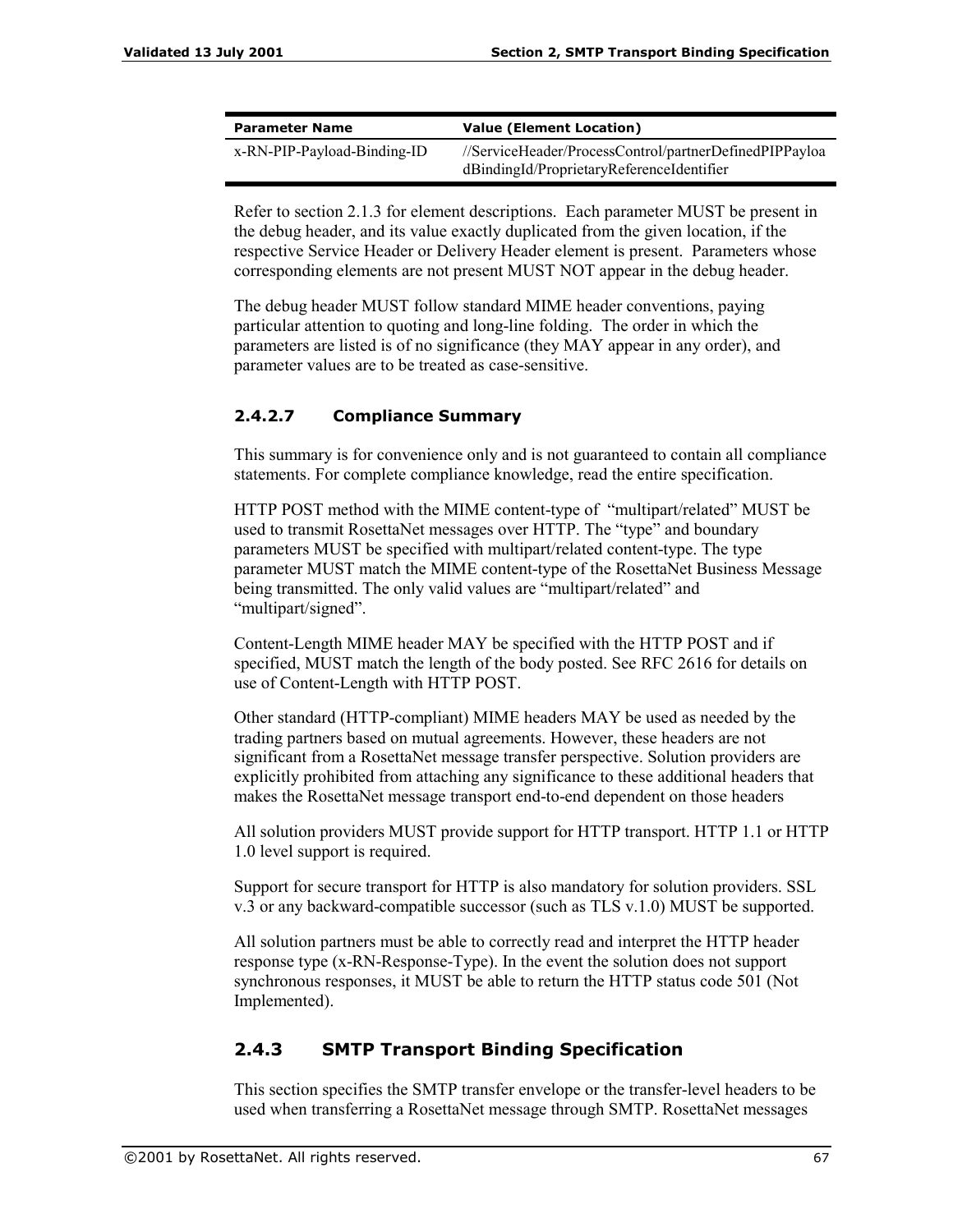| Parameter Name | Value (Element Location) |
|---|---|
| x-RN-PIP-Payload-Binding-ID | //ServiceHeader/ProcessControl/partnerDefinedPIPPayloadBindingId/ProprietaryReferenceIdentifier |

Refer to section 2.1.3 for element descriptions. Each parameter MUST be present in the debug header, and its value exactly duplicated from the given location, if the respective Service Header or Delivery Header element is present. Parameters whose corresponding elements are not present MUST NOT appear in the debug header.

The debug header MUST follow standard MIME header conventions, paying particular attention to quoting and long-line folding. The order in which the parameters are listed is of no significance (they MAY appear in any order), and parameter values are to be treated as case-sensitive.

#### 2.4.2.7 Compliance Summary

This summary is for convenience only and is not guaranteed to contain all compliance statements. For complete compliance knowledge, read the entire specification.

HTTP POST method with the MIME content-type of "multipart/related" MUST be used to transmit RosettaNet messages over HTTP. The "type" and boundary parameters MUST be specified with multipart/related content-type. The type parameter MUST match the MIME content-type of the RosettaNet Business Message being transmitted. The only valid values are "multipart/related" and "multipart/signed".

Content-Length MIME header MAY be specified with the HTTP POST and if specified, MUST match the length of the body posted. See RFC 2616 for details on use of Content-Length with HTTP POST.

Other standard (HTTP-compliant) MIME headers MAY be used as needed by the trading partners based on mutual agreements. However, these headers are not significant from a RosettaNet message transfer perspective. Solution providers are explicitly prohibited from attaching any significance to these additional headers that makes the RosettaNet message transport end-to-end dependent on those headers

All solution providers MUST provide support for HTTP transport. HTTP 1.1 or HTTP 1.0 level support is required.

Support for secure transport for HTTP is also mandatory for solution providers. SSL v.3 or any backward-compatible successor (such as TLS v.1.0) MUST be supported.

All solution partners must be able to correctly read and interpret the HTTP header response type (x-RN-Response-Type). In the event the solution does not support synchronous responses, it MUST be able to return the HTTP status code 501 (Not Implemented).

### 2.4.3 SMTP Transport Binding Specification

This section specifies the SMTP transfer envelope or the transfer-level headers to be used when transferring a RosettaNet message through SMTP. RosettaNet messages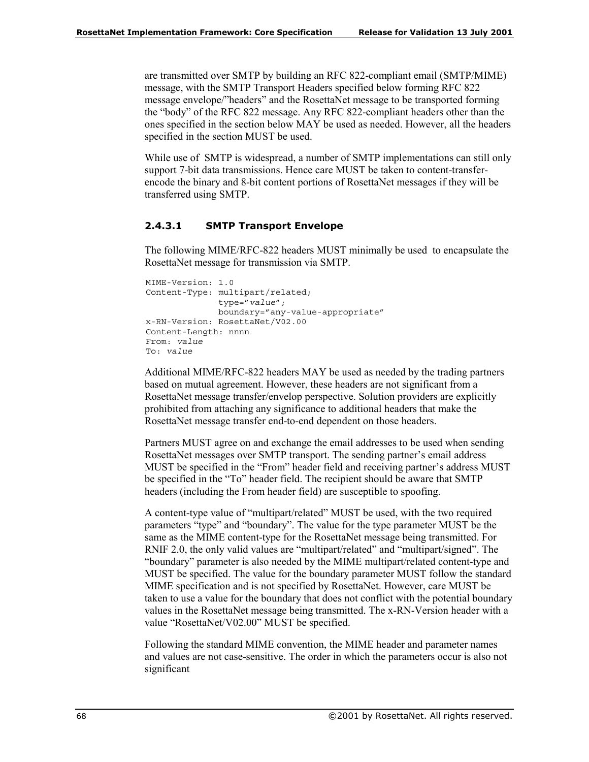are transmitted over SMTP by building an RFC 822-compliant email (SMTP/MIME) message, with the SMTP Transport Headers specified below forming RFC 822 message envelope/"headers" and the RosettaNet message to be transported forming the "body" of the RFC 822 message. Any RFC 822-compliant headers other than the ones specified in the section below MAY be used as needed. However, all the headers specified in the section MUST be used.

While use of SMTP is widespread, a number of SMTP implementations can still only support 7-bit data transmissions. Hence care MUST be taken to content-transfer-encode the binary and 8-bit content portions of RosettaNet messages if they will be transferred using SMTP.

#### 2.4.3.1 SMTP Transport Envelope

The following MIME/RFC-822 headers MUST minimally be used to encapsulate the RosettaNet message for transmission via SMTP.

```
MIME-Version: 1.0
Content-Type: multipart/related;
              type="value";
              boundary="any-value-appropriate"
x-RN-Version: RosettaNet/V02.00
Content-Length: nnnn
From: value
To: value
```

Additional MIME/RFC-822 headers MAY be used as needed by the trading partners based on mutual agreement. However, these headers are not significant from a RosettaNet message transfer/envelop perspective. Solution providers are explicitly prohibited from attaching any significance to additional headers that make the RosettaNet message transfer end-to-end dependent on those headers.

Partners MUST agree on and exchange the email addresses to be used when sending RosettaNet messages over SMTP transport. The sending partner's email address MUST be specified in the "From" header field and receiving partner's address MUST be specified in the "To" header field. The recipient should be aware that SMTP headers (including the From header field) are susceptible to spoofing.

A content-type value of "multipart/related" MUST be used, with the two required parameters "type" and "boundary". The value for the type parameter MUST be the same as the MIME content-type for the RosettaNet message being transmitted. For RNIF 2.0, the only valid values are "multipart/related" and "multipart/signed". The "boundary" parameter is also needed by the MIME multipart/related content-type and MUST be specified. The value for the boundary parameter MUST follow the standard MIME specification and is not specified by RosettaNet. However, care MUST be taken to use a value for the boundary that does not conflict with the potential boundary values in the RosettaNet message being transmitted. The x-RN-Version header with a value "RosettaNet/V02.00" MUST be specified.

Following the standard MIME convention, the MIME header and parameter names and values are not case-sensitive. The order in which the parameters occur is also not significant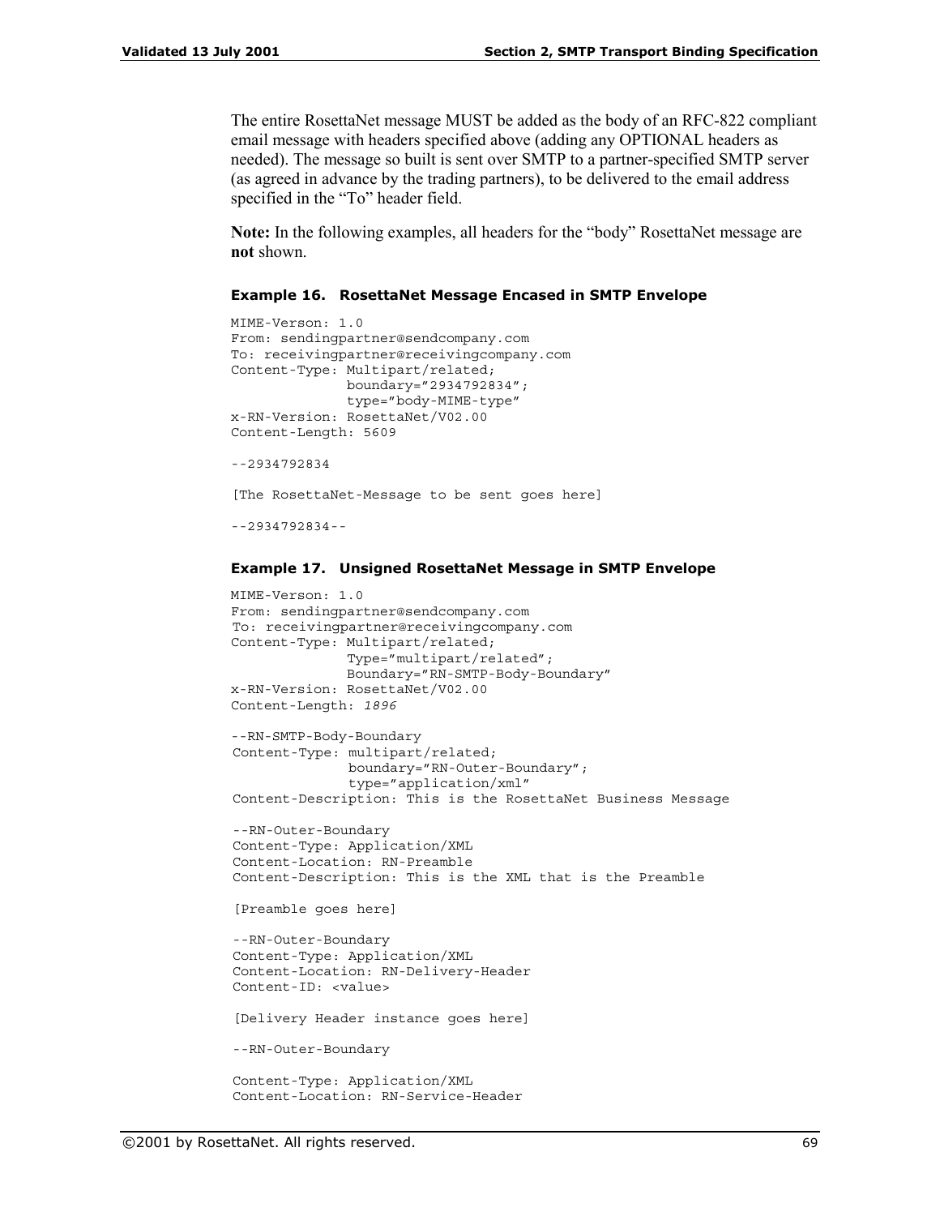The entire RosettaNet message MUST be added as the body of an RFC-822 compliant email message with headers specified above (adding any OPTIONAL headers as needed). The message so built is sent over SMTP to a partner-specified SMTP server (as agreed in advance by the trading partners), to be delivered to the email address specified in the "To" header field.

**Note:** In the following examples, all headers for the "body" RosettaNet message are **not** shown.

#### Example 16. RosettaNet Message Encased in SMTP Envelope

```
MIME-Verson: 1.0
From: sendingpartner@sendcompany.com
To: receivingpartner@receivingcompany.com
Content-Type: Multipart/related;
              boundary="2934792834";
              type="body-MIME-type"
x-RN-Version: RosettaNet/V02.00
Content-Length: 5609

--2934792834

[The RosettaNet-Message to be sent goes here]

--2934792834--
```

#### Example 17. Unsigned RosettaNet Message in SMTP Envelope

```
MIME-Verson: 1.0
From: sendingpartner@sendcompany.com
To: receivingpartner@receivingcompany.com
Content-Type: Multipart/related;
              Type="multipart/related";
              Boundary="RN-SMTP-Body-Boundary"
x-RN-Version: RosettaNet/V02.00
Content-Length: 1896

--RN-SMTP-Body-Boundary
Content-Type: multipart/related;
              boundary="RN-Outer-Boundary";
              type="application/xml"
Content-Description: This is the RosettaNet Business Message

--RN-Outer-Boundary
Content-Type: Application/XML
Content-Location: RN-Preamble
Content-Description: This is the XML that is the Preamble

[Preamble goes here]

--RN-Outer-Boundary
Content-Type: Application/XML
Content-Location: RN-Delivery-Header
Content-ID: <value>

[Delivery Header instance goes here]

--RN-Outer-Boundary

Content-Type: Application/XML
Content-Location: RN-Service-Header
```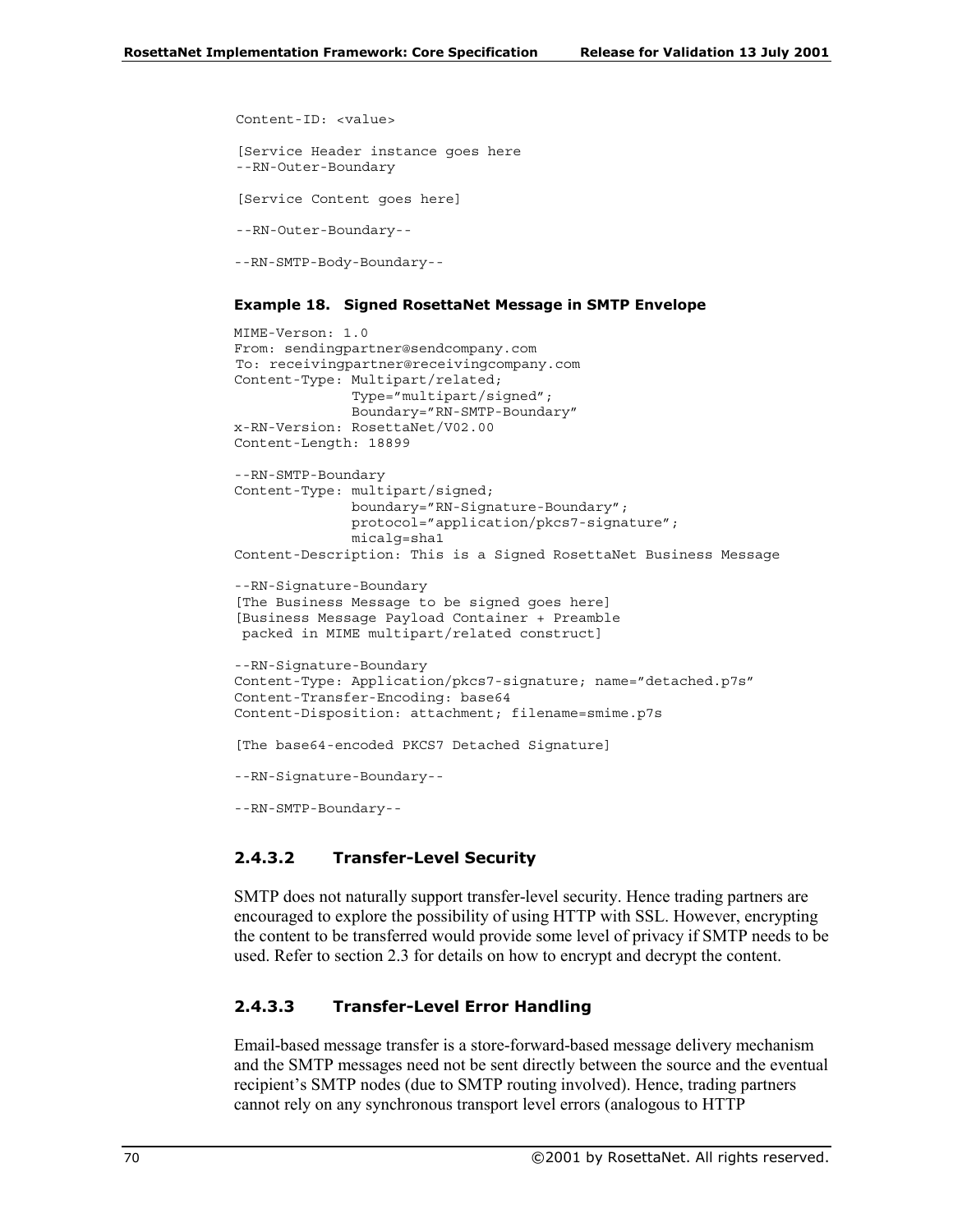```
Content-ID: <value>

[Service Header instance goes here
--RN-Outer-Boundary

[Service Content goes here]

--RN-Outer-Boundary--

--RN-SMTP-Body-Boundary--
```

**Example 18. Signed RosettaNet Message in SMTP Envelope**

```
MIME-Verson: 1.0
From: sendingpartner@sendcompany.com
To: receivingpartner@receivingcompany.com
Content-Type: Multipart/related;
              Type=”multipart/signed”;
              Boundary=”RN-SMTP-Boundary”
x-RN-Version: RosettaNet/V02.00
Content-Length: 18899

--RN-SMTP-Boundary
Content-Type: multipart/signed;
              boundary=”RN-Signature-Boundary”;
              protocol=”application/pkcs7-signature”;
              micalg=sha1
Content-Description: This is a Signed RosettaNet Business Message

--RN-Signature-Boundary
[The Business Message to be signed goes here]
[Business Message Payload Container + Preamble
 packed in MIME multipart/related construct]

--RN-Signature-Boundary
Content-Type: Application/pkcs7-signature; name=”detached.p7s”
Content-Transfer-Encoding: base64
Content-Disposition: attachment; filename=smime.p7s

[The base64-encoded PKCS7 Detached Signature]

--RN-Signature-Boundary--

--RN-SMTP-Boundary--
```

#### 2.4.3.2 Transfer-Level Security

SMTP does not naturally support transfer-level security. Hence trading partners are encouraged to explore the possibility of using HTTP with SSL. However, encrypting the content to be transferred would provide some level of privacy if SMTP needs to be used. Refer to section 2.3 for details on how to encrypt and decrypt the content.

#### 2.4.3.3 Transfer-Level Error Handling

Email-based message transfer is a store-forward-based message delivery mechanism and the SMTP messages need not be sent directly between the source and the eventual recipient's SMTP nodes (due to SMTP routing involved). Hence, trading partners cannot rely on any synchronous transport level errors (analogous to HTTP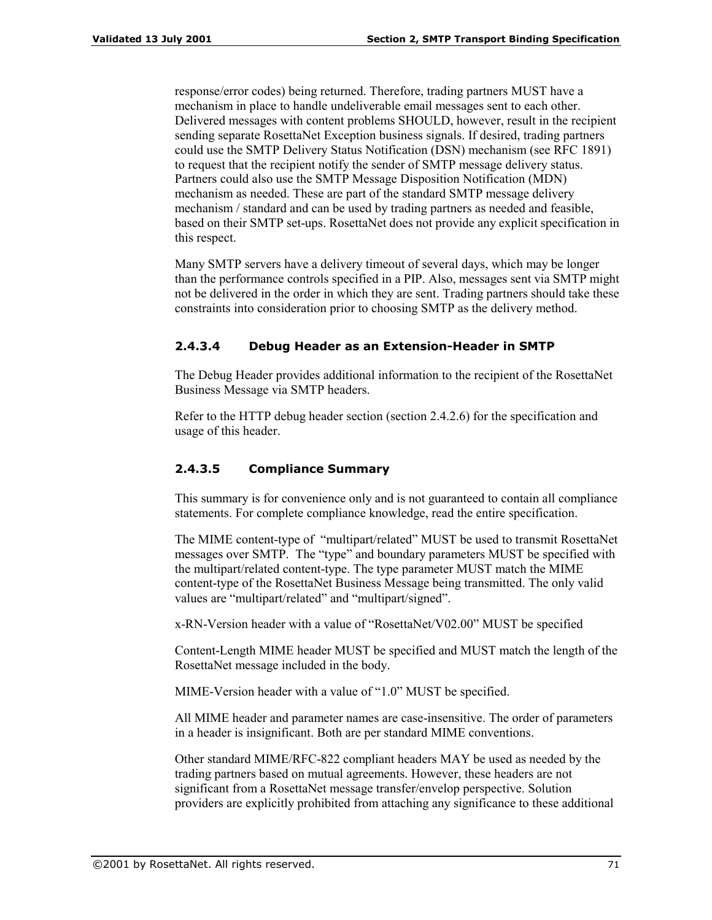response/error codes) being returned. Therefore, trading partners MUST have a mechanism in place to handle undeliverable email messages sent to each other. Delivered messages with content problems SHOULD, however, result in the recipient sending separate RosettaNet Exception business signals. If desired, trading partners could use the SMTP Delivery Status Notification (DSN) mechanism (see RFC 1891) to request that the recipient notify the sender of SMTP message delivery status. Partners could also use the SMTP Message Disposition Notification (MDN) mechanism as needed. These are part of the standard SMTP message delivery mechanism / standard and can be used by trading partners as needed and feasible, based on their SMTP set-ups. RosettaNet does not provide any explicit specification in this respect.

Many SMTP servers have a delivery timeout of several days, which may be longer than the performance controls specified in a PIP. Also, messages sent via SMTP might not be delivered in the order in which they are sent. Trading partners should take these constraints into consideration prior to choosing SMTP as the delivery method.

#### 2.4.3.4 Debug Header as an Extension-Header in SMTP

The Debug Header provides additional information to the recipient of the RosettaNet Business Message via SMTP headers.

Refer to the HTTP debug header section (section 2.4.2.6) for the specification and usage of this header.

#### 2.4.3.5 Compliance Summary

This summary is for convenience only and is not guaranteed to contain all compliance statements. For complete compliance knowledge, read the entire specification.

The MIME content-type of "multipart/related" MUST be used to transmit RosettaNet messages over SMTP. The "type" and boundary parameters MUST be specified with the multipart/related content-type. The type parameter MUST match the MIME content-type of the RosettaNet Business Message being transmitted. The only valid values are "multipart/related" and "multipart/signed".

x-RN-Version header with a value of "RosettaNet/V02.00" MUST be specified

Content-Length MIME header MUST be specified and MUST match the length of the RosettaNet message included in the body.

MIME-Version header with a value of "1.0" MUST be specified.

All MIME header and parameter names are case-insensitive. The order of parameters in a header is insignificant. Both are per standard MIME conventions.

Other standard MIME/RFC-822 compliant headers MAY be used as needed by the trading partners based on mutual agreements. However, these headers are not significant from a RosettaNet message transfer/envelop perspective. Solution providers are explicitly prohibited from attaching any significance to these additional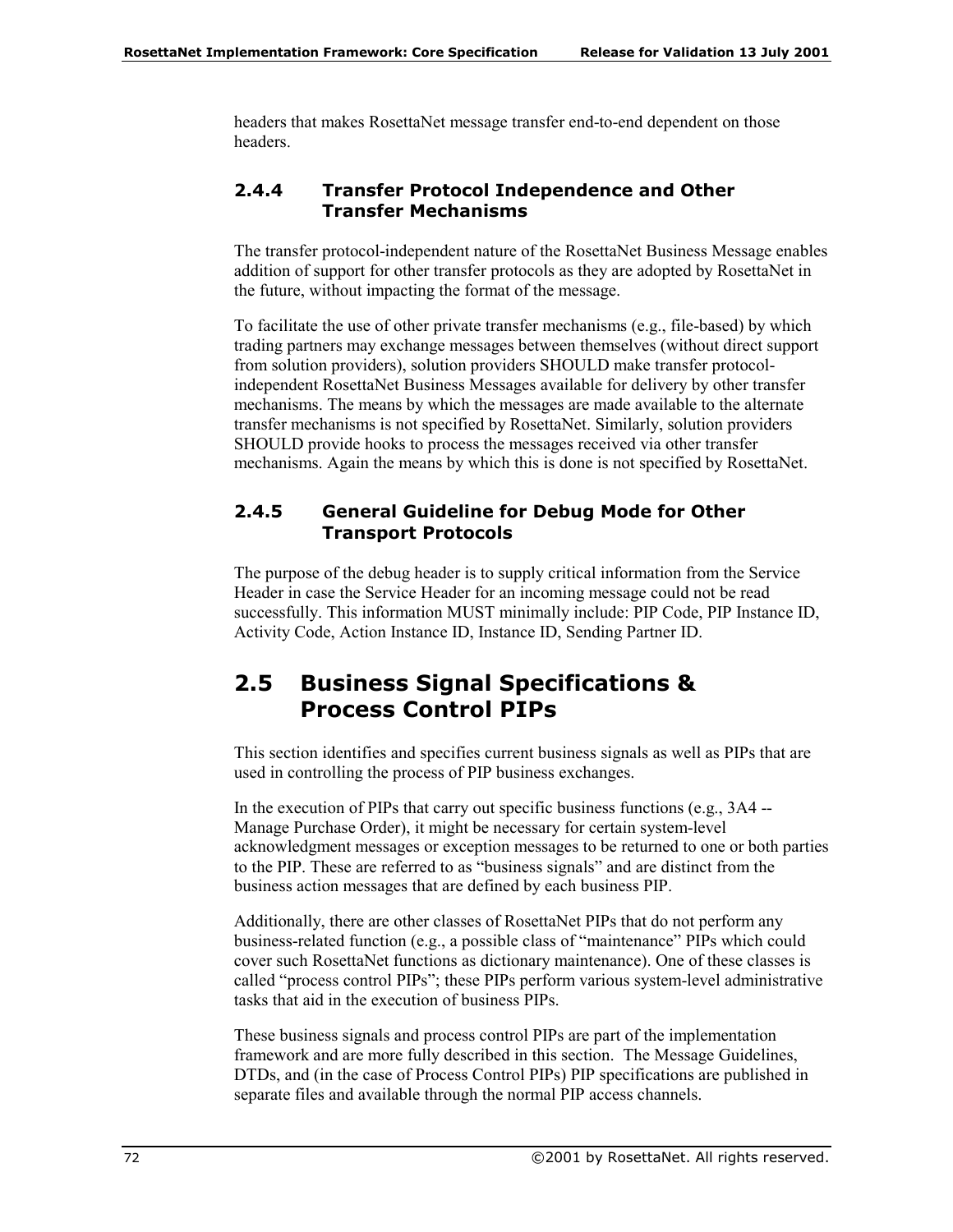headers that makes RosettaNet message transfer end-to-end dependent on those headers.

### 2.4.4 Transfer Protocol Independence and Other Transfer Mechanisms

The transfer protocol-independent nature of the RosettaNet Business Message enables addition of support for other transfer protocols as they are adopted by RosettaNet in the future, without impacting the format of the message.

To facilitate the use of other private transfer mechanisms (e.g., file-based) by which trading partners may exchange messages between themselves (without direct support from solution providers), solution providers SHOULD make transfer protocol-independent RosettaNet Business Messages available for delivery by other transfer mechanisms. The means by which the messages are made available to the alternate transfer mechanisms is not specified by RosettaNet. Similarly, solution providers SHOULD provide hooks to process the messages received via other transfer mechanisms. Again the means by which this is done is not specified by RosettaNet.

### 2.4.5 General Guideline for Debug Mode for Other Transport Protocols

The purpose of the debug header is to supply critical information from the Service Header in case the Service Header for an incoming message could not be read successfully. This information MUST minimally include: PIP Code, PIP Instance ID, Activity Code, Action Instance ID, Instance ID, Sending Partner ID.

## 2.5 Business Signal Specifications & Process Control PIPs

This section identifies and specifies current business signals as well as PIPs that are used in controlling the process of PIP business exchanges.

In the execution of PIPs that carry out specific business functions (e.g., 3A4 -- Manage Purchase Order), it might be necessary for certain system-level acknowledgment messages or exception messages to be returned to one or both parties to the PIP. These are referred to as "business signals" and are distinct from the business action messages that are defined by each business PIP.

Additionally, there are other classes of RosettaNet PIPs that do not perform any business-related function (e.g., a possible class of "maintenance" PIPs which could cover such RosettaNet functions as dictionary maintenance). One of these classes is called "process control PIPs"; these PIPs perform various system-level administrative tasks that aid in the execution of business PIPs.

These business signals and process control PIPs are part of the implementation framework and are more fully described in this section. The Message Guidelines, DTDs, and (in the case of Process Control PIPs) PIP specifications are published in separate files and available through the normal PIP access channels.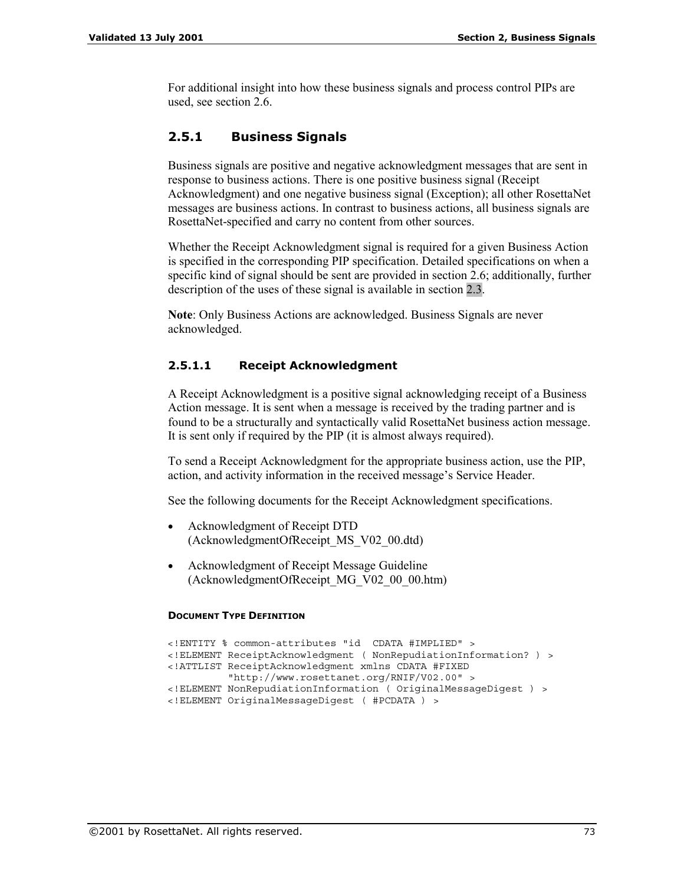For additional insight into how these business signals and process control PIPs are used, see section 2.6.

### 2.5.1 Business Signals

Business signals are positive and negative acknowledgment messages that are sent in response to business actions. There is one positive business signal (Receipt Acknowledgment) and one negative business signal (Exception); all other RosettaNet messages are business actions. In contrast to business actions, all business signals are RosettaNet-specified and carry no content from other sources.

Whether the Receipt Acknowledgment signal is required for a given Business Action is specified in the corresponding PIP specification. Detailed specifications on when a specific kind of signal should be sent are provided in section 2.6; additionally, further description of the uses of these signal is available in section 2.3.

**Note**: Only Business Actions are acknowledged. Business Signals are never acknowledged.

#### 2.5.1.1 Receipt Acknowledgment

A Receipt Acknowledgment is a positive signal acknowledging receipt of a Business Action message. It is sent when a message is received by the trading partner and is found to be a structurally and syntactically valid RosettaNet business action message. It is sent only if required by the PIP (it is almost always required).

To send a Receipt Acknowledgment for the appropriate business action, use the PIP, action, and activity information in the received message's Service Header.

See the following documents for the Receipt Acknowledgment specifications.

- Acknowledgment of Receipt DTD (AcknowledgmentOfReceipt_MS_V02_00.dtd)
- Acknowledgment of Receipt Message Guideline (AcknowledgmentOfReceipt_MG_V02_00_00.htm)

**DOCUMENT TYPE DEFINITION**

```
<!ENTITY % common-attributes "id  CDATA #IMPLIED" >
<!ELEMENT ReceiptAcknowledgment ( NonRepudiationInformation? ) >
<!ATTLIST ReceiptAcknowledgment xmlns CDATA #FIXED
          "http://www.rosettanet.org/RNIF/V02.00" >
<!ELEMENT NonRepudiationInformation ( OriginalMessageDigest ) >
<!ELEMENT OriginalMessageDigest ( #PCDATA ) >
```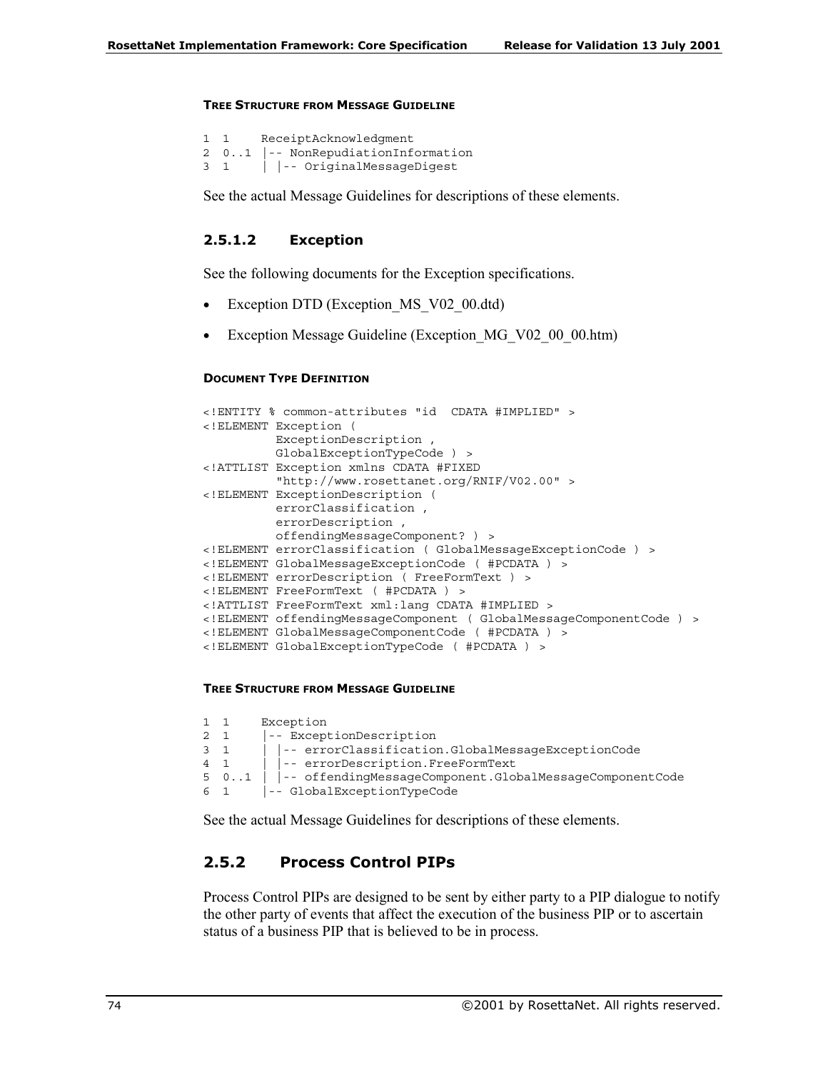#### Tree Structure from Message Guideline

```
1  1     ReceiptAcknowledgment
2  0..1  |-- NonRepudiationInformation
3  1     |  |-- OriginalMessageDigest
```

See the actual Message Guidelines for descriptions of these elements.

### 2.5.1.2 Exception

See the following documents for the Exception specifications.

- Exception DTD (Exception_MS_V02_00.dtd)
- Exception Message Guideline (Exception_MG_V02_00_00.htm)

#### Document Type Definition

```
<!ENTITY % common-attributes "id  CDATA #IMPLIED" >
<!ELEMENT Exception (
          ExceptionDescription ,
          GlobalExceptionTypeCode ) >
<!ATTLIST Exception xmlns CDATA #FIXED
          "http://www.rosettanet.org/RNIF/V02.00" >
<!ELEMENT ExceptionDescription (
          errorClassification ,
          errorDescription ,
          offendingMessageComponent? ) >
<!ELEMENT errorClassification ( GlobalMessageExceptionCode ) >
<!ELEMENT GlobalMessageExceptionCode ( #PCDATA ) >
<!ELEMENT errorDescription ( FreeFormText ) >
<!ELEMENT FreeFormText ( #PCDATA ) >
<!ATTLIST FreeFormText xml:lang CDATA #IMPLIED >
<!ELEMENT offendingMessageComponent ( GlobalMessageComponentCode ) >
<!ELEMENT GlobalMessageComponentCode ( #PCDATA ) >
<!ELEMENT GlobalExceptionTypeCode ( #PCDATA ) >
```

#### Tree Structure from Message Guideline

```
1  1     Exception
2  1     |-- ExceptionDescription
3  1     |  |-- errorClassification.GlobalMessageExceptionCode
4  1     |  |-- errorDescription.FreeFormText
5  0..1  |  |-- offendingMessageComponent.GlobalMessageComponentCode
6  1     |-- GlobalExceptionTypeCode
```

See the actual Message Guidelines for descriptions of these elements.

## 2.5.2 Process Control PIPs

Process Control PIPs are designed to be sent by either party to a PIP dialogue to notify the other party of events that affect the execution of the business PIP or to ascertain status of a business PIP that is believed to be in process.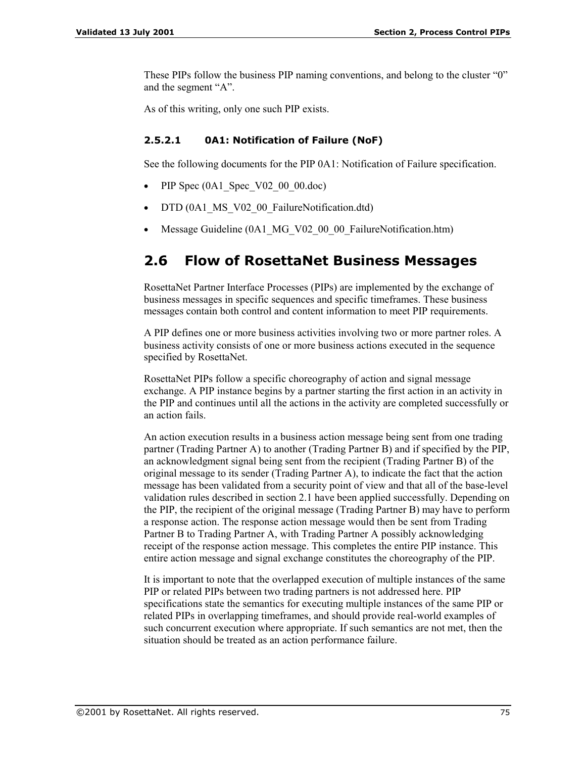These PIPs follow the business PIP naming conventions, and belong to the cluster “0” and the segment “A”.

As of this writing, only one such PIP exists.

#### 2.5.2.1 0A1: Notification of Failure (NoF)

See the following documents for the PIP 0A1: Notification of Failure specification.

- PIP Spec (0A1_Spec_V02_00_00.doc)
- DTD (0A1_MS_V02_00_FailureNotification.dtd)
- Message Guideline (0A1_MG_V02_00_00_FailureNotification.htm)

## 2.6 Flow of RosettaNet Business Messages

RosettaNet Partner Interface Processes (PIPs) are implemented by the exchange of business messages in specific sequences and specific timeframes. These business messages contain both control and content information to meet PIP requirements.

A PIP defines one or more business activities involving two or more partner roles. A business activity consists of one or more business actions executed in the sequence specified by RosettaNet.

RosettaNet PIPs follow a specific choreography of action and signal message exchange. A PIP instance begins by a partner starting the first action in an activity in the PIP and continues until all the actions in the activity are completed successfully or an action fails.

An action execution results in a business action message being sent from one trading partner (Trading Partner A) to another (Trading Partner B) and if specified by the PIP, an acknowledgment signal being sent from the recipient (Trading Partner B) of the original message to its sender (Trading Partner A), to indicate the fact that the action message has been validated from a security point of view and that all of the base-level validation rules described in section 2.1 have been applied successfully. Depending on the PIP, the recipient of the original message (Trading Partner B) may have to perform a response action. The response action message would then be sent from Trading Partner B to Trading Partner A, with Trading Partner A possibly acknowledging receipt of the response action message. This completes the entire PIP instance. This entire action message and signal exchange constitutes the choreography of the PIP.

It is important to note that the overlapped execution of multiple instances of the same PIP or related PIPs between two trading partners is not addressed here. PIP specifications state the semantics for executing multiple instances of the same PIP or related PIPs in overlapping timeframes, and should provide real-world examples of such concurrent execution where appropriate. If such semantics are not met, then the situation should be treated as an action performance failure.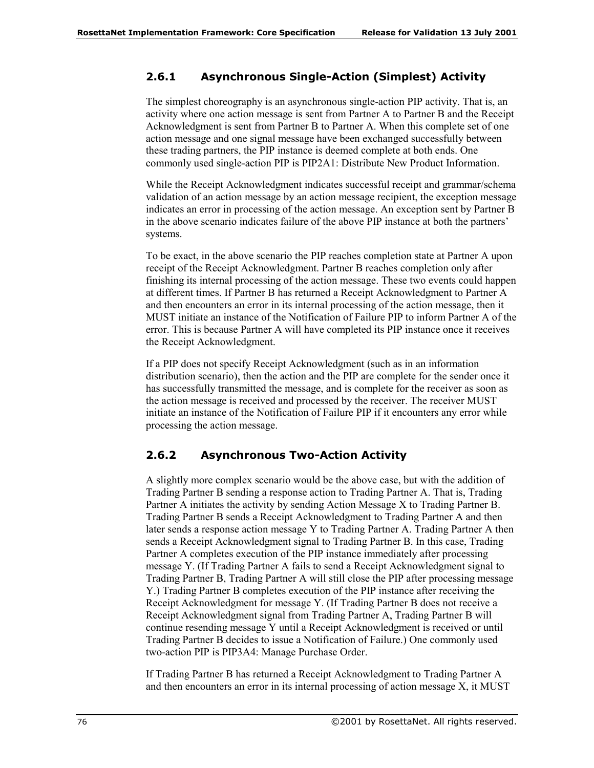### 2.6.1 Asynchronous Single-Action (Simplest) Activity

The simplest choreography is an asynchronous single-action PIP activity. That is, an activity where one action message is sent from Partner A to Partner B and the Receipt Acknowledgment is sent from Partner B to Partner A. When this complete set of one action message and one signal message have been exchanged successfully between these trading partners, the PIP instance is deemed complete at both ends. One commonly used single-action PIP is PIP2A1: Distribute New Product Information.

While the Receipt Acknowledgment indicates successful receipt and grammar/schema validation of an action message by an action message recipient, the exception message indicates an error in processing of the action message. An exception sent by Partner B in the above scenario indicates failure of the above PIP instance at both the partners' systems.

To be exact, in the above scenario the PIP reaches completion state at Partner A upon receipt of the Receipt Acknowledgment. Partner B reaches completion only after finishing its internal processing of the action message. These two events could happen at different times. If Partner B has returned a Receipt Acknowledgment to Partner A and then encounters an error in its internal processing of the action message, then it MUST initiate an instance of the Notification of Failure PIP to inform Partner A of the error. This is because Partner A will have completed its PIP instance once it receives the Receipt Acknowledgment.

If a PIP does not specify Receipt Acknowledgment (such as in an information distribution scenario), then the action and the PIP are complete for the sender once it has successfully transmitted the message, and is complete for the receiver as soon as the action message is received and processed by the receiver. The receiver MUST initiate an instance of the Notification of Failure PIP if it encounters any error while processing the action message.

### 2.6.2 Asynchronous Two-Action Activity

A slightly more complex scenario would be the above case, but with the addition of Trading Partner B sending a response action to Trading Partner A. That is, Trading Partner A initiates the activity by sending Action Message X to Trading Partner B. Trading Partner B sends a Receipt Acknowledgment to Trading Partner A and then later sends a response action message Y to Trading Partner A. Trading Partner A then sends a Receipt Acknowledgment signal to Trading Partner B. In this case, Trading Partner A completes execution of the PIP instance immediately after processing message Y. (If Trading Partner A fails to send a Receipt Acknowledgment signal to Trading Partner B, Trading Partner A will still close the PIP after processing message Y.) Trading Partner B completes execution of the PIP instance after receiving the Receipt Acknowledgment for message Y. (If Trading Partner B does not receive a Receipt Acknowledgment signal from Trading Partner A, Trading Partner B will continue resending message Y until a Receipt Acknowledgment is received or until Trading Partner B decides to issue a Notification of Failure.) One commonly used two-action PIP is PIP3A4: Manage Purchase Order.

If Trading Partner B has returned a Receipt Acknowledgment to Trading Partner A and then encounters an error in its internal processing of action message X, it MUST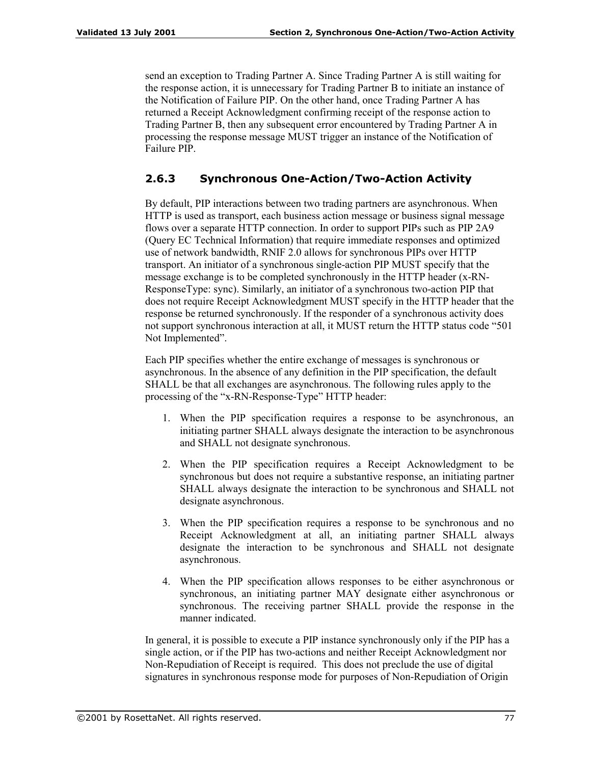send an exception to Trading Partner A. Since Trading Partner A is still waiting for the response action, it is unnecessary for Trading Partner B to initiate an instance of the Notification of Failure PIP. On the other hand, once Trading Partner A has returned a Receipt Acknowledgment confirming receipt of the response action to Trading Partner B, then any subsequent error encountered by Trading Partner A in processing the response message MUST trigger an instance of the Notification of Failure PIP.

### 2.6.3 Synchronous One-Action/Two-Action Activity

By default, PIP interactions between two trading partners are asynchronous. When HTTP is used as transport, each business action message or business signal message flows over a separate HTTP connection. In order to support PIPs such as PIP 2A9 (Query EC Technical Information) that require immediate responses and optimized use of network bandwidth, RNIF 2.0 allows for synchronous PIPs over HTTP transport. An initiator of a synchronous single-action PIP MUST specify that the message exchange is to be completed synchronously in the HTTP header (x-RN-ResponseType: sync). Similarly, an initiator of a synchronous two-action PIP that does not require Receipt Acknowledgment MUST specify in the HTTP header that the response be returned synchronously. If the responder of a synchronous activity does not support synchronous interaction at all, it MUST return the HTTP status code "501 Not Implemented".

Each PIP specifies whether the entire exchange of messages is synchronous or asynchronous. In the absence of any definition in the PIP specification, the default SHALL be that all exchanges are asynchronous. The following rules apply to the processing of the "x-RN-Response-Type" HTTP header:

1. When the PIP specification requires a response to be asynchronous, an initiating partner SHALL always designate the interaction to be asynchronous and SHALL not designate synchronous.
2. When the PIP specification requires a Receipt Acknowledgment to be synchronous but does not require a substantive response, an initiating partner SHALL always designate the interaction to be synchronous and SHALL not designate asynchronous.
3. When the PIP specification requires a response to be synchronous and no Receipt Acknowledgment at all, an initiating partner SHALL always designate the interaction to be synchronous and SHALL not designate asynchronous.
4. When the PIP specification allows responses to be either asynchronous or synchronous, an initiating partner MAY designate either asynchronous or synchronous. The receiving partner SHALL provide the response in the manner indicated.

In general, it is possible to execute a PIP instance synchronously only if the PIP has a single action, or if the PIP has two-actions and neither Receipt Acknowledgment nor Non-Repudiation of Receipt is required. This does not preclude the use of digital signatures in synchronous response mode for purposes of Non-Repudiation of Origin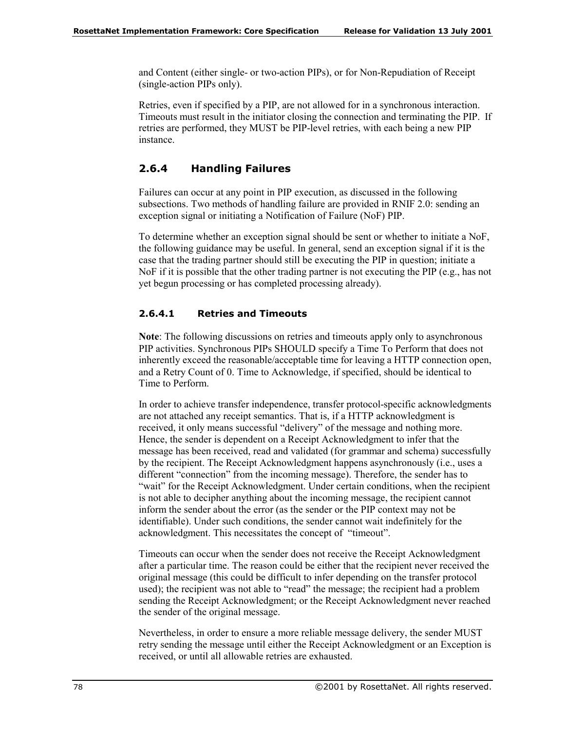and Content (either single- or two-action PIPs), or for Non-Repudiation of Receipt (single-action PIPs only).

Retries, even if specified by a PIP, are not allowed for in a synchronous interaction. Timeouts must result in the initiator closing the connection and terminating the PIP. If retries are performed, they MUST be PIP-level retries, with each being a new PIP instance.

### 2.6.4 Handling Failures

Failures can occur at any point in PIP execution, as discussed in the following subsections. Two methods of handling failure are provided in RNIF 2.0: sending an exception signal or initiating a Notification of Failure (NoF) PIP.

To determine whether an exception signal should be sent or whether to initiate a NoF, the following guidance may be useful. In general, send an exception signal if it is the case that the trading partner should still be executing the PIP in question; initiate a NoF if it is possible that the other trading partner is not executing the PIP (e.g., has not yet begun processing or has completed processing already).

#### 2.6.4.1 Retries and Timeouts

**Note**: The following discussions on retries and timeouts apply only to asynchronous PIP activities. Synchronous PIPs SHOULD specify a Time To Perform that does not inherently exceed the reasonable/acceptable time for leaving a HTTP connection open, and a Retry Count of 0. Time to Acknowledge, if specified, should be identical to Time to Perform.

In order to achieve transfer independence, transfer protocol-specific acknowledgments are not attached any receipt semantics. That is, if a HTTP acknowledgment is received, it only means successful "delivery" of the message and nothing more. Hence, the sender is dependent on a Receipt Acknowledgment to infer that the message has been received, read and validated (for grammar and schema) successfully by the recipient. The Receipt Acknowledgment happens asynchronously (i.e., uses a different "connection" from the incoming message). Therefore, the sender has to "wait" for the Receipt Acknowledgment. Under certain conditions, when the recipient is not able to decipher anything about the incoming message, the recipient cannot inform the sender about the error (as the sender or the PIP context may not be identifiable). Under such conditions, the sender cannot wait indefinitely for the acknowledgment. This necessitates the concept of "timeout".

Timeouts can occur when the sender does not receive the Receipt Acknowledgment after a particular time. The reason could be either that the recipient never received the original message (this could be difficult to infer depending on the transfer protocol used); the recipient was not able to "read" the message; the recipient had a problem sending the Receipt Acknowledgment; or the Receipt Acknowledgment never reached the sender of the original message.

Nevertheless, in order to ensure a more reliable message delivery, the sender MUST retry sending the message until either the Receipt Acknowledgment or an Exception is received, or until all allowable retries are exhausted.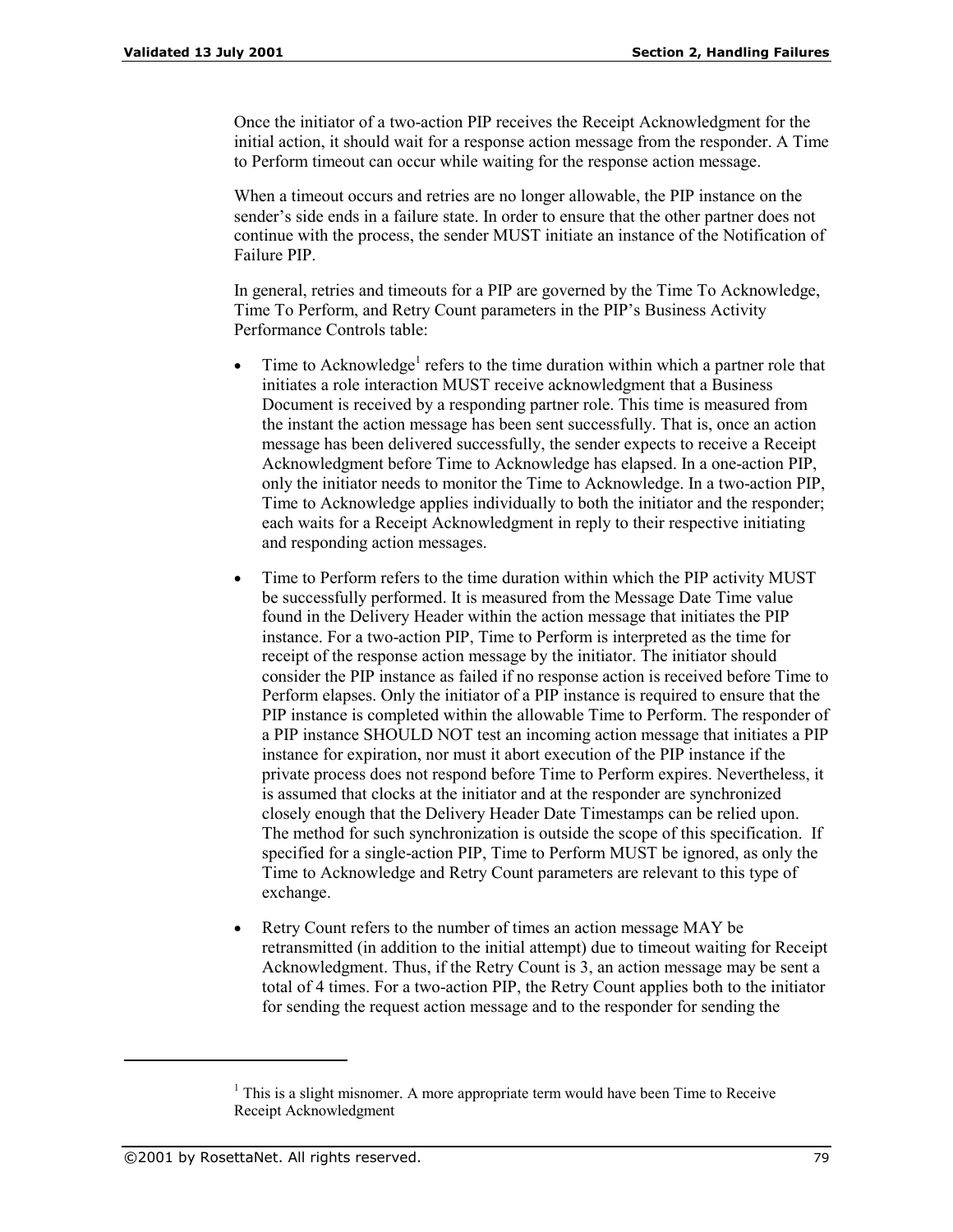Once the initiator of a two-action PIP receives the Receipt Acknowledgment for the initial action, it should wait for a response action message from the responder. A Time to Perform timeout can occur while waiting for the response action message.

When a timeout occurs and retries are no longer allowable, the PIP instance on the sender's side ends in a failure state. In order to ensure that the other partner does not continue with the process, the sender MUST initiate an instance of the Notification of Failure PIP.

In general, retries and timeouts for a PIP are governed by the Time To Acknowledge, Time To Perform, and Retry Count parameters in the PIP's Business Activity Performance Controls table:

- Time to Acknowledge[1] refers to the time duration within which a partner role that initiates a role interaction MUST receive acknowledgment that a Business Document is received by a responding partner role. This time is measured from the instant the action message has been sent successfully. That is, once an action message has been delivered successfully, the sender expects to receive a Receipt Acknowledgment before Time to Acknowledge has elapsed. In a one-action PIP, only the initiator needs to monitor the Time to Acknowledge. In a two-action PIP, Time to Acknowledge applies individually to both the initiator and the responder; each waits for a Receipt Acknowledgment in reply to their respective initiating and responding action messages.

- Time to Perform refers to the time duration within which the PIP activity MUST be successfully performed. It is measured from the Message Date Time value found in the Delivery Header within the action message that initiates the PIP instance. For a two-action PIP, Time to Perform is interpreted as the time for receipt of the response action message by the initiator. The initiator should consider the PIP instance as failed if no response action is received before Time to Perform elapses. Only the initiator of a PIP instance is required to ensure that the PIP instance is completed within the allowable Time to Perform. The responder of a PIP instance SHOULD NOT test an incoming action message that initiates a PIP instance for expiration, nor must it abort execution of the PIP instance if the private process does not respond before Time to Perform expires. Nevertheless, it is assumed that clocks at the initiator and at the responder are synchronized closely enough that the Delivery Header Date Timestamps can be relied upon. The method for such synchronization is outside the scope of this specification. If specified for a single-action PIP, Time to Perform MUST be ignored, as only the Time to Acknowledge and Retry Count parameters are relevant to this type of exchange.

- Retry Count refers to the number of times an action message MAY be retransmitted (in addition to the initial attempt) due to timeout waiting for Receipt Acknowledgment. Thus, if the Retry Count is 3, an action message may be sent a total of 4 times. For a two-action PIP, the Retry Count applies both to the initiator for sending the request action message and to the responder for sending the

[1] This is a slight misnomer. A more appropriate term would have been Time to Receive Receipt Acknowledgment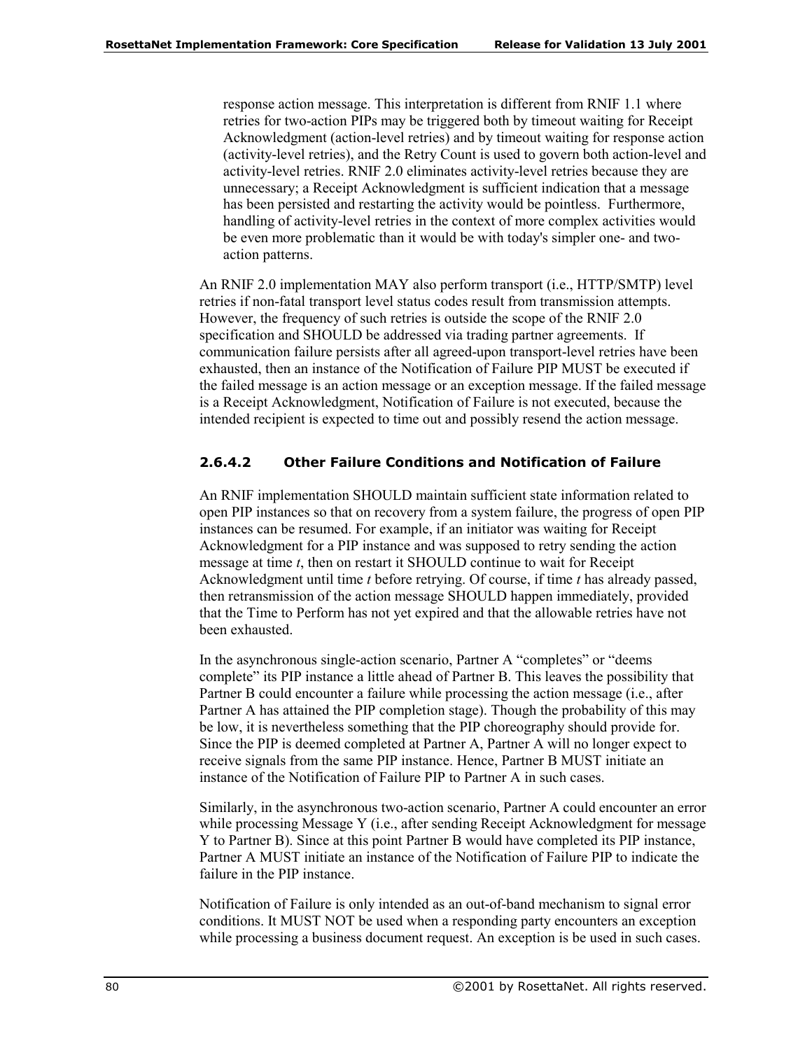response action message. This interpretation is different from RNIF 1.1 where retries for two-action PIPs may be triggered both by timeout waiting for Receipt Acknowledgment (action-level retries) and by timeout waiting for response action (activity-level retries), and the Retry Count is used to govern both action-level and activity-level retries. RNIF 2.0 eliminates activity-level retries because they are unnecessary; a Receipt Acknowledgment is sufficient indication that a message has been persisted and restarting the activity would be pointless. Furthermore, handling of activity-level retries in the context of more complex activities would be even more problematic than it would be with today's simpler one- and two-action patterns.

An RNIF 2.0 implementation MAY also perform transport (i.e., HTTP/SMTP) level retries if non-fatal transport level status codes result from transmission attempts. However, the frequency of such retries is outside the scope of the RNIF 2.0 specification and SHOULD be addressed via trading partner agreements. If communication failure persists after all agreed-upon transport-level retries have been exhausted, then an instance of the Notification of Failure PIP MUST be executed if the failed message is an action message or an exception message. If the failed message is a Receipt Acknowledgment, Notification of Failure is not executed, because the intended recipient is expected to time out and possibly resend the action message.

#### 2.6.4.2 Other Failure Conditions and Notification of Failure

An RNIF implementation SHOULD maintain sufficient state information related to open PIP instances so that on recovery from a system failure, the progress of open PIP instances can be resumed. For example, if an initiator was waiting for Receipt Acknowledgment for a PIP instance and was supposed to retry sending the action message at time *t*, then on restart it SHOULD continue to wait for Receipt Acknowledgment until time *t* before retrying. Of course, if time *t* has already passed, then retransmission of the action message SHOULD happen immediately, provided that the Time to Perform has not yet expired and that the allowable retries have not been exhausted.

In the asynchronous single-action scenario, Partner A "completes" or "deems complete" its PIP instance a little ahead of Partner B. This leaves the possibility that Partner B could encounter a failure while processing the action message (i.e., after Partner A has attained the PIP completion stage). Though the probability of this may be low, it is nevertheless something that the PIP choreography should provide for. Since the PIP is deemed completed at Partner A, Partner A will no longer expect to receive signals from the same PIP instance. Hence, Partner B MUST initiate an instance of the Notification of Failure PIP to Partner A in such cases.

Similarly, in the asynchronous two-action scenario, Partner A could encounter an error while processing Message Y (i.e., after sending Receipt Acknowledgment for message Y to Partner B). Since at this point Partner B would have completed its PIP instance, Partner A MUST initiate an instance of the Notification of Failure PIP to indicate the failure in the PIP instance.

Notification of Failure is only intended as an out-of-band mechanism to signal error conditions. It MUST NOT be used when a responding party encounters an exception while processing a business document request. An exception is be used in such cases.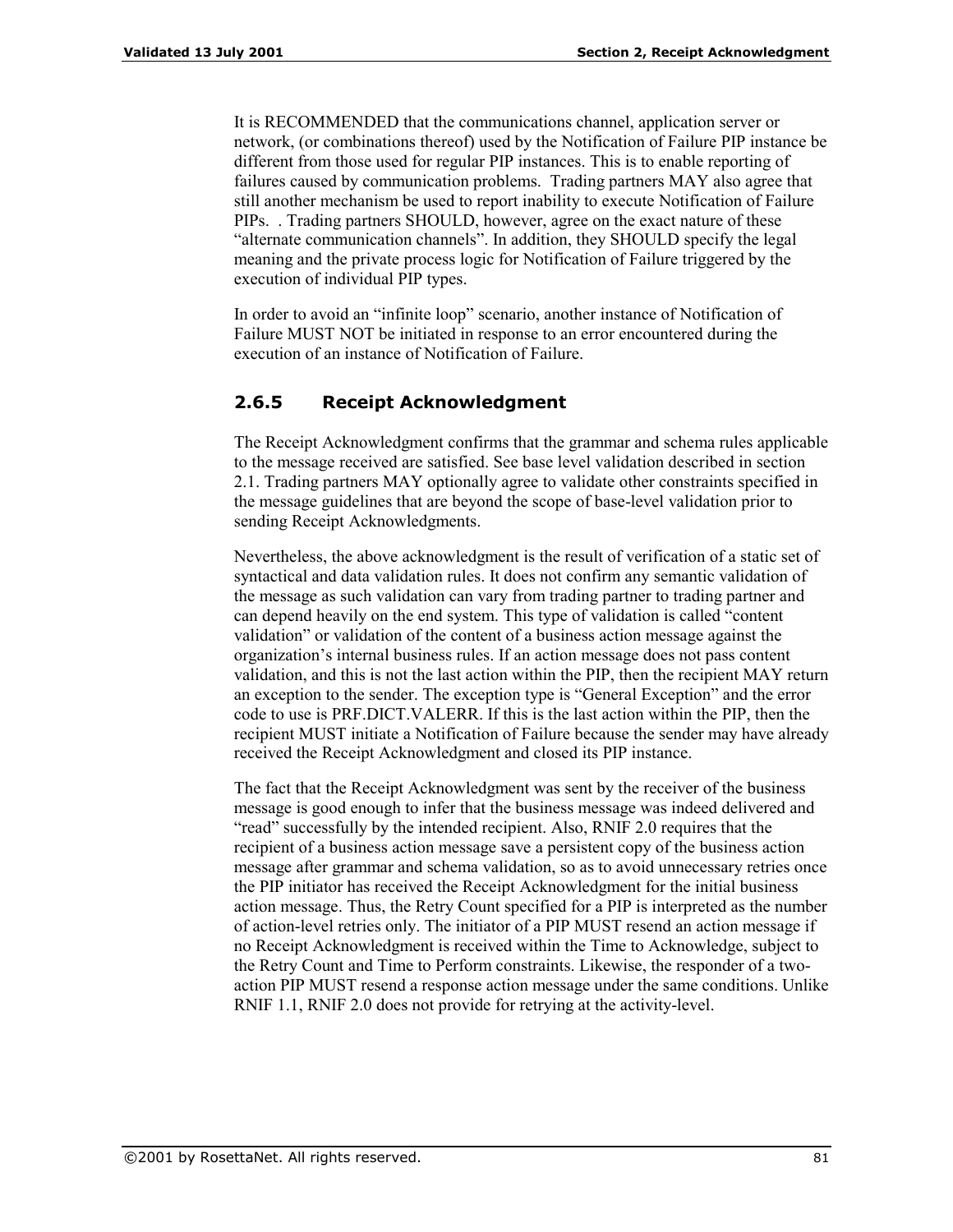It is RECOMMENDED that the communications channel, application server or network, (or combinations thereof) used by the Notification of Failure PIP instance be different from those used for regular PIP instances. This is to enable reporting of failures caused by communication problems. Trading partners MAY also agree that still another mechanism be used to report inability to execute Notification of Failure PIPs. . Trading partners SHOULD, however, agree on the exact nature of these "alternate communication channels". In addition, they SHOULD specify the legal meaning and the private process logic for Notification of Failure triggered by the execution of individual PIP types.

In order to avoid an "infinite loop" scenario, another instance of Notification of Failure MUST NOT be initiated in response to an error encountered during the execution of an instance of Notification of Failure.

### 2.6.5 Receipt Acknowledgment

The Receipt Acknowledgment confirms that the grammar and schema rules applicable to the message received are satisfied. See base level validation described in section 2.1. Trading partners MAY optionally agree to validate other constraints specified in the message guidelines that are beyond the scope of base-level validation prior to sending Receipt Acknowledgments.

Nevertheless, the above acknowledgment is the result of verification of a static set of syntactical and data validation rules. It does not confirm any semantic validation of the message as such validation can vary from trading partner to trading partner and can depend heavily on the end system. This type of validation is called "content validation" or validation of the content of a business action message against the organization's internal business rules. If an action message does not pass content validation, and this is not the last action within the PIP, then the recipient MAY return an exception to the sender. The exception type is "General Exception" and the error code to use is PRF.DICT.VALERR. If this is the last action within the PIP, then the recipient MUST initiate a Notification of Failure because the sender may have already received the Receipt Acknowledgment and closed its PIP instance.

The fact that the Receipt Acknowledgment was sent by the receiver of the business message is good enough to infer that the business message was indeed delivered and "read" successfully by the intended recipient. Also, RNIF 2.0 requires that the recipient of a business action message save a persistent copy of the business action message after grammar and schema validation, so as to avoid unnecessary retries once the PIP initiator has received the Receipt Acknowledgment for the initial business action message. Thus, the Retry Count specified for a PIP is interpreted as the number of action-level retries only. The initiator of a PIP MUST resend an action message if no Receipt Acknowledgment is received within the Time to Acknowledge, subject to the Retry Count and Time to Perform constraints. Likewise, the responder of a two-action PIP MUST resend a response action message under the same conditions. Unlike RNIF 1.1, RNIF 2.0 does not provide for retrying at the activity-level.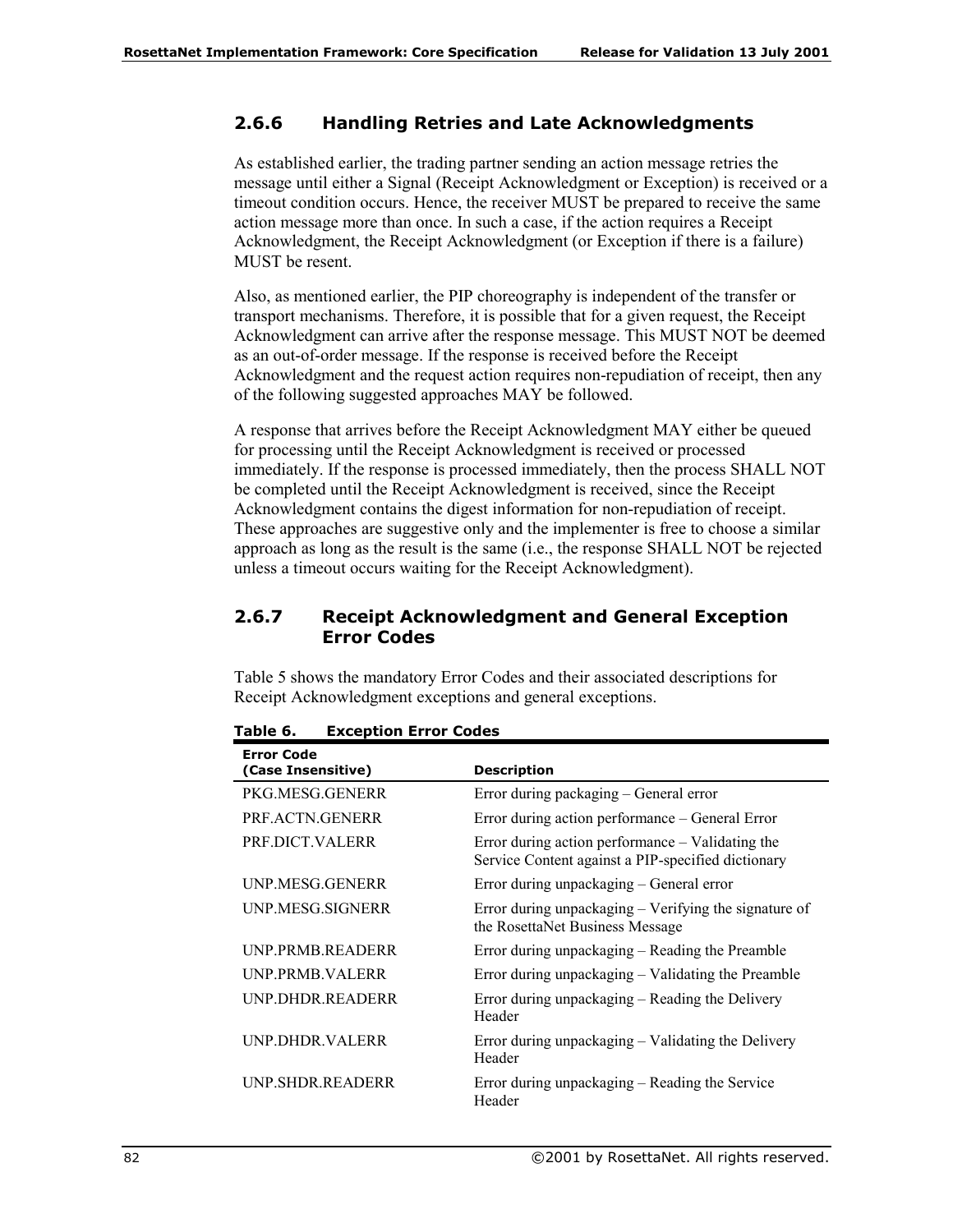### 2.6.6 Handling Retries and Late Acknowledgments

As established earlier, the trading partner sending an action message retries the message until either a Signal (Receipt Acknowledgment or Exception) is received or a timeout condition occurs. Hence, the receiver MUST be prepared to receive the same action message more than once. In such a case, if the action requires a Receipt Acknowledgment, the Receipt Acknowledgment (or Exception if there is a failure) MUST be resent.

Also, as mentioned earlier, the PIP choreography is independent of the transfer or transport mechanisms. Therefore, it is possible that for a given request, the Receipt Acknowledgment can arrive after the response message. This MUST NOT be deemed as an out-of-order message. If the response is received before the Receipt Acknowledgment and the request action requires non-repudiation of receipt, then any of the following suggested approaches MAY be followed.

A response that arrives before the Receipt Acknowledgment MAY either be queued for processing until the Receipt Acknowledgment is received or processed immediately. If the response is processed immediately, then the process SHALL NOT be completed until the Receipt Acknowledgment is received, since the Receipt Acknowledgment contains the digest information for non-repudiation of receipt. These approaches are suggestive only and the implementer is free to choose a similar approach as long as the result is the same (i.e., the response SHALL NOT be rejected unless a timeout occurs waiting for the Receipt Acknowledgment).

### 2.6.7 Receipt Acknowledgment and General Exception Error Codes

Table 5 shows the mandatory Error Codes and their associated descriptions for Receipt Acknowledgment exceptions and general exceptions.

**Table 6. Exception Error Codes**

| Error Code (Case Insensitive) | Description |
|---|---|
| PKG.MESG.GENERR | Error during packaging – General error |
| PRF.ACTN.GENERR | Error during action performance – General Error |
| PRF.DICT.VALERR | Error during action performance – Validating the Service Content against a PIP-specified dictionary |
| UNP.MESG.GENERR | Error during unpackaging – General error |
| UNP.MESG.SIGNERR | Error during unpackaging – Verifying the signature of the RosettaNet Business Message |
| UNP.PRMB.READERR | Error during unpackaging – Reading the Preamble |
| UNP.PRMB.VALERR | Error during unpackaging – Validating the Preamble |
| UNP.DHDR.READERR | Error during unpackaging – Reading the Delivery Header |
| UNP.DHDR.VALERR | Error during unpackaging – Validating the Delivery Header |
| UNP.SHDR.READERR | Error during unpackaging – Reading the Service Header |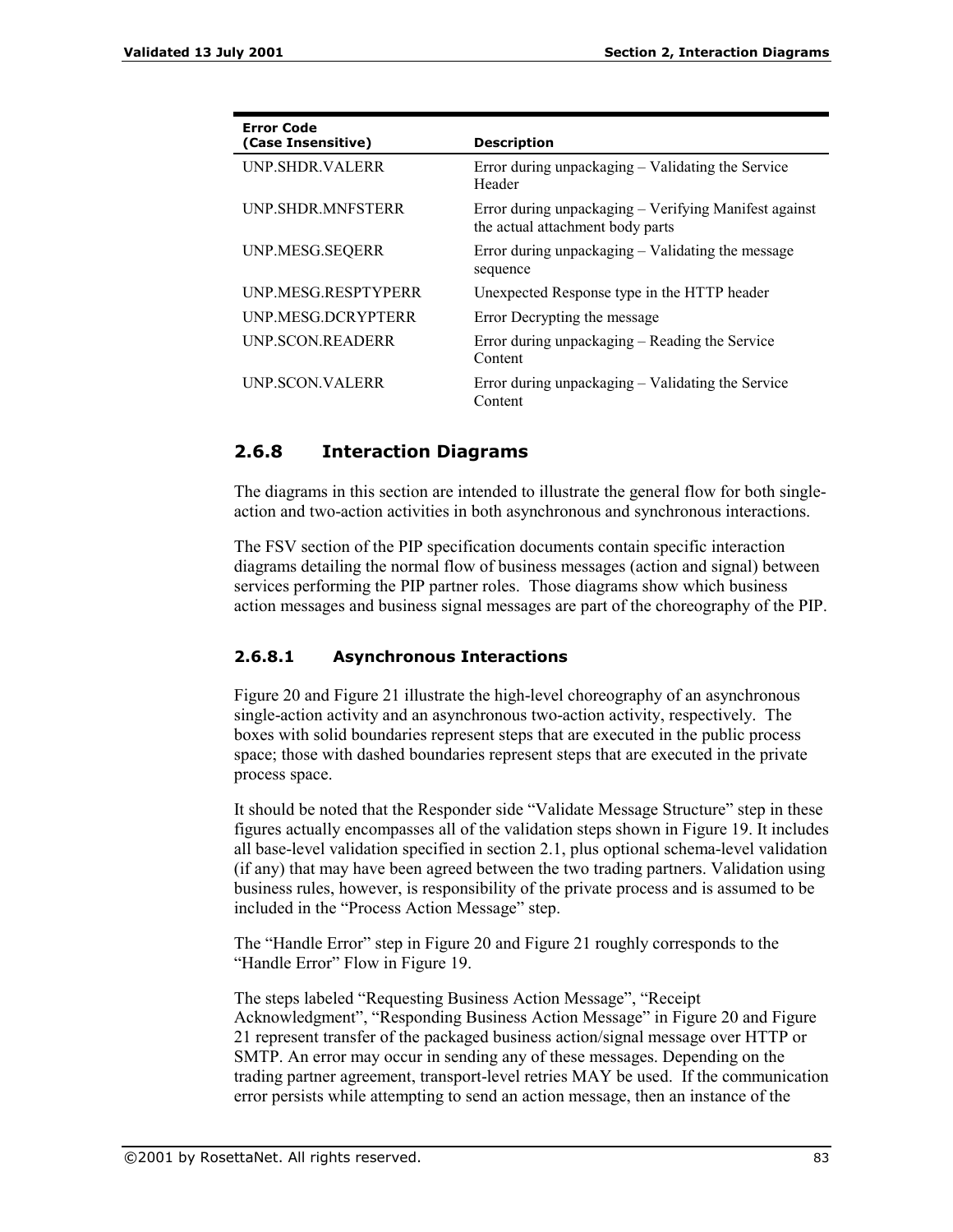| Error Code (Case Insensitive) | Description |
|---|---|
| UNP.SHDR.VALERR | Error during unpackaging – Validating the Service Header |
| UNP.SHDR.MNFSTERR | Error during unpackaging – Verifying Manifest against the actual attachment body parts |
| UNP.MESG.SEQERR | Error during unpackaging – Validating the message sequence |
| UNP.MESG.RESPTYPERR | Unexpected Response type in the HTTP header |
| UNP.MESG.DCRYPTERR | Error Decrypting the message |
| UNP.SCON.READERR | Error during unpackaging – Reading the Service Content |
| UNP.SCON.VALERR | Error during unpackaging – Validating the Service Content |

### 2.6.8 Interaction Diagrams

The diagrams in this section are intended to illustrate the general flow for both single-action and two-action activities in both asynchronous and synchronous interactions.

The FSV section of the PIP specification documents contain specific interaction diagrams detailing the normal flow of business messages (action and signal) between services performing the PIP partner roles. Those diagrams show which business action messages and business signal messages are part of the choreography of the PIP.

#### 2.6.8.1 Asynchronous Interactions

Figure 20 and Figure 21 illustrate the high-level choreography of an asynchronous single-action activity and an asynchronous two-action activity, respectively. The boxes with solid boundaries represent steps that are executed in the public process space; those with dashed boundaries represent steps that are executed in the private process space.

It should be noted that the Responder side "Validate Message Structure" step in these figures actually encompasses all of the validation steps shown in Figure 19. It includes all base-level validation specified in section 2.1, plus optional schema-level validation (if any) that may have been agreed between the two trading partners. Validation using business rules, however, is responsibility of the private process and is assumed to be included in the "Process Action Message" step.

The "Handle Error" step in Figure 20 and Figure 21 roughly corresponds to the "Handle Error" Flow in Figure 19.

The steps labeled "Requesting Business Action Message", "Receipt Acknowledgment", "Responding Business Action Message" in Figure 20 and Figure 21 represent transfer of the packaged business action/signal message over HTTP or SMTP. An error may occur in sending any of these messages. Depending on the trading partner agreement, transport-level retries MAY be used. If the communication error persists while attempting to send an action message, then an instance of the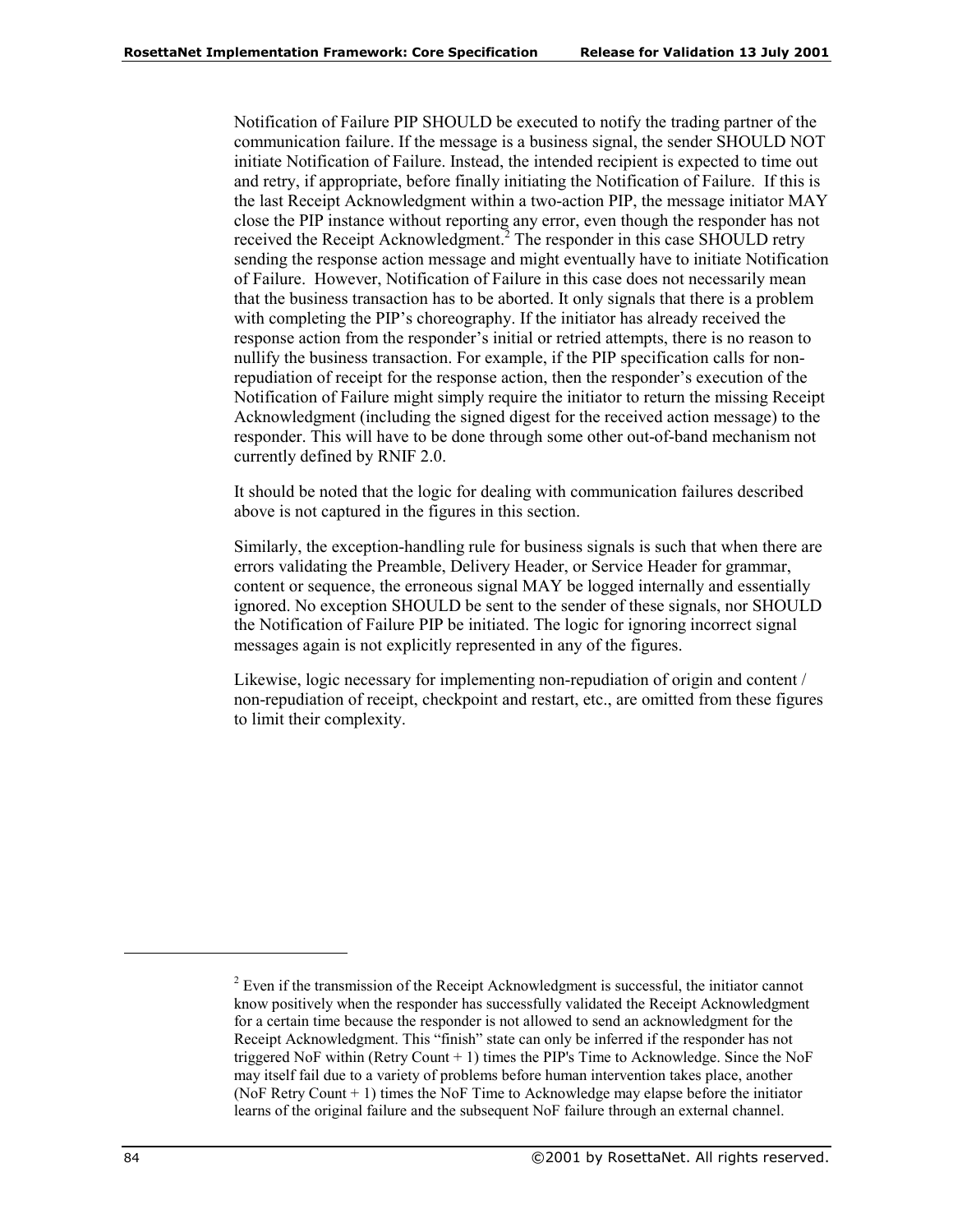Notification of Failure PIP SHOULD be executed to notify the trading partner of the communication failure. If the message is a business signal, the sender SHOULD NOT initiate Notification of Failure. Instead, the intended recipient is expected to time out and retry, if appropriate, before finally initiating the Notification of Failure. If this is the last Receipt Acknowledgment within a two-action PIP, the message initiator MAY close the PIP instance without reporting any error, even though the responder has not received the Receipt Acknowledgment.[2] The responder in this case SHOULD retry sending the response action message and might eventually have to initiate Notification of Failure. However, Notification of Failure in this case does not necessarily mean that the business transaction has to be aborted. It only signals that there is a problem with completing the PIP's choreography. If the initiator has already received the response action from the responder's initial or retried attempts, there is no reason to nullify the business transaction. For example, if the PIP specification calls for non-repudiation of receipt for the response action, then the responder's execution of the Notification of Failure might simply require the initiator to return the missing Receipt Acknowledgment (including the signed digest for the received action message) to the responder. This will have to be done through some other out-of-band mechanism not currently defined by RNIF 2.0.

It should be noted that the logic for dealing with communication failures described above is not captured in the figures in this section.

Similarly, the exception-handling rule for business signals is such that when there are errors validating the Preamble, Delivery Header, or Service Header for grammar, content or sequence, the erroneous signal MAY be logged internally and essentially ignored. No exception SHOULD be sent to the sender of these signals, nor SHOULD the Notification of Failure PIP be initiated. The logic for ignoring incorrect signal messages again is not explicitly represented in any of the figures.

Likewise, logic necessary for implementing non-repudiation of origin and content / non-repudiation of receipt, checkpoint and restart, etc., are omitted from these figures to limit their complexity.

---

[2] Even if the transmission of the Receipt Acknowledgment is successful, the initiator cannot know positively when the responder has successfully validated the Receipt Acknowledgment for a certain time because the responder is not allowed to send an acknowledgment for the Receipt Acknowledgment. This "finish" state can only be inferred if the responder has not triggered NoF within (Retry Count + 1) times the PIP's Time to Acknowledge. Since the NoF may itself fail due to a variety of problems before human intervention takes place, another (NoF Retry Count + 1) times the NoF Time to Acknowledge may elapse before the initiator learns of the original failure and the subsequent NoF failure through an external channel.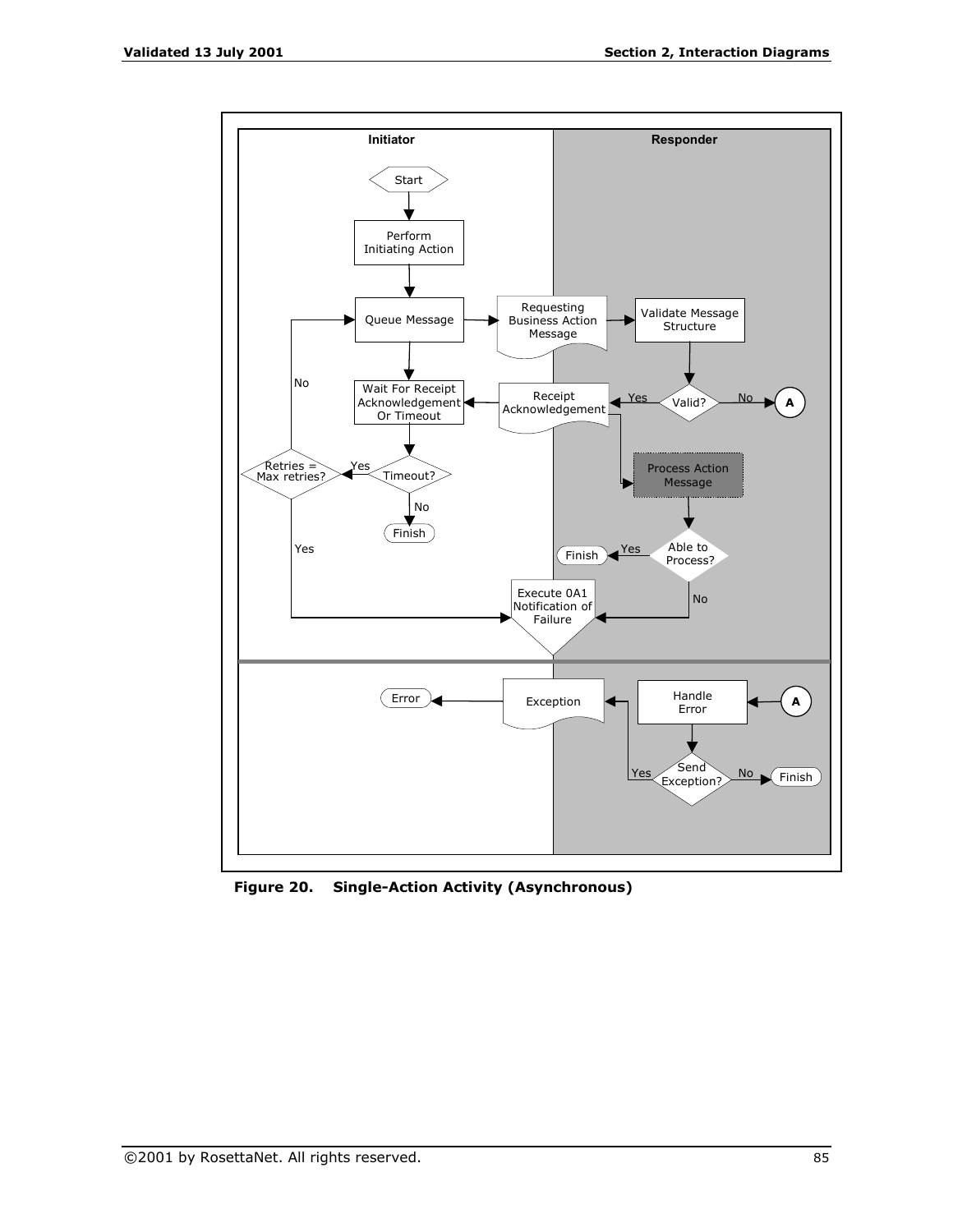**Figure 20. Single-Action Activity (Asynchronous)**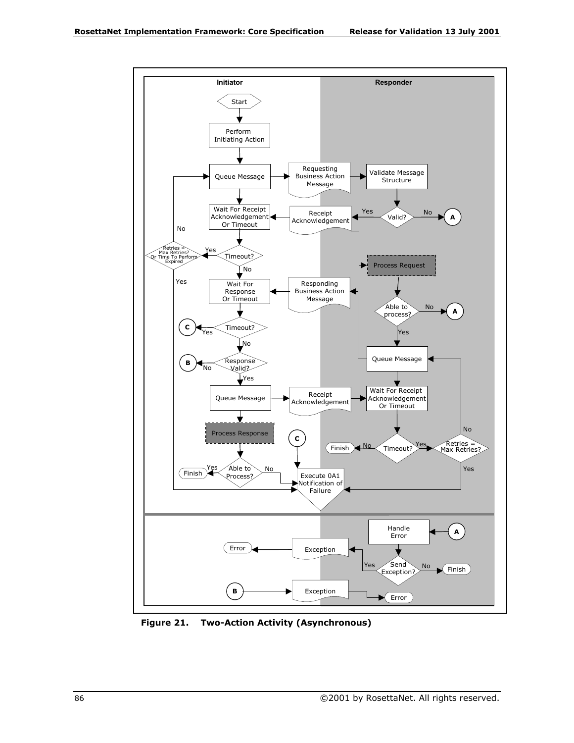**Figure 21. Two-Action Activity (Asynchronous)**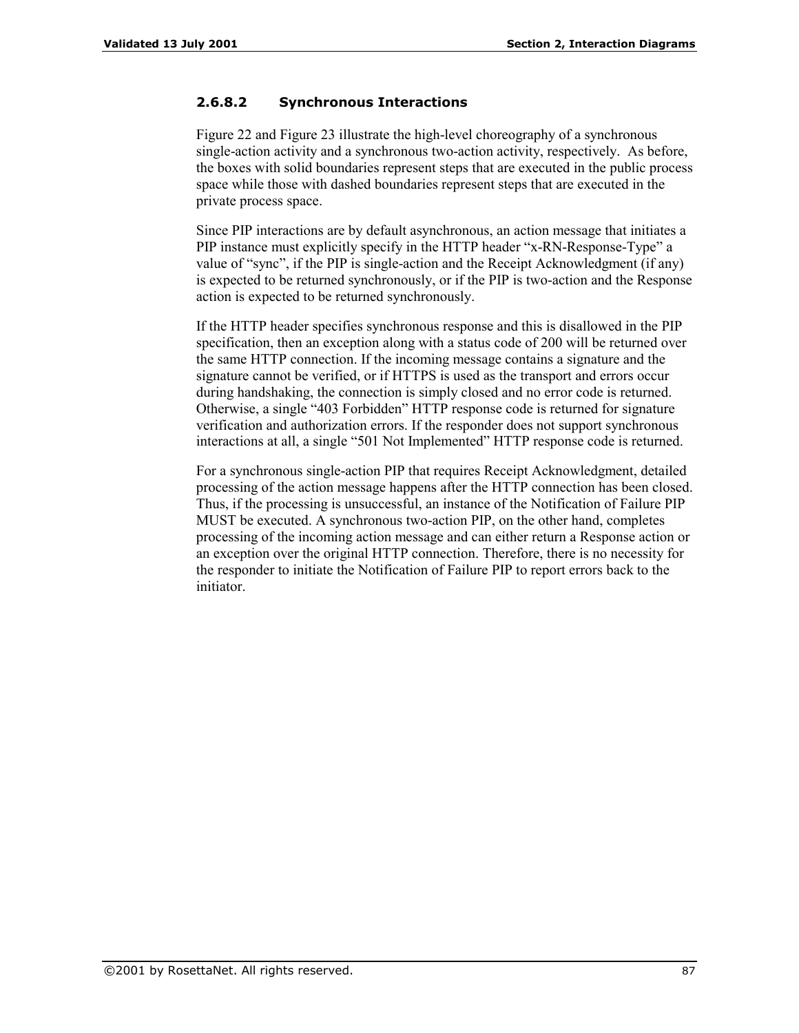#### 2.6.8.2 Synchronous Interactions

Figure 22 and Figure 23 illustrate the high-level choreography of a synchronous single-action activity and a synchronous two-action activity, respectively. As before, the boxes with solid boundaries represent steps that are executed in the public process space while those with dashed boundaries represent steps that are executed in the private process space.

Since PIP interactions are by default asynchronous, an action message that initiates a PIP instance must explicitly specify in the HTTP header "x-RN-Response-Type" a value of "sync", if the PIP is single-action and the Receipt Acknowledgment (if any) is expected to be returned synchronously, or if the PIP is two-action and the Response action is expected to be returned synchronously.

If the HTTP header specifies synchronous response and this is disallowed in the PIP specification, then an exception along with a status code of 200 will be returned over the same HTTP connection. If the incoming message contains a signature and the signature cannot be verified, or if HTTPS is used as the transport and errors occur during handshaking, the connection is simply closed and no error code is returned. Otherwise, a single "403 Forbidden" HTTP response code is returned for signature verification and authorization errors. If the responder does not support synchronous interactions at all, a single "501 Not Implemented" HTTP response code is returned.

For a synchronous single-action PIP that requires Receipt Acknowledgment, detailed processing of the action message happens after the HTTP connection has been closed. Thus, if the processing is unsuccessful, an instance of the Notification of Failure PIP MUST be executed. A synchronous two-action PIP, on the other hand, completes processing of the incoming action message and can either return a Response action or an exception over the original HTTP connection. Therefore, there is no necessity for the responder to initiate the Notification of Failure PIP to report errors back to the initiator.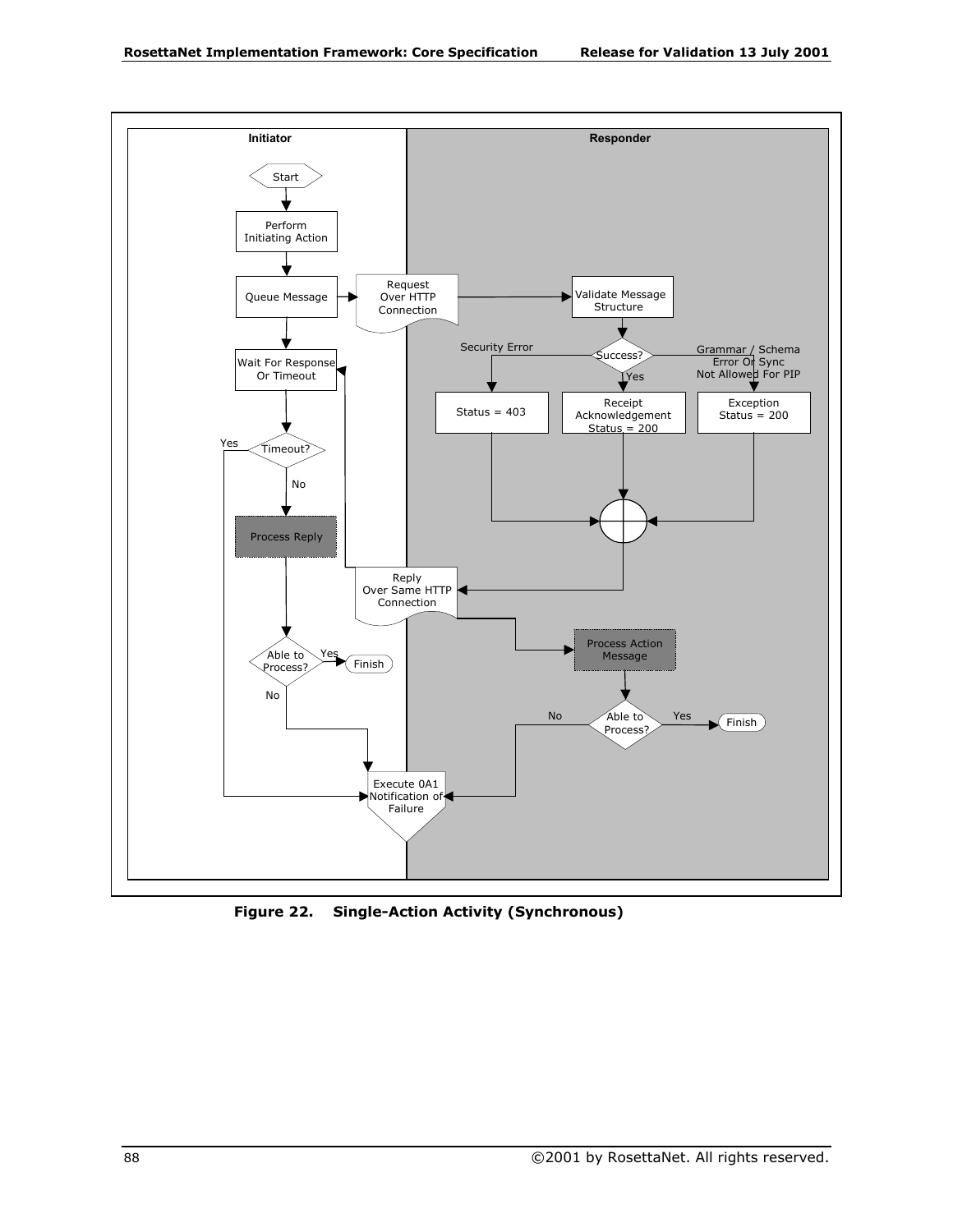**Figure 22. Single-Action Activity (Synchronous)**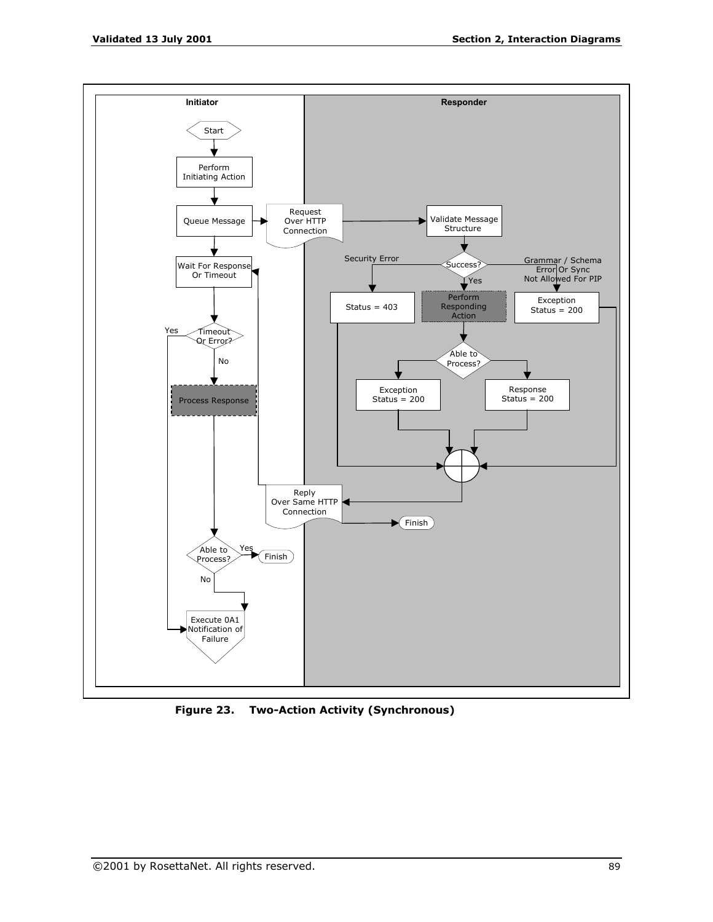**Figure 23. Two-Action Activity (Synchronous)**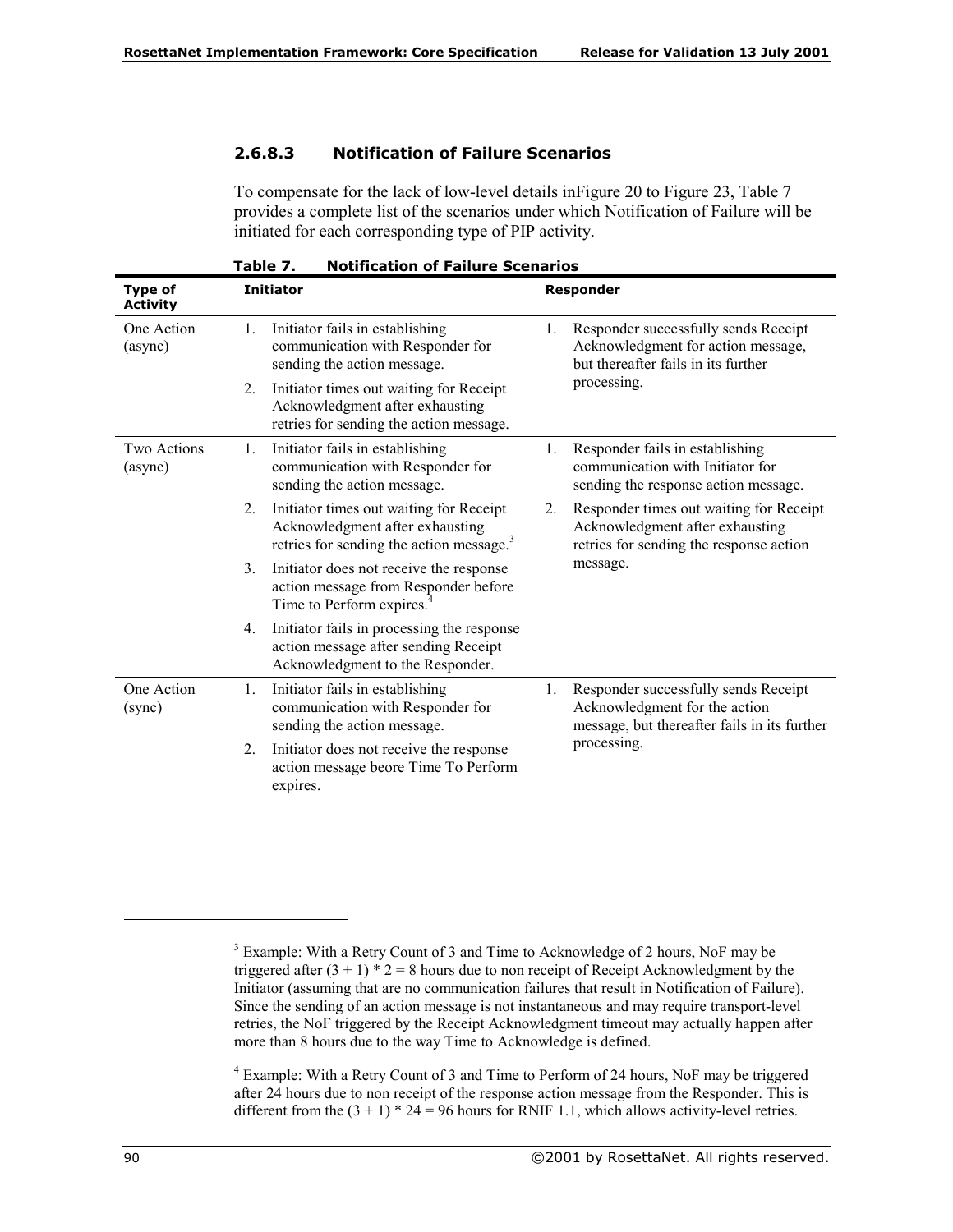#### 2.6.8.3 Notification of Failure Scenarios

To compensate for the lack of low-level details inFigure 20 to Figure 23, Table 7 provides a complete list of the scenarios under which Notification of Failure will be initiated for each corresponding type of PIP activity.

**Table 7. Notification of Failure Scenarios**

| Type of Activity | Initiator | Responder |
|---|---|---|
| One Action (async) | 1. Initiator fails in establishing communication with Responder for sending the action message.<br>2. Initiator times out waiting for Receipt Acknowledgment after exhausting retries for sending the action message. | 1. Responder successfully sends Receipt Acknowledgment for action message, but thereafter fails in its further processing. |
| Two Actions (async) | 1. Initiator fails in establishing communication with Responder for sending the action message.<br>2. Initiator times out waiting for Receipt Acknowledgment after exhausting retries for sending the action message.[3]<br>3. Initiator does not receive the response action message from Responder before Time to Perform expires.[4]<br>4. Initiator fails in processing the response action message after sending Receipt Acknowledgment to the Responder. | 1. Responder fails in establishing communication with Initiator for sending the response action message.<br>2. Responder times out waiting for Receipt Acknowledgment after exhausting retries for sending the response action message. |
| One Action (sync) | 1. Initiator fails in establishing communication with Responder for sending the action message.<br>2. Initiator does not receive the response action message beore Time To Perform expires. | 1. Responder successfully sends Receipt Acknowledgment for the action message, but thereafter fails in its further processing. |

---

[3] Example: With a Retry Count of 3 and Time to Acknowledge of 2 hours, NoF may be triggered after (3 + 1) * 2 = 8 hours due to non receipt of Receipt Acknowledgment by the Initiator (assuming that are no communication failures that result in Notification of Failure). Since the sending of an action message is not instantaneous and may require transport-level retries, the NoF triggered by the Receipt Acknowledgment timeout may actually happen after more than 8 hours due to the way Time to Acknowledge is defined.

[4] Example: With a Retry Count of 3 and Time to Perform of 24 hours, NoF may be triggered after 24 hours due to non receipt of the response action message from the Responder. This is different from the (3 + 1) * 24 = 96 hours for RNIF 1.1, which allows activity-level retries.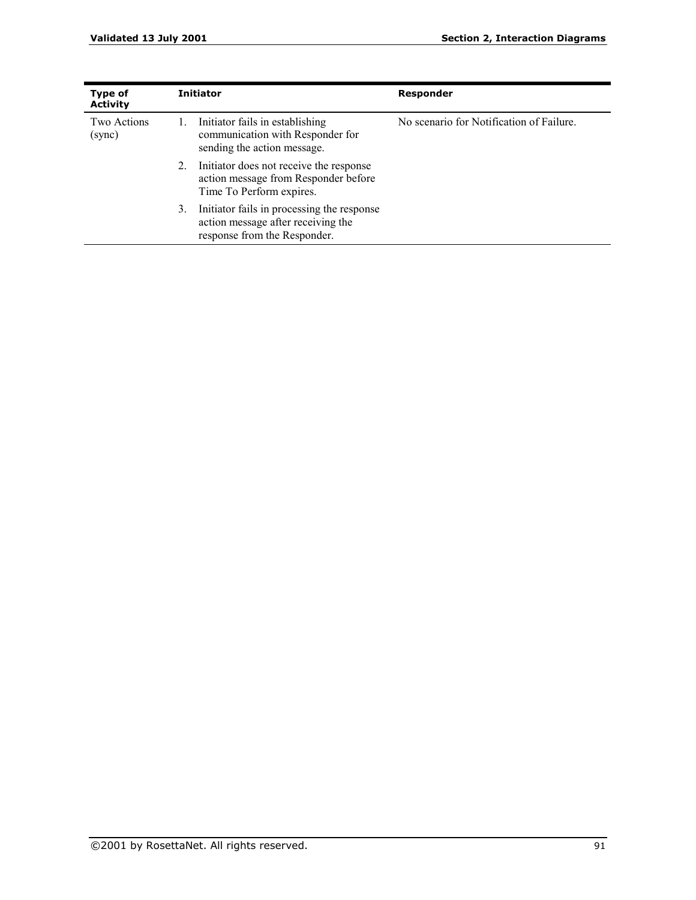| Type of Activity | Initiator | Responder |
|---|---|---|
| Two Actions (sync) | 1. Initiator fails in establishing communication with Responder for sending the action message.<br>2. Initiator does not receive the response action message from Responder before Time To Perform expires.<br>3. Initiator fails in processing the response action message after receiving the response from the Responder. | No scenario for Notification of Failure. |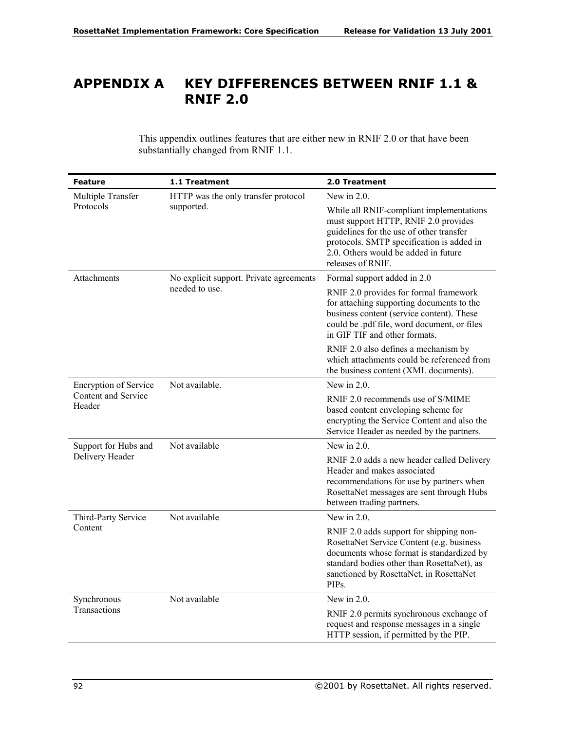# APPENDIX A KEY DIFFERENCES BETWEEN RNIF 1.1 & RNIF 2.0

This appendix outlines features that are either new in RNIF 2.0 or that have been substantially changed from RNIF 1.1.

| Feature | 1.1 Treatment | 2.0 Treatment |
|---|---|---|
| Multiple Transfer Protocols | HTTP was the only transfer protocol supported. | New in 2.0.<br><br>While all RNIF-compliant implementations must support HTTP, RNIF 2.0 provides guidelines for the use of other transfer protocols. SMTP specification is added in 2.0. Others would be added in future releases of RNIF. |
| Attachments | No explicit support. Private agreements needed to use. | Formal support added in 2.0<br><br>RNIF 2.0 provides for formal framework for attaching supporting documents to the business content (service content). These could be .pdf file, word document, or files in GIF TIF and other formats.<br><br>RNIF 2.0 also defines a mechanism by which attachments could be referenced from the business content (XML documents). |
| Encryption of Service Content and Service Header | Not available. | New in 2.0.<br><br>RNIF 2.0 recommends use of S/MIME based content enveloping scheme for encrypting the Service Content and also the Service Header as needed by the partners. |
| Support for Hubs and Delivery Header | Not available | New in 2.0.<br><br>RNIF 2.0 adds a new header called Delivery Header and makes associated recommendations for use by partners when RosettaNet messages are sent through Hubs between trading partners. |
| Third-Party Service Content | Not available | New in 2.0.<br><br>RNIF 2.0 adds support for shipping non-RosettaNet Service Content (e.g. business documents whose format is standardized by standard bodies other than RosettaNet), as sanctioned by RosettaNet, in RosettaNet PIPs. |
| Synchronous Transactions | Not available | New in 2.0.<br><br>RNIF 2.0 permits synchronous exchange of request and response messages in a single HTTP session, if permitted by the PIP. |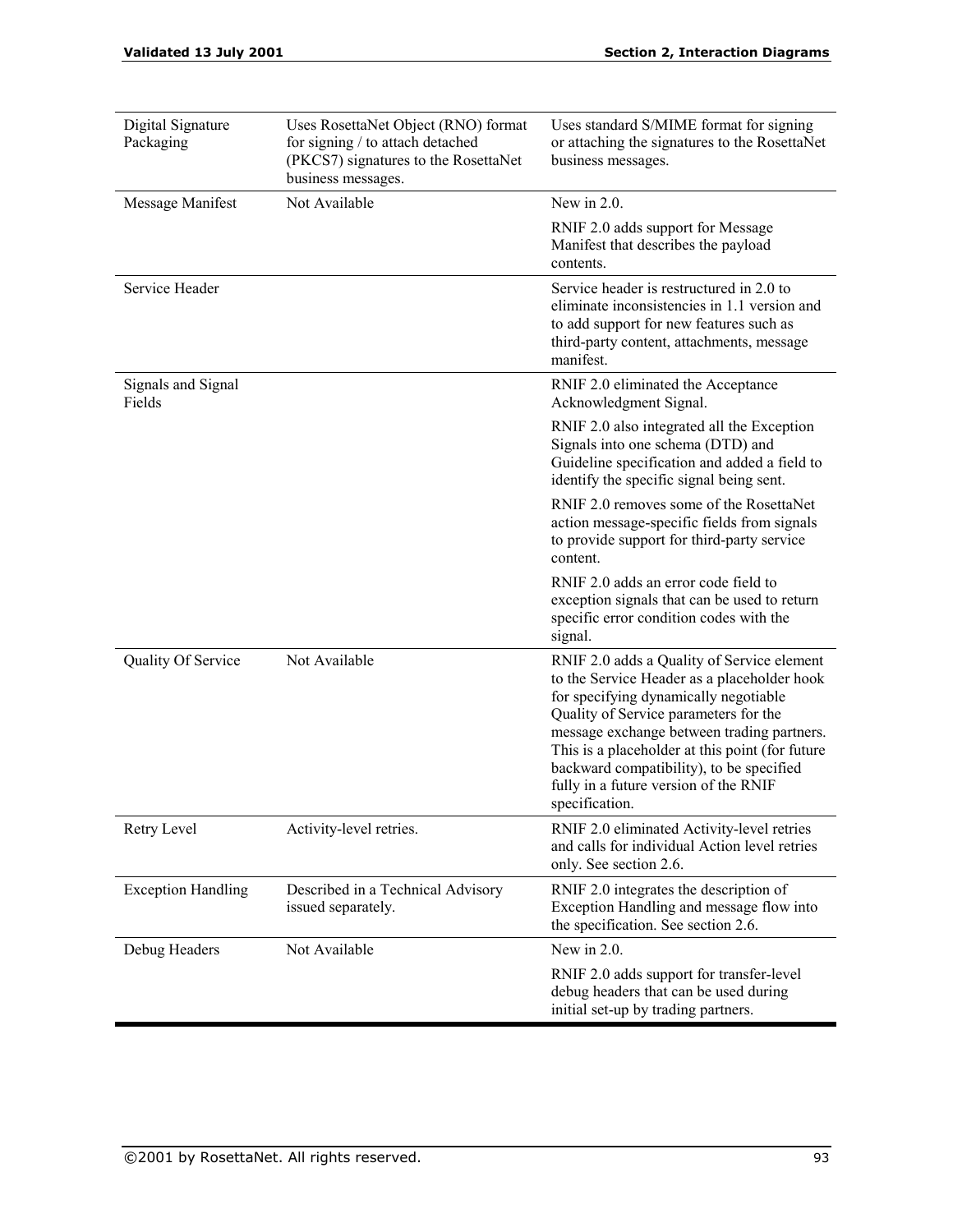| | | |
|---|---|---|
| Digital Signature Packaging | Uses RosettaNet Object (RNO) format for signing / to attach detached (PKCS7) signatures to the RosettaNet business messages. | Uses standard S/MIME format for signing or attaching the signatures to the RosettaNet business messages. |
| Message Manifest | Not Available | New in 2.0.<br><br>RNIF 2.0 adds support for Message Manifest that describes the payload contents. |
| Service Header | | Service header is restructured in 2.0 to eliminate inconsistencies in 1.1 version and to add support for new features such as third-party content, attachments, message manifest. |
| Signals and Signal Fields | | RNIF 2.0 eliminated the Acceptance Acknowledgment Signal.<br><br>RNIF 2.0 also integrated all the Exception Signals into one schema (DTD) and Guideline specification and added a field to identify the specific signal being sent.<br><br>RNIF 2.0 removes some of the RosettaNet action message-specific fields from signals to provide support for third-party service content.<br><br>RNIF 2.0 adds an error code field to exception signals that can be used to return specific error condition codes with the signal. |
| Quality Of Service | Not Available | RNIF 2.0 adds a Quality of Service element to the Service Header as a placeholder hook for specifying dynamically negotiable Quality of Service parameters for the message exchange between trading partners. This is a placeholder at this point (for future backward compatibility), to be specified fully in a future version of the RNIF specification. |
| Retry Level | Activity-level retries. | RNIF 2.0 eliminated Activity-level retries and calls for individual Action level retries only. See section 2.6. |
| Exception Handling | Described in a Technical Advisory issued separately. | RNIF 2.0 integrates the description of Exception Handling and message flow into the specification. See section 2.6. |
| Debug Headers | Not Available | New in 2.0.<br><br>RNIF 2.0 adds support for transfer-level debug headers that can be used during initial set-up by trading partners. |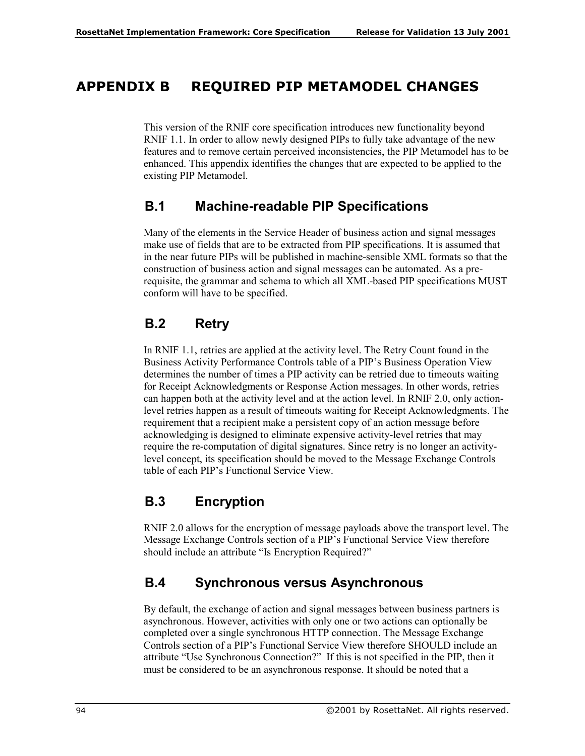# APPENDIX B REQUIRED PIP METAMODEL CHANGES

This version of the RNIF core specification introduces new functionality beyond RNIF 1.1. In order to allow newly designed PIPs to fully take advantage of the new features and to remove certain perceived inconsistencies, the PIP Metamodel has to be enhanced. This appendix identifies the changes that are expected to be applied to the existing PIP Metamodel.

## B.1 Machine-readable PIP Specifications

Many of the elements in the Service Header of business action and signal messages make use of fields that are to be extracted from PIP specifications. It is assumed that in the near future PIPs will be published in machine-sensible XML formats so that the construction of business action and signal messages can be automated. As a pre-requisite, the grammar and schema to which all XML-based PIP specifications MUST conform will have to be specified.

## B.2 Retry

In RNIF 1.1, retries are applied at the activity level. The Retry Count found in the Business Activity Performance Controls table of a PIP's Business Operation View determines the number of times a PIP activity can be retried due to timeouts waiting for Receipt Acknowledgments or Response Action messages. In other words, retries can happen both at the activity level and at the action level. In RNIF 2.0, only action-level retries happen as a result of timeouts waiting for Receipt Acknowledgments. The requirement that a recipient make a persistent copy of an action message before acknowledging is designed to eliminate expensive activity-level retries that may require the re-computation of digital signatures. Since retry is no longer an activity-level concept, its specification should be moved to the Message Exchange Controls table of each PIP's Functional Service View.

## B.3 Encryption

RNIF 2.0 allows for the encryption of message payloads above the transport level. The Message Exchange Controls section of a PIP's Functional Service View therefore should include an attribute "Is Encryption Required?"

## B.4 Synchronous versus Asynchronous

By default, the exchange of action and signal messages between business partners is asynchronous. However, activities with only one or two actions can optionally be completed over a single synchronous HTTP connection. The Message Exchange Controls section of a PIP's Functional Service View therefore SHOULD include an attribute "Use Synchronous Connection?" If this is not specified in the PIP, then it must be considered to be an asynchronous response. It should be noted that a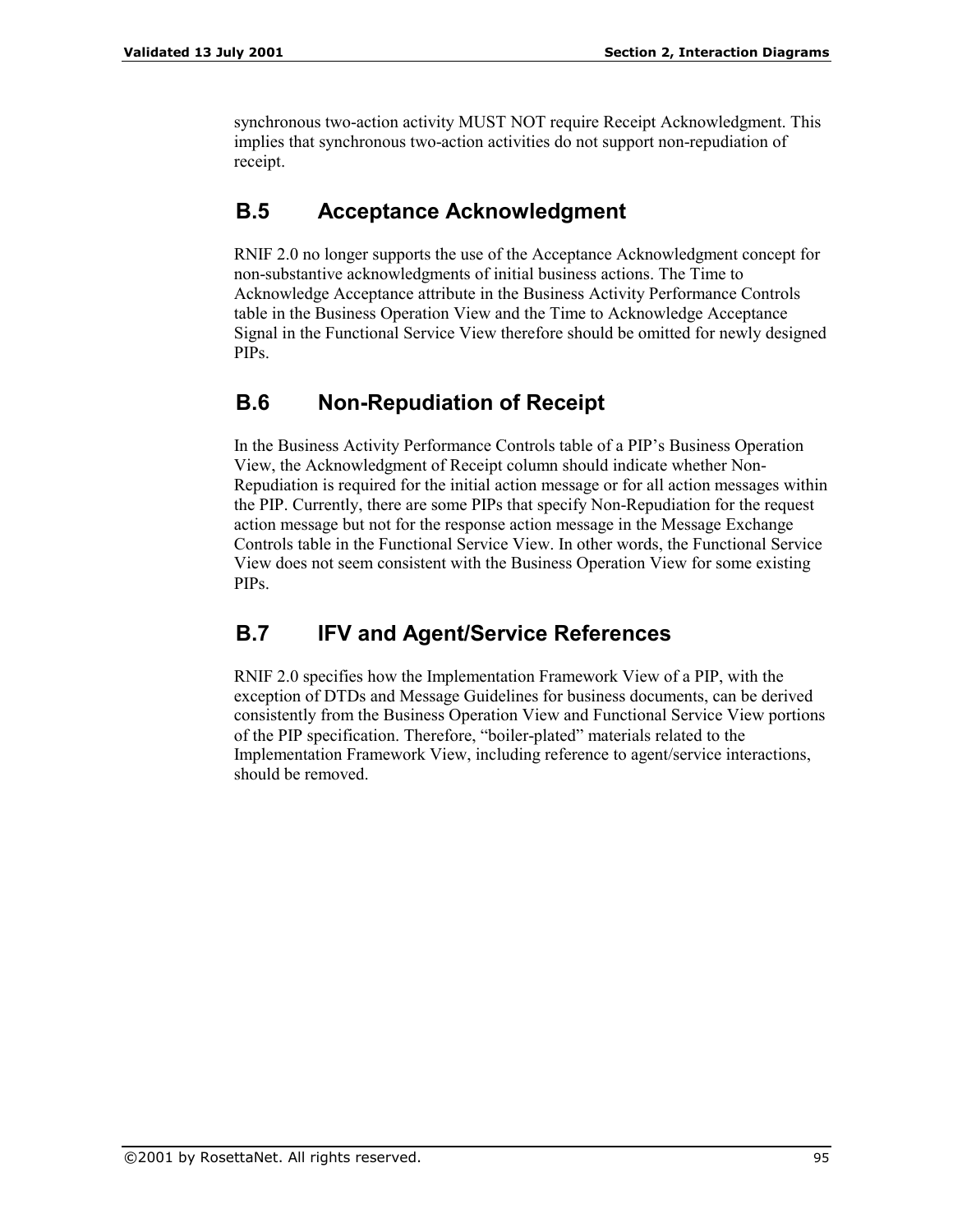synchronous two-action activity MUST NOT require Receipt Acknowledgment. This implies that synchronous two-action activities do not support non-repudiation of receipt.

## B.5 Acceptance Acknowledgment

RNIF 2.0 no longer supports the use of the Acceptance Acknowledgment concept for non-substantive acknowledgments of initial business actions. The Time to Acknowledge Acceptance attribute in the Business Activity Performance Controls table in the Business Operation View and the Time to Acknowledge Acceptance Signal in the Functional Service View therefore should be omitted for newly designed PIPs.

## B.6 Non-Repudiation of Receipt

In the Business Activity Performance Controls table of a PIP's Business Operation View, the Acknowledgment of Receipt column should indicate whether Non-Repudiation is required for the initial action message or for all action messages within the PIP. Currently, there are some PIPs that specify Non-Repudiation for the request action message but not for the response action message in the Message Exchange Controls table in the Functional Service View. In other words, the Functional Service View does not seem consistent with the Business Operation View for some existing PIPs.

## B.7 IFV and Agent/Service References

RNIF 2.0 specifies how the Implementation Framework View of a PIP, with the exception of DTDs and Message Guidelines for business documents, can be derived consistently from the Business Operation View and Functional Service View portions of the PIP specification. Therefore, "boiler-plated" materials related to the Implementation Framework View, including reference to agent/service interactions, should be removed.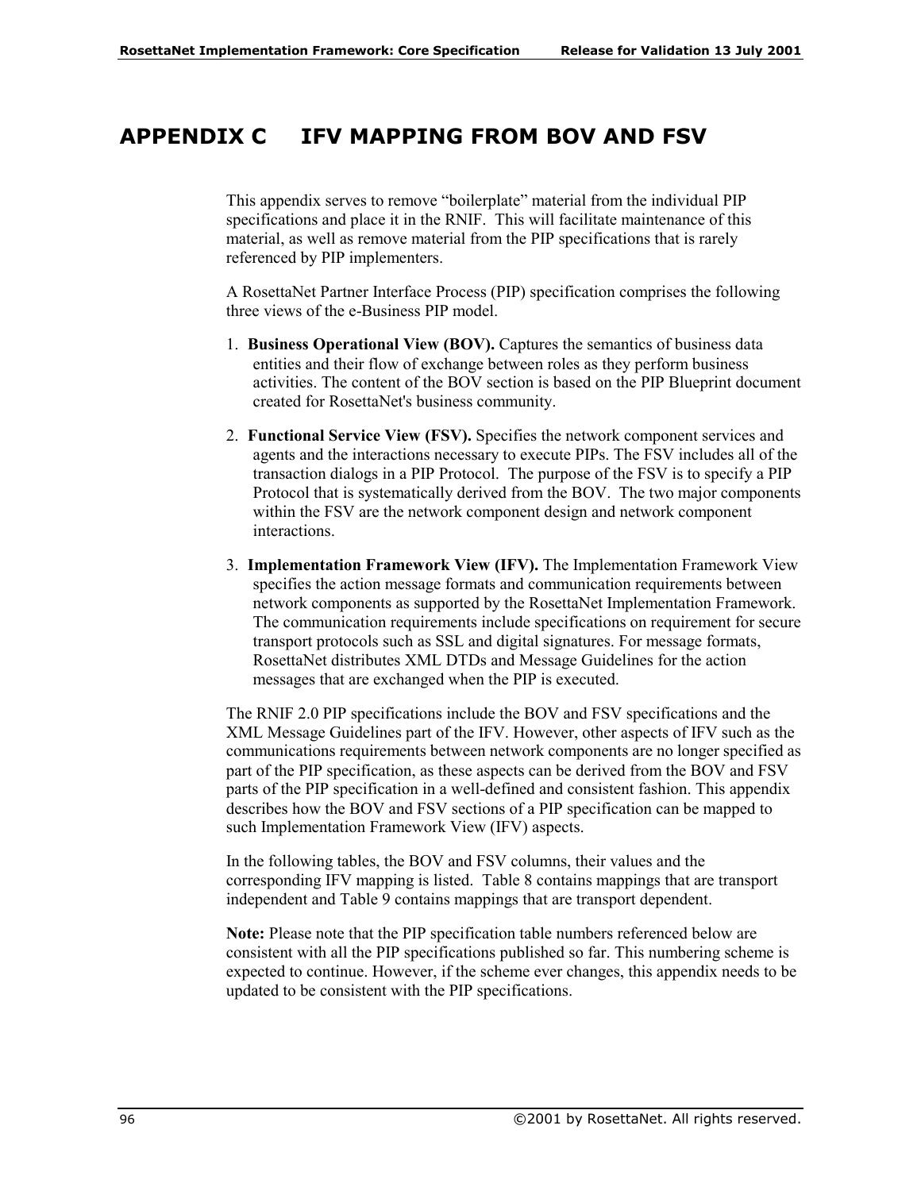# APPENDIX C IFV MAPPING FROM BOV AND FSV

This appendix serves to remove "boilerplate" material from the individual PIP specifications and place it in the RNIF. This will facilitate maintenance of this material, as well as remove material from the PIP specifications that is rarely referenced by PIP implementers.

A RosettaNet Partner Interface Process (PIP) specification comprises the following three views of the e-Business PIP model.

1. **Business Operational View (BOV).** Captures the semantics of business data entities and their flow of exchange between roles as they perform business activities. The content of the BOV section is based on the PIP Blueprint document created for RosettaNet's business community.

2. **Functional Service View (FSV).** Specifies the network component services and agents and the interactions necessary to execute PIPs. The FSV includes all of the transaction dialogs in a PIP Protocol. The purpose of the FSV is to specify a PIP Protocol that is systematically derived from the BOV. The two major components within the FSV are the network component design and network component interactions.

3. **Implementation Framework View (IFV).** The Implementation Framework View specifies the action message formats and communication requirements between network components as supported by the RosettaNet Implementation Framework. The communication requirements include specifications on requirement for secure transport protocols such as SSL and digital signatures. For message formats, RosettaNet distributes XML DTDs and Message Guidelines for the action messages that are exchanged when the PIP is executed.

The RNIF 2.0 PIP specifications include the BOV and FSV specifications and the XML Message Guidelines part of the IFV. However, other aspects of IFV such as the communications requirements between network components are no longer specified as part of the PIP specification, as these aspects can be derived from the BOV and FSV parts of the PIP specification in a well-defined and consistent fashion. This appendix describes how the BOV and FSV sections of a PIP specification can be mapped to such Implementation Framework View (IFV) aspects.

In the following tables, the BOV and FSV columns, their values and the corresponding IFV mapping is listed. Table 8 contains mappings that are transport independent and Table 9 contains mappings that are transport dependent.

**Note:** Please note that the PIP specification table numbers referenced below are consistent with all the PIP specifications published so far. This numbering scheme is expected to continue. However, if the scheme ever changes, this appendix needs to be updated to be consistent with the PIP specifications.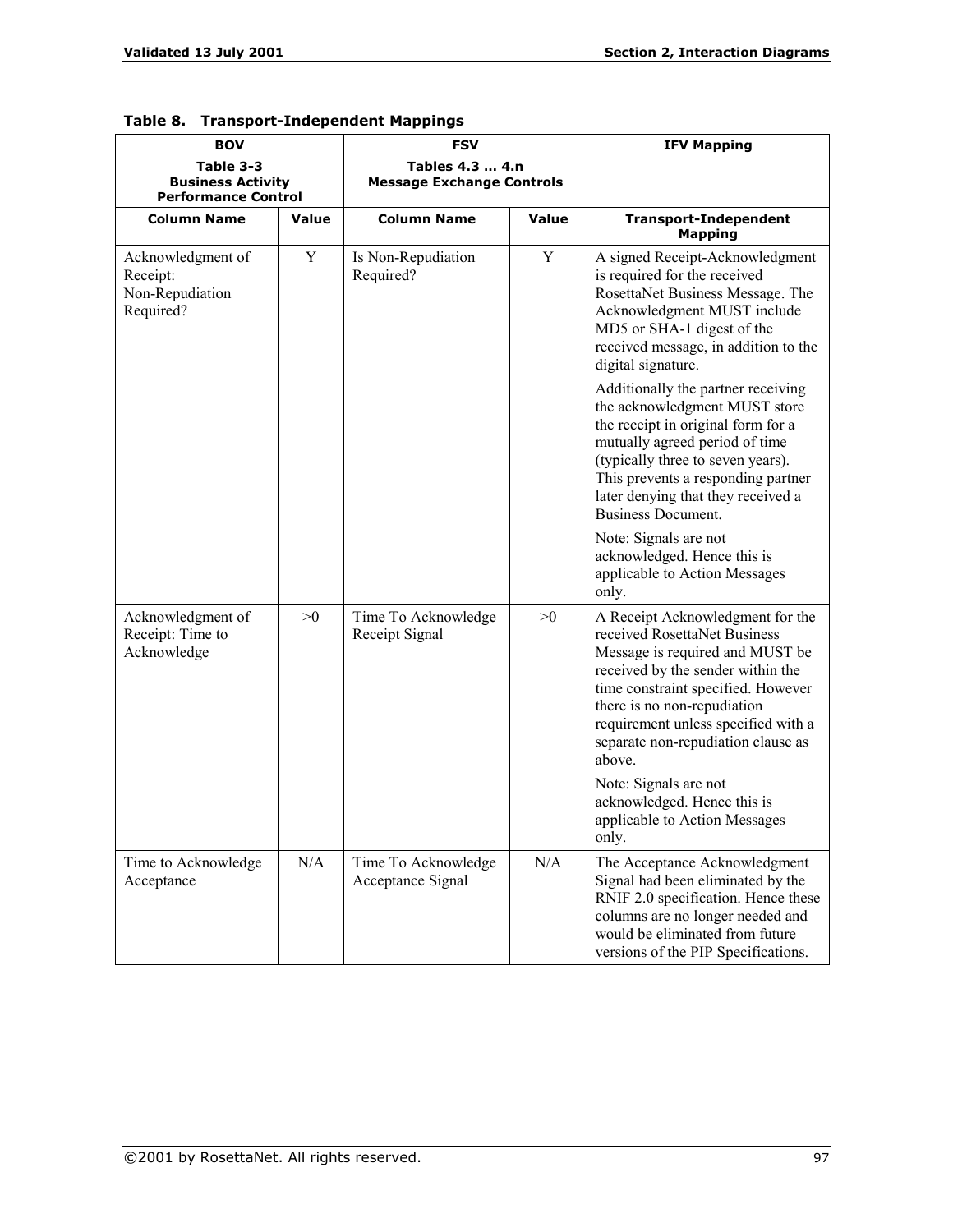**Table 8. Transport-Independent Mappings**

| BOV<br>Table 3-3<br>Business Activity Performance Control | | FSV<br>Tables 4.3 … 4.n<br>Message Exchange Controls | | IFV Mapping |
|---|---|---|---|---|
| **Column Name** | **Value** | **Column Name** | **Value** | **Transport-Independent Mapping** |
| Acknowledgment of Receipt: Non-Repudiation Required? | Y | Is Non-Repudiation Required? | Y | A signed Receipt-Acknowledgment is required for the received RosettaNet Business Message. The Acknowledgment MUST include MD5 or SHA-1 digest of the received message, in addition to the digital signature.<br><br>Additionally the partner receiving the acknowledgment MUST store the receipt in original form for a mutually agreed period of time (typically three to seven years). This prevents a responding partner later denying that they received a Business Document.<br><br>Note: Signals are not acknowledged. Hence this is applicable to Action Messages only. |
| Acknowledgment of Receipt: Time to Acknowledge | >0 | Time To Acknowledge Receipt Signal | >0 | A Receipt Acknowledgment for the received RosettaNet Business Message is required and MUST be received by the sender within the time constraint specified. However there is no non-repudiation requirement unless specified with a separate non-repudiation clause as above.<br><br>Note: Signals are not acknowledged. Hence this is applicable to Action Messages only. |
| Time to Acknowledge Acceptance | N/A | Time To Acknowledge Acceptance Signal | N/A | The Acceptance Acknowledgment Signal had been eliminated by the RNIF 2.0 specification. Hence these columns are no longer needed and would be eliminated from future versions of the PIP Specifications. |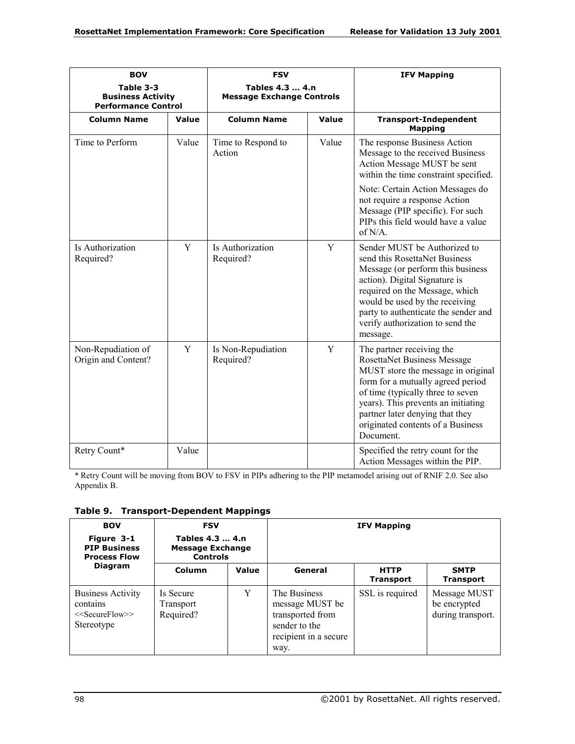| BOV<br>Table 3-3<br>Business Activity Performance Control | | FSV<br>Tables 4.3 … 4.n<br>Message Exchange Controls | | IFV Mapping |
|---|---|---|---|---|
| **Column Name** | **Value** | **Column Name** | **Value** | **Transport-Independent Mapping** |
| Time to Perform | Value | Time to Respond to Action | Value | The response Business Action Message to the received Business Action Message MUST be sent within the time constraint specified.<br><br>Note: Certain Action Messages do not require a response Action Message (PIP specific). For such PIPs this field would have a value of N/A. |
| Is Authorization Required? | Y | Is Authorization Required? | Y | Sender MUST be Authorized to send this RosettaNet Business Message (or perform this business action). Digital Signature is required on the Message, which would be used by the receiving party to authenticate the sender and verify authorization to send the message. |
| Non-Repudiation of Origin and Content? | Y | Is Non-Repudiation Required? | Y | The partner receiving the RosettaNet Business Message MUST store the message in original form for a mutually agreed period of time (typically three to seven years). This prevents an initiating partner later denying that they originated contents of a Business Document. |
| Retry Count* | Value | | | Specified the retry count for the Action Messages within the PIP. |

* Retry Count will be moving from BOV to FSV in PIPs adhering to the PIP metamodel arising out of RNIF 2.0. See also Appendix B.

**Table 9. Transport-Dependent Mappings**

| BOV<br>Figure 3-1<br>PIP Business Process Flow Diagram | FSV<br>Tables 4.3 … 4.n<br>Message Exchange Controls | | IFV Mapping | | |
|---|---|---|---|---|---|
| | **Column** | **Value** | **General** | **HTTP Transport** | **SMTP Transport** |
| Business Activity contains <<SecureFlow>> Stereotype | Is Secure Transport Required? | Y | The Business message MUST be transported from sender to the recipient in a secure way. | SSL is required | Message MUST be encrypted during transport. |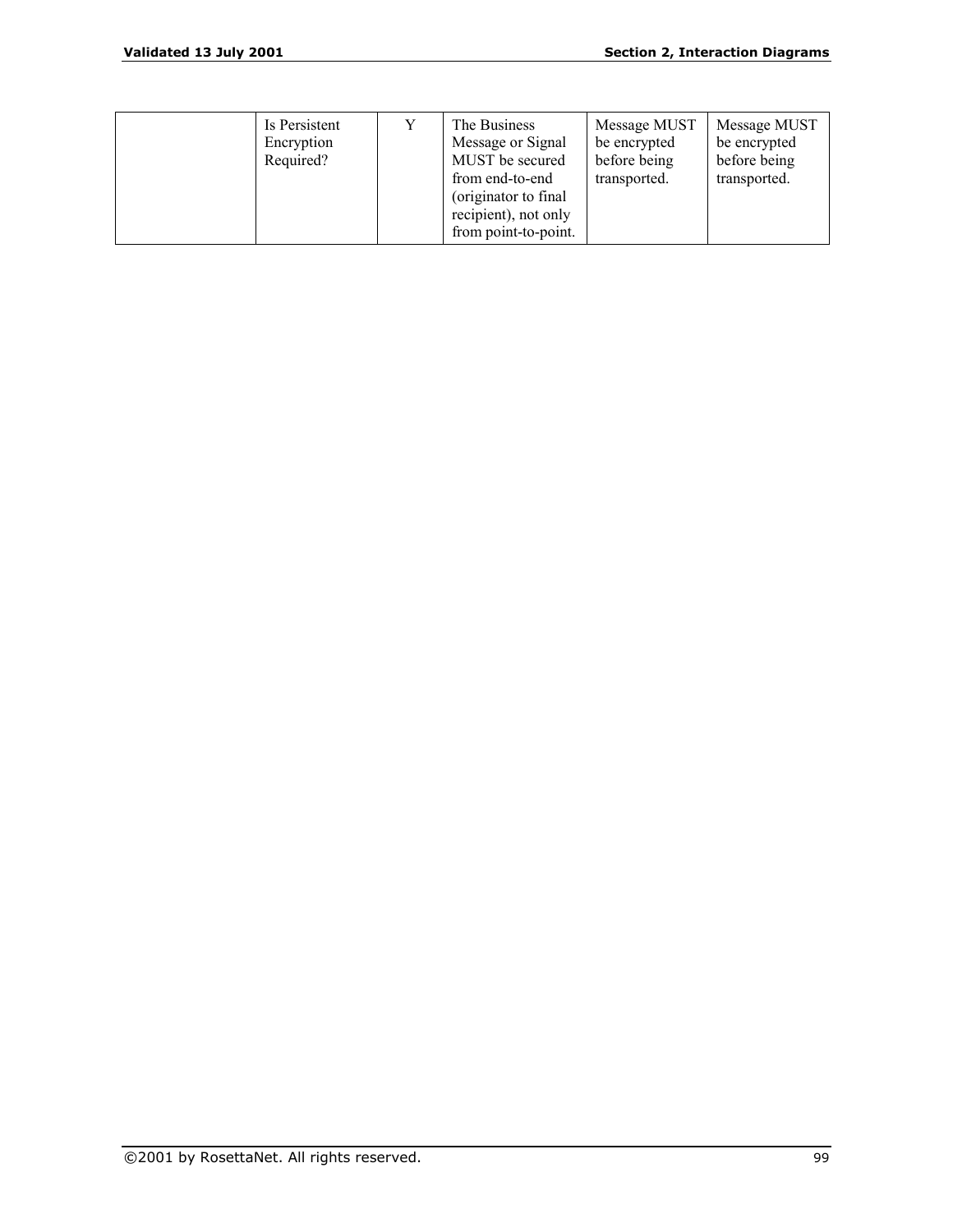| | | | | | |
|---|---|---|---|---|---|
| | Is Persistent Encryption Required? | Y | The Business Message or Signal MUST be secured from end-to-end (originator to final recipient), not only from point-to-point. | Message MUST be encrypted before being transported. | Message MUST be encrypted before being transported. |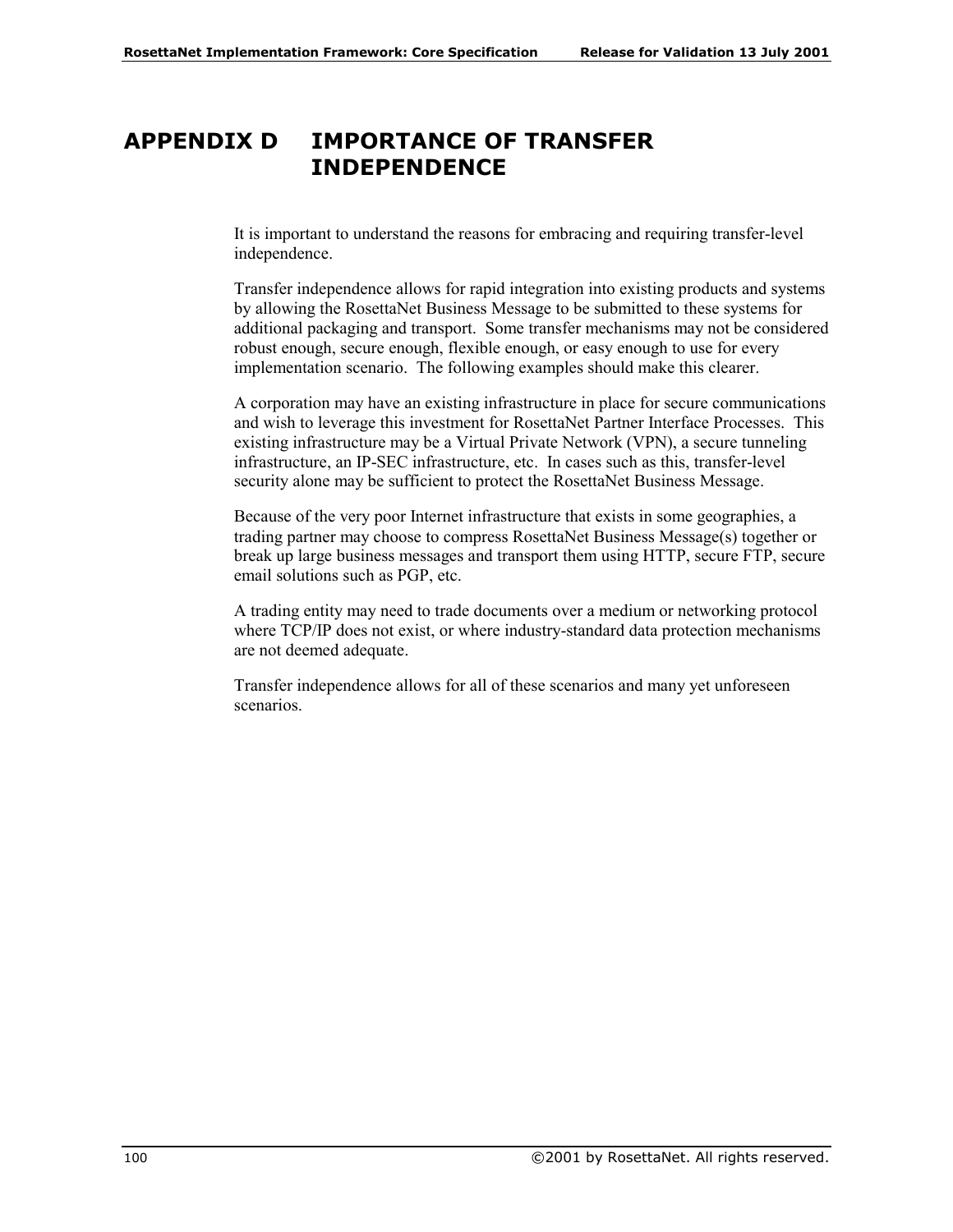# APPENDIX D IMPORTANCE OF TRANSFER INDEPENDENCE

It is important to understand the reasons for embracing and requiring transfer-level independence.

Transfer independence allows for rapid integration into existing products and systems by allowing the RosettaNet Business Message to be submitted to these systems for additional packaging and transport. Some transfer mechanisms may not be considered robust enough, secure enough, flexible enough, or easy enough to use for every implementation scenario. The following examples should make this clearer.

A corporation may have an existing infrastructure in place for secure communications and wish to leverage this investment for RosettaNet Partner Interface Processes. This existing infrastructure may be a Virtual Private Network (VPN), a secure tunneling infrastructure, an IP-SEC infrastructure, etc. In cases such as this, transfer-level security alone may be sufficient to protect the RosettaNet Business Message.

Because of the very poor Internet infrastructure that exists in some geographies, a trading partner may choose to compress RosettaNet Business Message(s) together or break up large business messages and transport them using HTTP, secure FTP, secure email solutions such as PGP, etc.

A trading entity may need to trade documents over a medium or networking protocol where TCP/IP does not exist, or where industry-standard data protection mechanisms are not deemed adequate.

Transfer independence allows for all of these scenarios and many yet unforeseen scenarios.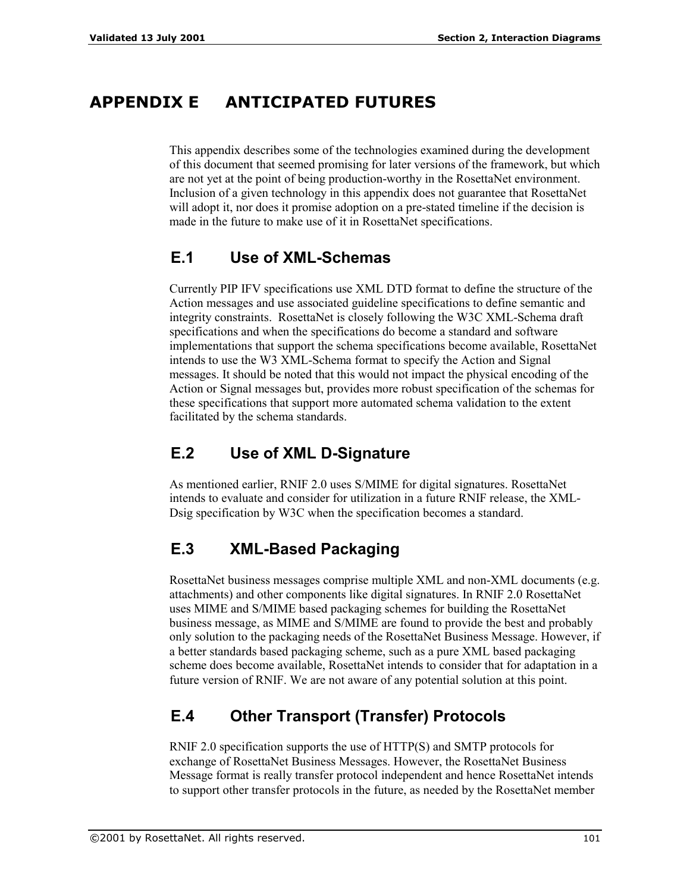# APPENDIX E ANTICIPATED FUTURES

This appendix describes some of the technologies examined during the development of this document that seemed promising for later versions of the framework, but which are not yet at the point of being production-worthy in the RosettaNet environment. Inclusion of a given technology in this appendix does not guarantee that RosettaNet will adopt it, nor does it promise adoption on a pre-stated timeline if the decision is made in the future to make use of it in RosettaNet specifications.

## E.1 Use of XML-Schemas

Currently PIP IFV specifications use XML DTD format to define the structure of the Action messages and use associated guideline specifications to define semantic and integrity constraints. RosettaNet is closely following the W3C XML-Schema draft specifications and when the specifications do become a standard and software implementations that support the schema specifications become available, RosettaNet intends to use the W3 XML-Schema format to specify the Action and Signal messages. It should be noted that this would not impact the physical encoding of the Action or Signal messages but, provides more robust specification of the schemas for these specifications that support more automated schema validation to the extent facilitated by the schema standards.

## E.2 Use of XML D-Signature

As mentioned earlier, RNIF 2.0 uses S/MIME for digital signatures. RosettaNet intends to evaluate and consider for utilization in a future RNIF release, the XML-Dsig specification by W3C when the specification becomes a standard.

## E.3 XML-Based Packaging

RosettaNet business messages comprise multiple XML and non-XML documents (e.g. attachments) and other components like digital signatures. In RNIF 2.0 RosettaNet uses MIME and S/MIME based packaging schemes for building the RosettaNet business message, as MIME and S/MIME are found to provide the best and probably only solution to the packaging needs of the RosettaNet Business Message. However, if a better standards based packaging scheme, such as a pure XML based packaging scheme does become available, RosettaNet intends to consider that for adaptation in a future version of RNIF. We are not aware of any potential solution at this point.

## E.4 Other Transport (Transfer) Protocols

RNIF 2.0 specification supports the use of HTTP(S) and SMTP protocols for exchange of RosettaNet Business Messages. However, the RosettaNet Business Message format is really transfer protocol independent and hence RosettaNet intends to support other transfer protocols in the future, as needed by the RosettaNet member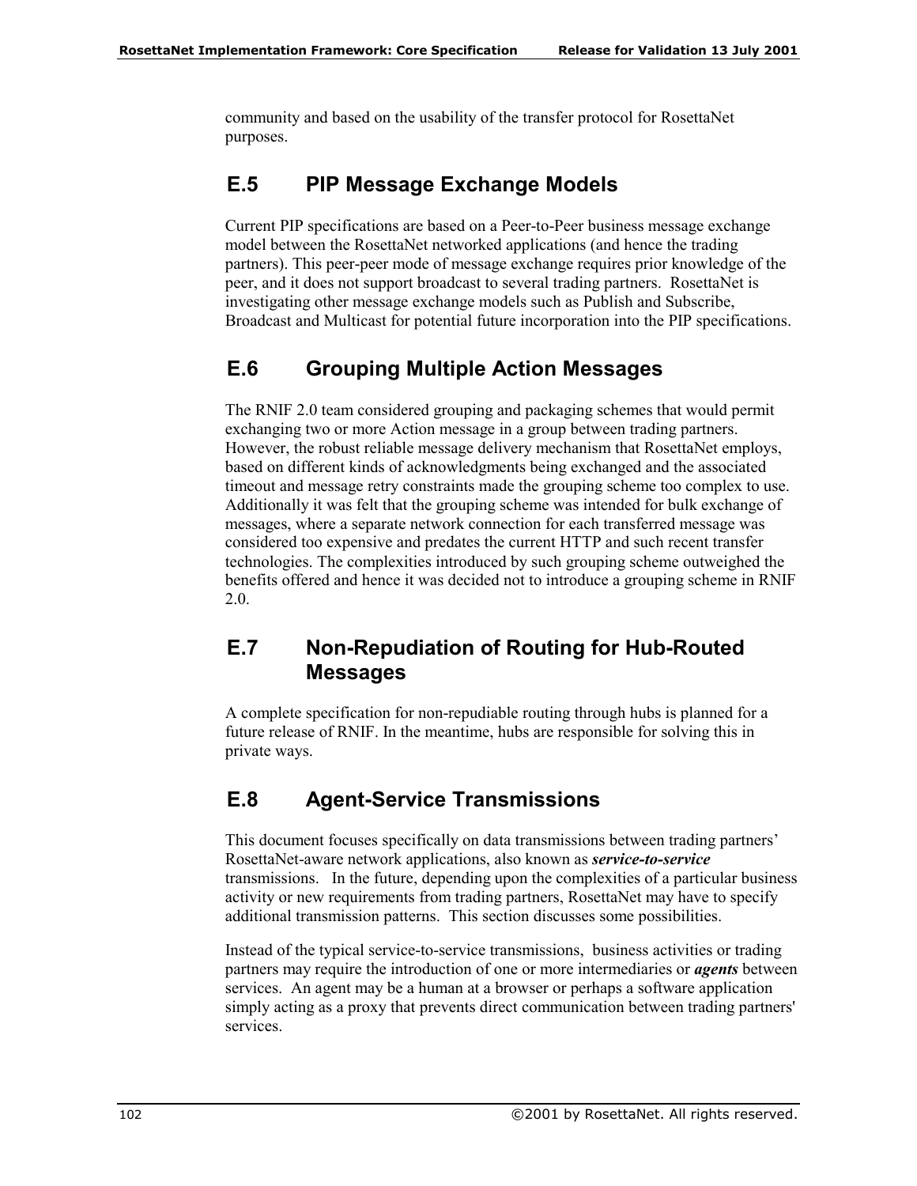community and based on the usability of the transfer protocol for RosettaNet purposes.

## E.5 PIP Message Exchange Models

Current PIP specifications are based on a Peer-to-Peer business message exchange model between the RosettaNet networked applications (and hence the trading partners). This peer-peer mode of message exchange requires prior knowledge of the peer, and it does not support broadcast to several trading partners. RosettaNet is investigating other message exchange models such as Publish and Subscribe, Broadcast and Multicast for potential future incorporation into the PIP specifications.

## E.6 Grouping Multiple Action Messages

The RNIF 2.0 team considered grouping and packaging schemes that would permit exchanging two or more Action message in a group between trading partners. However, the robust reliable message delivery mechanism that RosettaNet employs, based on different kinds of acknowledgments being exchanged and the associated timeout and message retry constraints made the grouping scheme too complex to use. Additionally it was felt that the grouping scheme was intended for bulk exchange of messages, where a separate network connection for each transferred message was considered too expensive and predates the current HTTP and such recent transfer technologies. The complexities introduced by such grouping scheme outweighed the benefits offered and hence it was decided not to introduce a grouping scheme in RNIF 2.0.

## E.7 Non-Repudiation of Routing for Hub-Routed Messages

A complete specification for non-repudiable routing through hubs is planned for a future release of RNIF. In the meantime, hubs are responsible for solving this in private ways.

## E.8 Agent-Service Transmissions

This document focuses specifically on data transmissions between trading partners' RosettaNet-aware network applications, also known as ***service-to-service*** transmissions. In the future, depending upon the complexities of a particular business activity or new requirements from trading partners, RosettaNet may have to specify additional transmission patterns. This section discusses some possibilities.

Instead of the typical service-to-service transmissions, business activities or trading partners may require the introduction of one or more intermediaries or ***agents*** between services. An agent may be a human at a browser or perhaps a software application simply acting as a proxy that prevents direct communication between trading partners' services.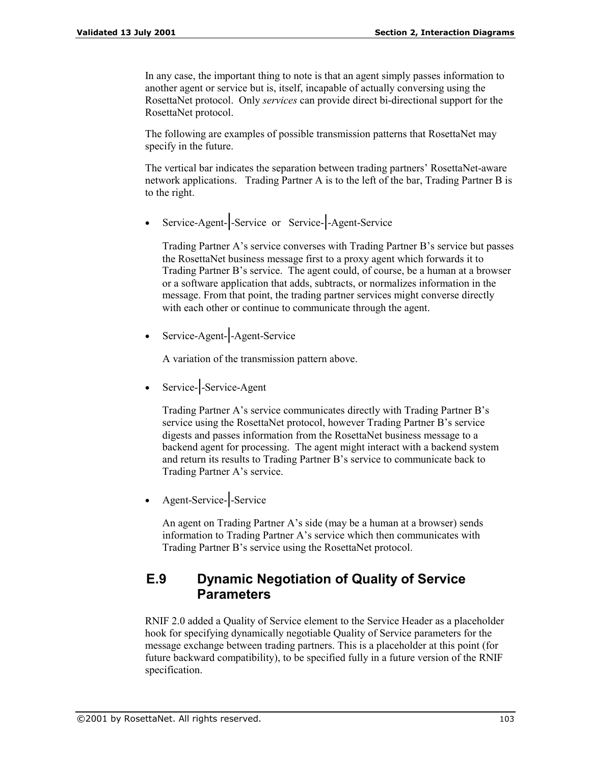In any case, the important thing to note is that an agent simply passes information to another agent or service but is, itself, incapable of actually conversing using the RosettaNet protocol. Only *services* can provide direct bi-directional support for the RosettaNet protocol.

The following are examples of possible transmission patterns that RosettaNet may specify in the future.

The vertical bar indicates the separation between trading partners' RosettaNet-aware network applications. Trading Partner A is to the left of the bar, Trading Partner B is to the right.

- Service-Agent-|-Service or Service-|-Agent-Service

  Trading Partner A's service converses with Trading Partner B's service but passes the RosettaNet business message first to a proxy agent which forwards it to Trading Partner B's service. The agent could, of course, be a human at a browser or a software application that adds, subtracts, or normalizes information in the message. From that point, the trading partner services might converse directly with each other or continue to communicate through the agent.

- Service-Agent-|-Agent-Service

  A variation of the transmission pattern above.

- Service-|-Service-Agent

  Trading Partner A's service communicates directly with Trading Partner B's service using the RosettaNet protocol, however Trading Partner B's service digests and passes information from the RosettaNet business message to a backend agent for processing. The agent might interact with a backend system and return its results to Trading Partner B's service to communicate back to Trading Partner A's service.

- Agent-Service-|-Service

  An agent on Trading Partner A's side (may be a human at a browser) sends information to Trading Partner A's service which then communicates with Trading Partner B's service using the RosettaNet protocol.

## E.9 Dynamic Negotiation of Quality of Service Parameters

RNIF 2.0 added a Quality of Service element to the Service Header as a placeholder hook for specifying dynamically negotiable Quality of Service parameters for the message exchange between trading partners. This is a placeholder at this point (for future backward compatibility), to be specified fully in a future version of the RNIF specification.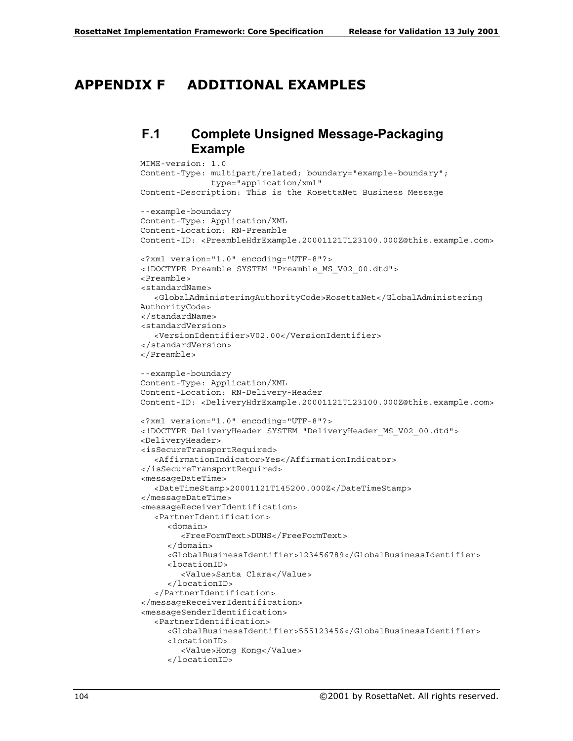# APPENDIX F ADDITIONAL EXAMPLES

## F.1 Complete Unsigned Message-Packaging Example

```
MIME-version: 1.0
Content-Type: multipart/related; boundary="example-boundary";
              type="application/xml"
Content-Description: This is the RosettaNet Business Message

--example-boundary
Content-Type: Application/XML
Content-Location: RN-Preamble
Content-ID: <PreambleHdrExample.20001121T123100.000Z@this.example.com>

<?xml version="1.0" encoding="UTF-8"?>
<!DOCTYPE Preamble SYSTEM "Preamble_MS_V02_00.dtd">
<Preamble>
<standardName>
   <GlobalAdministeringAuthorityCode>RosettaNet</GlobalAdministering
AuthorityCode>
</standardName>
<standardVersion>
   <VersionIdentifier>V02.00</VersionIdentifier>
</standardVersion>
</Preamble>

--example-boundary
Content-Type: Application/XML
Content-Location: RN-Delivery-Header
Content-ID: <DeliveryHdrExample.20001121T123100.000Z@this.example.com>

<?xml version="1.0" encoding="UTF-8"?>
<!DOCTYPE DeliveryHeader SYSTEM "DeliveryHeader_MS_V02_00.dtd">
<DeliveryHeader>
<isSecureTransportRequired>
   <AffirmationIndicator>Yes</AffirmationIndicator>
</isSecureTransportRequired>
<messageDateTime>
   <DateTimeStamp>20001121T145200.000Z</DateTimeStamp>
</messageDateTime>
<messageReceiverIdentification>
   <PartnerIdentification>
      <domain>
         <FreeFormText>DUNS</FreeFormText>
      </domain>
      <GlobalBusinessIdentifier>123456789</GlobalBusinessIdentifier>
      <locationID>
         <Value>Santa Clara</Value>
      </locationID>
   </PartnerIdentification>
</messageReceiverIdentification>
<messageSenderIdentification>
   <PartnerIdentification>
      <GlobalBusinessIdentifier>555123456</GlobalBusinessIdentifier>
      <locationID>
         <Value>Hong Kong</Value>
      </locationID>
```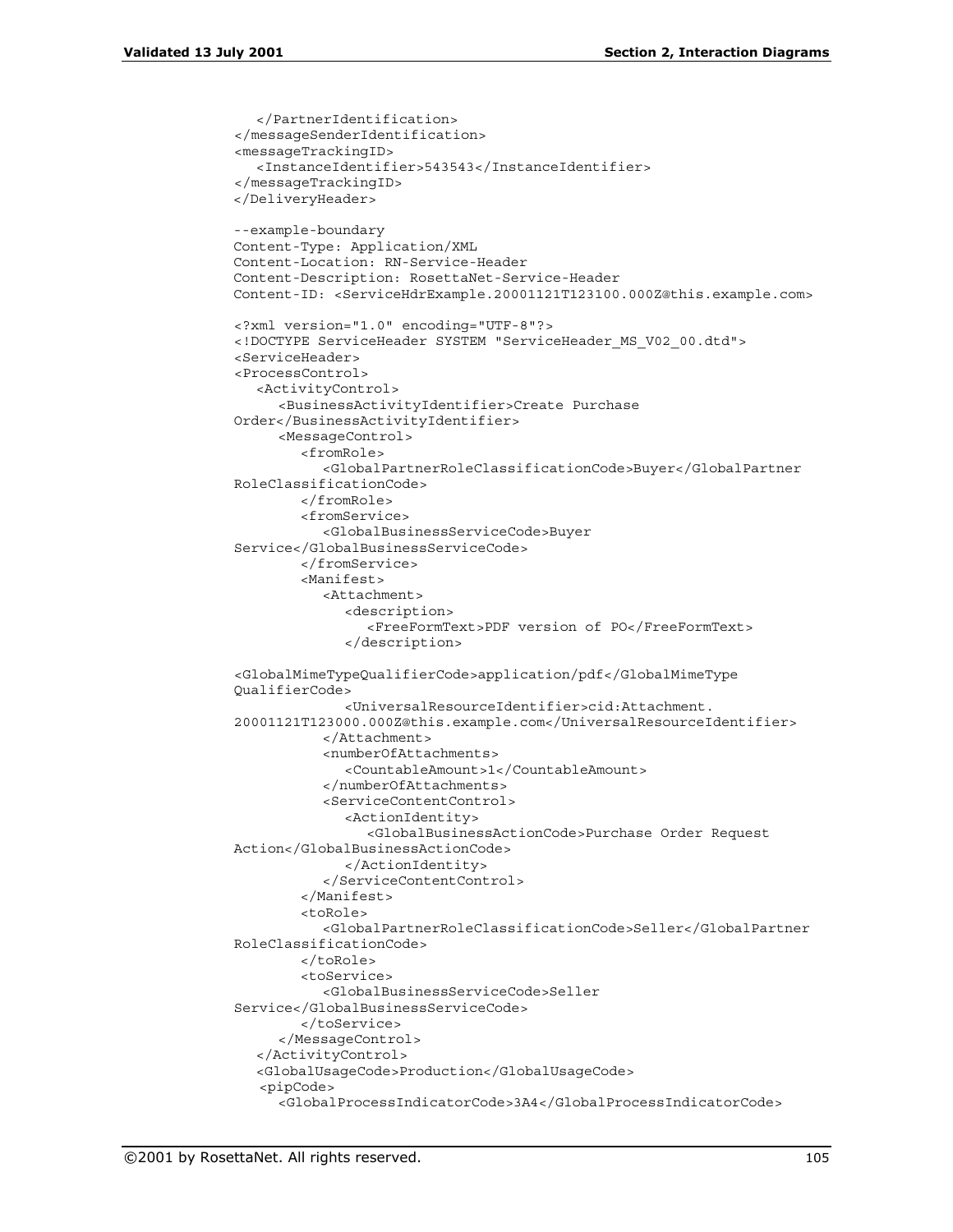```
   </PartnerIdentification>
</messageSenderIdentification>
<messageTrackingID>
   <InstanceIdentifier>543543</InstanceIdentifier>
</messageTrackingID>
</DeliveryHeader>

--example-boundary
Content-Type: Application/XML
Content-Location: RN-Service-Header
Content-Description: RosettaNet-Service-Header
Content-ID: <ServiceHdrExample.20001121T123100.000Z@this.example.com>

<?xml version="1.0" encoding="UTF-8"?>
<!DOCTYPE ServiceHeader SYSTEM "ServiceHeader_MS_V02_00.dtd">
<ServiceHeader>
<ProcessControl>
   <ActivityControl>
      <BusinessActivityIdentifier>Create Purchase
Order</BusinessActivityIdentifier>
      <MessageControl>
         <fromRole>
            <GlobalPartnerRoleClassificationCode>Buyer</GlobalPartner
RoleClassificationCode>
         </fromRole>
         <fromService>
            <GlobalBusinessServiceCode>Buyer
Service</GlobalBusinessServiceCode>
         </fromService>
         <Manifest>
            <Attachment>
               <description>
                  <FreeFormText>PDF version of PO</FreeFormText>
               </description>

<GlobalMimeTypeQualifierCode>application/pdf</GlobalMimeType
QualifierCode>
               <UniversalResourceIdentifier>cid:Attachment.
20001121T123000.000Z@this.example.com</UniversalResourceIdentifier>
            </Attachment>
            <numberOfAttachments>
               <CountableAmount>1</CountableAmount>
            </numberOfAttachments>
            <ServiceContentControl>
               <ActionIdentity>
                  <GlobalBusinessActionCode>Purchase Order Request
Action</GlobalBusinessActionCode>
               </ActionIdentity>
            </ServiceContentControl>
         </Manifest>
         <toRole>
            <GlobalPartnerRoleClassificationCode>Seller</GlobalPartner
RoleClassificationCode>
         </toRole>
         <toService>
            <GlobalBusinessServiceCode>Seller
Service</GlobalBusinessServiceCode>
         </toService>
      </MessageControl>
   </ActivityControl>
   <GlobalUsageCode>Production</GlobalUsageCode>
   <pipCode>
      <GlobalProcessIndicatorCode>3A4</GlobalProcessIndicatorCode>
```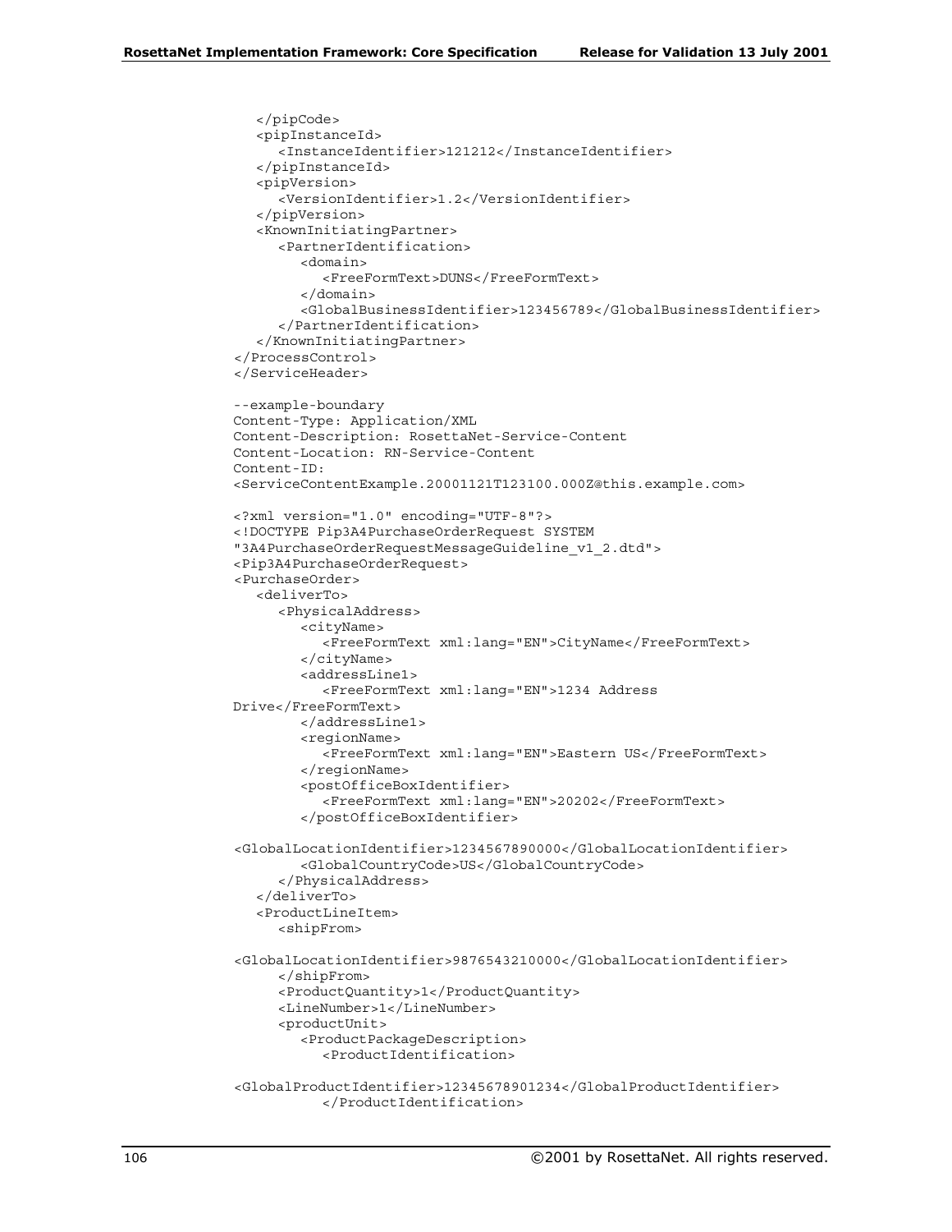```
   </pipCode>
   <pipInstanceId>
      <InstanceIdentifier>121212</InstanceIdentifier>
   </pipInstanceId>
   <pipVersion>
      <VersionIdentifier>1.2</VersionIdentifier>
   </pipVersion>
   <KnownInitiatingPartner>
      <PartnerIdentification>
         <domain>
            <FreeFormText>DUNS</FreeFormText>
         </domain>
         <GlobalBusinessIdentifier>123456789</GlobalBusinessIdentifier>
      </PartnerIdentification>
   </KnownInitiatingPartner>
</ProcessControl>
</ServiceHeader>

--example-boundary
Content-Type: Application/XML
Content-Description: RosettaNet-Service-Content
Content-Location: RN-Service-Content
Content-ID:
<ServiceContentExample.20001121T123100.000Z@this.example.com>

<?xml version="1.0" encoding="UTF-8"?>
<!DOCTYPE Pip3A4PurchaseOrderRequest SYSTEM
"3A4PurchaseOrderRequestMessageGuideline_v1_2.dtd">
<Pip3A4PurchaseOrderRequest>
<PurchaseOrder>
   <deliverTo>
      <PhysicalAddress>
         <cityName>
            <FreeFormText xml:lang="EN">CityName</FreeFormText>
         </cityName>
         <addressLine1>
            <FreeFormText xml:lang="EN">1234 Address
Drive</FreeFormText>
         </addressLine1>
         <regionName>
            <FreeFormText xml:lang="EN">Eastern US</FreeFormText>
         </regionName>
         <postOfficeBoxIdentifier>
            <FreeFormText xml:lang="EN">20202</FreeFormText>
         </postOfficeBoxIdentifier>

<GlobalLocationIdentifier>1234567890000</GlobalLocationIdentifier>
         <GlobalCountryCode>US</GlobalCountryCode>
      </PhysicalAddress>
   </deliverTo>
   <ProductLineItem>
      <shipFrom>

<GlobalLocationIdentifier>9876543210000</GlobalLocationIdentifier>
      </shipFrom>
      <ProductQuantity>1</ProductQuantity>
      <LineNumber>1</LineNumber>
      <productUnit>
         <ProductPackageDescription>
            <ProductIdentification>

<GlobalProductIdentifier>12345678901234</GlobalProductIdentifier>
            </ProductIdentification>
```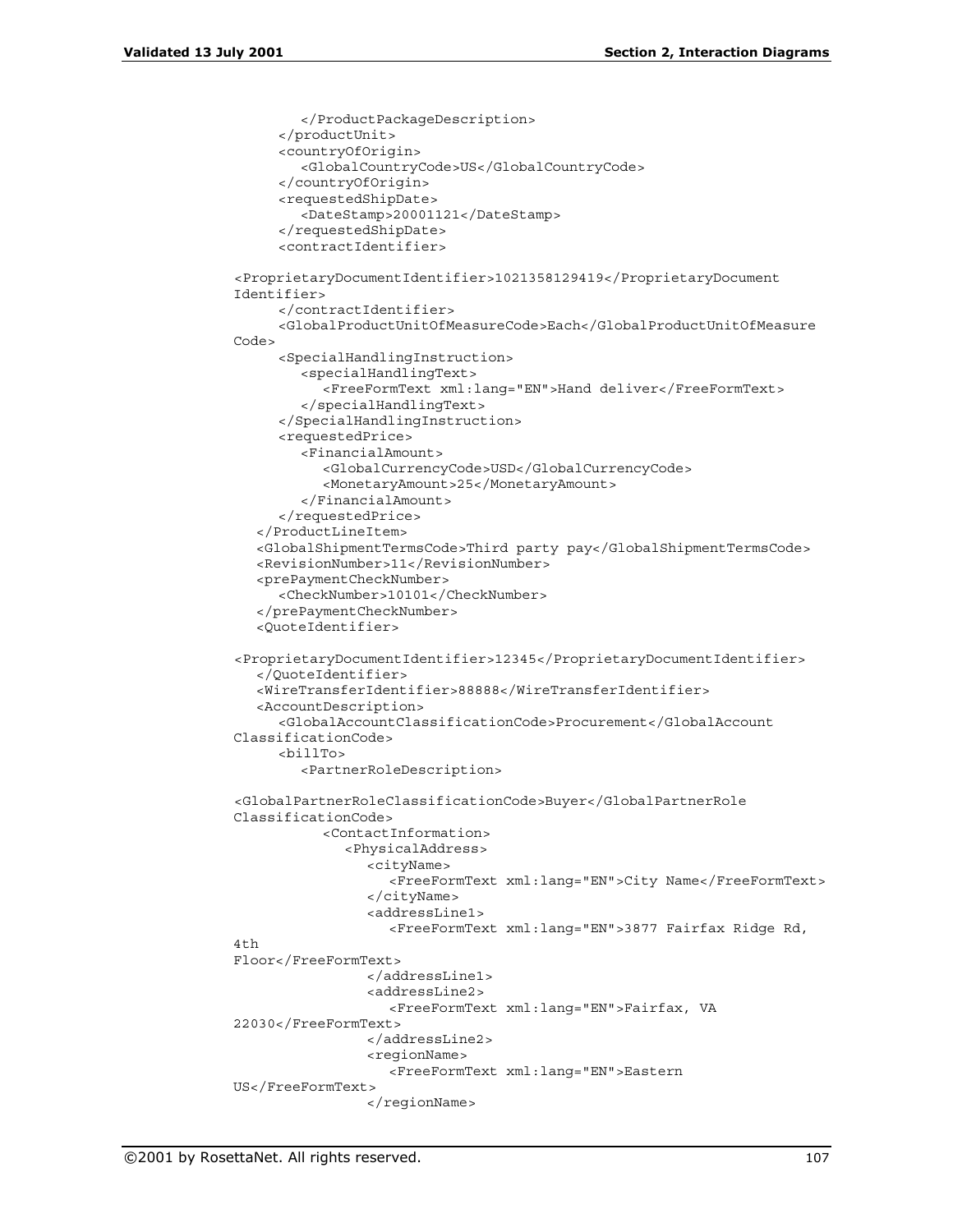```
         </ProductPackageDescription>
      </productUnit>
      <countryOfOrigin>
         <GlobalCountryCode>US</GlobalCountryCode>
      </countryOfOrigin>
      <requestedShipDate>
         <DateStamp>20001121</DateStamp>
      </requestedShipDate>
      <contractIdentifier>

<ProprietaryDocumentIdentifier>1021358129419</ProprietaryDocument
Identifier>
      </contractIdentifier>
      <GlobalProductUnitOfMeasureCode>Each</GlobalProductUnitOfMeasure
Code>
      <SpecialHandlingInstruction>
         <specialHandlingText>
            <FreeFormText xml:lang="EN">Hand deliver</FreeFormText>
         </specialHandlingText>
      </SpecialHandlingInstruction>
      <requestedPrice>
         <FinancialAmount>
            <GlobalCurrencyCode>USD</GlobalCurrencyCode>
            <MonetaryAmount>25</MonetaryAmount>
         </FinancialAmount>
      </requestedPrice>
   </ProductLineItem>
   <GlobalShipmentTermsCode>Third party pay</GlobalShipmentTermsCode>
   <RevisionNumber>11</RevisionNumber>
   <prePaymentCheckNumber>
      <CheckNumber>10101</CheckNumber>
   </prePaymentCheckNumber>
   <QuoteIdentifier>

<ProprietaryDocumentIdentifier>12345</ProprietaryDocumentIdentifier>
   </QuoteIdentifier>
   <WireTransferIdentifier>88888</WireTransferIdentifier>
   <AccountDescription>
      <GlobalAccountClassificationCode>Procurement</GlobalAccount
ClassificationCode>
      <billTo>
         <PartnerRoleDescription>

<GlobalPartnerRoleClassificationCode>Buyer</GlobalPartnerRole
ClassificationCode>
            <ContactInformation>
               <PhysicalAddress>
                  <cityName>
                     <FreeFormText xml:lang="EN">City Name</FreeFormText>
                  </cityName>
                  <addressLine1>
                     <FreeFormText xml:lang="EN">3877 Fairfax Ridge Rd,
4th
Floor</FreeFormText>
                  </addressLine1>
                  <addressLine2>
                     <FreeFormText xml:lang="EN">Fairfax, VA
22030</FreeFormText>
                  </addressLine2>
                  <regionName>
                     <FreeFormText xml:lang="EN">Eastern
US</FreeFormText>
                  </regionName>
```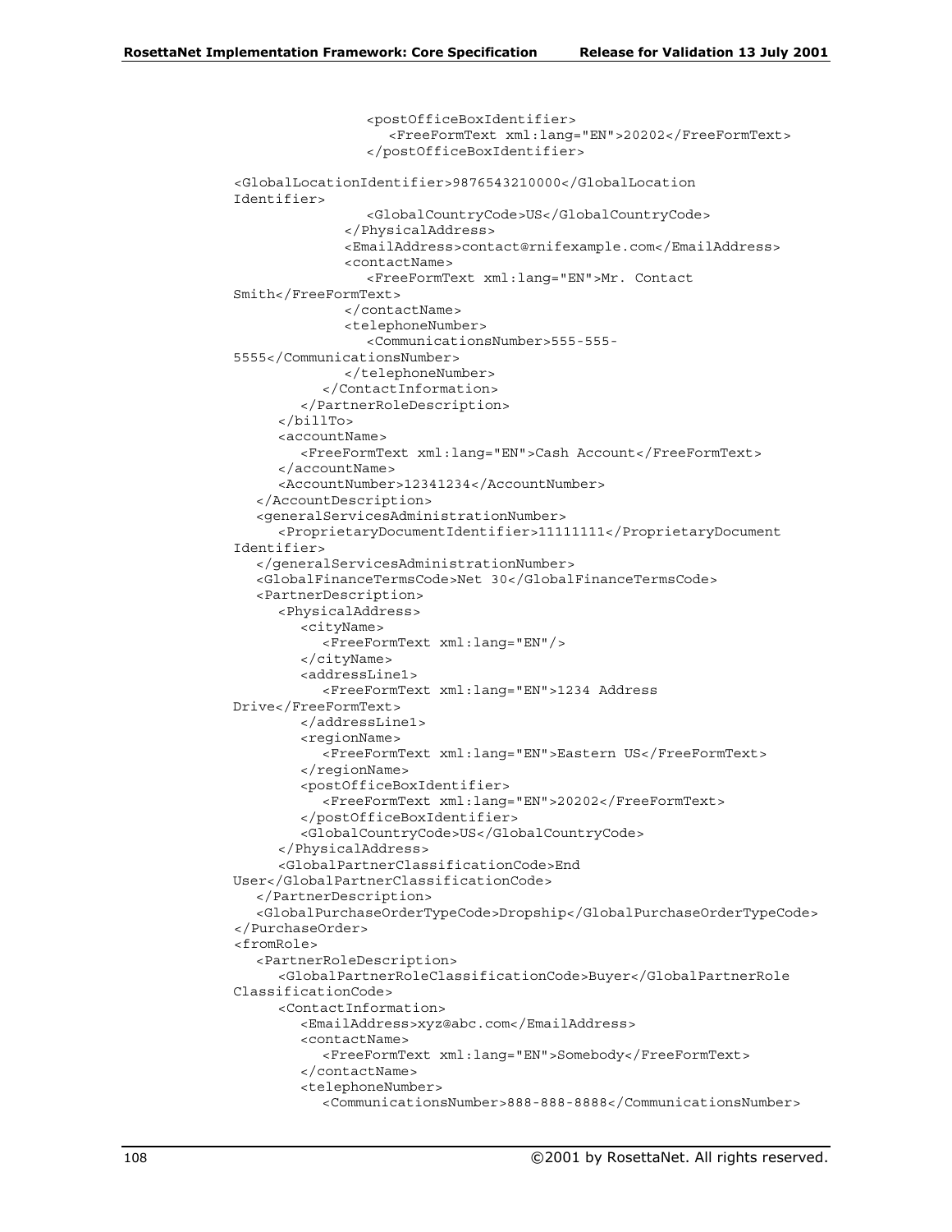```
                    <postOfficeBoxIdentifier>
                       <FreeFormText xml:lang="EN">20202</FreeFormText>
                    </postOfficeBoxIdentifier>

<GlobalLocationIdentifier>9876543210000</GlobalLocation
Identifier>
                    <GlobalCountryCode>US</GlobalCountryCode>
                 </PhysicalAddress>
                 <EmailAddress>contact@rnifexample.com</EmailAddress>
                 <contactName>
                    <FreeFormText xml:lang="EN">Mr. Contact
Smith</FreeFormText>
                 </contactName>
                 <telephoneNumber>
                    <CommunicationsNumber>555-555-
5555</CommunicationsNumber>
                 </telephoneNumber>
              </ContactInformation>
           </PartnerRoleDescription>
        </billTo>
        <accountName>
           <FreeFormText xml:lang="EN">Cash Account</FreeFormText>
        </accountName>
        <AccountNumber>12341234</AccountNumber>
     </AccountDescription>
     <generalServicesAdministrationNumber>
        <ProprietaryDocumentIdentifier>11111111</ProprietaryDocument
Identifier>
     </generalServicesAdministrationNumber>
     <GlobalFinanceTermsCode>Net 30</GlobalFinanceTermsCode>
     <PartnerDescription>
        <PhysicalAddress>
           <cityName>
              <FreeFormText xml:lang="EN"/>
           </cityName>
           <addressLine1>
              <FreeFormText xml:lang="EN">1234 Address
Drive</FreeFormText>
           </addressLine1>
           <regionName>
              <FreeFormText xml:lang="EN">Eastern US</FreeFormText>
           </regionName>
           <postOfficeBoxIdentifier>
              <FreeFormText xml:lang="EN">20202</FreeFormText>
           </postOfficeBoxIdentifier>
           <GlobalCountryCode>US</GlobalCountryCode>
        </PhysicalAddress>
        <GlobalPartnerClassificationCode>End
User</GlobalPartnerClassificationCode>
     </PartnerDescription>
     <GlobalPurchaseOrderTypeCode>Dropship</GlobalPurchaseOrderTypeCode>
</PurchaseOrder>
<fromRole>
     <PartnerRoleDescription>
        <GlobalPartnerRoleClassificationCode>Buyer</GlobalPartnerRole
ClassificationCode>
        <ContactInformation>
           <EmailAddress>xyz@abc.com</EmailAddress>
           <contactName>
              <FreeFormText xml:lang="EN">Somebody</FreeFormText>
           </contactName>
           <telephoneNumber>
              <CommunicationsNumber>888-888-8888</CommunicationsNumber>
```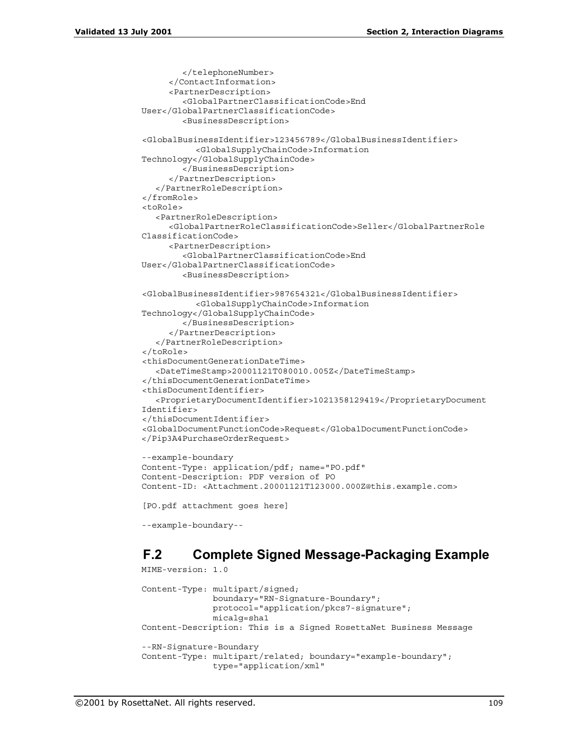```
        </telephoneNumber>
      </ContactInformation>
      <PartnerDescription>
        <GlobalPartnerClassificationCode>End
User</GlobalPartnerClassificationCode>
        <BusinessDescription>

<GlobalBusinessIdentifier>123456789</GlobalBusinessIdentifier>
          <GlobalSupplyChainCode>Information
Technology</GlobalSupplyChainCode>
        </BusinessDescription>
      </PartnerDescription>
    </PartnerRoleDescription>
</fromRole>
<toRole>
    <PartnerRoleDescription>
      <GlobalPartnerRoleClassificationCode>Seller</GlobalPartnerRole
ClassificationCode>
      <PartnerDescription>
        <GlobalPartnerClassificationCode>End
User</GlobalPartnerClassificationCode>
        <BusinessDescription>

<GlobalBusinessIdentifier>987654321</GlobalBusinessIdentifier>
          <GlobalSupplyChainCode>Information
Technology</GlobalSupplyChainCode>
        </BusinessDescription>
      </PartnerDescription>
    </PartnerRoleDescription>
</toRole>
<thisDocumentGenerationDateTime>
    <DateTimeStamp>20001121T080010.005Z</DateTimeStamp>
</thisDocumentGenerationDateTime>
<thisDocumentIdentifier>
    <ProprietaryDocumentIdentifier>1021358129419</ProprietaryDocument
Identifier>
</thisDocumentIdentifier>
<GlobalDocumentFunctionCode>Request</GlobalDocumentFunctionCode>
</Pip3A4PurchaseOrderRequest>

--example-boundary
Content-Type: application/pdf; name="PO.pdf"
Content-Description: PDF version of PO
Content-ID: <Attachment.20001121T123000.000Z@this.example.com>

[PO.pdf attachment goes here]

--example-boundary--
```

## F.2 Complete Signed Message-Packaging Example

```
MIME-version: 1.0

Content-Type: multipart/signed;
              boundary="RN-Signature-Boundary";
              protocol="application/pkcs7-signature";
              micalg=sha1
Content-Description: This is a Signed RosettaNet Business Message

--RN-Signature-Boundary
Content-Type: multipart/related; boundary="example-boundary";
              type="application/xml"
```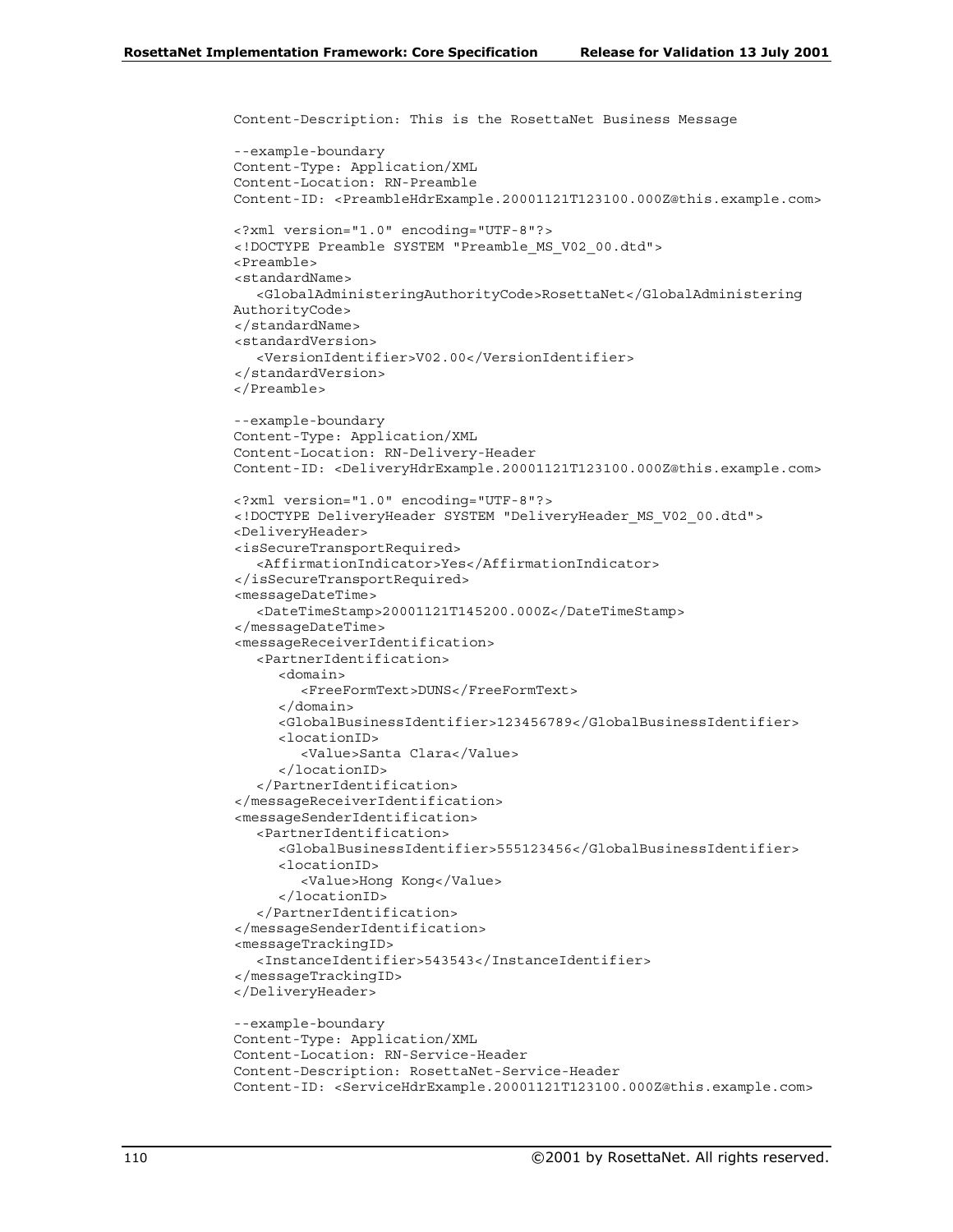```
Content-Description: This is the RosettaNet Business Message

--example-boundary
Content-Type: Application/XML
Content-Location: RN-Preamble
Content-ID: <PreambleHdrExample.20001121T123100.000Z@this.example.com>

<?xml version="1.0" encoding="UTF-8"?>
<!DOCTYPE Preamble SYSTEM "Preamble_MS_V02_00.dtd">
<Preamble>
<standardName>
   <GlobalAdministeringAuthorityCode>RosettaNet</GlobalAdministering
AuthorityCode>
</standardName>
<standardVersion>
   <VersionIdentifier>V02.00</VersionIdentifier>
</standardVersion>
</Preamble>

--example-boundary
Content-Type: Application/XML
Content-Location: RN-Delivery-Header
Content-ID: <DeliveryHdrExample.20001121T123100.000Z@this.example.com>

<?xml version="1.0" encoding="UTF-8"?>
<!DOCTYPE DeliveryHeader SYSTEM "DeliveryHeader_MS_V02_00.dtd">
<DeliveryHeader>
<isSecureTransportRequired>
   <AffirmationIndicator>Yes</AffirmationIndicator>
</isSecureTransportRequired>
<messageDateTime>
   <DateTimeStamp>20001121T145200.000Z</DateTimeStamp>
</messageDateTime>
<messageReceiverIdentification>
   <PartnerIdentification>
      <domain>
         <FreeFormText>DUNS</FreeFormText>
      </domain>
      <GlobalBusinessIdentifier>123456789</GlobalBusinessIdentifier>
      <locationID>
         <Value>Santa Clara</Value>
      </locationID>
   </PartnerIdentification>
</messageReceiverIdentification>
<messageSenderIdentification>
   <PartnerIdentification>
      <GlobalBusinessIdentifier>555123456</GlobalBusinessIdentifier>
      <locationID>
         <Value>Hong Kong</Value>
      </locationID>
   </PartnerIdentification>
</messageSenderIdentification>
<messageTrackingID>
   <InstanceIdentifier>543543</InstanceIdentifier>
</messageTrackingID>
</DeliveryHeader>

--example-boundary
Content-Type: Application/XML
Content-Location: RN-Service-Header
Content-Description: RosettaNet-Service-Header
Content-ID: <ServiceHdrExample.20001121T123100.000Z@this.example.com>
```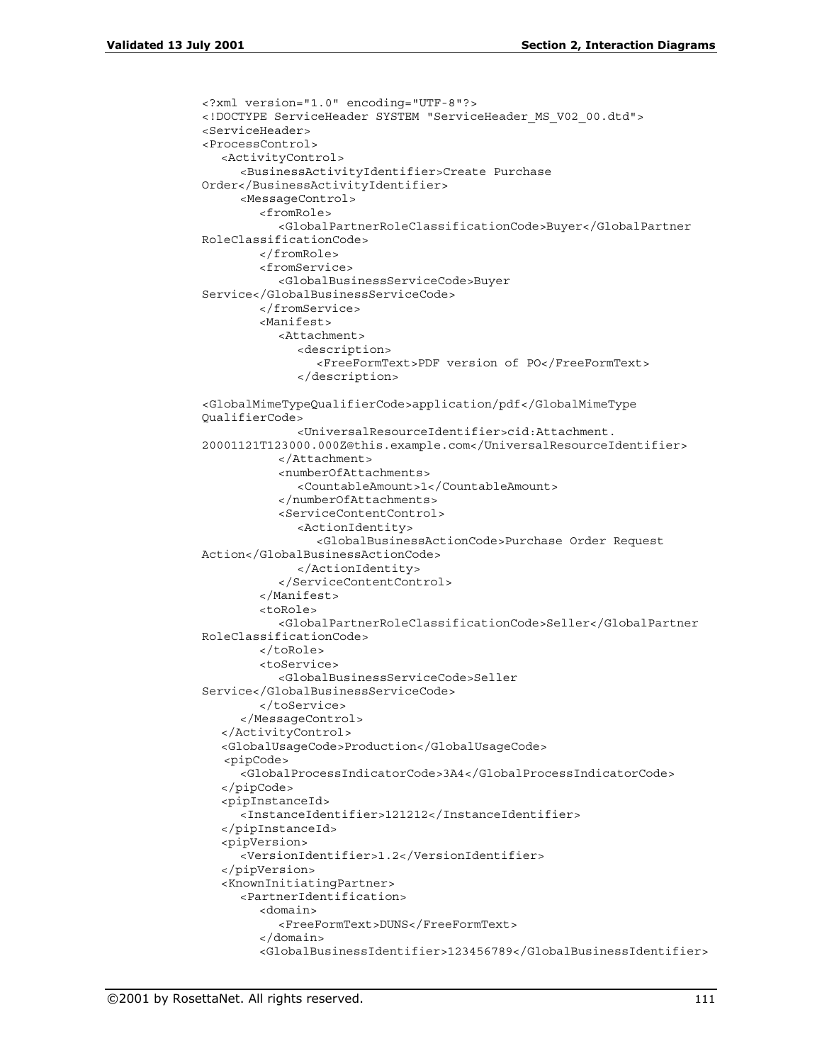```
<?xml version="1.0" encoding="UTF-8"?>
<!DOCTYPE ServiceHeader SYSTEM "ServiceHeader_MS_V02_00.dtd">
<ServiceHeader>
<ProcessControl>
   <ActivityControl>
      <BusinessActivityIdentifier>Create Purchase
Order</BusinessActivityIdentifier>
      <MessageControl>
         <fromRole>
            <GlobalPartnerRoleClassificationCode>Buyer</GlobalPartner
RoleClassificationCode>
         </fromRole>
         <fromService>
            <GlobalBusinessServiceCode>Buyer
Service</GlobalBusinessServiceCode>
         </fromService>
         <Manifest>
            <Attachment>
               <description>
                  <FreeFormText>PDF version of PO</FreeFormText>
               </description>

<GlobalMimeTypeQualifierCode>application/pdf</GlobalMimeType
QualifierCode>
               <UniversalResourceIdentifier>cid:Attachment.
20001121T123000.000Z@this.example.com</UniversalResourceIdentifier>
            </Attachment>
            <numberOfAttachments>
               <CountableAmount>1</CountableAmount>
            </numberOfAttachments>
            <ServiceContentControl>
               <ActionIdentity>
                  <GlobalBusinessActionCode>Purchase Order Request
Action</GlobalBusinessActionCode>
               </ActionIdentity>
            </ServiceContentControl>
         </Manifest>
         <toRole>
            <GlobalPartnerRoleClassificationCode>Seller</GlobalPartner
RoleClassificationCode>
         </toRole>
         <toService>
            <GlobalBusinessServiceCode>Seller
Service</GlobalBusinessServiceCode>
         </toService>
      </MessageControl>
   </ActivityControl>
   <GlobalUsageCode>Production</GlobalUsageCode>
    <pipCode>
      <GlobalProcessIndicatorCode>3A4</GlobalProcessIndicatorCode>
   </pipCode>
   <pipInstanceId>
      <InstanceIdentifier>121212</InstanceIdentifier>
   </pipInstanceId>
   <pipVersion>
      <VersionIdentifier>1.2</VersionIdentifier>
   </pipVersion>
   <KnownInitiatingPartner>
      <PartnerIdentification>
         <domain>
            <FreeFormText>DUNS</FreeFormText>
         </domain>
         <GlobalBusinessIdentifier>123456789</GlobalBusinessIdentifier>
```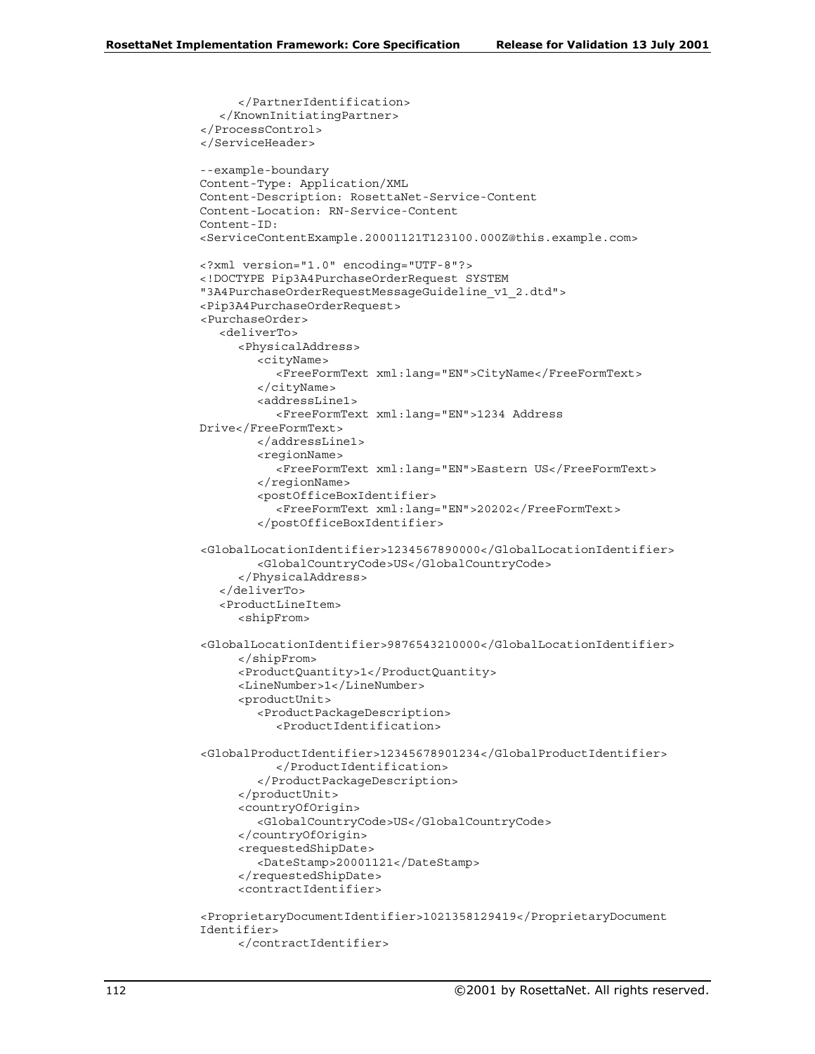```
      </PartnerIdentification>
   </KnownInitiatingPartner>
</ProcessControl>
</ServiceHeader>

--example-boundary
Content-Type: Application/XML
Content-Description: RosettaNet-Service-Content
Content-Location: RN-Service-Content
Content-ID:
<ServiceContentExample.20001121T123100.000Z@this.example.com>

<?xml version="1.0" encoding="UTF-8"?>
<!DOCTYPE Pip3A4PurchaseOrderRequest SYSTEM
"3A4PurchaseOrderRequestMessageGuideline_v1_2.dtd">
<Pip3A4PurchaseOrderRequest>
<PurchaseOrder>
   <deliverTo>
      <PhysicalAddress>
         <cityName>
            <FreeFormText xml:lang="EN">CityName</FreeFormText>
         </cityName>
         <addressLine1>
            <FreeFormText xml:lang="EN">1234 Address
Drive</FreeFormText>
         </addressLine1>
         <regionName>
            <FreeFormText xml:lang="EN">Eastern US</FreeFormText>
         </regionName>
         <postOfficeBoxIdentifier>
            <FreeFormText xml:lang="EN">20202</FreeFormText>
         </postOfficeBoxIdentifier>

<GlobalLocationIdentifier>1234567890000</GlobalLocationIdentifier>
         <GlobalCountryCode>US</GlobalCountryCode>
      </PhysicalAddress>
   </deliverTo>
   <ProductLineItem>
      <shipFrom>

<GlobalLocationIdentifier>9876543210000</GlobalLocationIdentifier>
      </shipFrom>
      <ProductQuantity>1</ProductQuantity>
      <LineNumber>1</LineNumber>
      <productUnit>
         <ProductPackageDescription>
            <ProductIdentification>

<GlobalProductIdentifier>12345678901234</GlobalProductIdentifier>
            </ProductIdentification>
         </ProductPackageDescription>
      </productUnit>
      <countryOfOrigin>
         <GlobalCountryCode>US</GlobalCountryCode>
      </countryOfOrigin>
      <requestedShipDate>
         <DateStamp>20001121</DateStamp>
      </requestedShipDate>
      <contractIdentifier>

<ProprietaryDocumentIdentifier>1021358129419</ProprietaryDocument
Identifier>
      </contractIdentifier>
```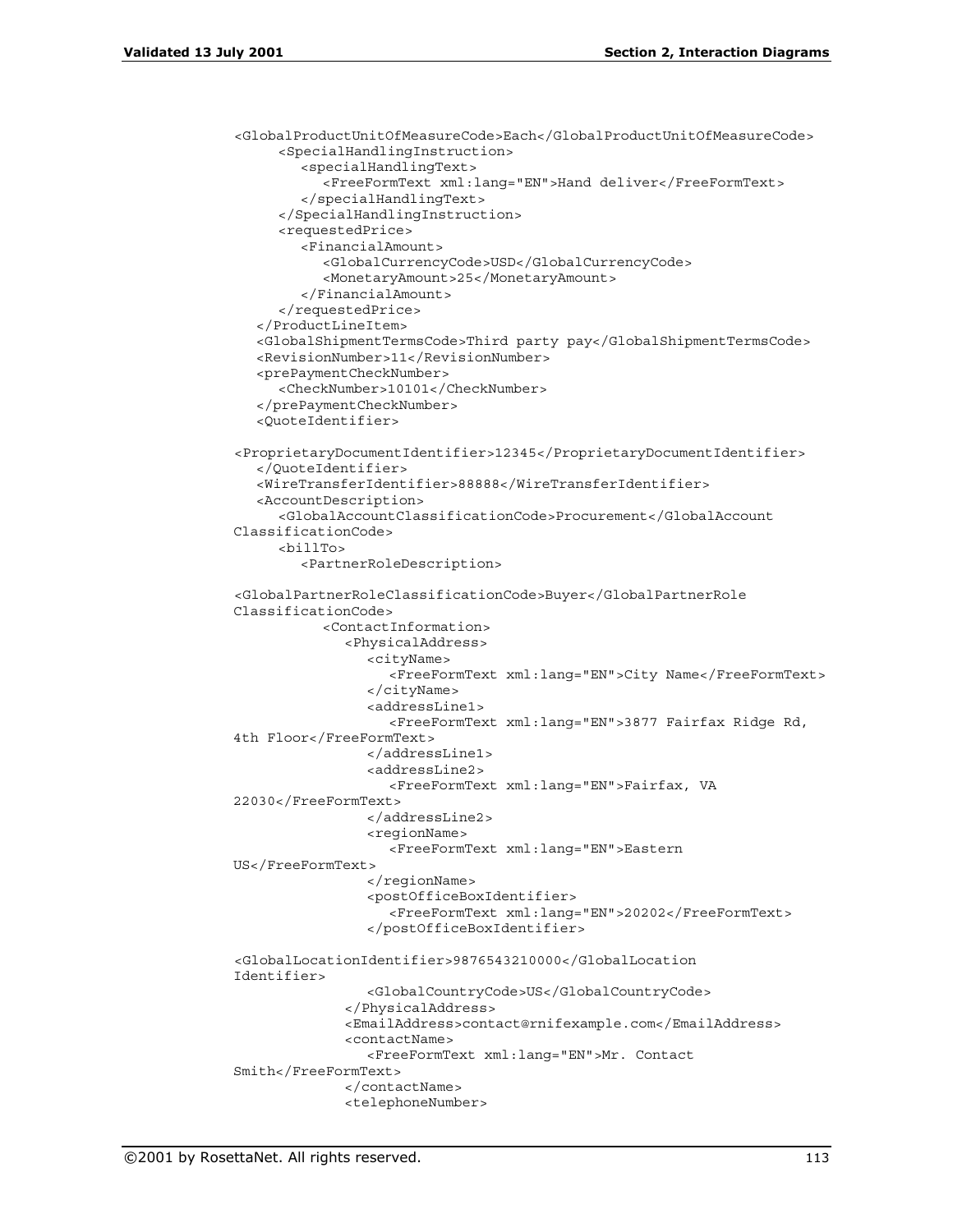```
<GlobalProductUnitOfMeasureCode>Each</GlobalProductUnitOfMeasureCode>
      <SpecialHandlingInstruction>
         <specialHandlingText>
            <FreeFormText xml:lang="EN">Hand deliver</FreeFormText>
         </specialHandlingText>
      </SpecialHandlingInstruction>
      <requestedPrice>
         <FinancialAmount>
            <GlobalCurrencyCode>USD</GlobalCurrencyCode>
            <MonetaryAmount>25</MonetaryAmount>
         </FinancialAmount>
      </requestedPrice>
   </ProductLineItem>
   <GlobalShipmentTermsCode>Third party pay</GlobalShipmentTermsCode>
   <RevisionNumber>11</RevisionNumber>
   <prePaymentCheckNumber>
      <CheckNumber>10101</CheckNumber>
   </prePaymentCheckNumber>
   <QuoteIdentifier>

<ProprietaryDocumentIdentifier>12345</ProprietaryDocumentIdentifier>
   </QuoteIdentifier>
   <WireTransferIdentifier>88888</WireTransferIdentifier>
   <AccountDescription>
      <GlobalAccountClassificationCode>Procurement</GlobalAccount
ClassificationCode>
      <billTo>
         <PartnerRoleDescription>

<GlobalPartnerRoleClassificationCode>Buyer</GlobalPartnerRole
ClassificationCode>
            <ContactInformation>
               <PhysicalAddress>
                  <cityName>
                     <FreeFormText xml:lang="EN">City Name</FreeFormText>
                  </cityName>
                  <addressLine1>
                     <FreeFormText xml:lang="EN">3877 Fairfax Ridge Rd,
4th Floor</FreeFormText>
                  </addressLine1>
                  <addressLine2>
                     <FreeFormText xml:lang="EN">Fairfax, VA
22030</FreeFormText>
                  </addressLine2>
                  <regionName>
                     <FreeFormText xml:lang="EN">Eastern
US</FreeFormText>
                  </regionName>
                  <postOfficeBoxIdentifier>
                     <FreeFormText xml:lang="EN">20202</FreeFormText>
                  </postOfficeBoxIdentifier>

<GlobalLocationIdentifier>9876543210000</GlobalLocation
Identifier>
                  <GlobalCountryCode>US</GlobalCountryCode>
               </PhysicalAddress>
               <EmailAddress>contact@rnifexample.com</EmailAddress>
               <contactName>
                  <FreeFormText xml:lang="EN">Mr. Contact
Smith</FreeFormText>
               </contactName>
               <telephoneNumber>
```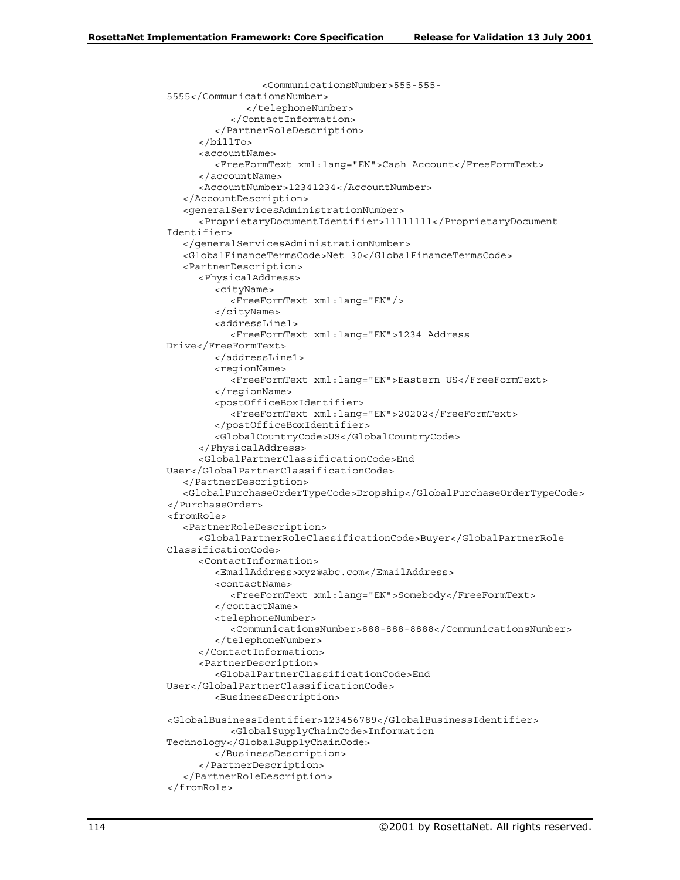```
                <CommunicationsNumber>555-555-
5555</CommunicationsNumber>
              </telephoneNumber>
           </ContactInformation>
        </PartnerRoleDescription>
     </billTo>
     <accountName>
        <FreeFormText xml:lang="EN">Cash Account</FreeFormText>
     </accountName>
     <AccountNumber>12341234</AccountNumber>
  </AccountDescription>
  <generalServicesAdministrationNumber>
     <ProprietaryDocumentIdentifier>11111111</ProprietaryDocument
Identifier>
  </generalServicesAdministrationNumber>
  <GlobalFinanceTermsCode>Net 30</GlobalFinanceTermsCode>
  <PartnerDescription>
     <PhysicalAddress>
        <cityName>
           <FreeFormText xml:lang="EN"/>
        </cityName>
        <addressLine1>
           <FreeFormText xml:lang="EN">1234 Address
Drive</FreeFormText>
        </addressLine1>
        <regionName>
           <FreeFormText xml:lang="EN">Eastern US</FreeFormText>
        </regionName>
        <postOfficeBoxIdentifier>
           <FreeFormText xml:lang="EN">20202</FreeFormText>
        </postOfficeBoxIdentifier>
        <GlobalCountryCode>US</GlobalCountryCode>
     </PhysicalAddress>
     <GlobalPartnerClassificationCode>End
User</GlobalPartnerClassificationCode>
  </PartnerDescription>
  <GlobalPurchaseOrderTypeCode>Dropship</GlobalPurchaseOrderTypeCode>
</PurchaseOrder>
<fromRole>
  <PartnerRoleDescription>
     <GlobalPartnerRoleClassificationCode>Buyer</GlobalPartnerRole
ClassificationCode>
     <ContactInformation>
        <EmailAddress>xyz@abc.com</EmailAddress>
        <contactName>
           <FreeFormText xml:lang="EN">Somebody</FreeFormText>
        </contactName>
        <telephoneNumber>
           <CommunicationsNumber>888-888-8888</CommunicationsNumber>
        </telephoneNumber>
     </ContactInformation>
     <PartnerDescription>
        <GlobalPartnerClassificationCode>End
User</GlobalPartnerClassificationCode>
        <BusinessDescription>

<GlobalBusinessIdentifier>123456789</GlobalBusinessIdentifier>
           <GlobalSupplyChainCode>Information
Technology</GlobalSupplyChainCode>
        </BusinessDescription>
     </PartnerDescription>
  </PartnerRoleDescription>
</fromRole>
```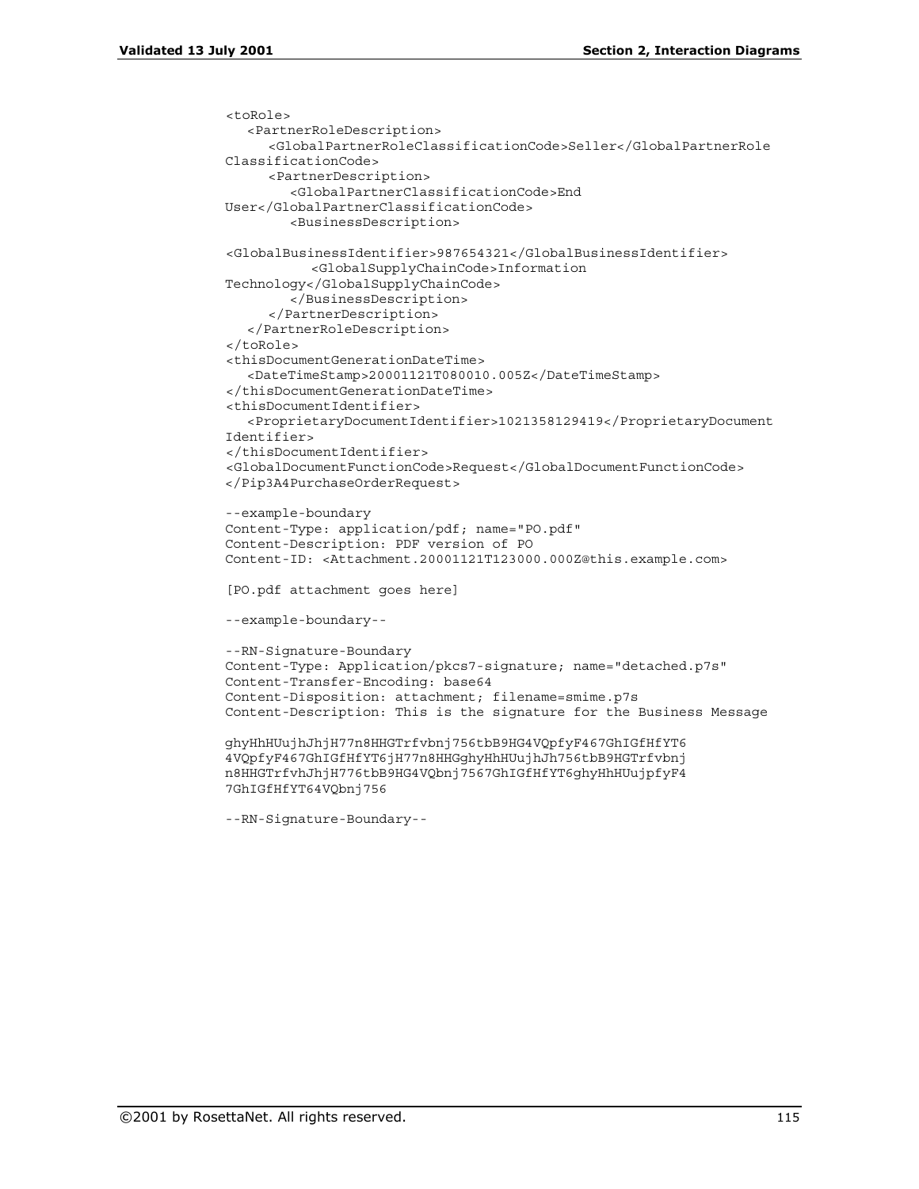```
<toRole>
   <PartnerRoleDescription>
      <GlobalPartnerRoleClassificationCode>Seller</GlobalPartnerRole
ClassificationCode>
      <PartnerDescription>
         <GlobalPartnerClassificationCode>End
User</GlobalPartnerClassificationCode>
         <BusinessDescription>

<GlobalBusinessIdentifier>987654321</GlobalBusinessIdentifier>
          <GlobalSupplyChainCode>Information
Technology</GlobalSupplyChainCode>
         </BusinessDescription>
      </PartnerDescription>
   </PartnerRoleDescription>
</toRole>
<thisDocumentGenerationDateTime>
   <DateTimeStamp>20001121T080010.005Z</DateTimeStamp>
</thisDocumentGenerationDateTime>
<thisDocumentIdentifier>
   <ProprietaryDocumentIdentifier>1021358129419</ProprietaryDocument
Identifier>
</thisDocumentIdentifier>
<GlobalDocumentFunctionCode>Request</GlobalDocumentFunctionCode>
</Pip3A4PurchaseOrderRequest>

--example-boundary
Content-Type: application/pdf; name="PO.pdf"
Content-Description: PDF version of PO
Content-ID: <Attachment.20001121T123000.000Z@this.example.com>

[PO.pdf attachment goes here]

--example-boundary--

--RN-Signature-Boundary
Content-Type: Application/pkcs7-signature; name="detached.p7s"
Content-Transfer-Encoding: base64
Content-Disposition: attachment; filename=smime.p7s
Content-Description: This is the signature for the Business Message

ghyHhHUujhJhjH77n8HHGTrfvbnj756tbB9HG4VQpfyF467GhIGfHfYT6
4VQpfyF467GhIGfHfYT6jH77n8HHGghyHhHUujhJh756tbB9HGTrfvbnj
n8HHGTrfvhJhjH776tbB9HG4VQbnj7567GhIGfHfYT6ghyHhHUujpfyF4
7GhIGfHfYT64VQbnj756

--RN-Signature-Boundary--
```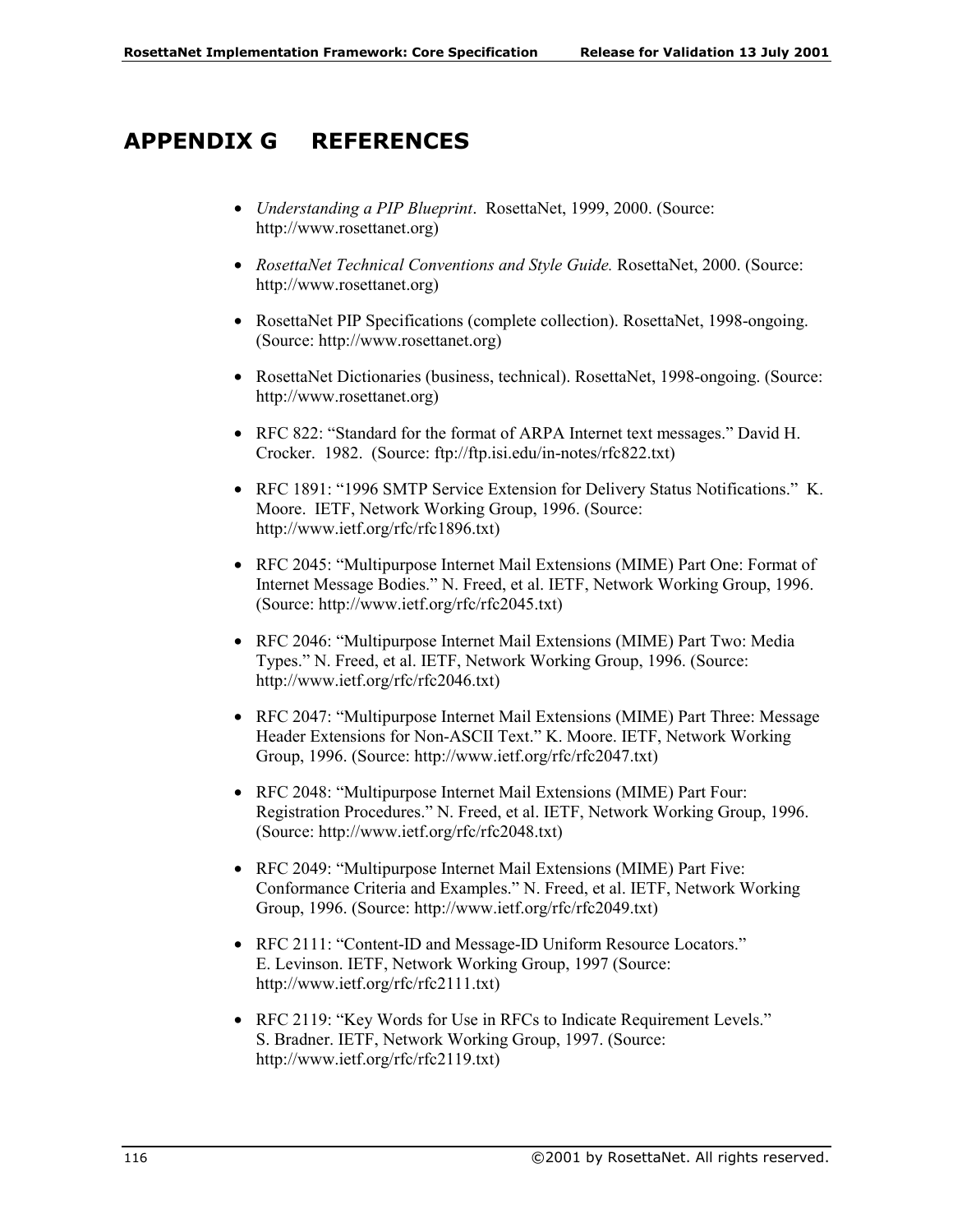# APPENDIX G REFERENCES

- *Understanding a PIP Blueprint*. RosettaNet, 1999, 2000. (Source: http://www.rosettanet.org)
- *RosettaNet Technical Conventions and Style Guide.* RosettaNet, 2000. (Source: http://www.rosettanet.org)
- RosettaNet PIP Specifications (complete collection). RosettaNet, 1998-ongoing. (Source: http://www.rosettanet.org)
- RosettaNet Dictionaries (business, technical). RosettaNet, 1998-ongoing. (Source: http://www.rosettanet.org)
- RFC 822: "Standard for the format of ARPA Internet text messages." David H. Crocker. 1982. (Source: ftp://ftp.isi.edu/in-notes/rfc822.txt)
- RFC 1891: "1996 SMTP Service Extension for Delivery Status Notifications." K. Moore. IETF, Network Working Group, 1996. (Source: http://www.ietf.org/rfc/rfc1896.txt)
- RFC 2045: "Multipurpose Internet Mail Extensions (MIME) Part One: Format of Internet Message Bodies." N. Freed, et al. IETF, Network Working Group, 1996. (Source: http://www.ietf.org/rfc/rfc2045.txt)
- RFC 2046: "Multipurpose Internet Mail Extensions (MIME) Part Two: Media Types." N. Freed, et al. IETF, Network Working Group, 1996. (Source: http://www.ietf.org/rfc/rfc2046.txt)
- RFC 2047: "Multipurpose Internet Mail Extensions (MIME) Part Three: Message Header Extensions for Non-ASCII Text." K. Moore. IETF, Network Working Group, 1996. (Source: http://www.ietf.org/rfc/rfc2047.txt)
- RFC 2048: "Multipurpose Internet Mail Extensions (MIME) Part Four: Registration Procedures." N. Freed, et al. IETF, Network Working Group, 1996. (Source: http://www.ietf.org/rfc/rfc2048.txt)
- RFC 2049: "Multipurpose Internet Mail Extensions (MIME) Part Five: Conformance Criteria and Examples." N. Freed, et al. IETF, Network Working Group, 1996. (Source: http://www.ietf.org/rfc/rfc2049.txt)
- RFC 2111: "Content-ID and Message-ID Uniform Resource Locators." E. Levinson. IETF, Network Working Group, 1997 (Source: http://www.ietf.org/rfc/rfc2111.txt)
- RFC 2119: "Key Words for Use in RFCs to Indicate Requirement Levels." S. Bradner. IETF, Network Working Group, 1997. (Source: http://www.ietf.org/rfc/rfc2119.txt)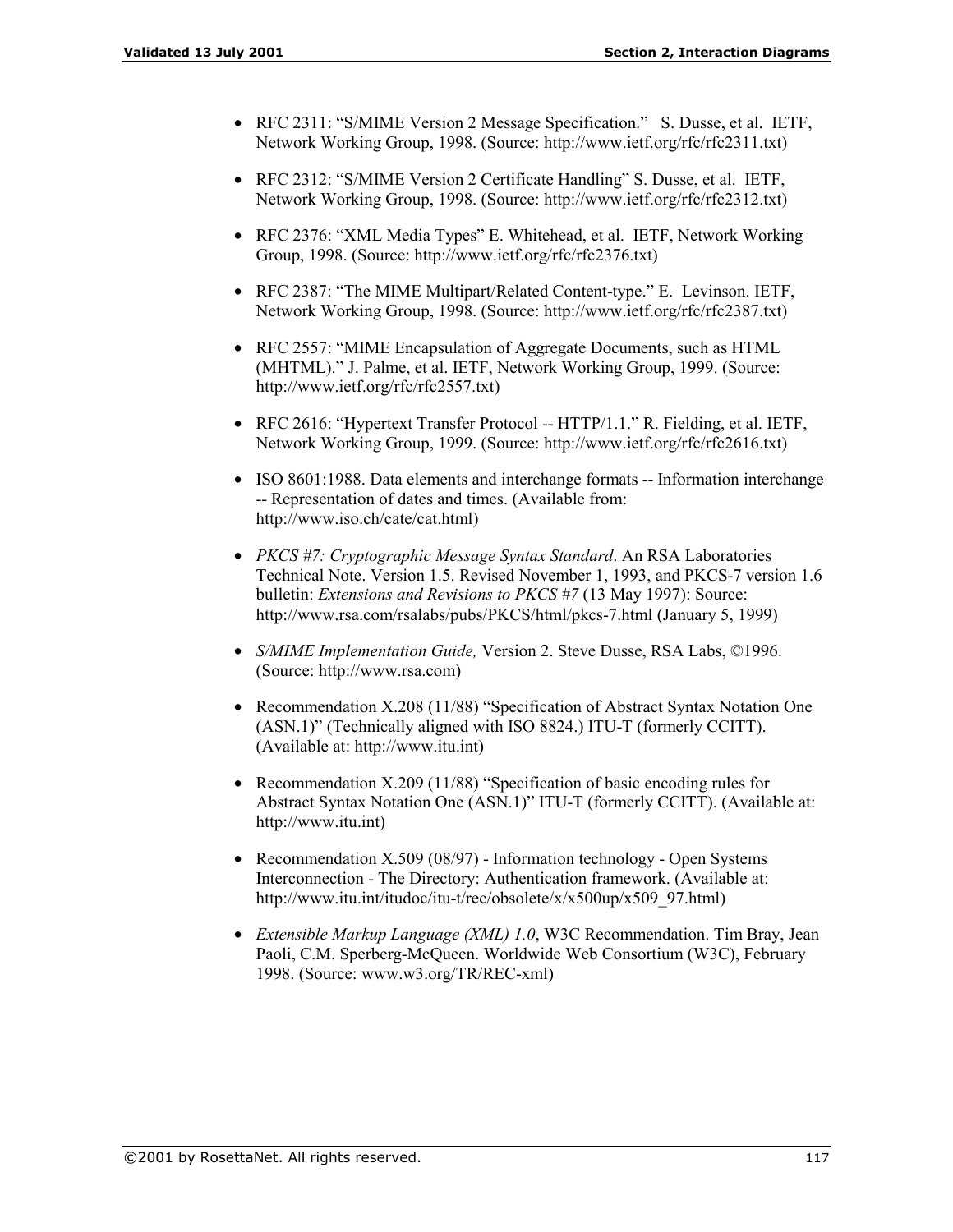- RFC 2311: “S/MIME Version 2 Message Specification.” S. Dusse, et al. IETF, Network Working Group, 1998. (Source: http://www.ietf.org/rfc/rfc2311.txt)

- RFC 2312: “S/MIME Version 2 Certificate Handling” S. Dusse, et al. IETF, Network Working Group, 1998. (Source: http://www.ietf.org/rfc/rfc2312.txt)

- RFC 2376: “XML Media Types” E. Whitehead, et al. IETF, Network Working Group, 1998. (Source: http://www.ietf.org/rfc/rfc2376.txt)

- RFC 2387: “The MIME Multipart/Related Content-type.” E. Levinson. IETF, Network Working Group, 1998. (Source: http://www.ietf.org/rfc/rfc2387.txt)

- RFC 2557: “MIME Encapsulation of Aggregate Documents, such as HTML (MHTML).” J. Palme, et al. IETF, Network Working Group, 1999. (Source: http://www.ietf.org/rfc/rfc2557.txt)

- RFC 2616: “Hypertext Transfer Protocol -- HTTP/1.1.” R. Fielding, et al. IETF, Network Working Group, 1999. (Source: http://www.ietf.org/rfc/rfc2616.txt)

- ISO 8601:1988. Data elements and interchange formats -- Information interchange -- Representation of dates and times. (Available from: http://www.iso.ch/cate/cat.html)

- *PKCS #7: Cryptographic Message Syntax Standard*. An RSA Laboratories Technical Note. Version 1.5. Revised November 1, 1993, and PKCS-7 version 1.6 bulletin: *Extensions and Revisions to PKCS #7* (13 May 1997): Source: http://www.rsa.com/rsalabs/pubs/PKCS/html/pkcs-7.html (January 5, 1999)

- *S/MIME Implementation Guide,* Version 2. Steve Dusse, RSA Labs, ©1996. (Source: http://www.rsa.com)

- Recommendation X.208 (11/88) “Specification of Abstract Syntax Notation One (ASN.1)” (Technically aligned with ISO 8824.) ITU-T (formerly CCITT). (Available at: http://www.itu.int)

- Recommendation X.209 (11/88) “Specification of basic encoding rules for Abstract Syntax Notation One (ASN.1)” ITU-T (formerly CCITT). (Available at: http://www.itu.int)

- Recommendation X.509 (08/97) - Information technology - Open Systems Interconnection - The Directory: Authentication framework. (Available at: http://www.itu.int/itudoc/itu-t/rec/obsolete/x/x500up/x509_97.html)

- *Extensible Markup Language (XML) 1.0*, W3C Recommendation. Tim Bray, Jean Paoli, C.M. Sperberg-McQueen. Worldwide Web Consortium (W3C), February 1998. (Source: www.w3.org/TR/REC-xml)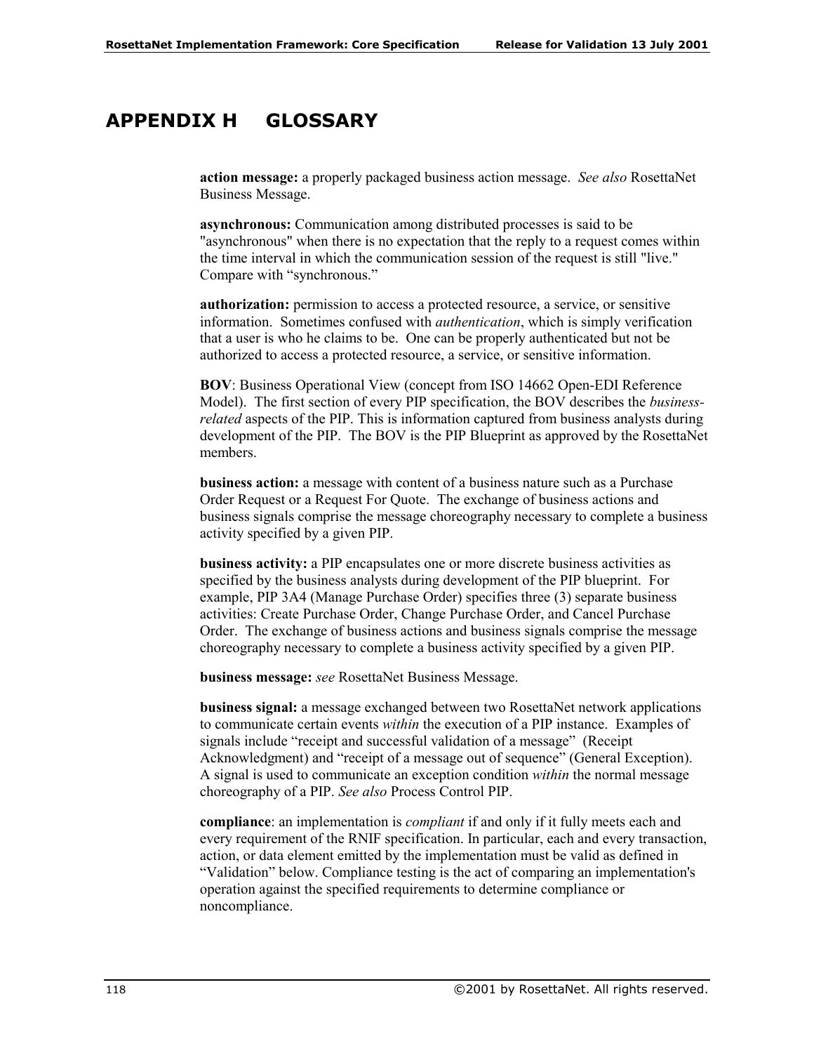# APPENDIX H GLOSSARY

**action message:** a properly packaged business action message. *See also* RosettaNet Business Message.

**asynchronous:** Communication among distributed processes is said to be "asynchronous" when there is no expectation that the reply to a request comes within the time interval in which the communication session of the request is still "live." Compare with "synchronous."

**authorization:** permission to access a protected resource, a service, or sensitive information. Sometimes confused with *authentication*, which is simply verification that a user is who he claims to be. One can be properly authenticated but not be authorized to access a protected resource, a service, or sensitive information.

**BOV**: Business Operational View (concept from ISO 14662 Open-EDI Reference Model). The first section of every PIP specification, the BOV describes the *business-related* aspects of the PIP. This is information captured from business analysts during development of the PIP. The BOV is the PIP Blueprint as approved by the RosettaNet members.

**business action:** a message with content of a business nature such as a Purchase Order Request or a Request For Quote. The exchange of business actions and business signals comprise the message choreography necessary to complete a business activity specified by a given PIP.

**business activity:** a PIP encapsulates one or more discrete business activities as specified by the business analysts during development of the PIP blueprint. For example, PIP 3A4 (Manage Purchase Order) specifies three (3) separate business activities: Create Purchase Order, Change Purchase Order, and Cancel Purchase Order. The exchange of business actions and business signals comprise the message choreography necessary to complete a business activity specified by a given PIP.

**business message:** *see* RosettaNet Business Message.

**business signal:** a message exchanged between two RosettaNet network applications to communicate certain events *within* the execution of a PIP instance. Examples of signals include "receipt and successful validation of a message" (Receipt Acknowledgment) and "receipt of a message out of sequence" (General Exception). A signal is used to communicate an exception condition *within* the normal message choreography of a PIP. *See also* Process Control PIP.

**compliance**: an implementation is *compliant* if and only if it fully meets each and every requirement of the RNIF specification. In particular, each and every transaction, action, or data element emitted by the implementation must be valid as defined in "Validation" below. Compliance testing is the act of comparing an implementation's operation against the specified requirements to determine compliance or noncompliance.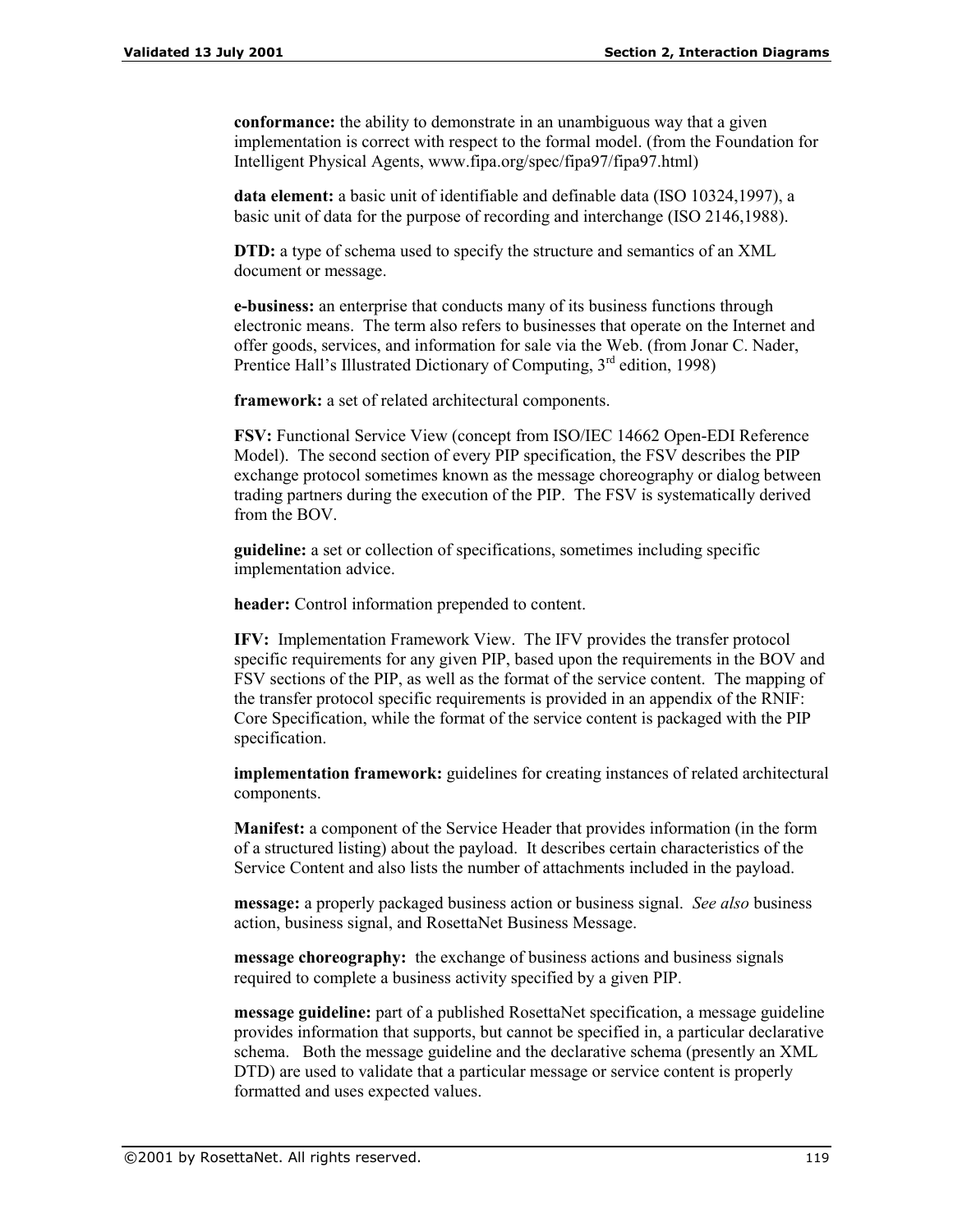**conformance:** the ability to demonstrate in an unambiguous way that a given implementation is correct with respect to the formal model. (from the Foundation for Intelligent Physical Agents, www.fipa.org/spec/fipa97/fipa97.html)

**data element:** a basic unit of identifiable and definable data (ISO 10324,1997), a basic unit of data for the purpose of recording and interchange (ISO 2146,1988).

**DTD:** a type of schema used to specify the structure and semantics of an XML document or message.

**e-business:** an enterprise that conducts many of its business functions through electronic means. The term also refers to businesses that operate on the Internet and offer goods, services, and information for sale via the Web. (from Jonar C. Nader, Prentice Hall's Illustrated Dictionary of Computing, 3rd edition, 1998)

**framework:** a set of related architectural components.

**FSV:** Functional Service View (concept from ISO/IEC 14662 Open-EDI Reference Model). The second section of every PIP specification, the FSV describes the PIP exchange protocol sometimes known as the message choreography or dialog between trading partners during the execution of the PIP. The FSV is systematically derived from the BOV.

**guideline:** a set or collection of specifications, sometimes including specific implementation advice.

**header:** Control information prepended to content.

**IFV:** Implementation Framework View. The IFV provides the transfer protocol specific requirements for any given PIP, based upon the requirements in the BOV and FSV sections of the PIP, as well as the format of the service content. The mapping of the transfer protocol specific requirements is provided in an appendix of the RNIF: Core Specification, while the format of the service content is packaged with the PIP specification.

**implementation framework:** guidelines for creating instances of related architectural components.

**Manifest:** a component of the Service Header that provides information (in the form of a structured listing) about the payload. It describes certain characteristics of the Service Content and also lists the number of attachments included in the payload.

**message:** a properly packaged business action or business signal. *See also* business action, business signal, and RosettaNet Business Message.

**message choreography:** the exchange of business actions and business signals required to complete a business activity specified by a given PIP.

**message guideline:** part of a published RosettaNet specification, a message guideline provides information that supports, but cannot be specified in, a particular declarative schema. Both the message guideline and the declarative schema (presently an XML DTD) are used to validate that a particular message or service content is properly formatted and uses expected values.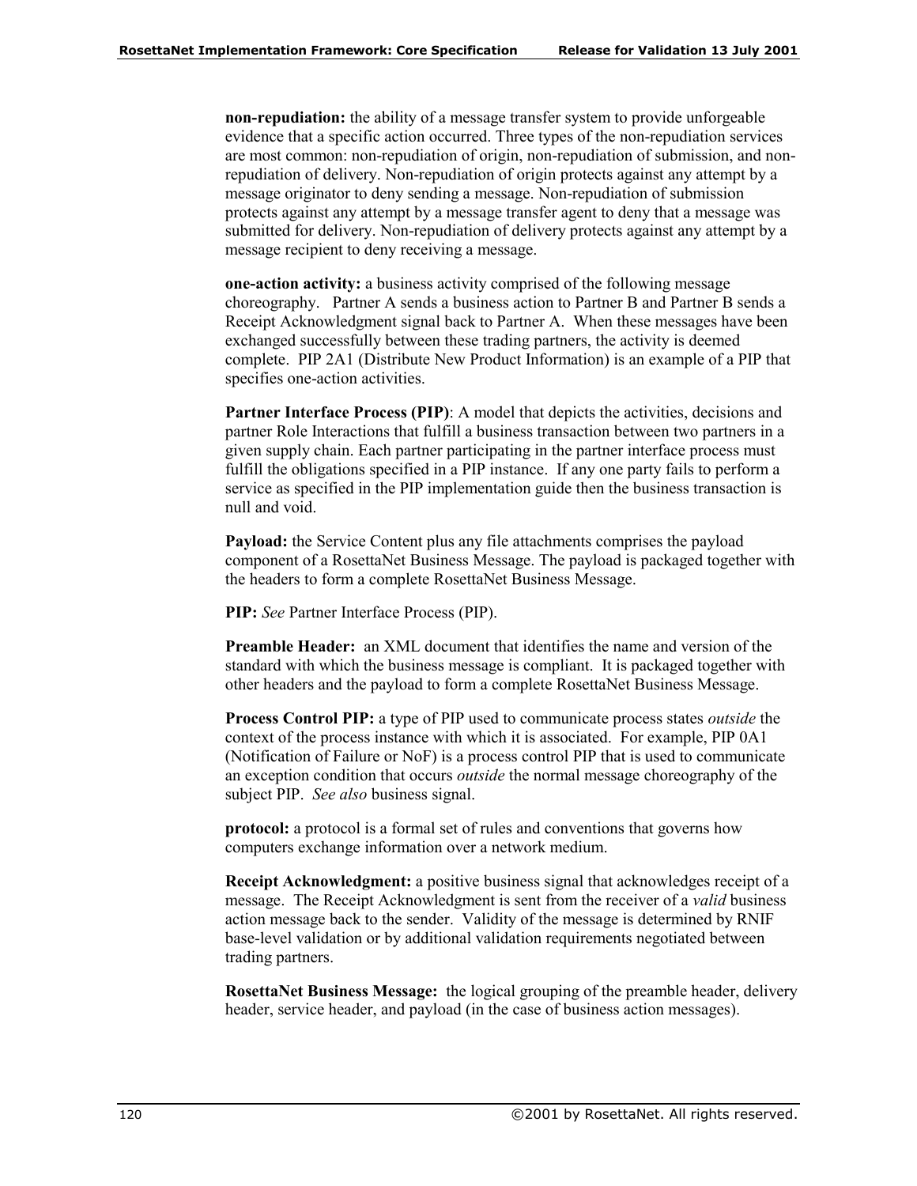**non-repudiation:** the ability of a message transfer system to provide unforgeable evidence that a specific action occurred. Three types of the non-repudiation services are most common: non-repudiation of origin, non-repudiation of submission, and non-repudiation of delivery. Non-repudiation of origin protects against any attempt by a message originator to deny sending a message. Non-repudiation of submission protects against any attempt by a message transfer agent to deny that a message was submitted for delivery. Non-repudiation of delivery protects against any attempt by a message recipient to deny receiving a message.

**one-action activity:** a business activity comprised of the following message choreography. Partner A sends a business action to Partner B and Partner B sends a Receipt Acknowledgment signal back to Partner A. When these messages have been exchanged successfully between these trading partners, the activity is deemed complete. PIP 2A1 (Distribute New Product Information) is an example of a PIP that specifies one-action activities.

**Partner Interface Process (PIP)**: A model that depicts the activities, decisions and partner Role Interactions that fulfill a business transaction between two partners in a given supply chain. Each partner participating in the partner interface process must fulfill the obligations specified in a PIP instance. If any one party fails to perform a service as specified in the PIP implementation guide then the business transaction is null and void.

**Payload:** the Service Content plus any file attachments comprises the payload component of a RosettaNet Business Message. The payload is packaged together with the headers to form a complete RosettaNet Business Message.

**PIP:** *See* Partner Interface Process (PIP).

**Preamble Header:** an XML document that identifies the name and version of the standard with which the business message is compliant. It is packaged together with other headers and the payload to form a complete RosettaNet Business Message.

**Process Control PIP:** a type of PIP used to communicate process states *outside* the context of the process instance with which it is associated. For example, PIP 0A1 (Notification of Failure or NoF) is a process control PIP that is used to communicate an exception condition that occurs *outside* the normal message choreography of the subject PIP. *See also* business signal.

**protocol:** a protocol is a formal set of rules and conventions that governs how computers exchange information over a network medium.

**Receipt Acknowledgment:** a positive business signal that acknowledges receipt of a message. The Receipt Acknowledgment is sent from the receiver of a *valid* business action message back to the sender. Validity of the message is determined by RNIF base-level validation or by additional validation requirements negotiated between trading partners.

**RosettaNet Business Message:** the logical grouping of the preamble header, delivery header, service header, and payload (in the case of business action messages).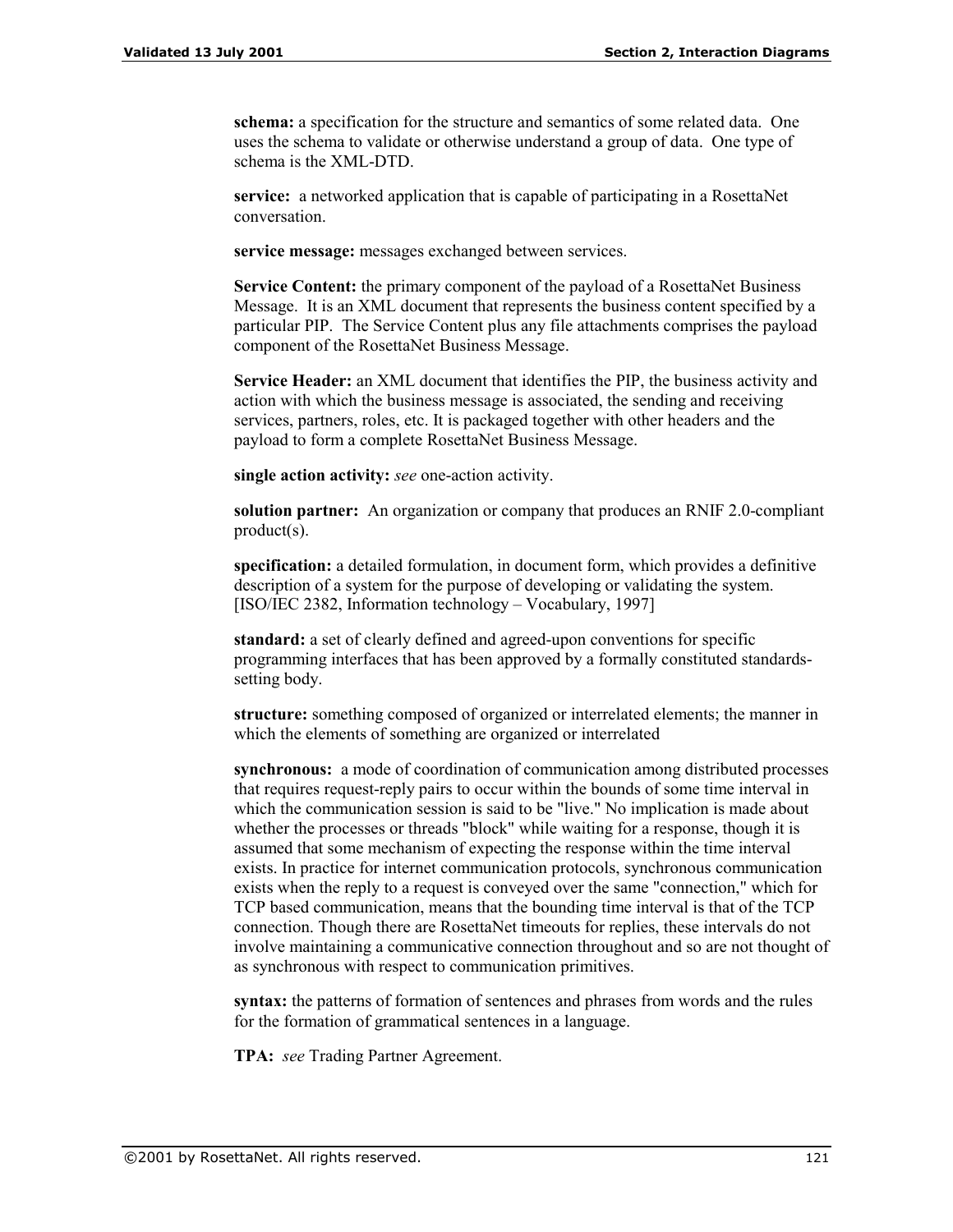**schema:** a specification for the structure and semantics of some related data. One uses the schema to validate or otherwise understand a group of data. One type of schema is the XML-DTD.

**service:** a networked application that is capable of participating in a RosettaNet conversation.

**service message:** messages exchanged between services.

**Service Content:** the primary component of the payload of a RosettaNet Business Message. It is an XML document that represents the business content specified by a particular PIP. The Service Content plus any file attachments comprises the payload component of the RosettaNet Business Message.

**Service Header:** an XML document that identifies the PIP, the business activity and action with which the business message is associated, the sending and receiving services, partners, roles, etc. It is packaged together with other headers and the payload to form a complete RosettaNet Business Message.

**single action activity:** *see* one-action activity.

**solution partner:** An organization or company that produces an RNIF 2.0-compliant product(s).

**specification:** a detailed formulation, in document form, which provides a definitive description of a system for the purpose of developing or validating the system. [ISO/IEC 2382, Information technology – Vocabulary, 1997]

**standard:** a set of clearly defined and agreed-upon conventions for specific programming interfaces that has been approved by a formally constituted standards-setting body.

**structure:** something composed of organized or interrelated elements; the manner in which the elements of something are organized or interrelated

**synchronous:** a mode of coordination of communication among distributed processes that requires request-reply pairs to occur within the bounds of some time interval in which the communication session is said to be "live." No implication is made about whether the processes or threads "block" while waiting for a response, though it is assumed that some mechanism of expecting the response within the time interval exists. In practice for internet communication protocols, synchronous communication exists when the reply to a request is conveyed over the same "connection," which for TCP based communication, means that the bounding time interval is that of the TCP connection. Though there are RosettaNet timeouts for replies, these intervals do not involve maintaining a communicative connection throughout and so are not thought of as synchronous with respect to communication primitives.

**syntax:** the patterns of formation of sentences and phrases from words and the rules for the formation of grammatical sentences in a language.

**TPA:** *see* Trading Partner Agreement.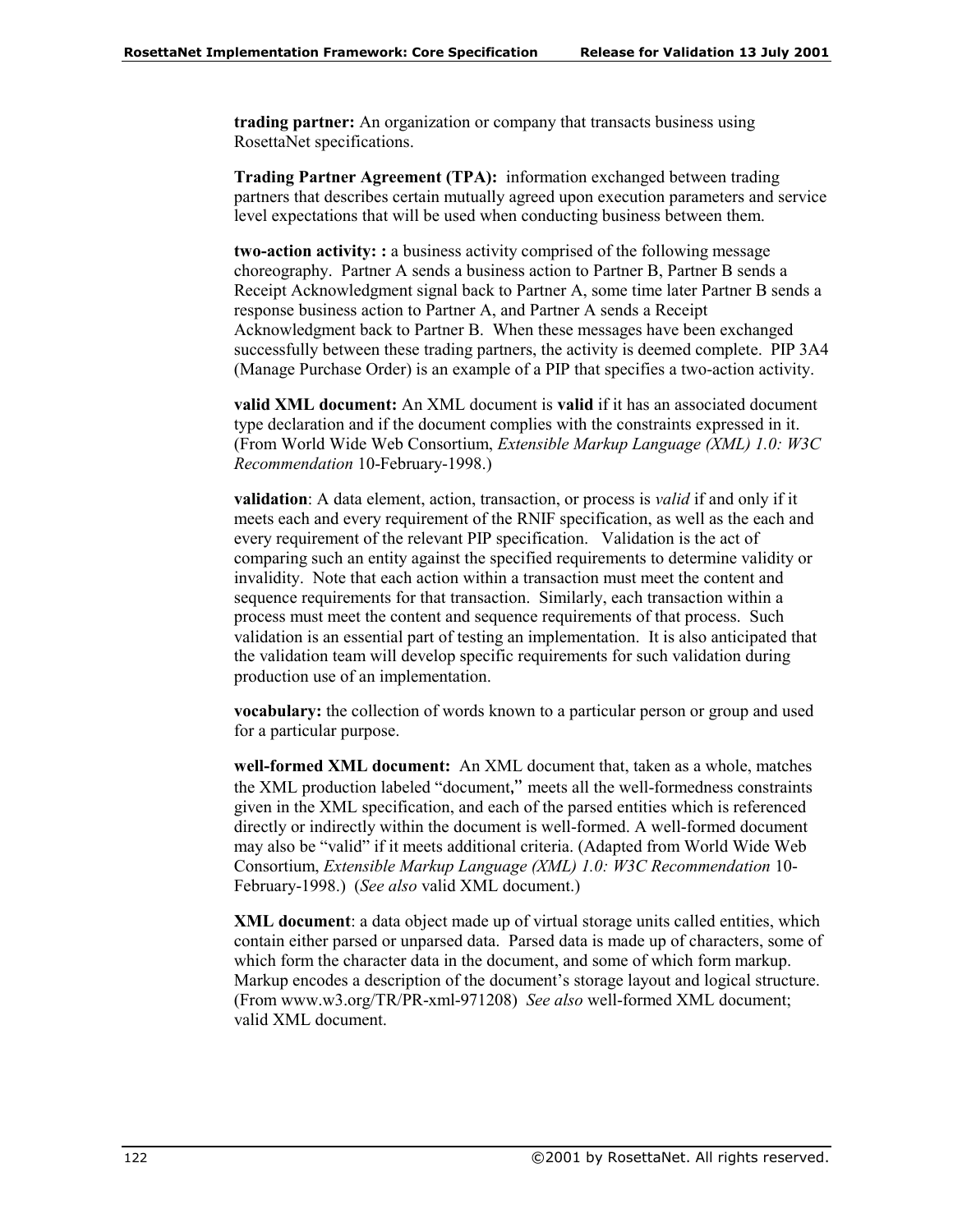**trading partner:** An organization or company that transacts business using RosettaNet specifications.

**Trading Partner Agreement (TPA):** information exchanged between trading partners that describes certain mutually agreed upon execution parameters and service level expectations that will be used when conducting business between them.

**two-action activity: :** a business activity comprised of the following message choreography. Partner A sends a business action to Partner B, Partner B sends a Receipt Acknowledgment signal back to Partner A, some time later Partner B sends a response business action to Partner A, and Partner A sends a Receipt Acknowledgment back to Partner B. When these messages have been exchanged successfully between these trading partners, the activity is deemed complete. PIP 3A4 (Manage Purchase Order) is an example of a PIP that specifies a two-action activity.

**valid XML document:** An XML document is **valid** if it has an associated document type declaration and if the document complies with the constraints expressed in it. (From World Wide Web Consortium, *Extensible Markup Language (XML) 1.0: W3C Recommendation* 10-February-1998.)

**validation**: A data element, action, transaction, or process is *valid* if and only if it meets each and every requirement of the RNIF specification, as well as the each and every requirement of the relevant PIP specification. Validation is the act of comparing such an entity against the specified requirements to determine validity or invalidity. Note that each action within a transaction must meet the content and sequence requirements for that transaction. Similarly, each transaction within a process must meet the content and sequence requirements of that process. Such validation is an essential part of testing an implementation. It is also anticipated that the validation team will develop specific requirements for such validation during production use of an implementation.

**vocabulary:** the collection of words known to a particular person or group and used for a particular purpose.

**well-formed XML document:** An XML document that, taken as a whole, matches the XML production labeled "document," meets all the well-formedness constraints given in the XML specification, and each of the parsed entities which is referenced directly or indirectly within the document is well-formed. A well-formed document may also be "valid" if it meets additional criteria. (Adapted from World Wide Web Consortium, *Extensible Markup Language (XML) 1.0: W3C Recommendation* 10-February-1998.) (*See also* valid XML document.)

**XML document**: a data object made up of virtual storage units called entities, which contain either parsed or unparsed data. Parsed data is made up of characters, some of which form the character data in the document, and some of which form markup. Markup encodes a description of the document's storage layout and logical structure. (From www.w3.org/TR/PR-xml-971208) *See also* well-formed XML document; valid XML document.